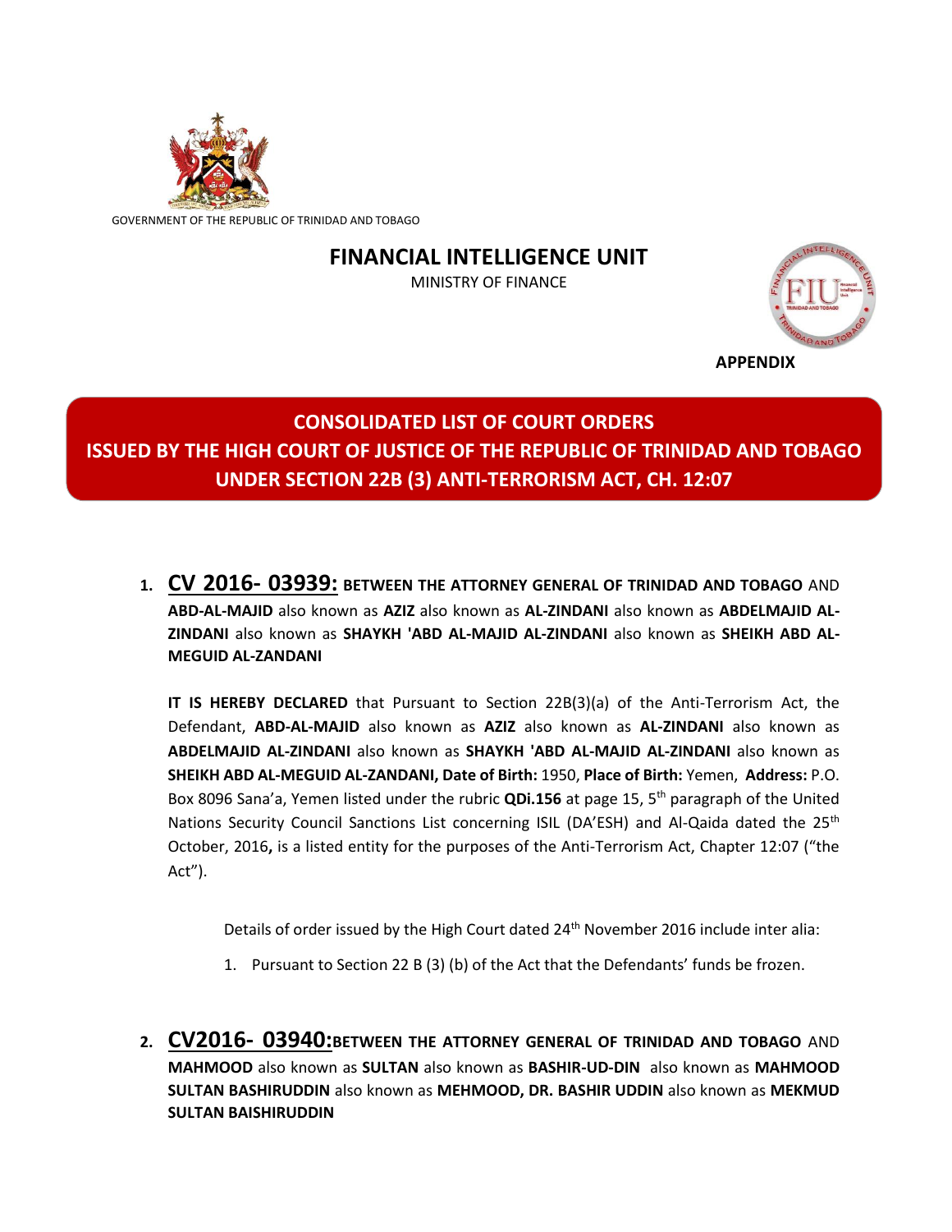GOVERNMENT OF THE REPUBLIC OF TRINIDAD AND TOBAGO

# FINANCIAL INTELLIGENCE UNIT

MINISTRY OF FINANCE

**APPENDIX**

## CONSOLIDATED LIST OF COURT ORDERS ISSUED BY THE HIGH COURT OF JUSTICE OF THE REPUBLIC OF TRINIDAD AND TOBAGO UNDER SECTION 22B (3) ANTI-TERRORISM ACT, CH. 12:07

1. **CV 2016- 03939: BETWEEN THE ATTORNEY GENERAL OF TRINIDAD AND TOBAGO** AND **ABD-AL-MAJID** also known as **AZIZ** also known as **AL-ZINDANI** also known as **ABDELMAJID AL-ZINDANI** also known as **SHAYKH 'ABD AL-MAJID AL-ZINDANI** also known as **SHEIKH ABD AL-MEGUID AL-ZANDANI**

   **IT IS HEREBY DECLARED** that Pursuant to Section 22B(3)(a) of the Anti-Terrorism Act, the Defendant, **ABD-AL-MAJID** also known as **AZIZ** also known as **AL-ZINDANI** also known as **ABDELMAJID AL-ZINDANI** also known as **SHAYKH 'ABD AL-MAJID AL-ZINDANI** also known as **SHEIKH ABD AL-MEGUID AL-ZANDANI, Date of Birth:** 1950, **Place of Birth:** Yemen, **Address:** P.O. Box 8096 Sana'a, Yemen listed under the rubric **QDi.156** at page 15, 5th paragraph of the United Nations Security Council Sanctions List concerning ISIL (DA'ESH) and Al-Qaida dated the 25th October, 2016**,** is a listed entity for the purposes of the Anti-Terrorism Act, Chapter 12:07 ("the Act").

   Details of order issued by the High Court dated 24th November 2016 include inter alia:

   1. Pursuant to Section 22 B (3) (b) of the Act that the Defendants' funds be frozen.

2. **CV2016- 03940: BETWEEN THE ATTORNEY GENERAL OF TRINIDAD AND TOBAGO** AND **MAHMOOD** also known as **SULTAN** also known as **BASHIR-UD-DIN** also known as **MAHMOOD SULTAN BASHIRUDDIN** also known as **MEHMOOD, DR. BASHIR UDDIN** also known as **MEKMUD SULTAN BAISHIRUDDIN**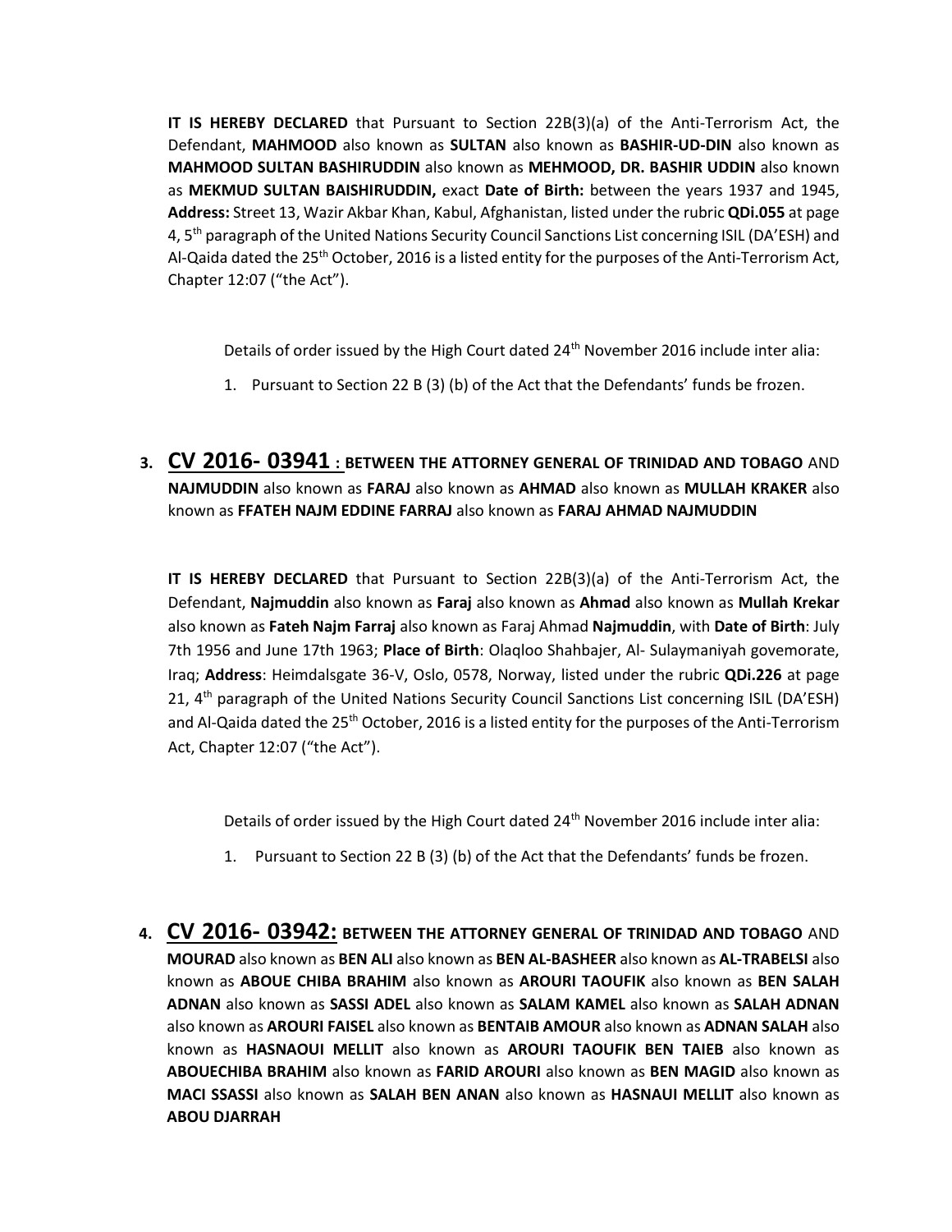**IT IS HEREBY DECLARED** that Pursuant to Section 22B(3)(a) of the Anti-Terrorism Act, the Defendant, **MAHMOOD** also known as **SULTAN** also known as **BASHIR-UD-DIN** also known as **MAHMOOD SULTAN BASHIRUDDIN** also known as **MEHMOOD, DR. BASHIR UDDIN** also known as **MEKMUD SULTAN BAISHIRUDDIN,** exact **Date of Birth:** between the years 1937 and 1945, **Address:** Street 13, Wazir Akbar Khan, Kabul, Afghanistan, listed under the rubric **QDi.055** at page 4, 5th paragraph of the United Nations Security Council Sanctions List concerning ISIL (DA'ESH) and Al-Qaida dated the 25th October, 2016 is a listed entity for the purposes of the Anti-Terrorism Act, Chapter 12:07 ("the Act").

Details of order issued by the High Court dated 24th November 2016 include inter alia:

1. Pursuant to Section 22 B (3) (b) of the Act that the Defendants' funds be frozen.

3. **CV 2016- 03941 : BETWEEN THE ATTORNEY GENERAL OF TRINIDAD AND TOBAGO** AND **NAJMUDDIN** also known as **FARAJ** also known as **AHMAD** also known as **MULLAH KRAKER** also known as **FFATEH NAJM EDDINE FARRAJ** also known as **FARAJ AHMAD NAJMUDDIN**

**IT IS HEREBY DECLARED** that Pursuant to Section 22B(3)(a) of the Anti-Terrorism Act, the Defendant, **Najmuddin** also known as **Faraj** also known as **Ahmad** also known as **Mullah Krekar** also known as **Fateh Najm Farraj** also known as Faraj Ahmad **Najmuddin**, with **Date of Birth**: July 7th 1956 and June 17th 1963; **Place of Birth**: Olaqloo Shahbajer, Al- Sulaymaniyah govemorate, Iraq; **Address**: Heimdalsgate 36-V, Oslo, 0578, Norway, listed under the rubric **QDi.226** at page 21, 4th paragraph of the United Nations Security Council Sanctions List concerning ISIL (DA'ESH) and Al-Qaida dated the 25th October, 2016 is a listed entity for the purposes of the Anti-Terrorism Act, Chapter 12:07 ("the Act").

Details of order issued by the High Court dated 24th November 2016 include inter alia:

1. Pursuant to Section 22 B (3) (b) of the Act that the Defendants' funds be frozen.

4. **CV 2016- 03942: BETWEEN THE ATTORNEY GENERAL OF TRINIDAD AND TOBAGO** AND **MOURAD** also known as **BEN ALI** also known as **BEN AL-BASHEER** also known as **AL-TRABELSI** also known as **ABOUE CHIBA BRAHIM** also known as **AROURI TAOUFIK** also known as **BEN SALAH ADNAN** also known as **SASSI ADEL** also known as **SALAM KAMEL** also known as **SALAH ADNAN** also known as **AROURI FAISEL** also known as **BENTAIB AMOUR** also known as **ADNAN SALAH** also known as **HASNAOUI MELLIT** also known as **AROURI TAOUFIK BEN TAIEB** also known as **ABOUECHIBA BRAHIM** also known as **FARID AROURI** also known as **BEN MAGID** also known as **MACI SSASSI** also known as **SALAH BEN ANAN** also known as **HASNAUI MELLIT** also known as **ABOU DJARRAH**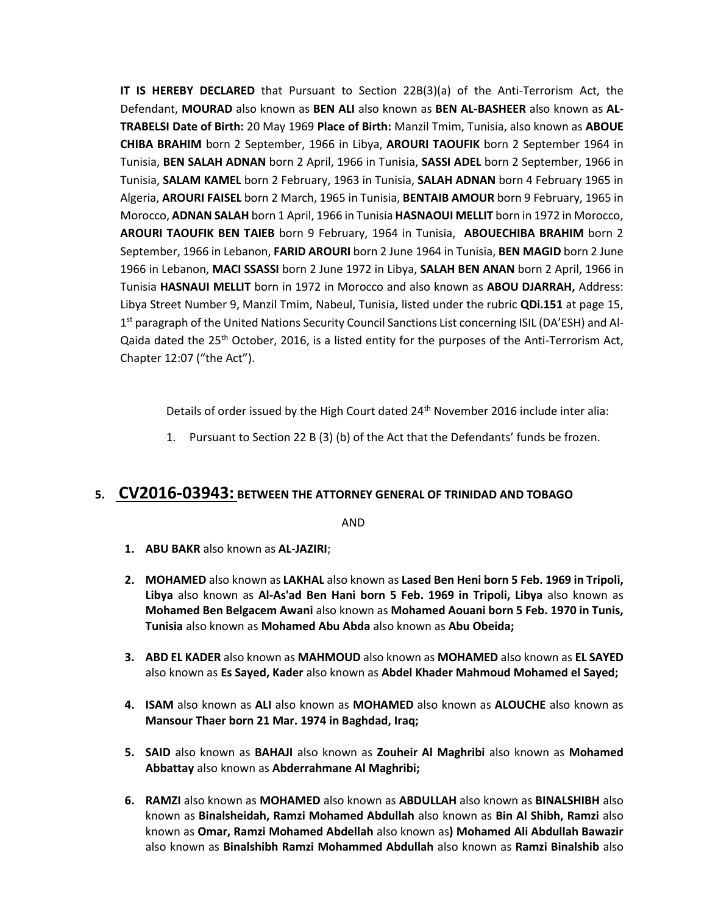**IT IS HEREBY DECLARED** that Pursuant to Section 22B(3)(a) of the Anti-Terrorism Act, the Defendant, **MOURAD** also known as **BEN ALI** also known as **BEN AL-BASHEER** also known as **AL-TRABELSI Date of Birth:** 20 May 1969 **Place of Birth:** Manzil Tmim, Tunisia, also known as **ABOUE CHIBA BRAHIM** born 2 September, 1966 in Libya, **AROURI TAOUFIK** born 2 September 1964 in Tunisia, **BEN SALAH ADNAN** born 2 April, 1966 in Tunisia, **SASSI ADEL** born 2 September, 1966 in Tunisia, **SALAM KAMEL** born 2 February, 1963 in Tunisia, **SALAH ADNAN** born 4 February 1965 in Algeria, **AROURI FAISEL** born 2 March, 1965 in Tunisia, **BENTAIB AMOUR** born 9 February, 1965 in Morocco, **ADNAN SALAH** born 1 April, 1966 in Tunisia **HASNAOUI MELLIT** born in 1972 in Morocco, **AROURI TAOUFIK BEN TAIEB** born 9 February, 1964 in Tunisia, **ABOUECHIBA BRAHIM** born 2 September, 1966 in Lebanon, **FARID AROURI** born 2 June 1964 in Tunisia, **BEN MAGID** born 2 June 1966 in Lebanon, **MACI SSASSI** born 2 June 1972 in Libya, **SALAH BEN ANAN** born 2 April, 1966 in Tunisia **HASNAUI MELLIT** born in 1972 in Morocco and also known as **ABOU DJARRAH,** Address: Libya Street Number 9, Manzil Tmim, Nabeul, Tunisia, listed under the rubric **QDi.151** at page 15, 1st paragraph of the United Nations Security Council Sanctions List concerning ISIL (DA'ESH) and Al-Qaida dated the 25th October, 2016, is a listed entity for the purposes of the Anti-Terrorism Act, Chapter 12:07 ("the Act").

Details of order issued by the High Court dated 24th November 2016 include inter alia:

1. Pursuant to Section 22 B (3) (b) of the Act that the Defendants' funds be frozen.

## 5. CV2016-03943: BETWEEN THE ATTORNEY GENERAL OF TRINIDAD AND TOBAGO

AND

1. **ABU BAKR** also known as **AL-JAZIRI**;

2. **MOHAMED** also known as **LAKHAL** also known as **Lased Ben Heni born 5 Feb. 1969 in Tripoli, Libya** also known as **Al-As'ad Ben Hani born 5 Feb. 1969 in Tripoli, Libya** also known as **Mohamed Ben Belgacem Awani** also known as **Mohamed Aouani born 5 Feb. 1970 in Tunis, Tunisia** also known as **Mohamed Abu Abda** also known as **Abu Obeida;**

3. **ABD EL KADER** also known as **MAHMOUD** also known as **MOHAMED** also known as **EL SAYED** also known as **Es Sayed, Kader** also known as **Abdel Khader Mahmoud Mohamed el Sayed;**

4. **ISAM** also known as **ALI** also known as **MOHAMED** also known as **ALOUCHE** also known as **Mansour Thaer born 21 Mar. 1974 in Baghdad, Iraq;**

5. **SAID** also known as **BAHAJI** also known as **Zouheir Al Maghribi** also known as **Mohamed Abbattay** also known as **Abderrahmane Al Maghribi;**

6. **RAMZI** also known as **MOHAMED** also known as **ABDULLAH** also known as **BINALSHIBH** also known as **Binalsheidah, Ramzi Mohamed Abdullah** also known as **Bin Al Shibh, Ramzi** also known as **Omar, Ramzi Mohamed Abdellah** also known as**) Mohamed Ali Abdullah Bawazir** also known as **Binalshibh Ramzi Mohammed Abdullah** also known as **Ramzi Binalshib** also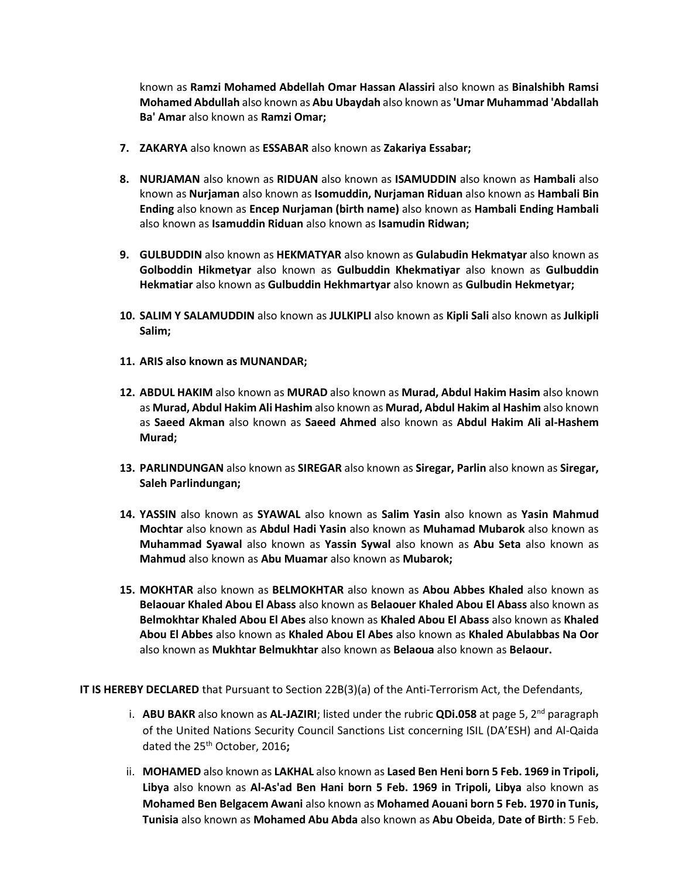known as **Ramzi Mohamed Abdellah Omar Hassan Alassiri** also known as **Binalshibh Ramsi Mohamed Abdullah** also known as **Abu Ubaydah** also known as **'Umar Muhammad 'Abdallah Ba' Amar** also known as **Ramzi Omar;**

7. **ZAKARYA** also known as **ESSABAR** also known as **Zakariya Essabar;**

8. **NURJAMAN** also known as **RIDUAN** also known as **ISAMUDDIN** also known as **Hambali** also known as **Nurjaman** also known as **Isomuddin, Nurjaman Riduan** also known as **Hambali Bin Ending** also known as **Encep Nurjaman (birth name)** also known as **Hambali Ending Hambali** also known as **Isamuddin Riduan** also known as **Isamudin Ridwan;**

9. **GULBUDDIN** also known as **HEKMATYAR** also known as **Gulabudin Hekmatyar** also known as **Golboddin Hikmetyar** also known as **Gulbuddin Khekmatiyar** also known as **Gulbuddin Hekmatiar** also known as **Gulbuddin Hekhmartyar** also known as **Gulbudin Hekmetyar;**

10. **SALIM Y SALAMUDDIN** also known as **JULKIPLI** also known as **Kipli Sali** also known as **Julkipli Salim;**

11. **ARIS also known as MUNANDAR;**

12. **ABDUL HAKIM** also known as **MURAD** also known as **Murad, Abdul Hakim Hasim** also known as **Murad, Abdul Hakim Ali Hashim** also known as **Murad, Abdul Hakim al Hashim** also known as **Saeed Akman** also known as **Saeed Ahmed** also known as **Abdul Hakim Ali al-Hashem Murad;**

13. **PARLINDUNGAN** also known as **SIREGAR** also known as **Siregar, Parlin** also known as **Siregar, Saleh Parlindungan;**

14. **YASSIN** also known as **SYAWAL** also known as **Salim Yasin** also known as **Yasin Mahmud Mochtar** also known as **Abdul Hadi Yasin** also known as **Muhamad Mubarok** also known as **Muhammad Syawal** also known as **Yassin Sywal** also known as **Abu Seta** also known as **Mahmud** also known as **Abu Muamar** also known as **Mubarok;**

15. **MOKHTAR** also known as **BELMOKHTAR** also known as **Abou Abbes Khaled** also known as **Belaouar Khaled Abou El Abass** also known as **Belaouer Khaled Abou El Abass** also known as **Belmokhtar Khaled Abou El Abes** also known as **Khaled Abou El Abass** also known as **Khaled Abou El Abbes** also known as **Khaled Abou El Abes** also known as **Khaled Abulabbas Na Oor** also known as **Mukhtar Belmukhtar** also known as **Belaoua** also known as **Belaour.**

**IT IS HEREBY DECLARED** that Pursuant to Section 22B(3)(a) of the Anti-Terrorism Act, the Defendants,

i. **ABU BAKR** also known as **AL-JAZIRI**; listed under the rubric **QDi.058** at page 5, 2nd paragraph of the United Nations Security Council Sanctions List concerning ISIL (DA'ESH) and Al-Qaida dated the 25th October, 2016**;**

ii. **MOHAMED** also known as **LAKHAL** also known as **Lased Ben Heni born 5 Feb. 1969 in Tripoli, Libya** also known as **Al-As'ad Ben Hani born 5 Feb. 1969 in Tripoli, Libya** also known as **Mohamed Ben Belgacem Awani** also known as **Mohamed Aouani born 5 Feb. 1970 in Tunis, Tunisia** also known as **Mohamed Abu Abda** also known as **Abu Obeida**, **Date of Birth**: 5 Feb.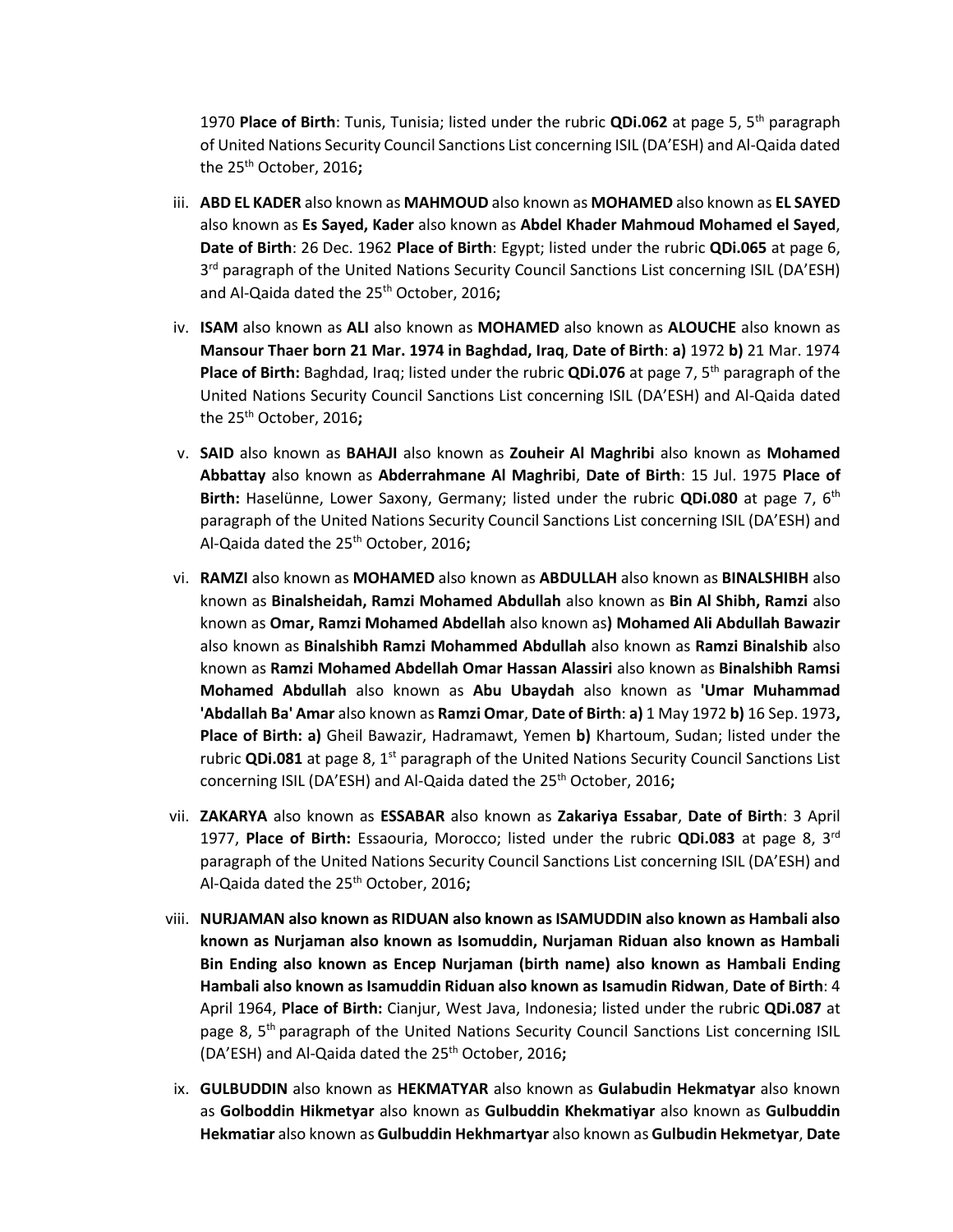1970 **Place of Birth**: Tunis, Tunisia; listed under the rubric **QDi.062** at page 5, 5th paragraph of United Nations Security Council Sanctions List concerning ISIL (DA'ESH) and Al-Qaida dated the 25th October, 2016**;**

iii. **ABD EL KADER** also known as **MAHMOUD** also known as **MOHAMED** also known as **EL SAYED** also known as **Es Sayed, Kader** also known as **Abdel Khader Mahmoud Mohamed el Sayed**, **Date of Birth**: 26 Dec. 1962 **Place of Birth**: Egypt; listed under the rubric **QDi.065** at page 6, 3rd paragraph of the United Nations Security Council Sanctions List concerning ISIL (DA'ESH) and Al-Qaida dated the 25th October, 2016**;**

iv. **ISAM** also known as **ALI** also known as **MOHAMED** also known as **ALOUCHE** also known as **Mansour Thaer born 21 Mar. 1974 in Baghdad, Iraq**, **Date of Birth**: **a)** 1972 **b)** 21 Mar. 1974 **Place of Birth:** Baghdad, Iraq; listed under the rubric **QDi.076** at page 7, 5th paragraph of the United Nations Security Council Sanctions List concerning ISIL (DA'ESH) and Al-Qaida dated the 25th October, 2016**;**

v. **SAID** also known as **BAHAJI** also known as **Zouheir Al Maghribi** also known as **Mohamed Abbattay** also known as **Abderrahmane Al Maghribi**, **Date of Birth**: 15 Jul. 1975 **Place of Birth:** Haselünne, Lower Saxony, Germany; listed under the rubric **QDi.080** at page 7, 6th paragraph of the United Nations Security Council Sanctions List concerning ISIL (DA'ESH) and Al-Qaida dated the 25th October, 2016**;**

vi. **RAMZI** also known as **MOHAMED** also known as **ABDULLAH** also known as **BINALSHIBH** also known as **Binalsheidah, Ramzi Mohamed Abdullah** also known as **Bin Al Shibh, Ramzi** also known as **Omar, Ramzi Mohamed Abdellah** also known as**)** **Mohamed Ali Abdullah Bawazir** also known as **Binalshibh Ramzi Mohammed Abdullah** also known as **Ramzi Binalshib** also known as **Ramzi Mohamed Abdellah Omar Hassan Alassiri** also known as **Binalshibh Ramsi Mohamed Abdullah** also known as **Abu Ubaydah** also known as **'Umar Muhammad 'Abdallah Ba' Amar** also known as **Ramzi Omar**, **Date of Birth**: **a)** 1 May 1972 **b)** 16 Sep. 1973**, Place of Birth: a)** Gheil Bawazir, Hadramawt, Yemen **b)** Khartoum, Sudan; listed under the rubric **QDi.081** at page 8, 1st paragraph of the United Nations Security Council Sanctions List concerning ISIL (DA'ESH) and Al-Qaida dated the 25th October, 2016**;**

vii. **ZAKARYA** also known as **ESSABAR** also known as **Zakariya Essabar**, **Date of Birth**: 3 April 1977, **Place of Birth:** Essaouria, Morocco; listed under the rubric **QDi.083** at page 8, 3rd paragraph of the United Nations Security Council Sanctions List concerning ISIL (DA'ESH) and Al-Qaida dated the 25th October, 2016**;**

viii. **NURJAMAN also known as RIDUAN also known as ISAMUDDIN also known as Hambali also known as Nurjaman also known as Isomuddin, Nurjaman Riduan also known as Hambali Bin Ending also known as Encep Nurjaman (birth name) also known as Hambali Ending Hambali also known as Isamuddin Riduan also known as Isamudin Ridwan**, **Date of Birth**: 4 April 1964, **Place of Birth:** Cianjur, West Java, Indonesia; listed under the rubric **QDi.087** at page 8, 5th paragraph of the United Nations Security Council Sanctions List concerning ISIL (DA'ESH) and Al-Qaida dated the 25th October, 2016**;**

ix. **GULBUDDIN** also known as **HEKMATYAR** also known as **Gulabudin Hekmatyar** also known as **Golboddin Hikmetyar** also known as **Gulbuddin Khekmatiyar** also known as **Gulbuddin Hekmatiar** also known as **Gulbuddin Hekhmartyar** also known as **Gulbudin Hekmetyar**, **Date**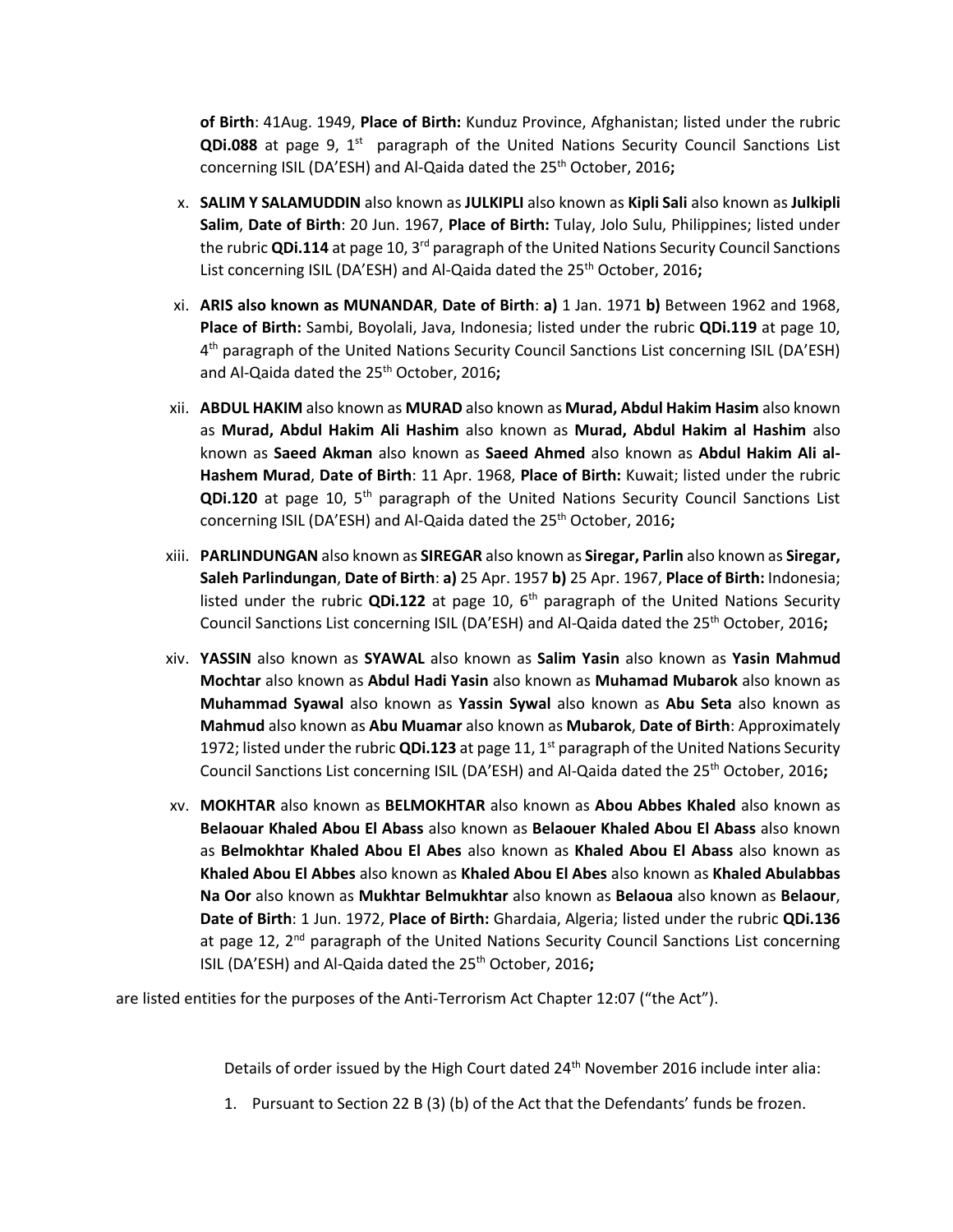**of Birth**: 41Aug. 1949, **Place of Birth:** Kunduz Province, Afghanistan; listed under the rubric **QDi.088** at page 9, 1st paragraph of the United Nations Security Council Sanctions List concerning ISIL (DA'ESH) and Al-Qaida dated the 25th October, 2016**;**

x. **SALIM Y SALAMUDDIN** also known as **JULKIPLI** also known as **Kipli Sali** also known as **Julkipli Salim**, **Date of Birth**: 20 Jun. 1967, **Place of Birth:** Tulay, Jolo Sulu, Philippines; listed under the rubric **QDi.114** at page 10, 3rd paragraph of the United Nations Security Council Sanctions List concerning ISIL (DA'ESH) and Al-Qaida dated the 25th October, 2016**;**

xi. **ARIS also known as MUNANDAR**, **Date of Birth**: **a)** 1 Jan. 1971 **b)** Between 1962 and 1968, **Place of Birth:** Sambi, Boyolali, Java, Indonesia; listed under the rubric **QDi.119** at page 10, 4th paragraph of the United Nations Security Council Sanctions List concerning ISIL (DA'ESH) and Al-Qaida dated the 25th October, 2016**;**

xii. **ABDUL HAKIM** also known as **MURAD** also known as **Murad, Abdul Hakim Hasim** also known as **Murad, Abdul Hakim Ali Hashim** also known as **Murad, Abdul Hakim al Hashim** also known as **Saeed Akman** also known as **Saeed Ahmed** also known as **Abdul Hakim Ali al-Hashem Murad**, **Date of Birth**: 11 Apr. 1968, **Place of Birth:** Kuwait; listed under the rubric **QDi.120** at page 10, 5th paragraph of the United Nations Security Council Sanctions List concerning ISIL (DA'ESH) and Al-Qaida dated the 25th October, 2016**;**

xiii. **PARLINDUNGAN** also known as **SIREGAR** also known as **Siregar, Parlin** also known as **Siregar, Saleh Parlindungan**, **Date of Birth**: **a)** 25 Apr. 1957 **b)** 25 Apr. 1967, **Place of Birth:** Indonesia; listed under the rubric **QDi.122** at page 10, 6th paragraph of the United Nations Security Council Sanctions List concerning ISIL (DA'ESH) and Al-Qaida dated the 25th October, 2016**;**

xiv. **YASSIN** also known as **SYAWAL** also known as **Salim Yasin** also known as **Yasin Mahmud Mochtar** also known as **Abdul Hadi Yasin** also known as **Muhamad Mubarok** also known as **Muhammad Syawal** also known as **Yassin Sywal** also known as **Abu Seta** also known as **Mahmud** also known as **Abu Muamar** also known as **Mubarok**, **Date of Birth**: Approximately 1972; listed under the rubric **QDi.123** at page 11, 1st paragraph of the United Nations Security Council Sanctions List concerning ISIL (DA'ESH) and Al-Qaida dated the 25th October, 2016**;**

xv. **MOKHTAR** also known as **BELMOKHTAR** also known as **Abou Abbes Khaled** also known as **Belaouar Khaled Abou El Abass** also known as **Belaouer Khaled Abou El Abass** also known as **Belmokhtar Khaled Abou El Abes** also known as **Khaled Abou El Abass** also known as **Khaled Abou El Abbes** also known as **Khaled Abou El Abes** also known as **Khaled Abulabbas Na Oor** also known as **Mukhtar Belmukhtar** also known as **Belaoua** also known as **Belaour**, **Date of Birth**: 1 Jun. 1972, **Place of Birth:** Ghardaia, Algeria; listed under the rubric **QDi.136** at page 12, 2nd paragraph of the United Nations Security Council Sanctions List concerning ISIL (DA'ESH) and Al-Qaida dated the 25th October, 2016**;**

are listed entities for the purposes of the Anti-Terrorism Act Chapter 12:07 ("the Act").

Details of order issued by the High Court dated 24th November 2016 include inter alia:

1. Pursuant to Section 22 B (3) (b) of the Act that the Defendants' funds be frozen.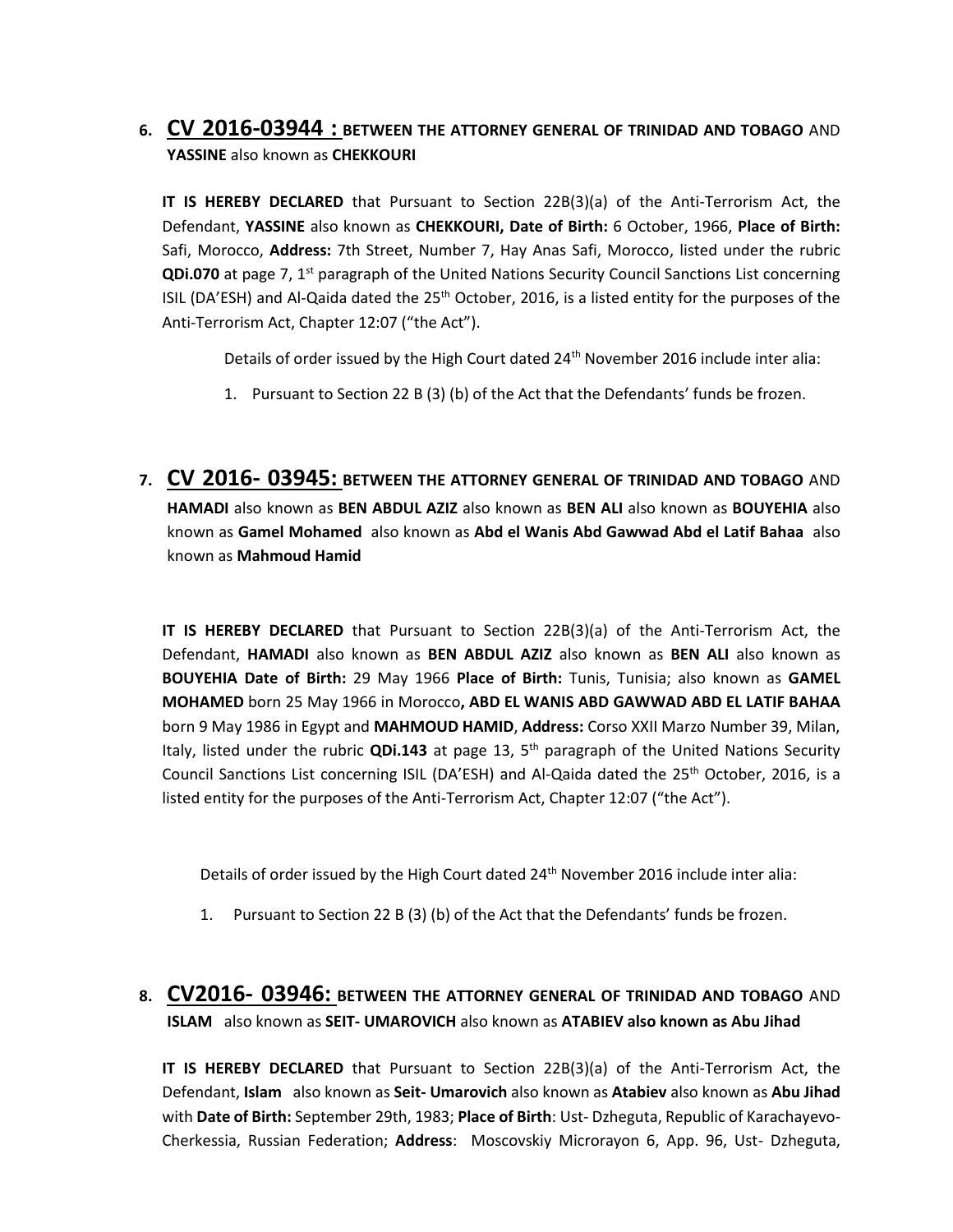6. **CV 2016-03944 : BETWEEN THE ATTORNEY GENERAL OF TRINIDAD AND TOBAGO** AND **YASSINE** also known as **CHEKKOURI**

**IT IS HEREBY DECLARED** that Pursuant to Section 22B(3)(a) of the Anti-Terrorism Act, the Defendant, **YASSINE** also known as **CHEKKOURI, Date of Birth:** 6 October, 1966, **Place of Birth:** Safi, Morocco, **Address:** 7th Street, Number 7, Hay Anas Safi, Morocco, listed under the rubric **QDi.070** at page 7, 1st paragraph of the United Nations Security Council Sanctions List concerning ISIL (DA'ESH) and Al-Qaida dated the 25th October, 2016, is a listed entity for the purposes of the Anti-Terrorism Act, Chapter 12:07 ("the Act").

Details of order issued by the High Court dated 24th November 2016 include inter alia:

1. Pursuant to Section 22 B (3) (b) of the Act that the Defendants' funds be frozen.

7. **CV 2016- 03945: BETWEEN THE ATTORNEY GENERAL OF TRINIDAD AND TOBAGO** AND **HAMADI** also known as **BEN ABDUL AZIZ** also known as **BEN ALI** also known as **BOUYEHIA** also known as **Gamel Mohamed** also known as **Abd el Wanis Abd Gawwad Abd el Latif Bahaa** also known as **Mahmoud Hamid**

**IT IS HEREBY DECLARED** that Pursuant to Section 22B(3)(a) of the Anti-Terrorism Act, the Defendant, **HAMADI** also known as **BEN ABDUL AZIZ** also known as **BEN ALI** also known as **BOUYEHIA Date of Birth:** 29 May 1966 **Place of Birth:** Tunis, Tunisia; also known as **GAMEL MOHAMED** born 25 May 1966 in Morocco**, ABD EL WANIS ABD GAWWAD ABD EL LATIF BAHAA** born 9 May 1986 in Egypt and **MAHMOUD HAMID**, **Address:** Corso XXII Marzo Number 39, Milan, Italy, listed under the rubric **QDi.143** at page 13, 5th paragraph of the United Nations Security Council Sanctions List concerning ISIL (DA'ESH) and Al-Qaida dated the 25th October, 2016, is a listed entity for the purposes of the Anti-Terrorism Act, Chapter 12:07 ("the Act").

Details of order issued by the High Court dated 24th November 2016 include inter alia:

1. Pursuant to Section 22 B (3) (b) of the Act that the Defendants' funds be frozen.

8. **CV2016- 03946: BETWEEN THE ATTORNEY GENERAL OF TRINIDAD AND TOBAGO** AND **ISLAM** also known as **SEIT- UMAROVICH** also known as **ATABIEV also known as Abu Jihad**

**IT IS HEREBY DECLARED** that Pursuant to Section 22B(3)(a) of the Anti-Terrorism Act, the Defendant, **Islam** also known as **Seit- Umarovich** also known as **Atabiev** also known as **Abu Jihad** with **Date of Birth:** September 29th, 1983; **Place of Birth**: Ust- Dzheguta, Republic of Karachayevo-Cherkessia, Russian Federation; **Address**: Moscovskiy Microrayon 6, App. 96, Ust- Dzheguta,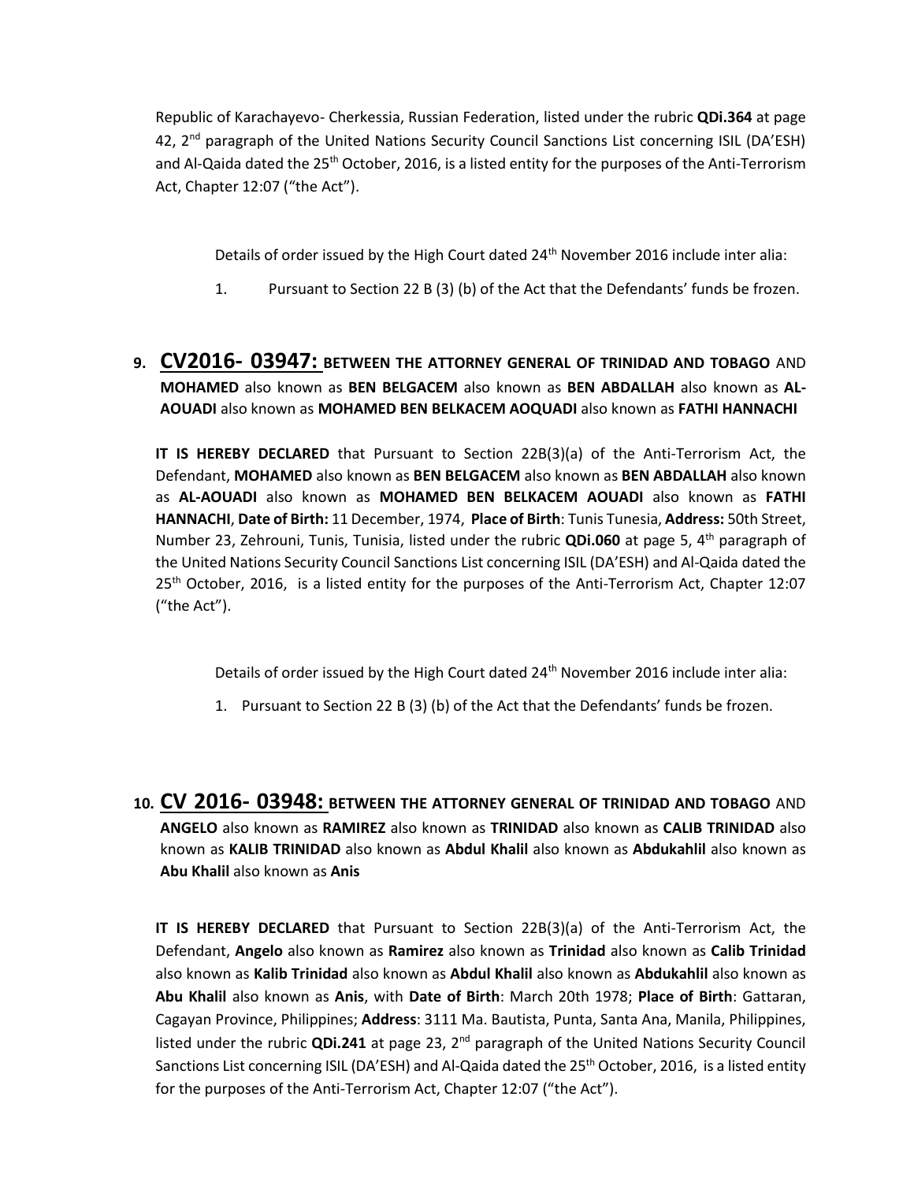Republic of Karachayevo- Cherkessia, Russian Federation, listed under the rubric **QDi.364** at page 42, 2nd paragraph of the United Nations Security Council Sanctions List concerning ISIL (DA'ESH) and Al-Qaida dated the 25th October, 2016, is a listed entity for the purposes of the Anti-Terrorism Act, Chapter 12:07 ("the Act").

Details of order issued by the High Court dated 24th November 2016 include inter alia:

1. Pursuant to Section 22 B (3) (b) of the Act that the Defendants' funds be frozen.

**9. CV2016- 03947: BETWEEN THE ATTORNEY GENERAL OF TRINIDAD AND TOBAGO** AND **MOHAMED** also known as **BEN BELGACEM** also known as **BEN ABDALLAH** also known as **AL-AOUADI** also known as **MOHAMED BEN BELKACEM AOQUADI** also known as **FATHI HANNACHI**

**IT IS HEREBY DECLARED** that Pursuant to Section 22B(3)(a) of the Anti-Terrorism Act, the Defendant, **MOHAMED** also known as **BEN BELGACEM** also known as **BEN ABDALLAH** also known as **AL-AOUADI** also known as **MOHAMED BEN BELKACEM AOUADI** also known as **FATHI HANNACHI**, **Date of Birth:** 11 December, 1974, **Place of Birth**: Tunis Tunesia, **Address:** 50th Street, Number 23, Zehrouni, Tunis, Tunisia, listed under the rubric **QDi.060** at page 5, 4th paragraph of the United Nations Security Council Sanctions List concerning ISIL (DA'ESH) and Al-Qaida dated the 25th October, 2016, is a listed entity for the purposes of the Anti-Terrorism Act, Chapter 12:07 ("the Act").

Details of order issued by the High Court dated 24th November 2016 include inter alia:

1. Pursuant to Section 22 B (3) (b) of the Act that the Defendants' funds be frozen.

**10. CV 2016- 03948: BETWEEN THE ATTORNEY GENERAL OF TRINIDAD AND TOBAGO** AND **ANGELO** also known as **RAMIREZ** also known as **TRINIDAD** also known as **CALIB TRINIDAD** also known as **KALIB TRINIDAD** also known as **Abdul Khalil** also known as **Abdukahlil** also known as **Abu Khalil** also known as **Anis**

**IT IS HEREBY DECLARED** that Pursuant to Section 22B(3)(a) of the Anti-Terrorism Act, the Defendant, **Angelo** also known as **Ramirez** also known as **Trinidad** also known as **Calib Trinidad** also known as **Kalib Trinidad** also known as **Abdul Khalil** also known as **Abdukahlil** also known as **Abu Khalil** also known as **Anis**, with **Date of Birth**: March 20th 1978; **Place of Birth**: Gattaran, Cagayan Province, Philippines; **Address**: 3111 Ma. Bautista, Punta, Santa Ana, Manila, Philippines, listed under the rubric **QDi.241** at page 23, 2nd paragraph of the United Nations Security Council Sanctions List concerning ISIL (DA'ESH) and Al-Qaida dated the 25th October, 2016, is a listed entity for the purposes of the Anti-Terrorism Act, Chapter 12:07 ("the Act").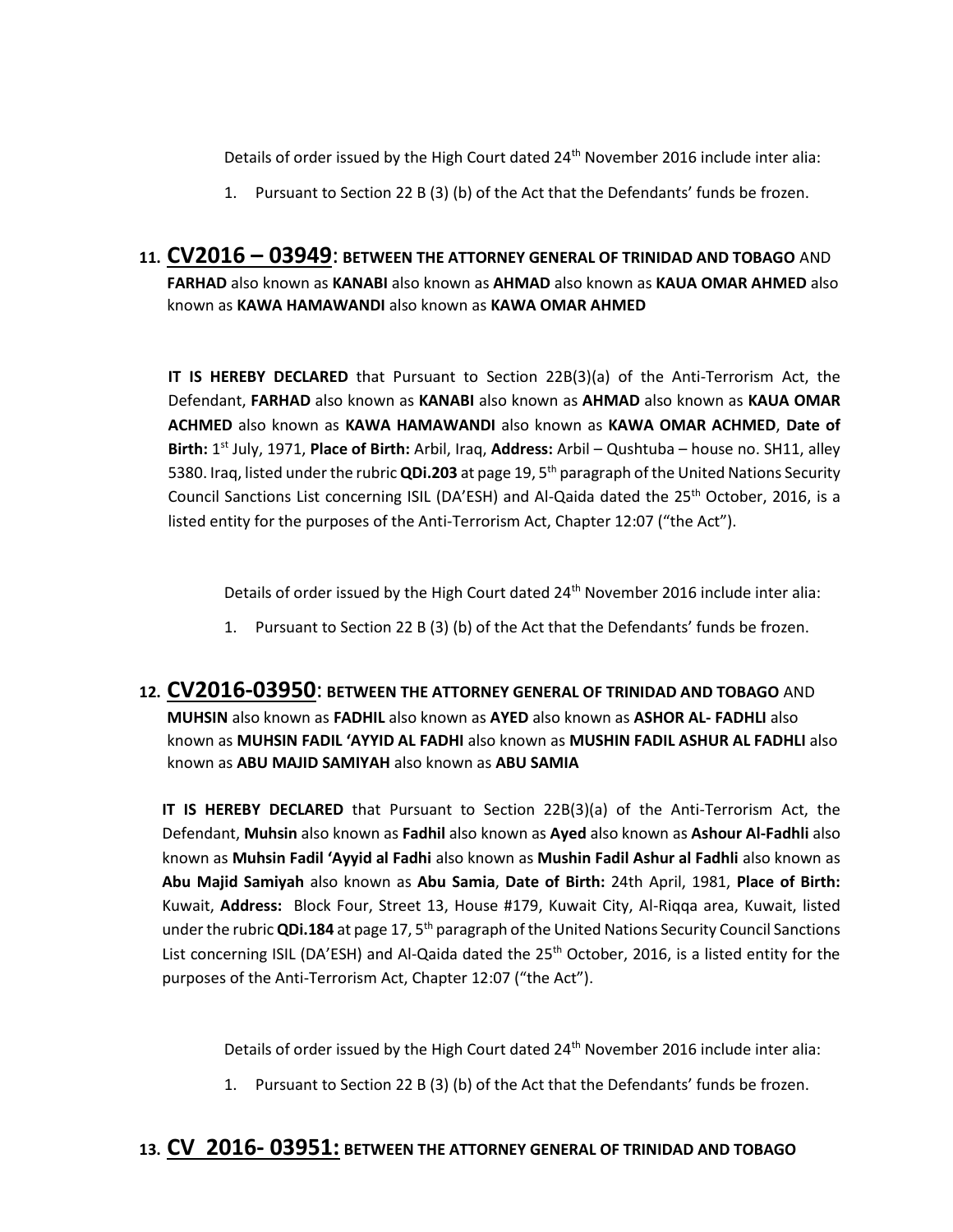Details of order issued by the High Court dated 24th November 2016 include inter alia:

1. Pursuant to Section 22 B (3) (b) of the Act that the Defendants' funds be frozen.

## 11. CV2016 – 03949: BETWEEN THE ATTORNEY GENERAL OF TRINIDAD AND TOBAGO AND FARHAD also known as KANABI also known as AHMAD also known as KAUA OMAR AHMED also known as KAWA HAMAWANDI also known as KAWA OMAR AHMED

**IT IS HEREBY DECLARED** that Pursuant to Section 22B(3)(a) of the Anti-Terrorism Act, the Defendant, **FARHAD** also known as **KANABI** also known as **AHMAD** also known as **KAUA OMAR ACHMED** also known as **KAWA HAMAWANDI** also known as **KAWA OMAR ACHMED**, **Date of Birth:** 1st July, 1971, **Place of Birth:** Arbil, Iraq, **Address:** Arbil – Qushtuba – house no. SH11, alley 5380. Iraq, listed under the rubric **QDi.203** at page 19, 5th paragraph of the United Nations Security Council Sanctions List concerning ISIL (DA'ESH) and Al-Qaida dated the 25th October, 2016, is a listed entity for the purposes of the Anti-Terrorism Act, Chapter 12:07 ("the Act").

Details of order issued by the High Court dated 24th November 2016 include inter alia:

1. Pursuant to Section 22 B (3) (b) of the Act that the Defendants' funds be frozen.

## 12. CV2016-03950: BETWEEN THE ATTORNEY GENERAL OF TRINIDAD AND TOBAGO AND MUHSIN also known as FADHIL also known as AYED also known as ASHOR AL- FADHLI also known as MUHSIN FADIL 'AYYID AL FADHI also known as MUSHIN FADIL ASHUR AL FADHLI also known as ABU MAJID SAMIYAH also known as ABU SAMIA

**IT IS HEREBY DECLARED** that Pursuant to Section 22B(3)(a) of the Anti-Terrorism Act, the Defendant, **Muhsin** also known as **Fadhil** also known as **Ayed** also known as **Ashour Al-Fadhli** also known as **Muhsin Fadil 'Ayyid al Fadhi** also known as **Mushin Fadil Ashur al Fadhli** also known as **Abu Majid Samiyah** also known as **Abu Samia**, **Date of Birth:** 24th April, 1981, **Place of Birth:** Kuwait, **Address:** Block Four, Street 13, House #179, Kuwait City, Al-Riqqa area, Kuwait, listed under the rubric **QDi.184** at page 17, 5th paragraph of the United Nations Security Council Sanctions List concerning ISIL (DA'ESH) and Al-Qaida dated the 25th October, 2016, is a listed entity for the purposes of the Anti-Terrorism Act, Chapter 12:07 ("the Act").

Details of order issued by the High Court dated 24th November 2016 include inter alia:

1. Pursuant to Section 22 B (3) (b) of the Act that the Defendants' funds be frozen.

## 13. CV 2016- 03951: BETWEEN THE ATTORNEY GENERAL OF TRINIDAD AND TOBAGO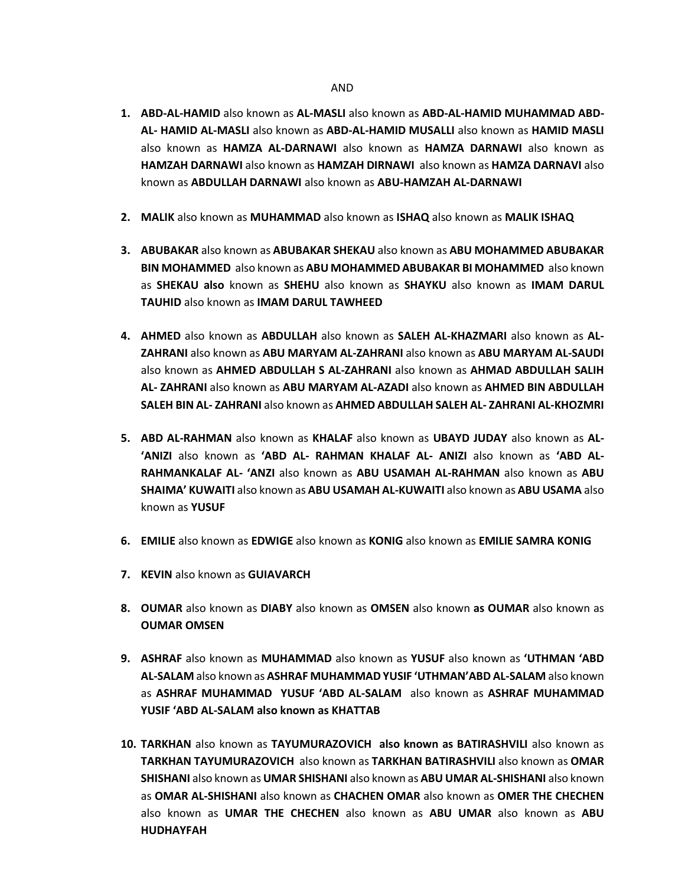AND

1. **ABD-AL-HAMID** also known as **AL-MASLI** also known as **ABD-AL-HAMID MUHAMMAD ABD-AL- HAMID AL-MASLI** also known as **ABD-AL-HAMID MUSALLI** also known as **HAMID MASLI** also known as **HAMZA AL-DARNAWI** also known as **HAMZA DARNAWI** also known as **HAMZAH DARNAWI** also known as **HAMZAH DIRNAWI** also known as **HAMZA DARNAVI** also known as **ABDULLAH DARNAWI** also known as **ABU-HAMZAH AL-DARNAWI**

2. **MALIK** also known as **MUHAMMAD** also known as **ISHAQ** also known as **MALIK ISHAQ**

3. **ABUBAKAR** also known as **ABUBAKAR SHEKAU** also known as **ABU MOHAMMED ABUBAKAR BIN MOHAMMED** also known as **ABU MOHAMMED ABUBAKAR BI MOHAMMED** also known as **SHEKAU also** known as **SHEHU** also known as **SHAYKU** also known as **IMAM DARUL TAUHID** also known as **IMAM DARUL TAWHEED**

4. **AHMED** also known as **ABDULLAH** also known as **SALEH AL-KHAZMARI** also known as **AL-ZAHRANI** also known as **ABU MARYAM AL-ZAHRANI** also known as **ABU MARYAM AL-SAUDI** also known as **AHMED ABDULLAH S AL-ZAHRANI** also known as **AHMAD ABDULLAH SALIH AL- ZAHRANI** also known as **ABU MARYAM AL-AZADI** also known as **AHMED BIN ABDULLAH SALEH BIN AL- ZAHRANI** also known as **AHMED ABDULLAH SALEH AL- ZAHRANI AL-KHOZMRI**

5. **ABD AL-RAHMAN** also known as **KHALAF** also known as **UBAYD JUDAY** also known as **AL-'ANIZI** also known as **'ABD AL- RAHMAN KHALAF AL- ANIZI** also known as **'ABD AL-RAHMANKALAF AL- 'ANZI** also known as **ABU USAMAH AL-RAHMAN** also known as **ABU SHAIMA' KUWAITI** also known as **ABU USAMAH AL-KUWAITI** also known as **ABU USAMA** also known as **YUSUF**

6. **EMILIE** also known as **EDWIGE** also known as **KONIG** also known as **EMILIE SAMRA KONIG**

7. **KEVIN** also known as **GUIAVARCH**

8. **OUMAR** also known as **DIABY** also known as **OMSEN** also known **as OUMAR** also known as **OUMAR OMSEN**

9. **ASHRAF** also known as **MUHAMMAD** also known as **YUSUF** also known as **'UTHMAN 'ABD AL-SALAM** also known as **ASHRAF MUHAMMAD YUSIF 'UTHMAN'ABD AL-SALAM** also known as **ASHRAF MUHAMMAD YUSUF 'ABD AL-SALAM** also known as **ASHRAF MUHAMMAD YUSIF 'ABD AL-SALAM also known as KHATTAB**

10. **TARKHAN** also known as **TAYUMURAZOVICH also known as BATIRASHVILI** also known as **TARKHAN TAYUMURAZOVICH** also known as **TARKHAN BATIRASHVILI** also known as **OMAR SHISHANI** also known as **UMAR SHISHANI** also known as **ABU UMAR AL-SHISHANI** also known as **OMAR AL-SHISHANI** also known as **CHACHEN OMAR** also known as **OMER THE CHECHEN** also known as **UMAR THE CHECHEN** also known as **ABU UMAR** also known as **ABU HUDHAYFAH**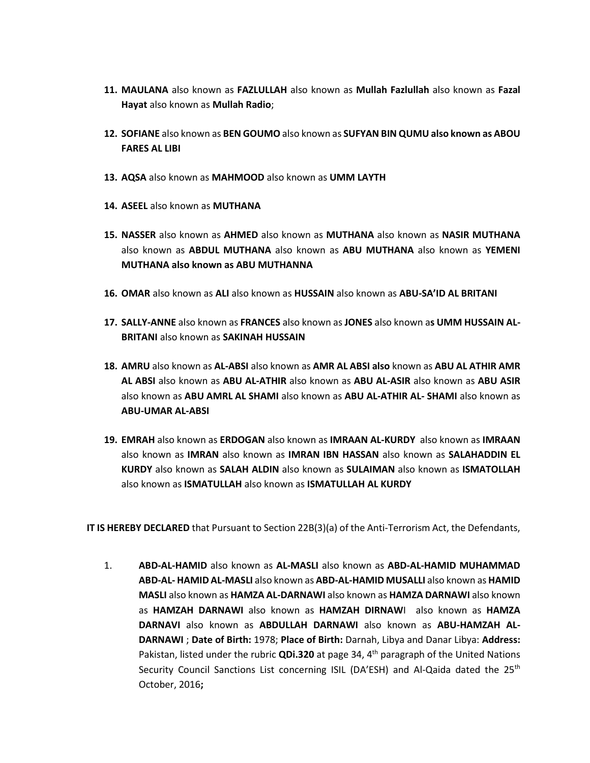11. **MAULANA** also known as **FAZLULLAH** also known as **Mullah Fazlullah** also known as **Fazal Hayat** also known as **Mullah Radio**;

12. **SOFIANE** also known as **BEN GOUMO** also known as **SUFYAN BIN QUMU also known as ABOU FARES AL LIBI**

13. **AQSA** also known as **MAHMOOD** also known as **UMM LAYTH**

14. **ASEEL** also known as **MUTHANA**

15. **NASSER** also known as **AHMED** also known as **MUTHANA** also known as **NASIR MUTHANA** also known as **ABDUL MUTHANA** also known as **ABU MUTHANA** also known as **YEMENI MUTHANA also known as ABU MUTHANNA**

16. **OMAR** also known as **ALI** also known as **HUSSAIN** also known as **ABU-SA'ID AL BRITANI**

17. **SALLY-ANNE** also known as **FRANCES** also known as **JONES** also known a**s UMM HUSSAIN AL-BRITANI** also known as **SAKINAH HUSSAIN**

18. **AMRU** also known as **AL-ABSI** also known as **AMR AL ABSI also** known as **ABU AL ATHIR AMR AL ABSI** also known as **ABU AL-ATHIR** also known as **ABU AL-ASIR** also known as **ABU ASIR** also known as **ABU AMRL AL SHAMI** also known as **ABU AL-ATHIR AL- SHAMI** also known as **ABU-UMAR AL-ABSI**

19. **EMRAH** also known as **ERDOGAN** also known as **IMRAAN AL-KURDY** also known as **IMRAAN** also known as **IMRAN** also known as **IMRAN IBN HASSAN** also known as **SALAHADDIN EL KURDY** also known as **SALAH ALDIN** also known as **SULAIMAN** also known as **ISMATOLLAH** also known as **ISMATULLAH** also known as **ISMATULLAH AL KURDY**

**IT IS HEREBY DECLARED** that Pursuant to Section 22B(3)(a) of the Anti-Terrorism Act, the Defendants,

1. **ABD-AL-HAMID** also known as **AL-MASLI** also known as **ABD-AL-HAMID MUHAMMAD ABD-AL- HAMID AL-MASLI** also known as **ABD-AL-HAMID MUSALLI** also known as **HAMID MASLI** also known as **HAMZA AL-DARNAWI** also known as **HAMZA DARNAWI** also known as **HAMZAH DARNAWI** also known as **HAMZAH DIRNAW**I also known as **HAMZA DARNAVI** also known as **ABDULLAH DARNAWI** also known as **ABU-HAMZAH AL-DARNAWI** ; **Date of Birth:** 1978; **Place of Birth:** Darnah, Libya and Danar Libya: **Address:** Pakistan, listed under the rubric **QDi.320** at page 34, 4th paragraph of the United Nations Security Council Sanctions List concerning ISIL (DA'ESH) and Al-Qaida dated the 25th October, 2016**;**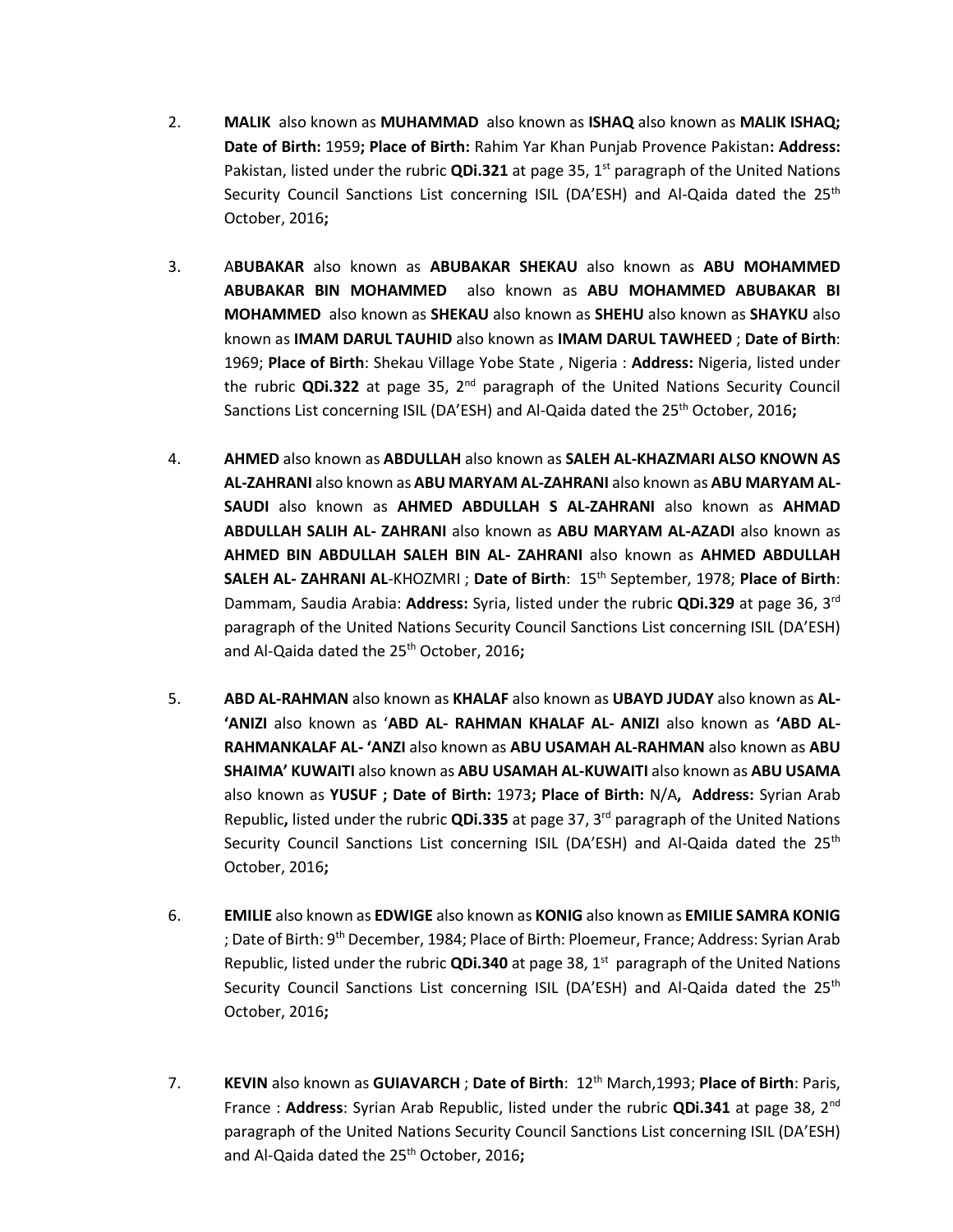2. **MALIK** also known as **MUHAMMAD** also known as **ISHAQ** also known as **MALIK ISHAQ; Date of Birth:** 1959**; Place of Birth:** Rahim Yar Khan Punjab Provence Pakistan**: Address:** Pakistan, listed under the rubric **QDi.321** at page 35, 1st paragraph of the United Nations Security Council Sanctions List concerning ISIL (DA'ESH) and Al-Qaida dated the 25th October, 2016**;**

3. A**BUBAKAR** also known as **ABUBAKAR SHEKAU** also known as **ABU MOHAMMED ABUBAKAR BIN MOHAMMED** also known as **ABU MOHAMMED ABUBAKAR BI MOHAMMED** also known as **SHEKAU** also known as **SHEHU** also known as **SHAYKU** also known as **IMAM DARUL TAUHID** also known as **IMAM DARUL TAWHEED** ; **Date of Birth**: 1969; **Place of Birth**: Shekau Village Yobe State , Nigeria : **Address:** Nigeria, listed under the rubric **QDi.322** at page 35, 2nd paragraph of the United Nations Security Council Sanctions List concerning ISIL (DA'ESH) and Al-Qaida dated the 25th October, 2016**;**

4. **AHMED** also known as **ABDULLAH** also known as **SALEH AL-KHAZMARI ALSO KNOWN AS AL-ZAHRANI** also known as **ABU MARYAM AL-ZAHRANI** also known as **ABU MARYAM AL-SAUDI** also known as **AHMED ABDULLAH S AL-ZAHRANI** also known as **AHMAD ABDULLAH SALIH AL- ZAHRANI** also known as **ABU MARYAM AL-AZADI** also known as **AHMED BIN ABDULLAH SALEH BIN AL- ZAHRANI** also known as **AHMED ABDULLAH SALEH AL- ZAHRANI AL**-KHOZMRI ; **Date of Birth**: 15th September, 1978; **Place of Birth**: Dammam, Saudia Arabia: **Address:** Syria, listed under the rubric **QDi.329** at page 36, 3rd paragraph of the United Nations Security Council Sanctions List concerning ISIL (DA'ESH) and Al-Qaida dated the 25th October, 2016**;**

5. **ABD AL-RAHMAN** also known as **KHALAF** also known as **UBAYD JUDAY** also known as **AL-'ANIZI** also known as '**ABD AL- RAHMAN KHALAF AL- ANIZI** also known as **'ABD AL-RAHMANKALAF AL- 'ANZI** also known as **ABU USAMAH AL-RAHMAN** also known as **ABU SHAIMA' KUWAITI** also known as **ABU USAMAH AL-KUWAITI** also known as **ABU USAMA** also known as **YUSUF ; Date of Birth:** 1973**; Place of Birth:** N/A**, Address:** Syrian Arab Republic**,** listed under the rubric **QDi.335** at page 37, 3rd paragraph of the United Nations Security Council Sanctions List concerning ISIL (DA'ESH) and Al-Qaida dated the 25th October, 2016**;**

6. **EMILIE** also known as **EDWIGE** also known as **KONIG** also known as **EMILIE SAMRA KONIG** ; Date of Birth: 9th December, 1984; Place of Birth: Ploemeur, France; Address: Syrian Arab Republic, listed under the rubric **QDi.340** at page 38, 1st paragraph of the United Nations Security Council Sanctions List concerning ISIL (DA'ESH) and Al-Qaida dated the 25th October, 2016**;**

7. **KEVIN** also known as **GUIAVARCH** ; **Date of Birth**: 12th March,1993; **Place of Birth**: Paris, France : **Address**: Syrian Arab Republic, listed under the rubric **QDi.341** at page 38, 2nd paragraph of the United Nations Security Council Sanctions List concerning ISIL (DA'ESH) and Al-Qaida dated the 25th October, 2016**;**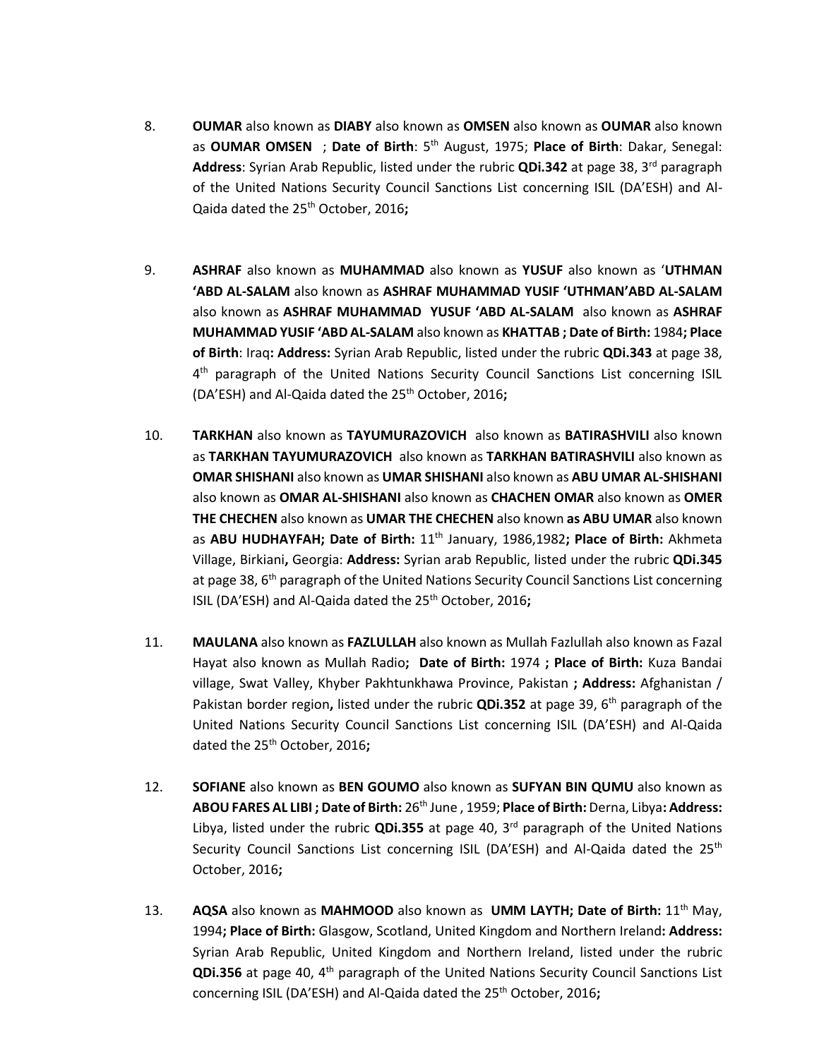8. **OUMAR** also known as **DIABY** also known as **OMSEN** also known as **OUMAR** also known as **OUMAR OMSEN** ; **Date of Birth**: 5th August, 1975; **Place of Birth**: Dakar, Senegal: **Address**: Syrian Arab Republic, listed under the rubric **QDi.342** at page 38, 3rd paragraph of the United Nations Security Council Sanctions List concerning ISIL (DA'ESH) and Al-Qaida dated the 25th October, 2016**;**

9. **ASHRAF** also known as **MUHAMMAD** also known as **YUSUF** also known as '**UTHMAN 'ABD AL-SALAM** also known as **ASHRAF MUHAMMAD YUSIF 'UTHMAN'ABD AL-SALAM** also known as **ASHRAF MUHAMMAD YUSUF 'ABD AL-SALAM** also known as **ASHRAF MUHAMMAD YUSIF 'ABD AL-SALAM** also known as **KHATTAB ; Date of Birth:** 1984**; Place of Birth**: Iraq**: Address:** Syrian Arab Republic, listed under the rubric **QDi.343** at page 38, 4th paragraph of the United Nations Security Council Sanctions List concerning ISIL (DA'ESH) and Al-Qaida dated the 25th October, 2016**;**

10. **TARKHAN** also known as **TAYUMURAZOVICH** also known as **BATIRASHVILI** also known as **TARKHAN TAYUMURAZOVICH** also known as **TARKHAN BATIRASHVILI** also known as **OMAR SHISHANI** also known as **UMAR SHISHANI** also known as **ABU UMAR AL-SHISHANI** also known as **OMAR AL-SHISHANI** also known as **CHACHEN OMAR** also known as **OMER THE CHECHEN** also known as **UMAR THE CHECHEN** also known **as ABU UMAR** also known as **ABU HUDHAYFAH; Date of Birth:** 11th January, 1986,1982**; Place of Birth:** Akhmeta Village, Birkiani**,** Georgia: **Address:** Syrian arab Republic, listed under the rubric **QDi.345** at page 38, 6th paragraph of the United Nations Security Council Sanctions List concerning ISIL (DA'ESH) and Al-Qaida dated the 25th October, 2016**;**

11. **MAULANA** also known as **FAZLULLAH** also known as Mullah Fazlullah also known as Fazal Hayat also known as Mullah Radio**; Date of Birth:** 1974 **; Place of Birth:** Kuza Bandai village, Swat Valley, Khyber Pakhtunkhawa Province, Pakistan **; Address:** Afghanistan / Pakistan border region**,** listed under the rubric **QDi.352** at page 39, 6th paragraph of the United Nations Security Council Sanctions List concerning ISIL (DA'ESH) and Al-Qaida dated the 25th October, 2016**;**

12. **SOFIANE** also known as **BEN GOUMO** also known as **SUFYAN BIN QUMU** also known as **ABOU FARES AL LIBI ; Date of Birth:** 26th June , 1959; **Place of Birth:** Derna, Libya**: Address:** Libya, listed under the rubric **QDi.355** at page 40, 3rd paragraph of the United Nations Security Council Sanctions List concerning ISIL (DA'ESH) and Al-Qaida dated the 25th October, 2016**;**

13. **AQSA** also known as **MAHMOOD** also known as **UMM LAYTH; Date of Birth:** 11th May, 1994**; Place of Birth:** Glasgow, Scotland, United Kingdom and Northern Ireland**: Address:** Syrian Arab Republic, United Kingdom and Northern Ireland, listed under the rubric **QDi.356** at page 40, 4th paragraph of the United Nations Security Council Sanctions List concerning ISIL (DA'ESH) and Al-Qaida dated the 25th October, 2016**;**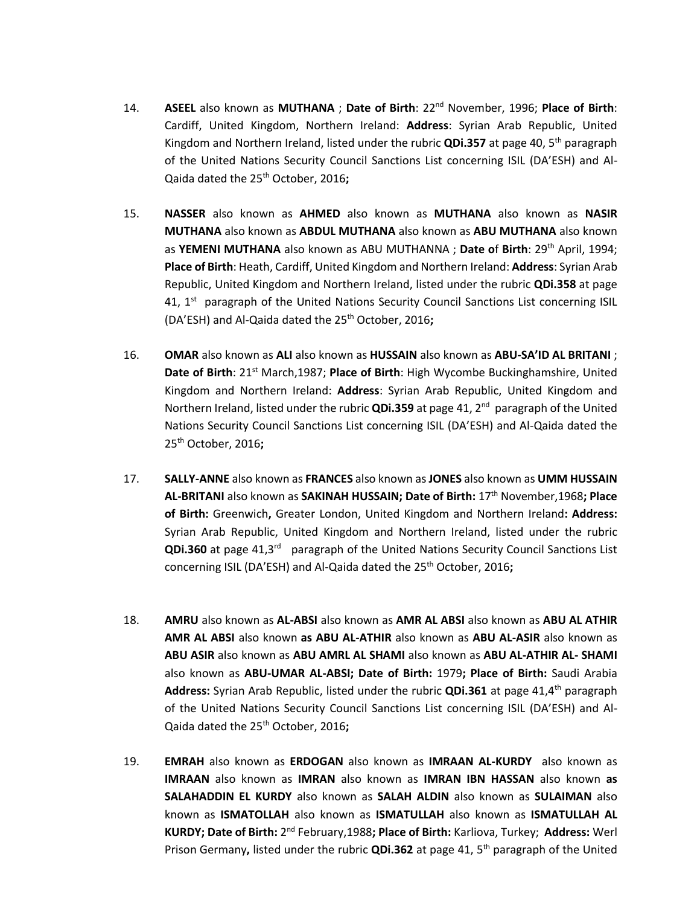14. **ASEEL** also known as **MUTHANA** ; **Date of Birth**: 22nd November, 1996; **Place of Birth**: Cardiff, United Kingdom, Northern Ireland: **Address**: Syrian Arab Republic, United Kingdom and Northern Ireland, listed under the rubric **QDi.357** at page 40, 5th paragraph of the United Nations Security Council Sanctions List concerning ISIL (DA'ESH) and Al-Qaida dated the 25th October, 2016**;**

15. **NASSER** also known as **AHMED** also known as **MUTHANA** also known as **NASIR MUTHANA** also known as **ABDUL MUTHANA** also known as **ABU MUTHANA** also known as **YEMENI MUTHANA** also known as ABU MUTHANNA ; **Date of Birth**: 29th April, 1994; **Place of Birth**: Heath, Cardiff, United Kingdom and Northern Ireland: **Address**: Syrian Arab Republic, United Kingdom and Northern Ireland, listed under the rubric **QDi.358** at page 41, 1st paragraph of the United Nations Security Council Sanctions List concerning ISIL (DA'ESH) and Al-Qaida dated the 25th October, 2016**;**

16. **OMAR** also known as **ALI** also known as **HUSSAIN** also known as **ABU-SA'ID AL BRITANI** ; **Date of Birth**: 21st March,1987; **Place of Birth**: High Wycombe Buckinghamshire, United Kingdom and Northern Ireland: **Address**: Syrian Arab Republic, United Kingdom and Northern Ireland, listed under the rubric **QDi.359** at page 41, 2nd paragraph of the United Nations Security Council Sanctions List concerning ISIL (DA'ESH) and Al-Qaida dated the 25th October, 2016**;**

17. **SALLY-ANNE** also known as **FRANCES** also known as **JONES** also known as **UMM HUSSAIN AL-BRITANI** also known as **SAKINAH HUSSAIN; Date of Birth:** 17th November,1968**; Place of Birth:** Greenwich**,** Greater London, United Kingdom and Northern Ireland**: Address:** Syrian Arab Republic, United Kingdom and Northern Ireland, listed under the rubric **QDi.360** at page 41,3rd paragraph of the United Nations Security Council Sanctions List concerning ISIL (DA'ESH) and Al-Qaida dated the 25th October, 2016**;**

18. **AMRU** also known as **AL-ABSI** also known as **AMR AL ABSI** also known as **ABU AL ATHIR AMR AL ABSI** also known **as ABU AL-ATHIR** also known as **ABU AL-ASIR** also known as **ABU ASIR** also known as **ABU AMRL AL SHAMI** also known as **ABU AL-ATHIR AL- SHAMI** also known as **ABU-UMAR AL-ABSI; Date of Birth:** 1979**; Place of Birth:** Saudi Arabia **Address:** Syrian Arab Republic, listed under the rubric **QDi.361** at page 41,4th paragraph of the United Nations Security Council Sanctions List concerning ISIL (DA'ESH) and Al-Qaida dated the 25th October, 2016**;**

19. **EMRAH** also known as **ERDOGAN** also known as **IMRAAN AL-KURDY** also known as **IMRAAN** also known as **IMRAN** also known as **IMRAN IBN HASSAN** also known **as SALAHADDIN EL KURDY** also known as **SALAH ALDIN** also known as **SULAIMAN** also known as **ISMATOLLAH** also known as **ISMATULLAH** also known as **ISMATULLAH AL KURDY; Date of Birth:** 2nd February,1988**; Place of Birth:** Karliova, Turkey; **Address:** Werl Prison Germany**,** listed under the rubric **QDi.362** at page 41, 5th paragraph of the United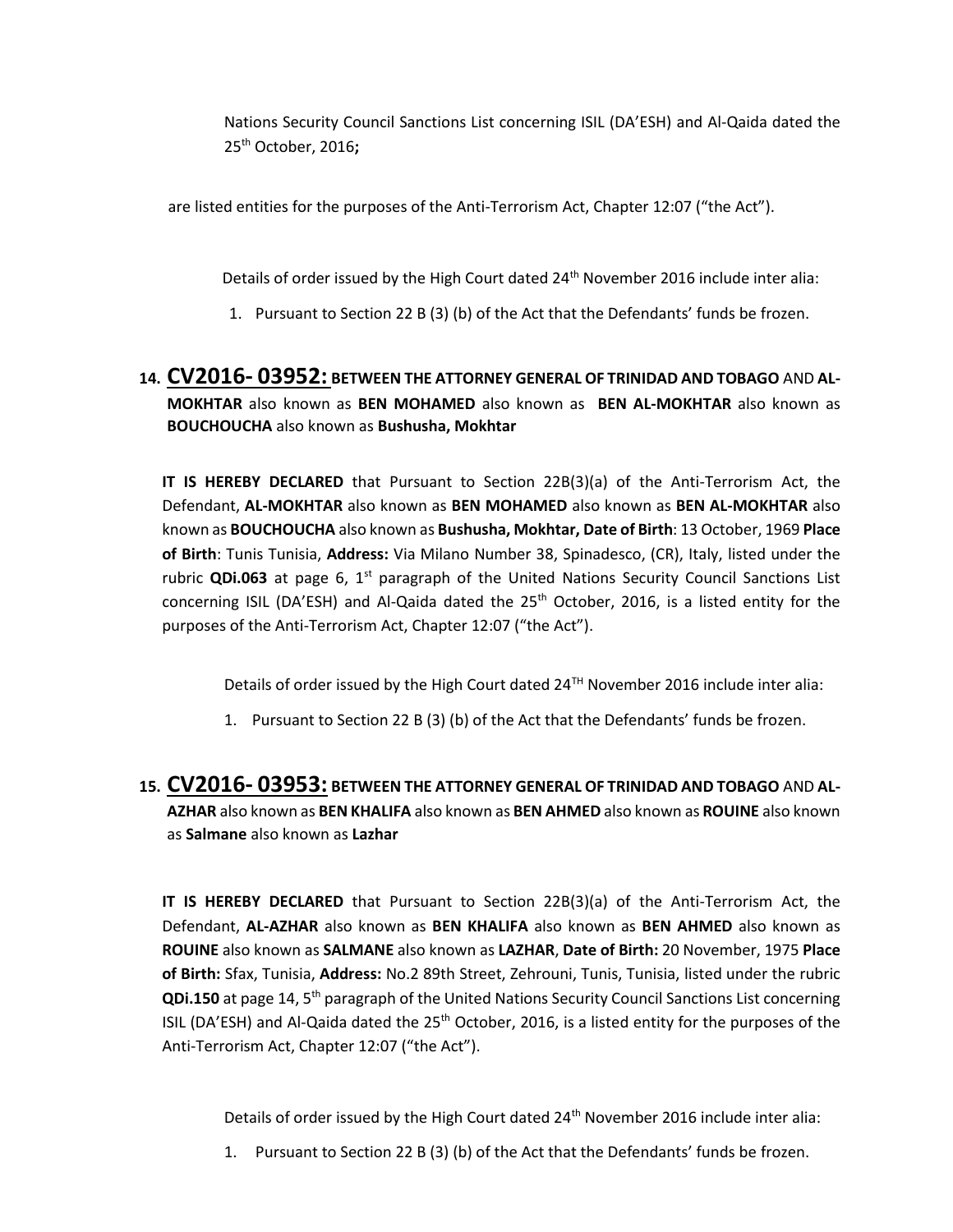Nations Security Council Sanctions List concerning ISIL (DA'ESH) and Al-Qaida dated the 25th October, 2016**;**

are listed entities for the purposes of the Anti-Terrorism Act, Chapter 12:07 ("the Act").

Details of order issued by the High Court dated 24th November 2016 include inter alia:

1. Pursuant to Section 22 B (3) (b) of the Act that the Defendants' funds be frozen.

## 14. CV2016- 03952: BETWEEN THE ATTORNEY GENERAL OF TRINIDAD AND TOBAGO AND AL-MOKHTAR also known as BEN MOHAMED also known as BEN AL-MOKHTAR also known as BOUCHOUCHA also known as Bushusha, Mokhtar

**IT IS HEREBY DECLARED** that Pursuant to Section 22B(3)(a) of the Anti-Terrorism Act, the Defendant, **AL-MOKHTAR** also known as **BEN MOHAMED** also known as **BEN AL-MOKHTAR** also known as **BOUCHOUCHA** also known as **Bushusha, Mokhtar, Date of Birth**: 13 October, 1969 **Place of Birth**: Tunis Tunisia, **Address:** Via Milano Number 38, Spinadesco, (CR), Italy, listed under the rubric **QDi.063** at page 6, 1st paragraph of the United Nations Security Council Sanctions List concerning ISIL (DA'ESH) and Al-Qaida dated the 25th October, 2016, is a listed entity for the purposes of the Anti-Terrorism Act, Chapter 12:07 ("the Act").

Details of order issued by the High Court dated 24TH November 2016 include inter alia:

1. Pursuant to Section 22 B (3) (b) of the Act that the Defendants' funds be frozen.

## 15. CV2016- 03953: BETWEEN THE ATTORNEY GENERAL OF TRINIDAD AND TOBAGO AND AL-AZHAR also known as BEN KHALIFA also known as BEN AHMED also known as ROUINE also known as Salmane also known as Lazhar

**IT IS HEREBY DECLARED** that Pursuant to Section 22B(3)(a) of the Anti-Terrorism Act, the Defendant, **AL-AZHAR** also known as **BEN KHALIFA** also known as **BEN AHMED** also known as **ROUINE** also known as **SALMANE** also known as **LAZHAR**, **Date of Birth:** 20 November, 1975 **Place of Birth:** Sfax, Tunisia, **Address:** No.2 89th Street, Zehrouni, Tunis, Tunisia, listed under the rubric **QDi.150** at page 14, 5th paragraph of the United Nations Security Council Sanctions List concerning ISIL (DA'ESH) and Al-Qaida dated the 25th October, 2016, is a listed entity for the purposes of the Anti-Terrorism Act, Chapter 12:07 ("the Act").

Details of order issued by the High Court dated 24th November 2016 include inter alia:

1. Pursuant to Section 22 B (3) (b) of the Act that the Defendants' funds be frozen.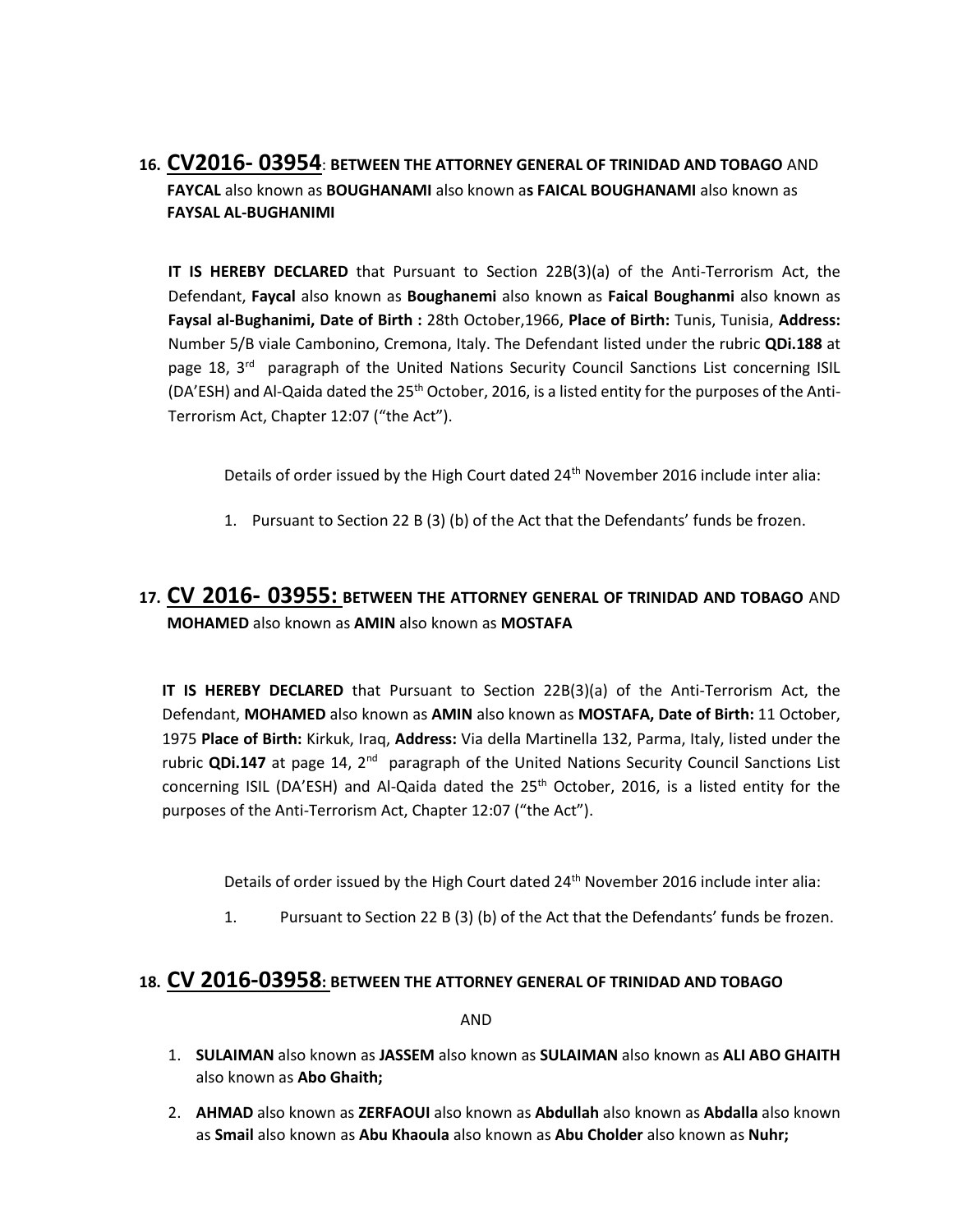## 16. CV2016- 03954: **BETWEEN THE ATTORNEY GENERAL OF TRINIDAD AND TOBAGO** AND **FAYCAL** also known as **BOUGHANAMI** also known as **FAICAL BOUGHANAMI** also known as **FAYSAL AL-BUGHANIMI**

**IT IS HEREBY DECLARED** that Pursuant to Section 22B(3)(a) of the Anti-Terrorism Act, the Defendant, **Faycal** also known as **Boughanemi** also known as **Faical Boughanmi** also known as **Faysal al-Bughanimi, Date of Birth :** 28th October,1966, **Place of Birth:** Tunis, Tunisia, **Address:** Number 5/B viale Cambonino, Cremona, Italy. The Defendant listed under the rubric **QDi.188** at page 18, 3rd paragraph of the United Nations Security Council Sanctions List concerning ISIL (DA'ESH) and Al-Qaida dated the 25th October, 2016, is a listed entity for the purposes of the Anti-Terrorism Act, Chapter 12:07 ("the Act").

Details of order issued by the High Court dated 24th November 2016 include inter alia:

1. Pursuant to Section 22 B (3) (b) of the Act that the Defendants' funds be frozen.

## 17. CV 2016- 03955: **BETWEEN THE ATTORNEY GENERAL OF TRINIDAD AND TOBAGO** AND **MOHAMED** also known as **AMIN** also known as **MOSTAFA**

**IT IS HEREBY DECLARED** that Pursuant to Section 22B(3)(a) of the Anti-Terrorism Act, the Defendant, **MOHAMED** also known as **AMIN** also known as **MOSTAFA, Date of Birth:** 11 October, 1975 **Place of Birth:** Kirkuk, Iraq, **Address:** Via della Martinella 132, Parma, Italy, listed under the rubric **QDi.147** at page 14, 2nd paragraph of the United Nations Security Council Sanctions List concerning ISIL (DA'ESH) and Al-Qaida dated the 25th October, 2016, is a listed entity for the purposes of the Anti-Terrorism Act, Chapter 12:07 ("the Act").

Details of order issued by the High Court dated 24th November 2016 include inter alia:

1. Pursuant to Section 22 B (3) (b) of the Act that the Defendants' funds be frozen.

## 18. CV 2016-03958: **BETWEEN THE ATTORNEY GENERAL OF TRINIDAD AND TOBAGO**

AND

1. **SULAIMAN** also known as **JASSEM** also known as **SULAIMAN** also known as **ALI ABO GHAITH** also known as **Abo Ghaith;**
2. **AHMAD** also known as **ZERFAOUI** also known as **Abdullah** also known as **Abdalla** also known as **Smail** also known as **Abu Khaoula** also known as **Abu Cholder** also known as **Nuhr;**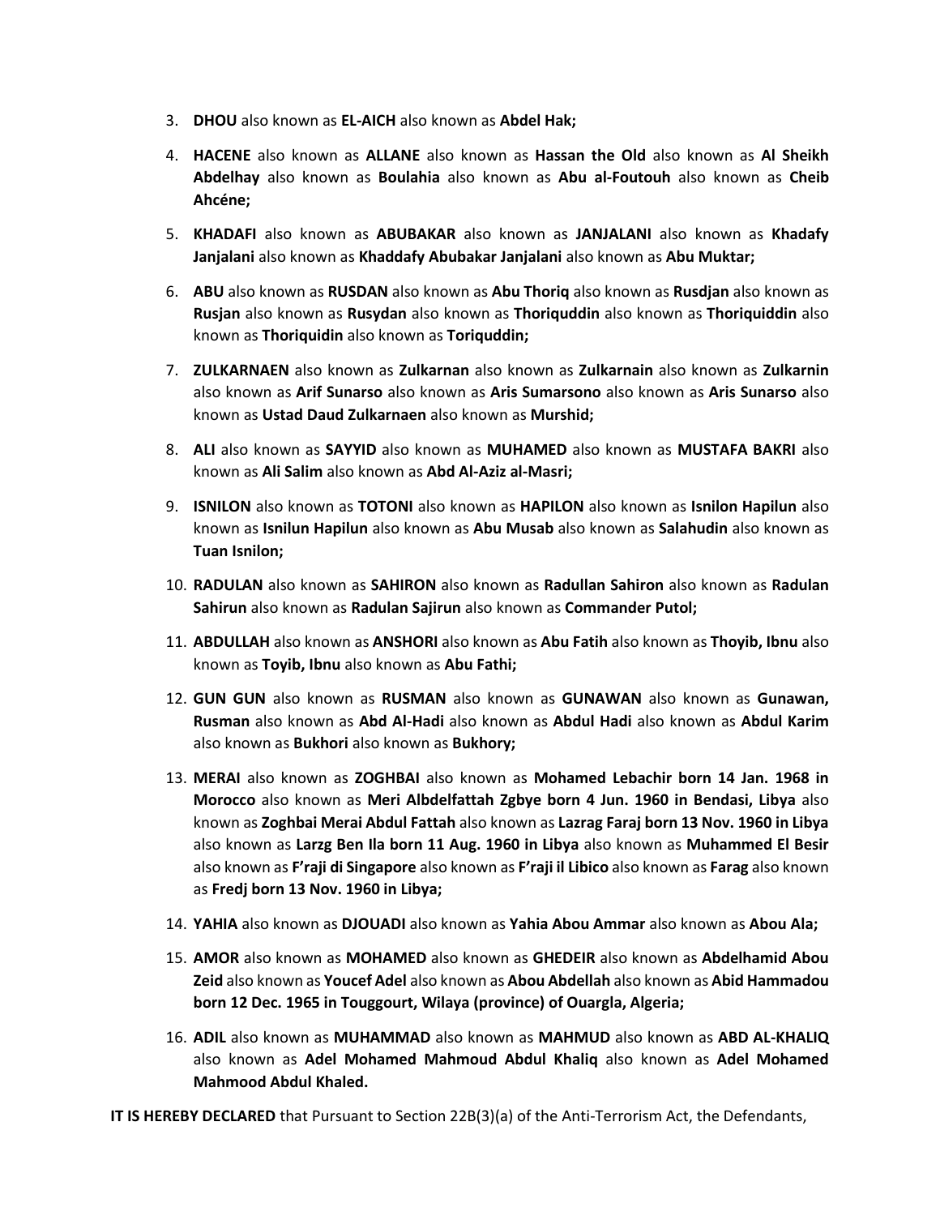3. **DHOU** also known as **EL-AICH** also known as **Abdel Hak;**

4. **HACENE** also known as **ALLANE** also known as **Hassan the Old** also known as **Al Sheikh Abdelhay** also known as **Boulahia** also known as **Abu al-Foutouh** also known as **Cheib Ahcéne;**

5. **KHADAFI** also known as **ABUBAKAR** also known as **JANJALANI** also known as **Khadafy Janjalani** also known as **Khaddafy Abubakar Janjalani** also known as **Abu Muktar;**

6. **ABU** also known as **RUSDAN** also known as **Abu Thoriq** also known as **Rusdjan** also known as **Rusjan** also known as **Rusydan** also known as **Thoriquddin** also known as **Thoriquiddin** also known as **Thoriquidin** also known as **Toriquddin;**

7. **ZULKARNAEN** also known as **Zulkarnan** also known as **Zulkarnain** also known as **Zulkarnin** also known as **Arif Sunarso** also known as **Aris Sumarsono** also known as **Aris Sunarso** also known as **Ustad Daud Zulkarnaen** also known as **Murshid;**

8. **ALI** also known as **SAYYID** also known as **MUHAMED** also known as **MUSTAFA BAKRI** also known as **Ali Salim** also known as **Abd Al-Aziz al-Masri;**

9. **ISNILON** also known as **TOTONI** also known as **HAPILON** also known as **Isnilon Hapilun** also known as **Isnilun Hapilun** also known as **Abu Musab** also known as **Salahudin** also known as **Tuan Isnilon;**

10. **RADULAN** also known as **SAHIRON** also known as **Radullan Sahiron** also known as **Radulan Sahirun** also known as **Radulan Sajirun** also known as **Commander Putol;**

11. **ABDULLAH** also known as **ANSHORI** also known as **Abu Fatih** also known as **Thoyib, Ibnu** also known as **Toyib, Ibnu** also known as **Abu Fathi;**

12. **GUN GUN** also known as **RUSMAN** also known as **GUNAWAN** also known as **Gunawan, Rusman** also known as **Abd Al-Hadi** also known as **Abdul Hadi** also known as **Abdul Karim** also known as **Bukhori** also known as **Bukhory;**

13. **MERAI** also known as **ZOGHBAI** also known as **Mohamed Lebachir born 14 Jan. 1968 in Morocco** also known as **Meri Albdelfattah Zgbye born 4 Jun. 1960 in Bendasi, Libya** also known as **Zoghbai Merai Abdul Fattah** also known as **Lazrag Faraj born 13 Nov. 1960 in Libya** also known as **Larzg Ben Ila born 11 Aug. 1960 in Libya** also known as **Muhammed El Besir** also known as **F'raji di Singapore** also known as **F'raji il Libico** also known as **Farag** also known as **Fredj born 13 Nov. 1960 in Libya;**

14. **YAHIA** also known as **DJOUADI** also known as **Yahia Abou Ammar** also known as **Abou Ala;**

15. **AMOR** also known as **MOHAMED** also known as **GHEDEIR** also known as **Abdelhamid Abou Zeid** also known as **Youcef Adel** also known as **Abou Abdellah** also known as **Abid Hammadou born 12 Dec. 1965 in Touggourt, Wilaya (province) of Ouargla, Algeria;**

16. **ADIL** also known as **MUHAMMAD** also known as **MAHMUD** also known as **ABD AL-KHALIQ** also known as **Adel Mohamed Mahmoud Abdul Khaliq** also known as **Adel Mohamed Mahmood Abdul Khaled.**

**IT IS HEREBY DECLARED** that Pursuant to Section 22B(3)(a) of the Anti-Terrorism Act, the Defendants,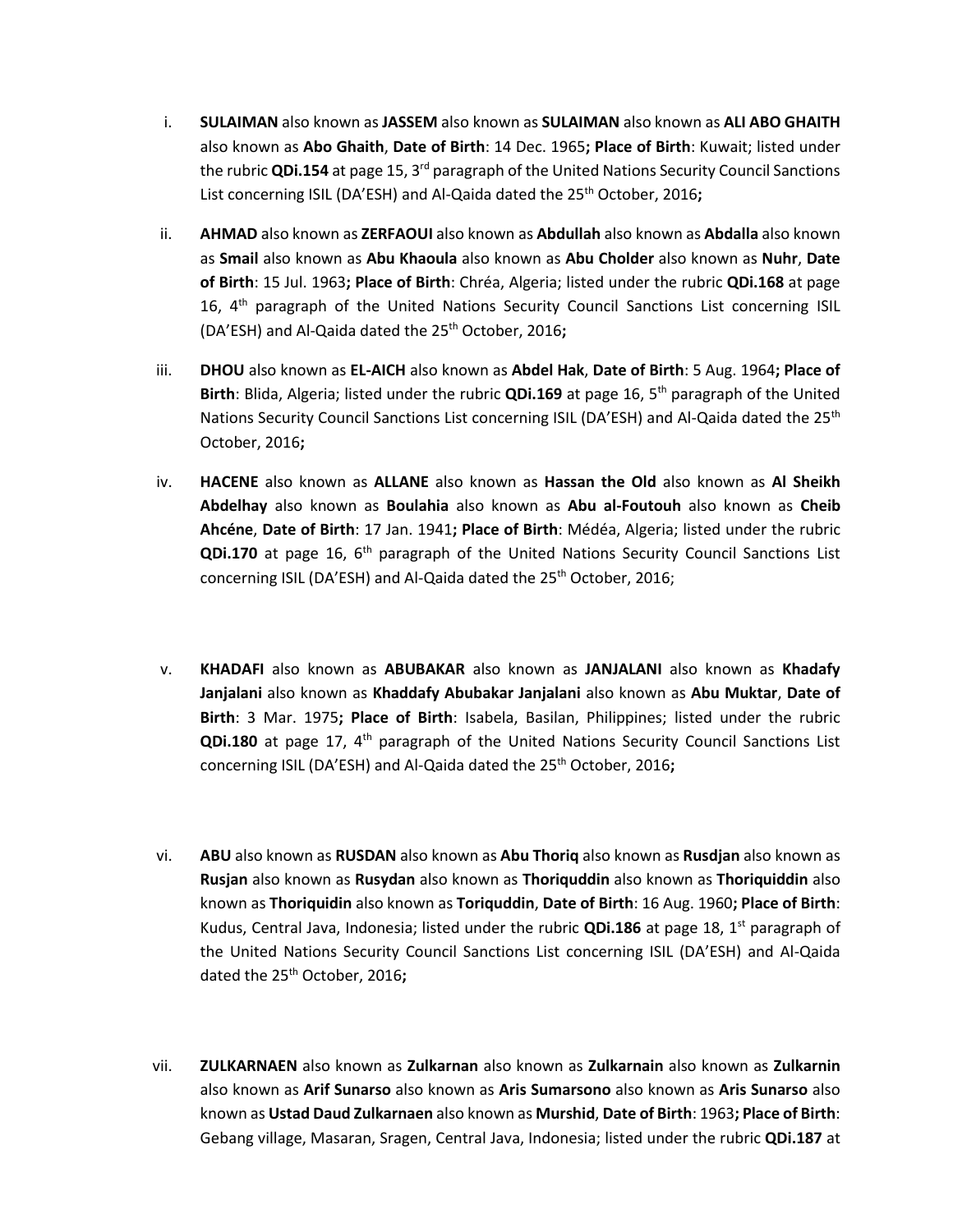i. **SULAIMAN** also known as **JASSEM** also known as **SULAIMAN** also known as **ALI ABO GHAITH** also known as **Abo Ghaith**, **Date of Birth**: 14 Dec. 1965**; Place of Birth**: Kuwait; listed under the rubric **QDi.154** at page 15, 3rd paragraph of the United Nations Security Council Sanctions List concerning ISIL (DA'ESH) and Al-Qaida dated the 25th October, 2016**;**

ii. **AHMAD** also known as **ZERFAOUI** also known as **Abdullah** also known as **Abdalla** also known as **Smail** also known as **Abu Khaoula** also known as **Abu Cholder** also known as **Nuhr**, **Date of Birth**: 15 Jul. 1963**; Place of Birth**: Chréa, Algeria; listed under the rubric **QDi.168** at page 16, 4th paragraph of the United Nations Security Council Sanctions List concerning ISIL (DA'ESH) and Al-Qaida dated the 25th October, 2016**;**

iii. **DHOU** also known as **EL-AICH** also known as **Abdel Hak**, **Date of Birth**: 5 Aug. 1964**; Place of Birth**: Blida, Algeria; listed under the rubric **QDi.169** at page 16, 5th paragraph of the United Nations Security Council Sanctions List concerning ISIL (DA'ESH) and Al-Qaida dated the 25th October, 2016**;**

iv. **HACENE** also known as **ALLANE** also known as **Hassan the Old** also known as **Al Sheikh Abdelhay** also known as **Boulahia** also known as **Abu al-Foutouh** also known as **Cheib Ahcéne**, **Date of Birth**: 17 Jan. 1941**; Place of Birth**: Médéa, Algeria; listed under the rubric **QDi.170** at page 16, 6th paragraph of the United Nations Security Council Sanctions List concerning ISIL (DA'ESH) and Al-Qaida dated the 25th October, 2016;

v. **KHADAFI** also known as **ABUBAKAR** also known as **JANJALANI** also known as **Khadafy Janjalani** also known as **Khaddafy Abubakar Janjalani** also known as **Abu Muktar**, **Date of Birth**: 3 Mar. 1975**; Place of Birth**: Isabela, Basilan, Philippines; listed under the rubric **QDi.180** at page 17, 4th paragraph of the United Nations Security Council Sanctions List concerning ISIL (DA'ESH) and Al-Qaida dated the 25th October, 2016**;**

vi. **ABU** also known as **RUSDAN** also known as **Abu Thoriq** also known as **Rusdjan** also known as **Rusjan** also known as **Rusydan** also known as **Thoriquddin** also known as **Thoriquiddin** also known as **Thoriquidin** also known as **Toriquddin**, **Date of Birth**: 16 Aug. 1960**; Place of Birth**: Kudus, Central Java, Indonesia; listed under the rubric **QDi.186** at page 18, 1st paragraph of the United Nations Security Council Sanctions List concerning ISIL (DA'ESH) and Al-Qaida dated the 25th October, 2016**;**

vii. **ZULKARNAEN** also known as **Zulkarnan** also known as **Zulkarnain** also known as **Zulkarnin** also known as **Arif Sunarso** also known as **Aris Sumarsono** also known as **Aris Sunarso** also known as **Ustad Daud Zulkarnaen** also known as **Murshid**, **Date of Birth**: 1963**; Place of Birth**: Gebang village, Masaran, Sragen, Central Java, Indonesia; listed under the rubric **QDi.187** at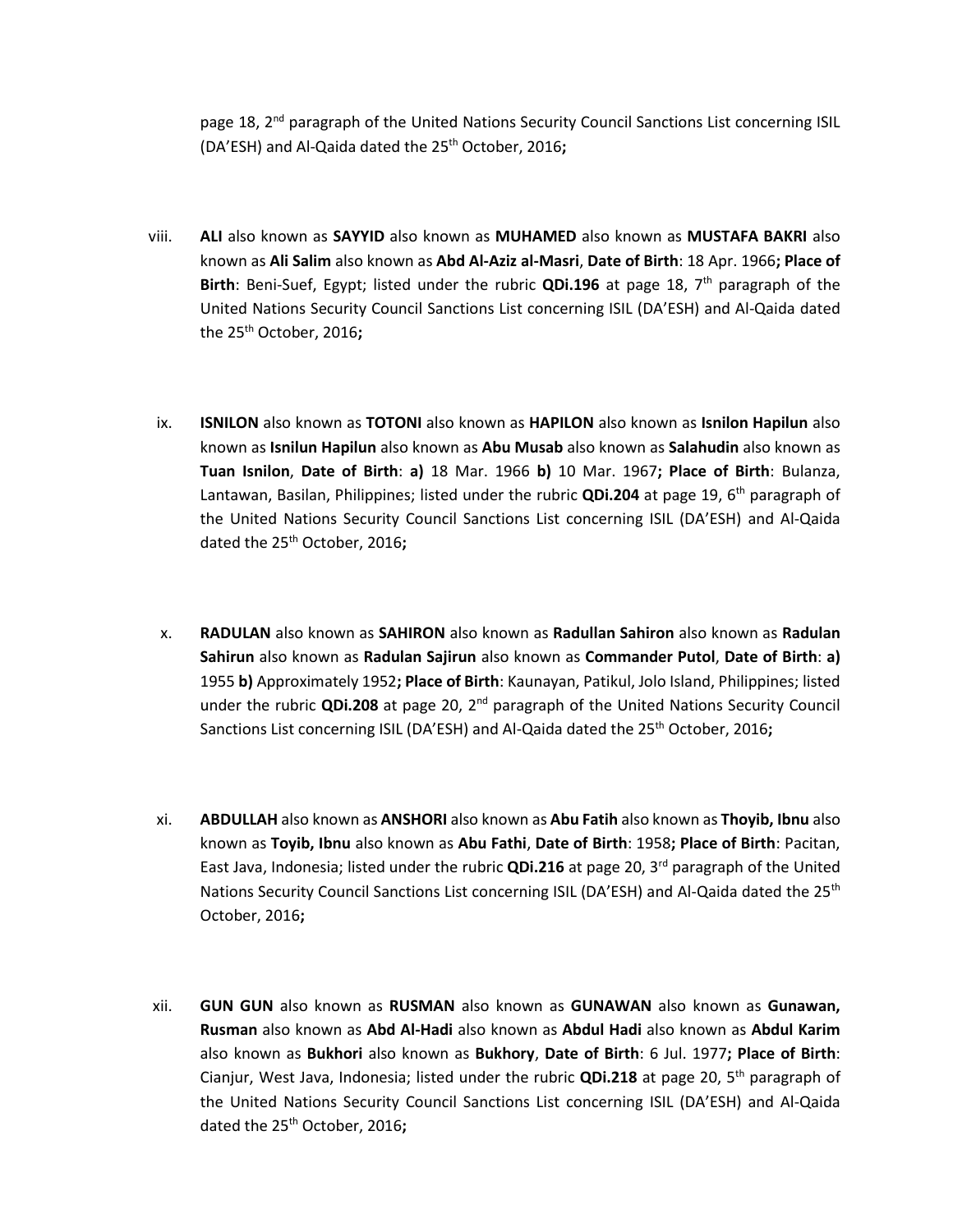page 18, 2nd paragraph of the United Nations Security Council Sanctions List concerning ISIL (DA'ESH) and Al-Qaida dated the 25th October, 2016**;**

viii. **ALI** also known as **SAYYID** also known as **MUHAMED** also known as **MUSTAFA BAKRI** also known as **Ali Salim** also known as **Abd Al-Aziz al-Masri**, **Date of Birth**: 18 Apr. 1966**; Place of Birth**: Beni-Suef, Egypt; listed under the rubric **QDi.196** at page 18, 7th paragraph of the United Nations Security Council Sanctions List concerning ISIL (DA'ESH) and Al-Qaida dated the 25th October, 2016**;**

ix. **ISNILON** also known as **TOTONI** also known as **HAPILON** also known as **Isnilon Hapilun** also known as **Isnilun Hapilun** also known as **Abu Musab** also known as **Salahudin** also known as **Tuan Isnilon**, **Date of Birth**: **a)** 18 Mar. 1966 **b)** 10 Mar. 1967**; Place of Birth**: Bulanza, Lantawan, Basilan, Philippines; listed under the rubric **QDi.204** at page 19, 6th paragraph of the United Nations Security Council Sanctions List concerning ISIL (DA'ESH) and Al-Qaida dated the 25th October, 2016**;**

x. **RADULAN** also known as **SAHIRON** also known as **Radullan Sahiron** also known as **Radulan Sahirun** also known as **Radulan Sajirun** also known as **Commander Putol**, **Date of Birth**: **a)** 1955 **b)** Approximately 1952**; Place of Birth**: Kaunayan, Patikul, Jolo Island, Philippines; listed under the rubric **QDi.208** at page 20, 2nd paragraph of the United Nations Security Council Sanctions List concerning ISIL (DA'ESH) and Al-Qaida dated the 25th October, 2016**;**

xi. **ABDULLAH** also known as **ANSHORI** also known as **Abu Fatih** also known as **Thoyib, Ibnu** also known as **Toyib, Ibnu** also known as **Abu Fathi**, **Date of Birth**: 1958**; Place of Birth**: Pacitan, East Java, Indonesia; listed under the rubric **QDi.216** at page 20, 3rd paragraph of the United Nations Security Council Sanctions List concerning ISIL (DA'ESH) and Al-Qaida dated the 25th October, 2016**;**

xii. **GUN GUN** also known as **RUSMAN** also known as **GUNAWAN** also known as **Gunawan, Rusman** also known as **Abd Al-Hadi** also known as **Abdul Hadi** also known as **Abdul Karim** also known as **Bukhori** also known as **Bukhory**, **Date of Birth**: 6 Jul. 1977**; Place of Birth**: Cianjur, West Java, Indonesia; listed under the rubric **QDi.218** at page 20, 5th paragraph of the United Nations Security Council Sanctions List concerning ISIL (DA'ESH) and Al-Qaida dated the 25th October, 2016**;**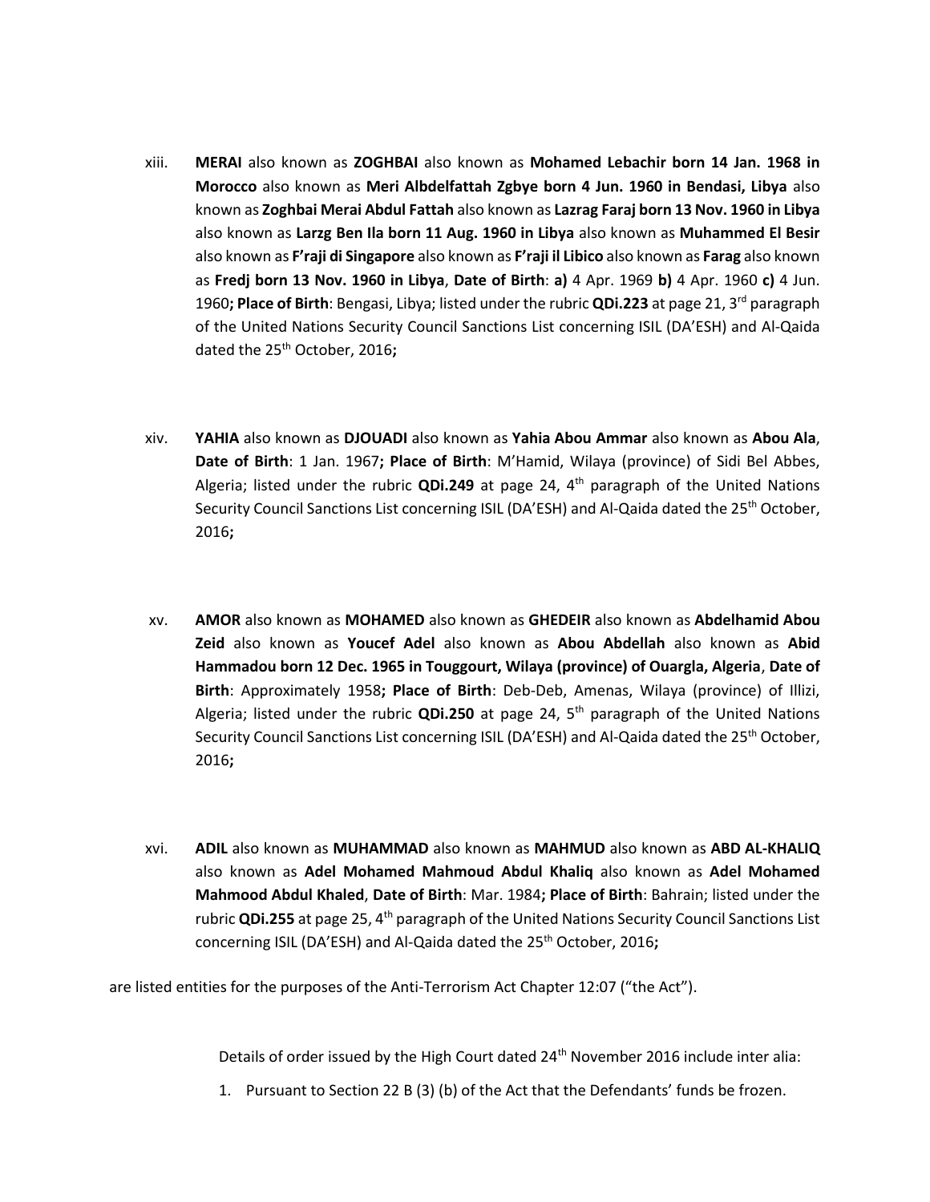xiii. **MERAI** also known as **ZOGHBAI** also known as **Mohamed Lebachir born 14 Jan. 1968 in Morocco** also known as **Meri Albdelfattah Zgbye born 4 Jun. 1960 in Bendasi, Libya** also known as **Zoghbai Merai Abdul Fattah** also known as **Lazrag Faraj born 13 Nov. 1960 in Libya** also known as **Larzg Ben Ila born 11 Aug. 1960 in Libya** also known as **Muhammed El Besir** also known as **F'raji di Singapore** also known as **F'raji il Libico** also known as **Farag** also known as **Fredj born 13 Nov. 1960 in Libya**, **Date of Birth**: **a)** 4 Apr. 1969 **b)** 4 Apr. 1960 **c)** 4 Jun. 1960**; Place of Birth**: Bengasi, Libya; listed under the rubric **QDi.223** at page 21, 3rd paragraph of the United Nations Security Council Sanctions List concerning ISIL (DA'ESH) and Al-Qaida dated the 25th October, 2016**;**

xiv. **YAHIA** also known as **DJOUADI** also known as **Yahia Abou Ammar** also known as **Abou Ala**, **Date of Birth**: 1 Jan. 1967**; Place of Birth**: M'Hamid, Wilaya (province) of Sidi Bel Abbes, Algeria; listed under the rubric **QDi.249** at page 24, 4th paragraph of the United Nations Security Council Sanctions List concerning ISIL (DA'ESH) and Al-Qaida dated the 25th October, 2016**;**

xv. **AMOR** also known as **MOHAMED** also known as **GHEDEIR** also known as **Abdelhamid Abou Zeid** also known as **Youcef Adel** also known as **Abou Abdellah** also known as **Abid Hammadou born 12 Dec. 1965 in Touggourt, Wilaya (province) of Ouargla, Algeria**, **Date of Birth**: Approximately 1958**; Place of Birth**: Deb-Deb, Amenas, Wilaya (province) of Illizi, Algeria; listed under the rubric **QDi.250** at page 24, 5th paragraph of the United Nations Security Council Sanctions List concerning ISIL (DA'ESH) and Al-Qaida dated the 25th October, 2016**;**

xvi. **ADIL** also known as **MUHAMMAD** also known as **MAHMUD** also known as **ABD AL-KHALIQ** also known as **Adel Mohamed Mahmoud Abdul Khaliq** also known as **Adel Mohamed Mahmood Abdul Khaled**, **Date of Birth**: Mar. 1984**; Place of Birth**: Bahrain; listed under the rubric **QDi.255** at page 25, 4th paragraph of the United Nations Security Council Sanctions List concerning ISIL (DA'ESH) and Al-Qaida dated the 25th October, 2016**;**

are listed entities for the purposes of the Anti-Terrorism Act Chapter 12:07 ("the Act").

Details of order issued by the High Court dated 24th November 2016 include inter alia:

1. Pursuant to Section 22 B (3) (b) of the Act that the Defendants' funds be frozen.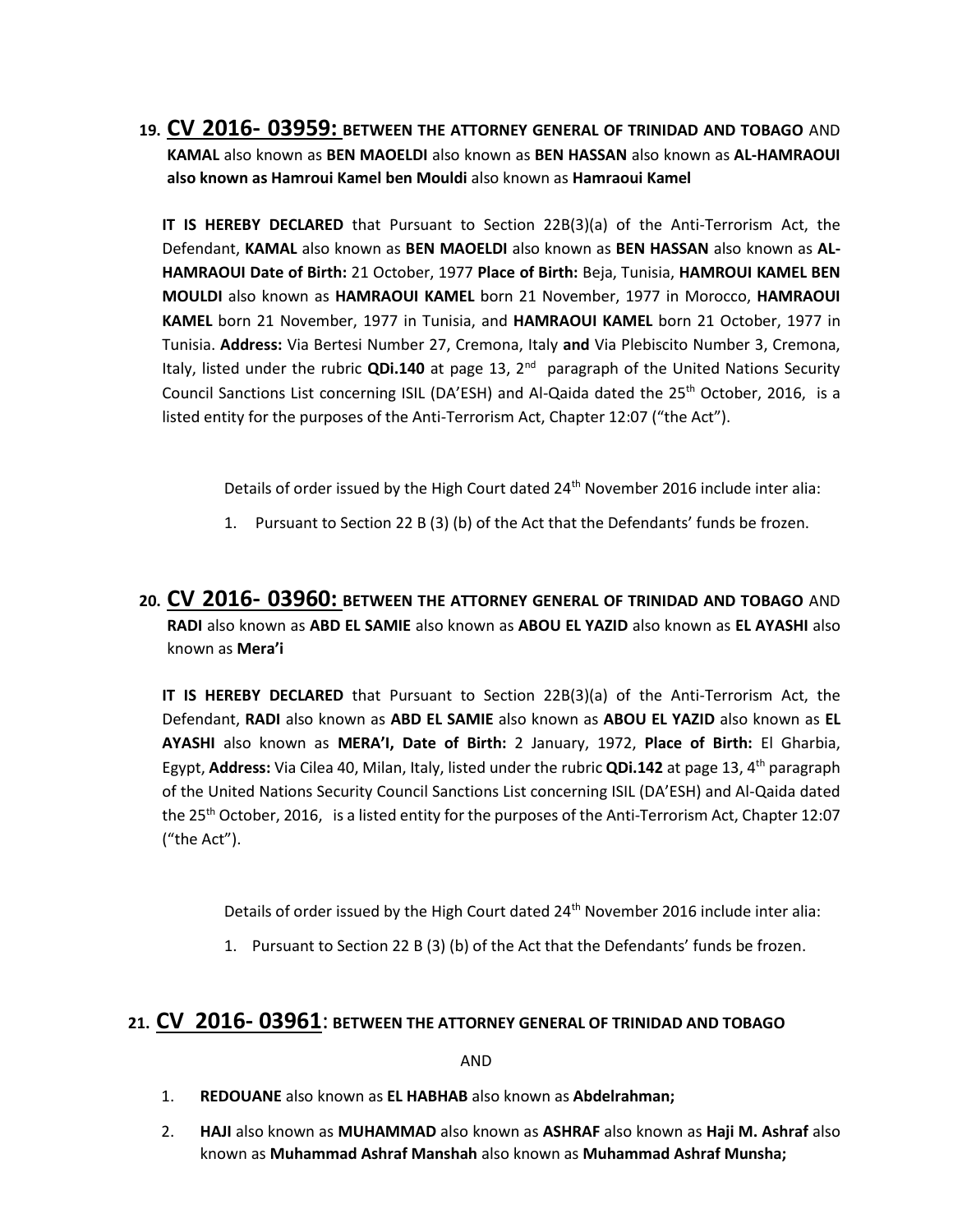**19. CV 2016- 03959: BETWEEN THE ATTORNEY GENERAL OF TRINIDAD AND TOBAGO** AND **KAMAL** also known as **BEN MAOELDI** also known as **BEN HASSAN** also known as **AL-HAMRAOUI also known as Hamroui Kamel ben Mouldi** also known as **Hamraoui Kamel**

**IT IS HEREBY DECLARED** that Pursuant to Section 22B(3)(a) of the Anti-Terrorism Act, the Defendant, **KAMAL** also known as **BEN MAOELDI** also known as **BEN HASSAN** also known as **AL-HAMRAOUI Date of Birth:** 21 October, 1977 **Place of Birth:** Beja, Tunisia, **HAMROUI KAMEL BEN MOULDI** also known as **HAMRAOUI KAMEL** born 21 November, 1977 in Morocco, **HAMRAOUI KAMEL** born 21 November, 1977 in Tunisia, and **HAMRAOUI KAMEL** born 21 October, 1977 in Tunisia. **Address:** Via Bertesi Number 27, Cremona, Italy **and** Via Plebiscito Number 3, Cremona, Italy, listed under the rubric **QDi.140** at page 13, 2nd paragraph of the United Nations Security Council Sanctions List concerning ISIL (DA'ESH) and Al-Qaida dated the 25th October, 2016, is a listed entity for the purposes of the Anti-Terrorism Act, Chapter 12:07 ("the Act").

Details of order issued by the High Court dated 24th November 2016 include inter alia:

1. Pursuant to Section 22 B (3) (b) of the Act that the Defendants' funds be frozen.

**20. CV 2016- 03960: BETWEEN THE ATTORNEY GENERAL OF TRINIDAD AND TOBAGO** AND **RADI** also known as **ABD EL SAMIE** also known as **ABOU EL YAZID** also known as **EL AYASHI** also known as **Mera'i**

**IT IS HEREBY DECLARED** that Pursuant to Section 22B(3)(a) of the Anti-Terrorism Act, the Defendant, **RADI** also known as **ABD EL SAMIE** also known as **ABOU EL YAZID** also known as **EL AYASHI** also known as **MERA'I, Date of Birth:** 2 January, 1972, **Place of Birth:** El Gharbia, Egypt, **Address:** Via Cilea 40, Milan, Italy, listed under the rubric **QDi.142** at page 13, 4th paragraph of the United Nations Security Council Sanctions List concerning ISIL (DA'ESH) and Al-Qaida dated the 25th October, 2016, is a listed entity for the purposes of the Anti-Terrorism Act, Chapter 12:07 ("the Act").

Details of order issued by the High Court dated 24th November 2016 include inter alia:

1. Pursuant to Section 22 B (3) (b) of the Act that the Defendants' funds be frozen.

**21. CV 2016- 03961: BETWEEN THE ATTORNEY GENERAL OF TRINIDAD AND TOBAGO**

AND

1. **REDOUANE** also known as **EL HABHAB** also known as **Abdelrahman;**
2. **HAJI** also known as **MUHAMMAD** also known as **ASHRAF** also known as **Haji M. Ashraf** also known as **Muhammad Ashraf Manshah** also known as **Muhammad Ashraf Munsha;**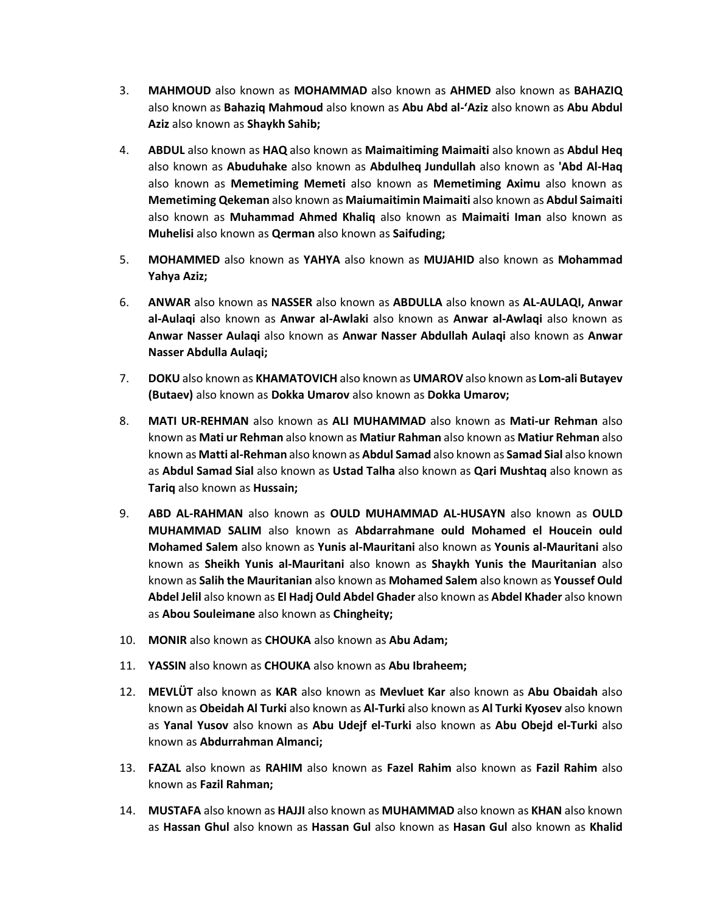3. **MAHMOUD** also known as **MOHAMMAD** also known as **AHMED** also known as **BAHAZIQ** also known as **Bahaziq Mahmoud** also known as **Abu Abd al-'Aziz** also known as **Abu Abdul Aziz** also known as **Shaykh Sahib;**

4. **ABDUL** also known as **HAQ** also known as **Maimaitiming Maimaiti** also known as **Abdul Heq** also known as **Abuduhake** also known as **Abdulheq Jundullah** also known as **'Abd Al-Haq** also known as **Memetiming Memeti** also known as **Memetiming Aximu** also known as **Memetiming Qekeman** also known as **Maiumaitimin Maimaiti** also known as **Abdul Saimaiti** also known as **Muhammad Ahmed Khaliq** also known as **Maimaiti Iman** also known as **Muhelisi** also known as **Qerman** also known as **Saifuding;**

5. **MOHAMMED** also known as **YAHYA** also known as **MUJAHID** also known as **Mohammad Yahya Aziz;**

6. **ANWAR** also known as **NASSER** also known as **ABDULLA** also known as **AL-AULAQI, Anwar al-Aulaqi** also known as **Anwar al-Awlaki** also known as **Anwar al-Awlaqi** also known as **Anwar Nasser Aulaqi** also known as **Anwar Nasser Abdullah Aulaqi** also known as **Anwar Nasser Abdulla Aulaqi;**

7. **DOKU** also known as **KHAMATOVICH** also known as **UMAROV** also known as **Lom-ali Butayev (Butaev)** also known as **Dokka Umarov** also known as **Dokka Umarov;**

8. **MATI UR-REHMAN** also known as **ALI MUHAMMAD** also known as **Mati-ur Rehman** also known as **Mati ur Rehman** also known as **Matiur Rahman** also known as **Matiur Rehman** also known as **Matti al-Rehman** also known as **Abdul Samad** also known as **Samad Sial** also known as **Abdul Samad Sial** also known as **Ustad Talha** also known as **Qari Mushtaq** also known as **Tariq** also known as **Hussain;**

9. **ABD AL-RAHMAN** also known as **OULD MUHAMMAD AL-HUSAYN** also known as **OULD MUHAMMAD SALIM** also known as **Abdarrahmane ould Mohamed el Houcein ould Mohamed Salem** also known as **Yunis al-Mauritani** also known as **Younis al-Mauritani** also known as **Sheikh Yunis al-Mauritani** also known as **Shaykh Yunis the Mauritanian** also known as **Salih the Mauritanian** also known as **Mohamed Salem** also known as **Youssef Ould Abdel Jelil** also known as **El Hadj Ould Abdel Ghader** also known as **Abdel Khader** also known as **Abou Souleimane** also known as **Chingheity;**

10. **MONIR** also known as **CHOUKA** also known as **Abu Adam;**

11. **YASSIN** also known as **CHOUKA** also known as **Abu Ibraheem;**

12. **MEVLÜT** also known as **KAR** also known as **Mevluet Kar** also known as **Abu Obaidah** also known as **Obeidah Al Turki** also known as **Al-Turki** also known as **Al Turki Kyosev** also known as **Yanal Yusov** also known as **Abu Udejf el-Turki** also known as **Abu Obejd el-Turki** also known as **Abdurrahman Almanci;**

13. **FAZAL** also known as **RAHIM** also known as **Fazel Rahim** also known as **Fazil Rahim** also known as **Fazil Rahman;**

14. **MUSTAFA** also known as **HAJJI** also known as **MUHAMMAD** also known as **KHAN** also known as **Hassan Ghul** also known as **Hassan Gul** also known as **Hasan Gul** also known as **Khalid**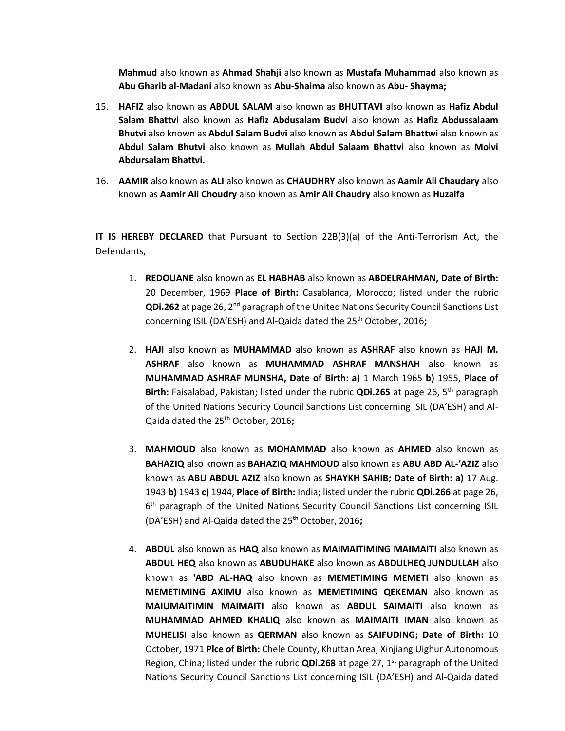**Mahmud** also known as **Ahmad Shahji** also known as **Mustafa Muhammad** also known as **Abu Gharib al-Madani** also known as **Abu-Shaima** also known as **Abu- Shayma;**

15. **HAFIZ** also known as **ABDUL SALAM** also known as **BHUTTAVI** also known as **Hafiz Abdul Salam Bhattvi** also known as **Hafiz Abdusalam Budvi** also known as **Hafiz Abdussalaam Bhutvi** also known as **Abdul Salam Budvi** also known as **Abdul Salam Bhattwi** also known as **Abdul Salam Bhutvi** also known as **Mullah Abdul Salaam Bhattvi** also known as **Molvi Abdursalam Bhattvi.**

16. **AAMIR** also known as **ALI** also known as **CHAUDHRY** also known as **Aamir Ali Chaudary** also known as **Aamir Ali Choudry** also known as **Amir Ali Chaudry** also known as **Huzaifa**

**IT IS HEREBY DECLARED** that Pursuant to Section 22B(3)(a) of the Anti-Terrorism Act, the Defendants,

1. **REDOUANE** also known as **EL HABHAB** also known as **ABDELRAHMAN, Date of Birth:** 20 December, 1969 **Place of Birth:** Casablanca, Morocco; listed under the rubric **QDi.262** at page 26, 2nd paragraph of the United Nations Security Council Sanctions List concerning ISIL (DA'ESH) and Al-Qaida dated the 25th October, 2016**;**

2. **HAJI** also known as **MUHAMMAD** also known as **ASHRAF** also known as **HAJI M. ASHRAF** also known as **MUHAMMAD ASHRAF MANSHAH** also known as **MUHAMMAD ASHRAF MUNSHA, Date of Birth: a)** 1 March 1965 **b)** 1955, **Place of Birth:** Faisalabad, Pakistan; listed under the rubric **QDi.265** at page 26, 5th paragraph of the United Nations Security Council Sanctions List concerning ISIL (DA'ESH) and Al-Qaida dated the 25th October, 2016**;**

3. **MAHMOUD** also known as **MOHAMMAD** also known as **AHMED** also known as **BAHAZIQ** also known as **BAHAZIQ MAHMOUD** also known as **ABU ABD AL-'AZIZ** also known as **ABU ABDUL AZIZ** also known as **SHAYKH SAHIB; Date of Birth: a)** 17 Aug. 1943 **b)** 1943 **c)** 1944, **Place of Birth:** India; listed under the rubric **QDi.266** at page 26, 6th paragraph of the United Nations Security Council Sanctions List concerning ISIL (DA'ESH) and Al-Qaida dated the 25th October, 2016**;**

4. **ABDUL** also known as **HAQ** also known as **MAIMAITIMING MAIMAITI** also known as **ABDUL HEQ** also known as **ABUDUHAKE** also known as **ABDULHEQ JUNDULLAH** also known as **'ABD AL-HAQ** also known as **MEMETIMING MEMETI** also known as **MEMETIMING AXIMU** also known as **MEMETIMING QEKEMAN** also known as **MAIUMAITIMIN MAIMAITI** also known as **ABDUL SAIMAITI** also known as **MUHAMMAD AHMED KHALIQ** also known as **MAIMAITI IMAN** also known as **MUHELISI** also known as **QERMAN** also known as **SAIFUDING; Date of Birth:** 10 October, 1971 **Plce of Birth:** Chele County, Khuttan Area, Xinjiang Uighur Autonomous Region, China; listed under the rubric **QDi.268** at page 27, 1st paragraph of the United Nations Security Council Sanctions List concerning ISIL (DA'ESH) and Al-Qaida dated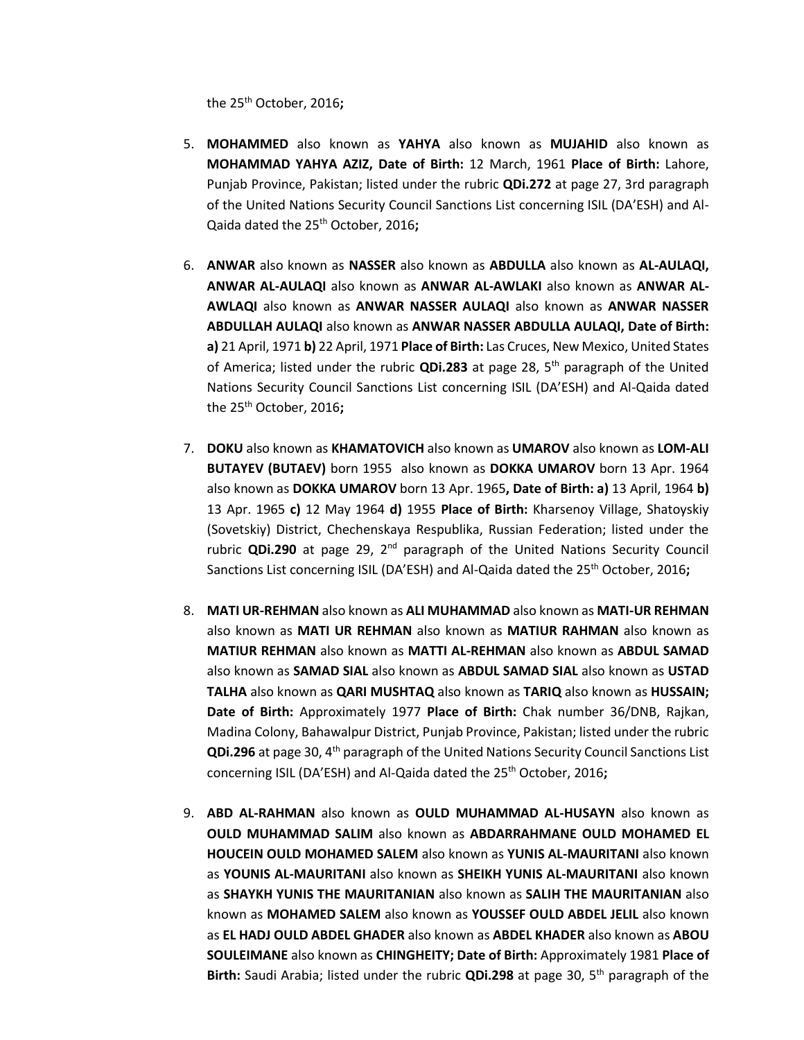the 25th October, 2016**;**

5. **MOHAMMED** also known as **YAHYA** also known as **MUJAHID** also known as **MOHAMMAD YAHYA AZIZ, Date of Birth:** 12 March, 1961 **Place of Birth:** Lahore, Punjab Province, Pakistan; listed under the rubric **QDi.272** at page 27, 3rd paragraph of the United Nations Security Council Sanctions List concerning ISIL (DA'ESH) and Al-Qaida dated the 25th October, 2016**;**

6. **ANWAR** also known as **NASSER** also known as **ABDULLA** also known as **AL-AULAQI, ANWAR AL-AULAQI** also known as **ANWAR AL-AWLAKI** also known as **ANWAR AL-AWLAQI** also known as **ANWAR NASSER AULAQI** also known as **ANWAR NASSER ABDULLAH AULAQI** also known as **ANWAR NASSER ABDULLA AULAQI, Date of Birth: a)** 21 April, 1971 **b)** 22 April, 1971 **Place of Birth:** Las Cruces, New Mexico, United States of America; listed under the rubric **QDi.283** at page 28, 5th paragraph of the United Nations Security Council Sanctions List concerning ISIL (DA'ESH) and Al-Qaida dated the 25th October, 2016**;**

7. **DOKU** also known as **KHAMATOVICH** also known as **UMAROV** also known as **LOM-ALI BUTAYEV (BUTAEV)** born 1955 also known as **DOKKA UMAROV** born 13 Apr. 1964 also known as **DOKKA UMAROV** born 13 Apr. 1965**, Date of Birth: a)** 13 April, 1964 **b)** 13 Apr. 1965 **c)** 12 May 1964 **d)** 1955 **Place of Birth:** Kharsenoy Village, Shatoyskiy (Sovetskiy) District, Chechenskaya Respublika, Russian Federation; listed under the rubric **QDi.290** at page 29, 2nd paragraph of the United Nations Security Council Sanctions List concerning ISIL (DA'ESH) and Al-Qaida dated the 25th October, 2016**;**

8. **MATI UR-REHMAN** also known as **ALI MUHAMMAD** also known as **MATI-UR REHMAN** also known as **MATI UR REHMAN** also known as **MATIUR RAHMAN** also known as **MATIUR REHMAN** also known as **MATTI AL-REHMAN** also known as **ABDUL SAMAD** also known as **SAMAD SIAL** also known as **ABDUL SAMAD SIAL** also known as **USTAD TALHA** also known as **QARI MUSHTAQ** also known as **TARIQ** also known as **HUSSAIN; Date of Birth:** Approximately 1977 **Place of Birth:** Chak number 36/DNB, Rajkan, Madina Colony, Bahawalpur District, Punjab Province, Pakistan; listed under the rubric **QDi.296** at page 30, 4th paragraph of the United Nations Security Council Sanctions List concerning ISIL (DA'ESH) and Al-Qaida dated the 25th October, 2016**;**

9. **ABD AL-RAHMAN** also known as **OULD MUHAMMAD AL-HUSAYN** also known as **OULD MUHAMMAD SALIM** also known as **ABDARRAHMANE OULD MOHAMED EL HOUCEIN OULD MOHAMED SALEM** also known as **YUNIS AL-MAURITANI** also known as **YOUNIS AL-MAURITANI** also known as **SHEIKH YUNIS AL-MAURITANI** also known as **SHAYKH YUNIS THE MAURITANIAN** also known as **SALIH THE MAURITANIAN** also known as **MOHAMED SALEM** also known as **YOUSSEF OULD ABDEL JELIL** also known as **EL HADJ OULD ABDEL GHADER** also known as **ABDEL KHADER** also known as **ABOU SOULEIMANE** also known as **CHINGHEITY; Date of Birth:** Approximately 1981 **Place of Birth:** Saudi Arabia; listed under the rubric **QDi.298** at page 30, 5th paragraph of the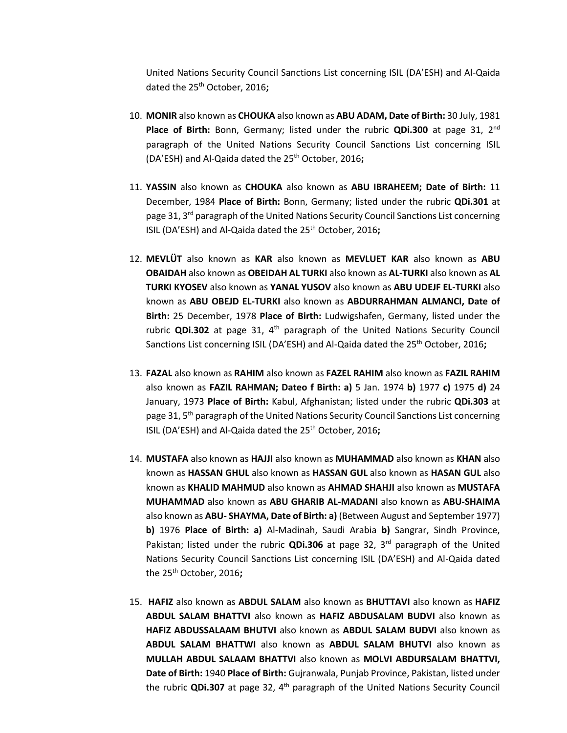United Nations Security Council Sanctions List concerning ISIL (DA'ESH) and Al-Qaida dated the 25th October, 2016**;**

10. **MONIR** also known as **CHOUKA** also known as **ABU ADAM, Date of Birth:** 30 July, 1981 **Place of Birth:** Bonn, Germany; listed under the rubric **QDi.300** at page 31, 2nd paragraph of the United Nations Security Council Sanctions List concerning ISIL (DA'ESH) and Al-Qaida dated the 25th October, 2016**;**

11. **YASSIN** also known as **CHOUKA** also known as **ABU IBRAHEEM; Date of Birth:** 11 December, 1984 **Place of Birth:** Bonn, Germany; listed under the rubric **QDi.301** at page 31, 3rd paragraph of the United Nations Security Council Sanctions List concerning ISIL (DA'ESH) and Al-Qaida dated the 25th October, 2016**;**

12. **MEVLÜT** also known as **KAR** also known as **MEVLUET KAR** also known as **ABU OBAIDAH** also known as **OBEIDAH AL TURKI** also known as **AL-TURKI** also known as **AL TURKI KYOSEV** also known as **YANAL YUSOV** also known as **ABU UDEJF EL-TURKI** also known as **ABU OBEJD EL-TURKI** also known as **ABDURRAHMAN ALMANCI, Date of Birth:** 25 December, 1978 **Place of Birth:** Ludwigshafen, Germany, listed under the rubric **QDi.302** at page 31, 4th paragraph of the United Nations Security Council Sanctions List concerning ISIL (DA'ESH) and Al-Qaida dated the 25th October, 2016**;**

13. **FAZAL** also known as **RAHIM** also known as **FAZEL RAHIM** also known as **FAZIL RAHIM** also known as **FAZIL RAHMAN; Dateo f Birth: a)** 5 Jan. 1974 **b)** 1977 **c)** 1975 **d)** 24 January, 1973 **Place of Birth:** Kabul, Afghanistan; listed under the rubric **QDi.303** at page 31, 5th paragraph of the United Nations Security Council Sanctions List concerning ISIL (DA'ESH) and Al-Qaida dated the 25th October, 2016**;**

14. **MUSTAFA** also known as **HAJJI** also known as **MUHAMMAD** also known as **KHAN** also known as **HASSAN GHUL** also known as **HASSAN GUL** also known as **HASAN GUL** also known as **KHALID MAHMUD** also known as **AHMAD SHAHJI** also known as **MUSTAFA MUHAMMAD** also known as **ABU GHARIB AL-MADANI** also known as **ABU-SHAIMA** also known as **ABU- SHAYMA, Date of Birth: a)** (Between August and September 1977) **b)** 1976 **Place of Birth: a)** Al-Madinah, Saudi Arabia **b)** Sangrar, Sindh Province, Pakistan; listed under the rubric **QDi.306** at page 32, 3rd paragraph of the United Nations Security Council Sanctions List concerning ISIL (DA'ESH) and Al-Qaida dated the 25th October, 2016**;**

15. **HAFIZ** also known as **ABDUL SALAM** also known as **BHUTTAVI** also known as **HAFIZ ABDUL SALAM BHATTVI** also known as **HAFIZ ABDUSALAM BUDVI** also known as **HAFIZ ABDUSSALAAM BHUTVI** also known as **ABDUL SALAM BUDVI** also known as **ABDUL SALAM BHATTWI** also known as **ABDUL SALAM BHUTVI** also known as **MULLAH ABDUL SALAAM BHATTVI** also known as **MOLVI ABDURSALAM BHATTVI, Date of Birth:** 1940 **Place of Birth:** Gujranwala, Punjab Province, Pakistan, listed under the rubric **QDi.307** at page 32, 4th paragraph of the United Nations Security Council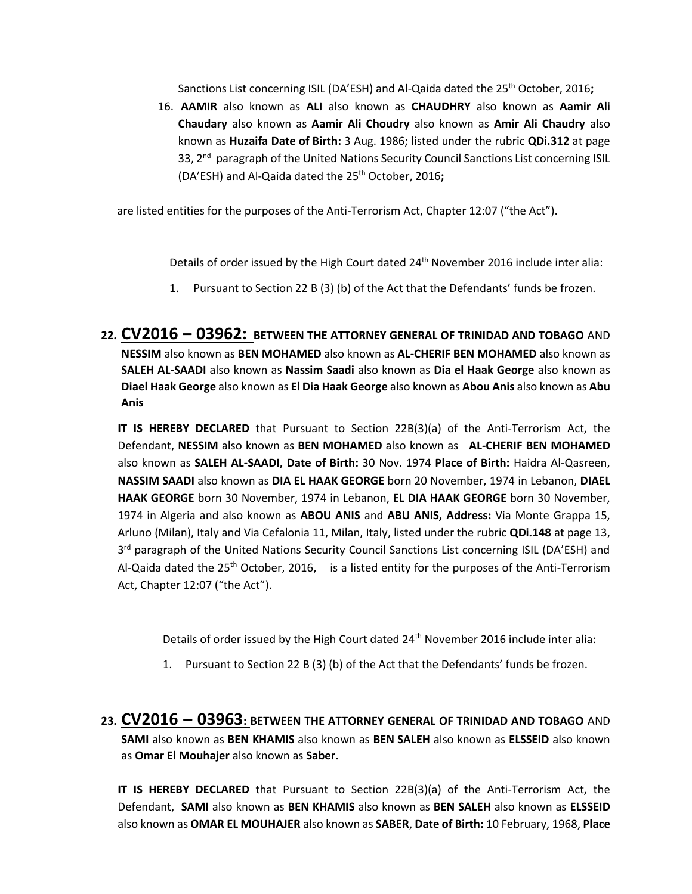Sanctions List concerning ISIL (DA'ESH) and Al-Qaida dated the 25th October, 2016**;**

16. **AAMIR** also known as **ALI** also known as **CHAUDHRY** also known as **Aamir Ali Chaudary** also known as **Aamir Ali Choudry** also known as **Amir Ali Chaudry** also known as **Huzaifa Date of Birth:** 3 Aug. 1986; listed under the rubric **QDi.312** at page 33, 2nd paragraph of the United Nations Security Council Sanctions List concerning ISIL (DA'ESH) and Al-Qaida dated the 25th October, 2016**;**

are listed entities for the purposes of the Anti-Terrorism Act, Chapter 12:07 ("the Act").

Details of order issued by the High Court dated 24th November 2016 include inter alia:

1. Pursuant to Section 22 B (3) (b) of the Act that the Defendants' funds be frozen.

## 22. CV2016 – 03962: BETWEEN THE ATTORNEY GENERAL OF TRINIDAD AND TOBAGO AND NESSIM also known as BEN MOHAMED also known as AL-CHERIF BEN MOHAMED also known as SALEH AL-SAADI also known as Nassim Saadi also known as Dia el Haak George also known as Diael Haak George also known as El Dia Haak George also known as Abou Anis also known as Abu Anis

**IT IS HEREBY DECLARED** that Pursuant to Section 22B(3)(a) of the Anti-Terrorism Act, the Defendant, **NESSIM** also known as **BEN MOHAMED** also known as **AL-CHERIF BEN MOHAMED** also known as **SALEH AL-SAADI, Date of Birth:** 30 Nov. 1974 **Place of Birth:** Haidra Al-Qasreen, **NASSIM SAADI** also known as **DIA EL HAAK GEORGE** born 20 November, 1974 in Lebanon, **DIAEL HAAK GEORGE** born 30 November, 1974 in Lebanon, **EL DIA HAAK GEORGE** born 30 November, 1974 in Algeria and also known as **ABOU ANIS** and **ABU ANIS, Address:** Via Monte Grappa 15, Arluno (Milan), Italy and Via Cefalonia 11, Milan, Italy, listed under the rubric **QDi.148** at page 13, 3rd paragraph of the United Nations Security Council Sanctions List concerning ISIL (DA'ESH) and Al-Qaida dated the 25th October, 2016, is a listed entity for the purposes of the Anti-Terrorism Act, Chapter 12:07 ("the Act").

Details of order issued by the High Court dated 24th November 2016 include inter alia:

1. Pursuant to Section 22 B (3) (b) of the Act that the Defendants' funds be frozen.

## 23. CV2016 – 03963: BETWEEN THE ATTORNEY GENERAL OF TRINIDAD AND TOBAGO AND SAMI also known as BEN KHAMIS also known as BEN SALEH also known as ELSSEID also known as Omar El Mouhajer also known as Saber.

**IT IS HEREBY DECLARED** that Pursuant to Section 22B(3)(a) of the Anti-Terrorism Act, the Defendant, **SAMI** also known as **BEN KHAMIS** also known as **BEN SALEH** also known as **ELSSEID** also known as **OMAR EL MOUHAJER** also known as **SABER**, **Date of Birth:** 10 February, 1968, **Place**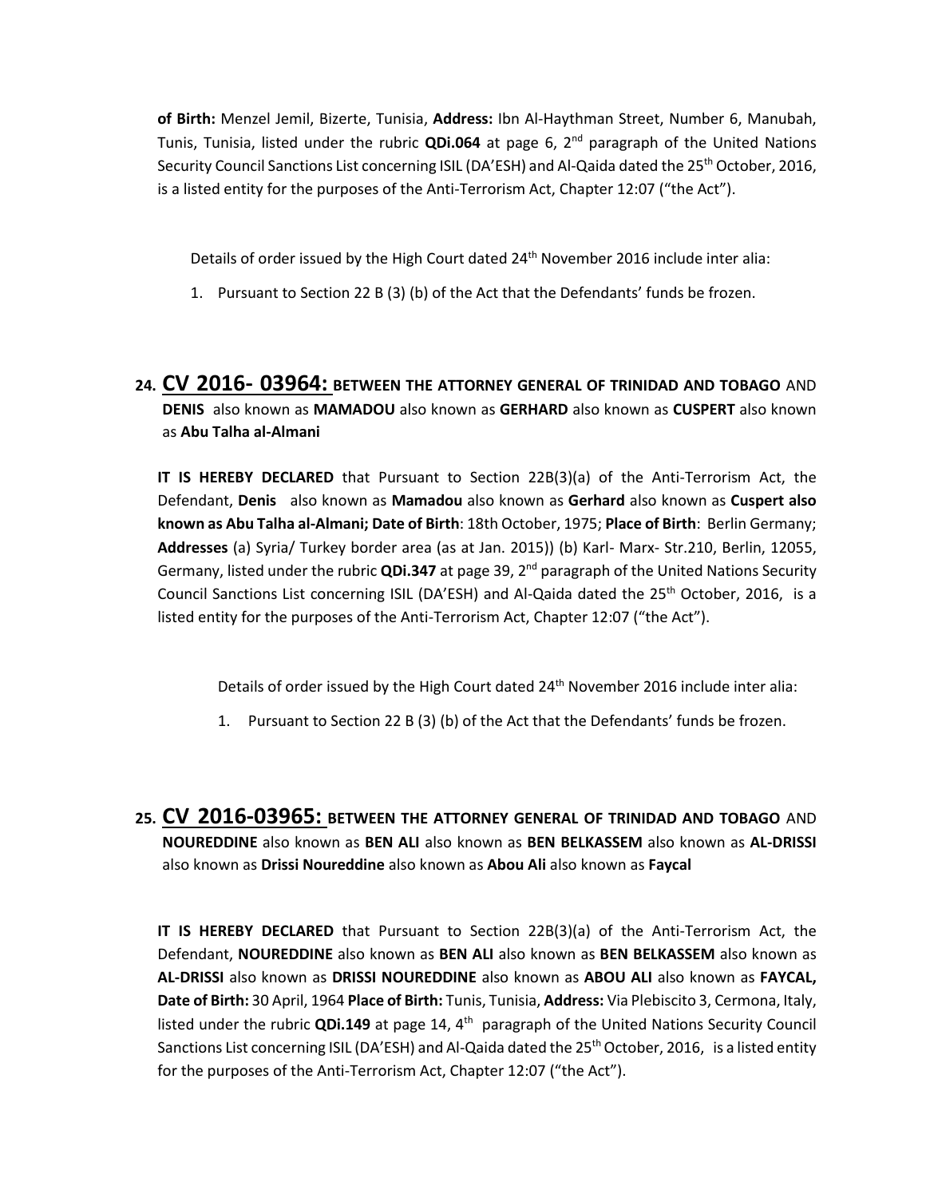**of Birth:** Menzel Jemil, Bizerte, Tunisia, **Address:** Ibn Al-Haythman Street, Number 6, Manubah, Tunis, Tunisia, listed under the rubric **QDi.064** at page 6, 2nd paragraph of the United Nations Security Council Sanctions List concerning ISIL (DA'ESH) and Al-Qaida dated the 25th October, 2016, is a listed entity for the purposes of the Anti-Terrorism Act, Chapter 12:07 ("the Act").

Details of order issued by the High Court dated 24th November 2016 include inter alia:

1. Pursuant to Section 22 B (3) (b) of the Act that the Defendants' funds be frozen.

## 24. CV 2016- 03964: BETWEEN THE ATTORNEY GENERAL OF TRINIDAD AND TOBAGO AND DENIS also known as MAMADOU also known as GERHARD also known as CUSPERT also known as Abu Talha al-Almani

**IT IS HEREBY DECLARED** that Pursuant to Section 22B(3)(a) of the Anti-Terrorism Act, the Defendant, **Denis** also known as **Mamadou** also known as **Gerhard** also known as **Cuspert also known as Abu Talha al-Almani; Date of Birth**: 18th October, 1975; **Place of Birth**: Berlin Germany; **Addresses** (a) Syria/ Turkey border area (as at Jan. 2015)) (b) Karl- Marx- Str.210, Berlin, 12055, Germany, listed under the rubric **QDi.347** at page 39, 2nd paragraph of the United Nations Security Council Sanctions List concerning ISIL (DA'ESH) and Al-Qaida dated the 25th October, 2016, is a listed entity for the purposes of the Anti-Terrorism Act, Chapter 12:07 ("the Act").

Details of order issued by the High Court dated 24th November 2016 include inter alia:

1. Pursuant to Section 22 B (3) (b) of the Act that the Defendants' funds be frozen.

## 25. CV 2016-03965: BETWEEN THE ATTORNEY GENERAL OF TRINIDAD AND TOBAGO AND NOUREDDINE also known as BEN ALI also known as BEN BELKASSEM also known as AL-DRISSI also known as Drissi Noureddine also known as Abou Ali also known as Faycal

**IT IS HEREBY DECLARED** that Pursuant to Section 22B(3)(a) of the Anti-Terrorism Act, the Defendant, **NOUREDDINE** also known as **BEN ALI** also known as **BEN BELKASSEM** also known as **AL-DRISSI** also known as **DRISSI NOUREDDINE** also known as **ABOU ALI** also known as **FAYCAL, Date of Birth:** 30 April, 1964 **Place of Birth:** Tunis, Tunisia, **Address:** Via Plebiscito 3, Cermona, Italy, listed under the rubric **QDi.149** at page 14, 4th paragraph of the United Nations Security Council Sanctions List concerning ISIL (DA'ESH) and Al-Qaida dated the 25th October, 2016, is a listed entity for the purposes of the Anti-Terrorism Act, Chapter 12:07 ("the Act").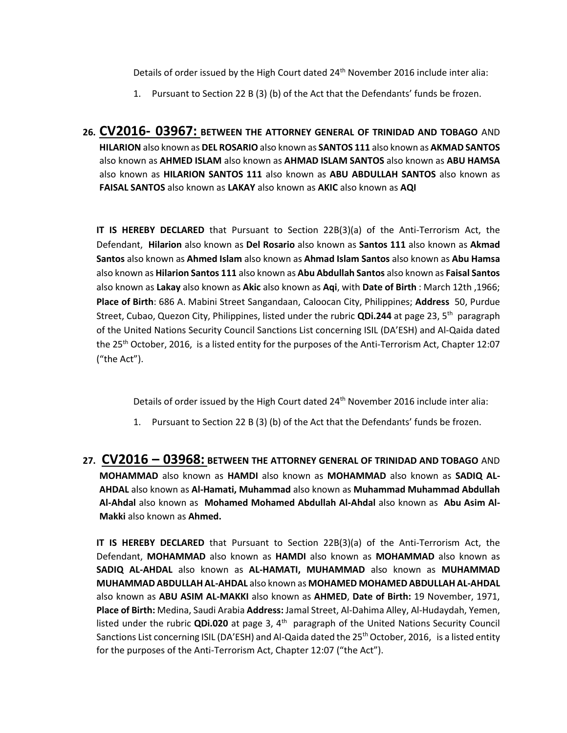Details of order issued by the High Court dated 24th November 2016 include inter alia:

1. Pursuant to Section 22 B (3) (b) of the Act that the Defendants' funds be frozen.

26. **CV2016- 03967: BETWEEN THE ATTORNEY GENERAL OF TRINIDAD AND TOBAGO** AND **HILARION** also known as **DEL ROSARIO** also known as **SANTOS 111** also known as **AKMAD SANTOS** also known as **AHMED ISLAM** also known as **AHMAD ISLAM SANTOS** also known as **ABU HAMSA** also known as **HILARION SANTOS 111** also known as **ABU ABDULLAH SANTOS** also known as **FAISAL SANTOS** also known as **LAKAY** also known as **AKIC** also known as **AQI**

**IT IS HEREBY DECLARED** that Pursuant to Section 22B(3)(a) of the Anti-Terrorism Act, the Defendant, **Hilarion** also known as **Del Rosario** also known as **Santos 111** also known as **Akmad Santos** also known as **Ahmed Islam** also known as **Ahmad Islam Santos** also known as **Abu Hamsa** also known as **Hilarion Santos 111** also known as **Abu Abdullah Santos** also known as **Faisal Santos** also known as **Lakay** also known as **Akic** also known as **Aqi**, with **Date of Birth** : March 12th ,1966; **Place of Birth**: 686 A. Mabini Street Sangandaan, Caloocan City, Philippines; **Address** 50, Purdue Street, Cubao, Quezon City, Philippines, listed under the rubric **QDi.244** at page 23, 5th paragraph of the United Nations Security Council Sanctions List concerning ISIL (DA'ESH) and Al-Qaida dated the 25th October, 2016, is a listed entity for the purposes of the Anti-Terrorism Act, Chapter 12:07 ("the Act").

Details of order issued by the High Court dated 24th November 2016 include inter alia:

1. Pursuant to Section 22 B (3) (b) of the Act that the Defendants' funds be frozen.

27. **CV2016 – 03968: BETWEEN THE ATTORNEY GENERAL OF TRINIDAD AND TOBAGO** AND **MOHAMMAD** also known as **HAMDI** also known as **MOHAMMAD** also known as **SADIQ AL-AHDAL** also known as **Al-Hamati, Muhammad** also known as **Muhammad Muhammad Abdullah Al-Ahdal** also known as **Mohamed Mohamed Abdullah Al-Ahdal** also known as **Abu Asim Al-Makki** also known as **Ahmed.**

**IT IS HEREBY DECLARED** that Pursuant to Section 22B(3)(a) of the Anti-Terrorism Act, the Defendant, **MOHAMMAD** also known as **HAMDI** also known as **MOHAMMAD** also known as **SADIQ AL-AHDAL** also known as **AL-HAMATI, MUHAMMAD** also known as **MUHAMMAD MUHAMMAD ABDULLAH AL-AHDAL** also known as **MOHAMED MOHAMED ABDULLAH AL-AHDAL** also known as **ABU ASIM AL-MAKKI** also known as **AHMED**, **Date of Birth:** 19 November, 1971, **Place of Birth:** Medina, Saudi Arabia **Address:** Jamal Street, Al-Dahima Alley, Al-Hudaydah, Yemen, listed under the rubric **QDi.020** at page 3, 4th paragraph of the United Nations Security Council Sanctions List concerning ISIL (DA'ESH) and Al-Qaida dated the 25th October, 2016, is a listed entity for the purposes of the Anti-Terrorism Act, Chapter 12:07 ("the Act").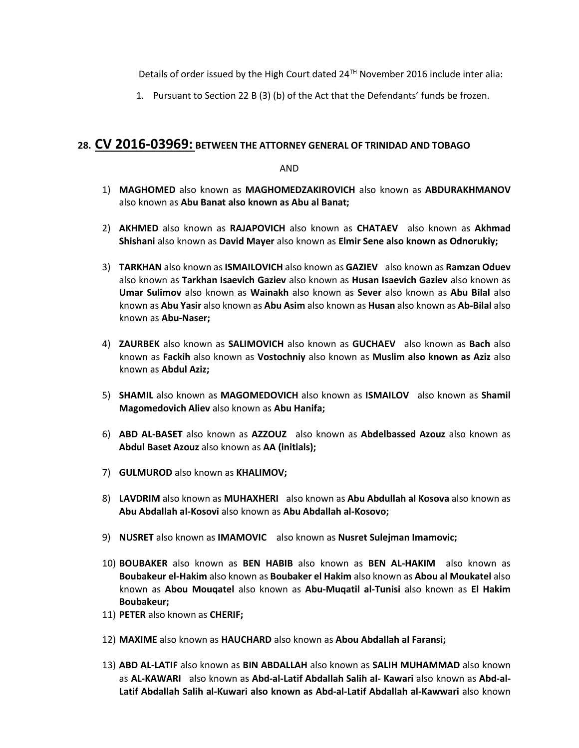Details of order issued by the High Court dated 24TH November 2016 include inter alia:

1. Pursuant to Section 22 B (3) (b) of the Act that the Defendants' funds be frozen.

## 28. CV 2016-03969: BETWEEN THE ATTORNEY GENERAL OF TRINIDAD AND TOBAGO

AND

1) **MAGHOMED** also known as **MAGHOMEDZAKIROVICH** also known as **ABDURAKHMANOV** also known as **Abu Banat also known as Abu al Banat;**

2) **AKHMED** also known as **RAJAPOVICH** also known as **CHATAEV** also known as **Akhmad Shishani** also known as **David Mayer** also known as **Elmir Sene also known as Odnorukiy;**

3) **TARKHAN** also known as **ISMAILOVICH** also known as **GAZIEV** also known as **Ramzan Oduev** also known as **Tarkhan Isaevich Gaziev** also known as **Husan Isaevich Gaziev** also known as **Umar Sulimov** also known as **Wainakh** also known as **Sever** also known as **Abu Bilal** also known as **Abu Yasir** also known as **Abu Asim** also known as **Husan** also known as **Ab-Bilal** also known as **Abu-Naser;**

4) **ZAURBEK** also known as **SALIMOVICH** also known as **GUCHAEV** also known as **Bach** also known as **Fackih** also known as **Vostochniy** also known as **Muslim also known as Aziz** also known as **Abdul Aziz;**

5) **SHAMIL** also known as **MAGOMEDOVICH** also known as **ISMAILOV** also known as **Shamil Magomedovich Aliev** also known as **Abu Hanifa;**

6) **ABD AL-BASET** also known as **AZZOUZ** also known as **Abdelbassed Azouz** also known as **Abdul Baset Azouz** also known as **AA (initials);**

7) **GULMUROD** also known as **KHALIMOV;**

8) **LAVDRIM** also known as **MUHAXHERI** also known as **Abu Abdullah al Kosova** also known as **Abu Abdallah al-Kosovi** also known as **Abu Abdallah al-Kosovo;**

9) **NUSRET** also known as **IMAMOVIC** also known as **Nusret Sulejman Imamovic;**

10) **BOUBAKER** also known as **BEN HABIB** also known as **BEN AL-HAKIM** also known as **Boubakeur el-Hakim** also known as **Boubaker el Hakim** also known as **Abou al Moukatel** also known as **Abou Mouqatel** also known as **Abu-Muqatil al-Tunisi** also known as **El Hakim Boubakeur;**

11) **PETER** also known as **CHERIF;**

12) **MAXIME** also known as **HAUCHARD** also known as **Abou Abdallah al Faransi;**

13) **ABD AL-LATIF** also known as **BIN ABDALLAH** also known as **SALIH MUHAMMAD** also known as **AL-KAWARI** also known as **Abd-al-Latif Abdallah Salih al- Kawari** also known as **Abd-al-Latif Abdallah Salih al-Kuwari also known as Abd-al-Latif Abdallah al-Kawwari** also known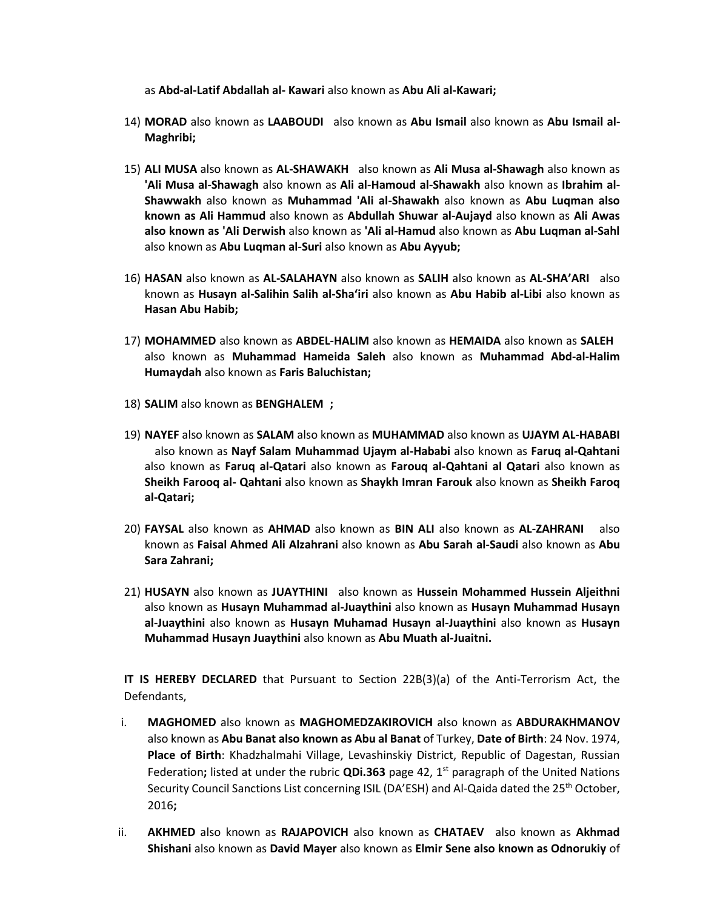as **Abd-al-Latif Abdallah al- Kawari** also known as **Abu Ali al-Kawari;**

14) **MORAD** also known as **LAABOUDI** also known as **Abu Ismail** also known as **Abu Ismail al-Maghribi;**

15) **ALI MUSA** also known as **AL-SHAWAKH** also known as **Ali Musa al-Shawagh** also known as **'Ali Musa al-Shawagh** also known as **Ali al-Hamoud al-Shawakh** also known as **Ibrahim al-Shawwakh** also known as **Muhammad 'Ali al-Shawakh** also known as **Abu Luqman also known as Ali Hammud** also known as **Abdullah Shuwar al-Aujayd** also known as **Ali Awas also known as 'Ali Derwish** also known as **'Ali al-Hamud** also known as **Abu Luqman al-Sahl** also known as **Abu Luqman al-Suri** also known as **Abu Ayyub;**

16) **HASAN** also known as **AL-SALAHAYN** also known as **SALIH** also known as **AL-SHA'ARI** also known as **Husayn al-Salihin Salih al-Sha'iri** also known as **Abu Habib al-Libi** also known as **Hasan Abu Habib;**

17) **MOHAMMED** also known as **ABDEL-HALIM** also known as **HEMAIDA** also known as **SALEH** also known as **Muhammad Hameida Saleh** also known as **Muhammad Abd-al-Halim Humaydah** also known as **Faris Baluchistan;**

18) **SALIM** also known as **BENGHALEM ;**

19) **NAYEF** also known as **SALAM** also known as **MUHAMMAD** also known as **UJAYM AL-HABABI** also known as **Nayf Salam Muhammad Ujaym al-Hababi** also known as **Faruq al-Qahtani** also known as **Faruq al-Qatari** also known as **Farouq al-Qahtani al Qatari** also known as **Sheikh Farooq al- Qahtani** also known as **Shaykh Imran Farouk** also known as **Sheikh Faroq al-Qatari;**

20) **FAYSAL** also known as **AHMAD** also known as **BIN ALI** also known as **AL-ZAHRANI** also known as **Faisal Ahmed Ali Alzahrani** also known as **Abu Sarah al-Saudi** also known as **Abu Sara Zahrani;**

21) **HUSAYN** also known as **JUAYTHINI** also known as **Hussein Mohammed Hussein Aljeithni** also known as **Husayn Muhammad al-Juaythini** also known as **Husayn Muhammad Husayn al-Juaythini** also known as **Husayn Muhamad Husayn al-Juaythini** also known as **Husayn Muhammad Husayn Juaythini** also known as **Abu Muath al-Juaitni.**

**IT IS HEREBY DECLARED** that Pursuant to Section 22B(3)(a) of the Anti-Terrorism Act, the Defendants,

i. **MAGHOMED** also known as **MAGHOMEDZAKIROVICH** also known as **ABDURAKHMANOV** also known as **Abu Banat also known as Abu al Banat** of Turkey, **Date of Birth**: 24 Nov. 1974, **Place of Birth**: Khadzhalmahi Village, Levashinskiy District, Republic of Dagestan, Russian Federation**;** listed at under the rubric **QDi.363** page 42, 1st paragraph of the United Nations Security Council Sanctions List concerning ISIL (DA'ESH) and Al-Qaida dated the 25th October, 2016**;**

ii. **AKHMED** also known as **RAJAPOVICH** also known as **CHATAEV** also known as **Akhmad Shishani** also known as **David Mayer** also known as **Elmir Sene also known as Odnorukiy** of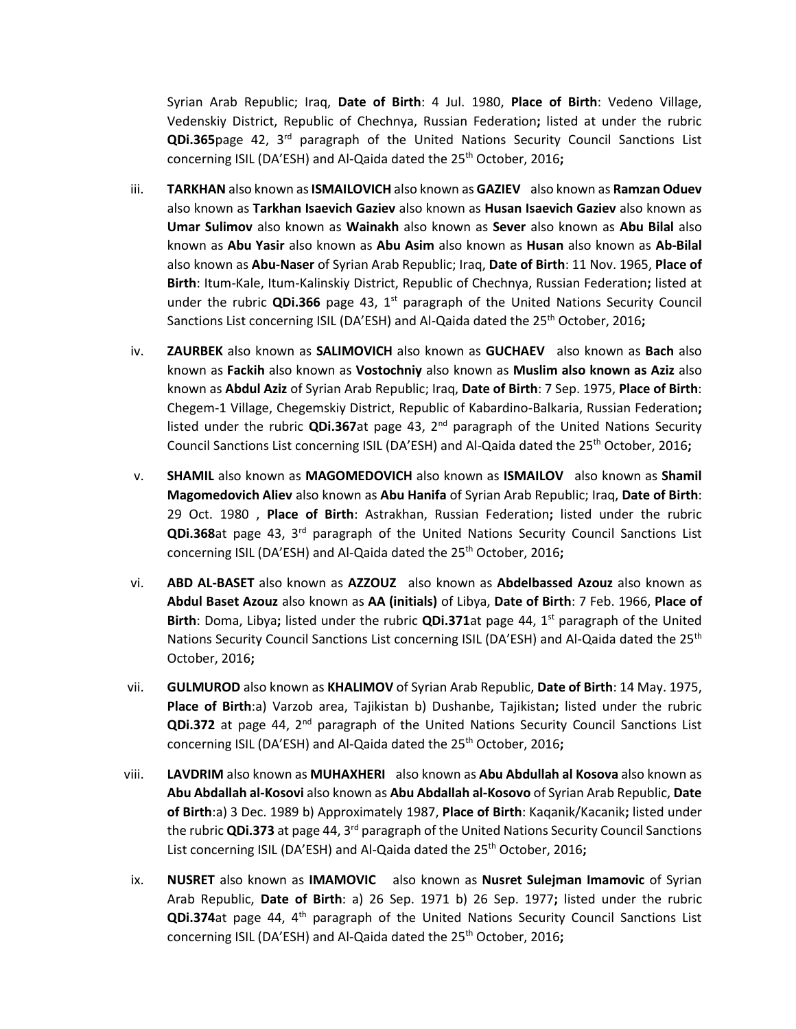Syrian Arab Republic; Iraq, **Date of Birth**: 4 Jul. 1980, **Place of Birth**: Vedeno Village, Vedenskiy District, Republic of Chechnya, Russian Federation**;** listed at under the rubric **QDi.365**page 42, 3rd paragraph of the United Nations Security Council Sanctions List concerning ISIL (DA'ESH) and Al-Qaida dated the 25th October, 2016**;**

iii. **TARKHAN** also known as **ISMAILOVICH** also known as **GAZIEV** also known as **Ramzan Oduev** also known as **Tarkhan Isaevich Gaziev** also known as **Husan Isaevich Gaziev** also known as **Umar Sulimov** also known as **Wainakh** also known as **Sever** also known as **Abu Bilal** also known as **Abu Yasir** also known as **Abu Asim** also known as **Husan** also known as **Ab-Bilal** also known as **Abu-Naser** of Syrian Arab Republic; Iraq, **Date of Birth**: 11 Nov. 1965, **Place of Birth**: Itum-Kale, Itum-Kalinskiy District, Republic of Chechnya, Russian Federation**;** listed at under the rubric **QDi.366** page 43, 1st paragraph of the United Nations Security Council Sanctions List concerning ISIL (DA'ESH) and Al-Qaida dated the 25th October, 2016**;**

iv. **ZAURBEK** also known as **SALIMOVICH** also known as **GUCHAEV** also known as **Bach** also known as **Fackih** also known as **Vostochniy** also known as **Muslim also known as Aziz** also known as **Abdul Aziz** of Syrian Arab Republic; Iraq, **Date of Birth**: 7 Sep. 1975, **Place of Birth**: Chegem-1 Village, Chegemskiy District, Republic of Kabardino-Balkaria, Russian Federation**;** listed under the rubric **QDi.367**at page 43, 2nd paragraph of the United Nations Security Council Sanctions List concerning ISIL (DA'ESH) and Al-Qaida dated the 25th October, 2016**;**

v. **SHAMIL** also known as **MAGOMEDOVICH** also known as **ISMAILOV** also known as **Shamil Magomedovich Aliev** also known as **Abu Hanifa** of Syrian Arab Republic; Iraq, **Date of Birth**: 29 Oct. 1980 , **Place of Birth**: Astrakhan, Russian Federation**;** listed under the rubric **QDi.368**at page 43, 3rd paragraph of the United Nations Security Council Sanctions List concerning ISIL (DA'ESH) and Al-Qaida dated the 25th October, 2016**;**

vi. **ABD AL-BASET** also known as **AZZOUZ** also known as **Abdelbassed Azouz** also known as **Abdul Baset Azouz** also known as **AA (initials)** of Libya, **Date of Birth**: 7 Feb. 1966, **Place of Birth**: Doma, Libya**;** listed under the rubric **QDi.371**at page 44, 1st paragraph of the United Nations Security Council Sanctions List concerning ISIL (DA'ESH) and Al-Qaida dated the 25th October, 2016**;**

vii. **GULMUROD** also known as **KHALIMOV** of Syrian Arab Republic, **Date of Birth**: 14 May. 1975, **Place of Birth**:a) Varzob area, Tajikistan b) Dushanbe, Tajikistan**;** listed under the rubric **QDi.372** at page 44, 2nd paragraph of the United Nations Security Council Sanctions List concerning ISIL (DA'ESH) and Al-Qaida dated the 25th October, 2016**;**

viii. **LAVDRIM** also known as **MUHAXHERI** also known as **Abu Abdullah al Kosova** also known as **Abu Abdallah al-Kosovi** also known as **Abu Abdallah al-Kosovo** of Syrian Arab Republic, **Date of Birth**:a) 3 Dec. 1989 b) Approximately 1987, **Place of Birth**: Kaqanik/Kacanik**;** listed under the rubric **QDi.373** at page 44, 3rd paragraph of the United Nations Security Council Sanctions List concerning ISIL (DA'ESH) and Al-Qaida dated the 25th October, 2016**;**

ix. **NUSRET** also known as **IMAMOVIC** also known as **Nusret Sulejman Imamovic** of Syrian Arab Republic, **Date of Birth**: a) 26 Sep. 1971 b) 26 Sep. 1977**;** listed under the rubric **QDi.374**at page 44, 4th paragraph of the United Nations Security Council Sanctions List concerning ISIL (DA'ESH) and Al-Qaida dated the 25th October, 2016**;**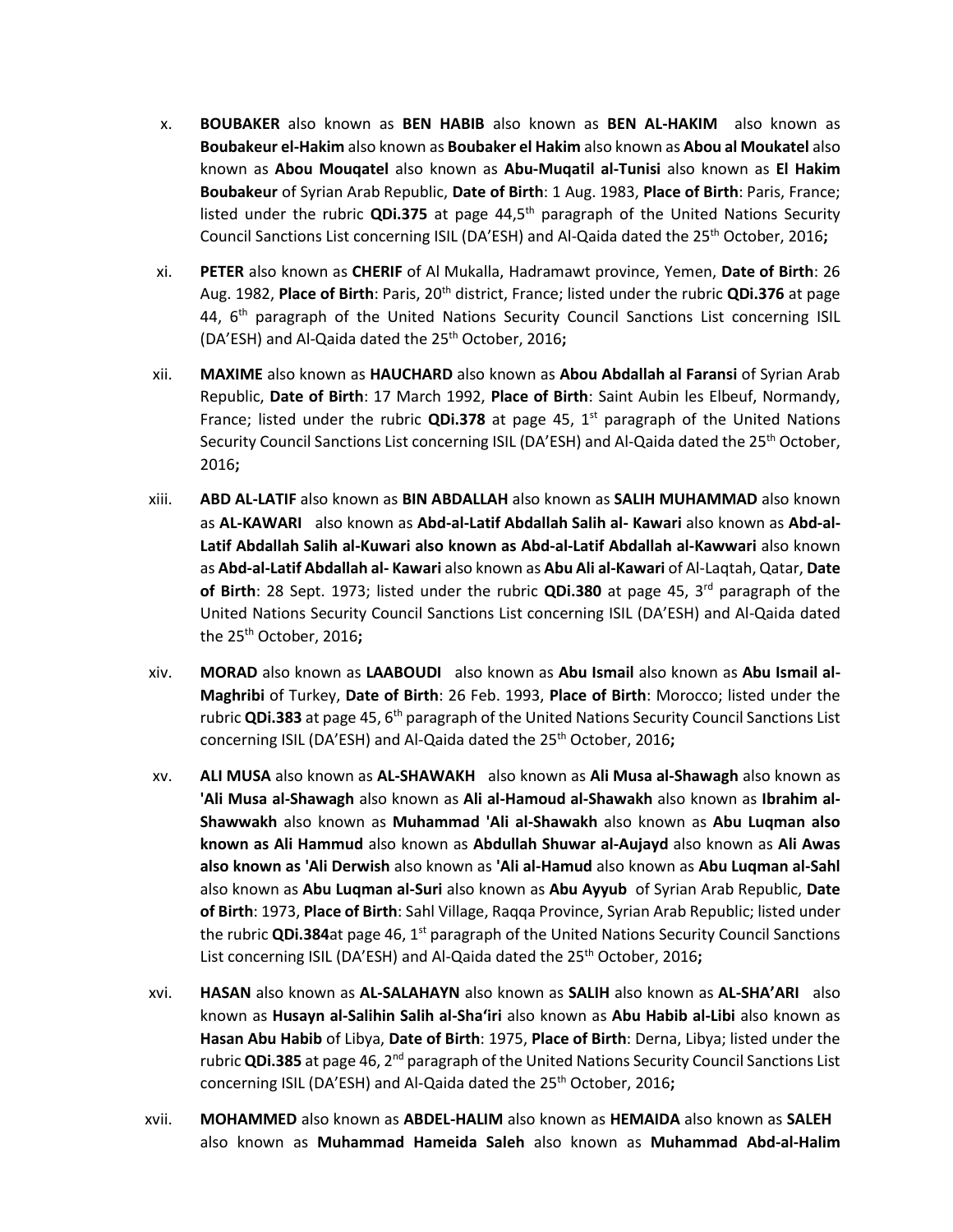x. **BOUBAKER** also known as **BEN HABIB** also known as **BEN AL-HAKIM** also known as **Boubakeur el-Hakim** also known as **Boubaker el Hakim** also known as **Abou al Moukatel** also known as **Abou Mouqatel** also known as **Abu-Muqatil al-Tunisi** also known as **El Hakim Boubakeur** of Syrian Arab Republic, **Date of Birth**: 1 Aug. 1983, **Place of Birth**: Paris, France; listed under the rubric **QDi.375** at page 44,5th paragraph of the United Nations Security Council Sanctions List concerning ISIL (DA'ESH) and Al-Qaida dated the 25th October, 2016**;**

xi. **PETER** also known as **CHERIF** of Al Mukalla, Hadramawt province, Yemen, **Date of Birth**: 26 Aug. 1982, **Place of Birth**: Paris, 20th district, France; listed under the rubric **QDi.376** at page 44, 6th paragraph of the United Nations Security Council Sanctions List concerning ISIL (DA'ESH) and Al-Qaida dated the 25th October, 2016**;**

xii. **MAXIME** also known as **HAUCHARD** also known as **Abou Abdallah al Faransi** of Syrian Arab Republic, **Date of Birth**: 17 March 1992, **Place of Birth**: Saint Aubin les Elbeuf, Normandy, France; listed under the rubric **QDi.378** at page 45, 1st paragraph of the United Nations Security Council Sanctions List concerning ISIL (DA'ESH) and Al-Qaida dated the 25th October, 2016**;**

xiii. **ABD AL-LATIF** also known as **BIN ABDALLAH** also known as **SALIH MUHAMMAD** also known as **AL-KAWARI** also known as **Abd-al-Latif Abdallah Salih al- Kawari** also known as **Abd-al-Latif Abdallah Salih al-Kuwari also known as Abd-al-Latif Abdallah al-Kawwari** also known as **Abd-al-Latif Abdallah al- Kawari** also known as **Abu Ali al-Kawari** of Al-Laqtah, Qatar, **Date of Birth**: 28 Sept. 1973; listed under the rubric **QDi.380** at page 45, 3rd paragraph of the United Nations Security Council Sanctions List concerning ISIL (DA'ESH) and Al-Qaida dated the 25th October, 2016**;**

xiv. **MORAD** also known as **LAABOUDI** also known as **Abu Ismail** also known as **Abu Ismail al-Maghribi** of Turkey, **Date of Birth**: 26 Feb. 1993, **Place of Birth**: Morocco; listed under the rubric **QDi.383** at page 45, 6th paragraph of the United Nations Security Council Sanctions List concerning ISIL (DA'ESH) and Al-Qaida dated the 25th October, 2016**;**

xv. **ALI MUSA** also known as **AL-SHAWAKH** also known as **Ali Musa al-Shawagh** also known as **'Ali Musa al-Shawagh** also known as **Ali al-Hamoud al-Shawakh** also known as **Ibrahim al-Shawwakh** also known as **Muhammad 'Ali al-Shawakh** also known as **Abu Luqman also known as Ali Hammud** also known as **Abdullah Shuwar al-Aujayd** also known as **Ali Awas also known as 'Ali Derwish** also known as **'Ali al-Hamud** also known as **Abu Luqman al-Sahl** also known as **Abu Luqman al-Suri** also known as **Abu Ayyub** of Syrian Arab Republic, **Date of Birth**: 1973, **Place of Birth**: Sahl Village, Raqqa Province, Syrian Arab Republic; listed under the rubric **QDi.384**at page 46, 1st paragraph of the United Nations Security Council Sanctions List concerning ISIL (DA'ESH) and Al-Qaida dated the 25th October, 2016**;**

xvi. **HASAN** also known as **AL-SALAHAYN** also known as **SALIH** also known as **AL-SHA'ARI** also known as **Husayn al-Salihin Salih al-Sha'iri** also known as **Abu Habib al-Libi** also known as **Hasan Abu Habib** of Libya, **Date of Birth**: 1975, **Place of Birth**: Derna, Libya; listed under the rubric **QDi.385** at page 46, 2nd paragraph of the United Nations Security Council Sanctions List concerning ISIL (DA'ESH) and Al-Qaida dated the 25th October, 2016**;**

xvii. **MOHAMMED** also known as **ABDEL-HALIM** also known as **HEMAIDA** also known as **SALEH** also known as **Muhammad Hameida Saleh** also known as **Muhammad Abd-al-Halim**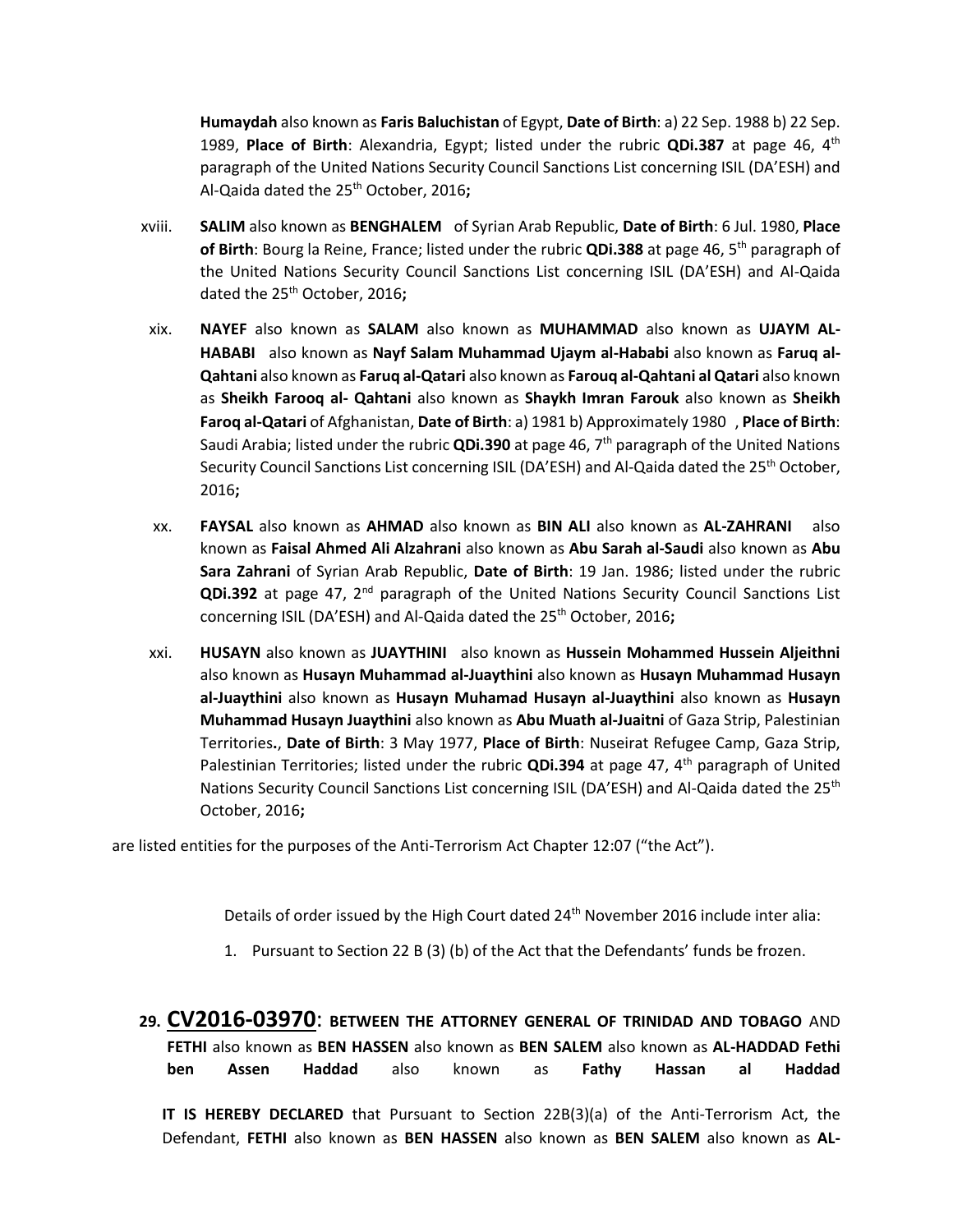**Humaydah** also known as **Faris Baluchistan** of Egypt, **Date of Birth**: a) 22 Sep. 1988 b) 22 Sep. 1989, **Place of Birth**: Alexandria, Egypt; listed under the rubric **QDi.387** at page 46, 4th paragraph of the United Nations Security Council Sanctions List concerning ISIL (DA'ESH) and Al-Qaida dated the 25th October, 2016**;**

xviii. **SALIM** also known as **BENGHALEM** of Syrian Arab Republic, **Date of Birth**: 6 Jul. 1980, **Place of Birth**: Bourg la Reine, France; listed under the rubric **QDi.388** at page 46, 5th paragraph of the United Nations Security Council Sanctions List concerning ISIL (DA'ESH) and Al-Qaida dated the 25th October, 2016**;**

xix. **NAYEF** also known as **SALAM** also known as **MUHAMMAD** also known as **UJAYM AL-HABABI** also known as **Nayf Salam Muhammad Ujaym al-Hababi** also known as **Faruq al-Qahtani** also known as **Faruq al-Qatari** also known as **Farouq al-Qahtani al Qatari** also known as **Sheikh Farooq al- Qahtani** also known as **Shaykh Imran Farouk** also known as **Sheikh Faroq al-Qatari** of Afghanistan, **Date of Birth**: a) 1981 b) Approximately 1980 , **Place of Birth**: Saudi Arabia; listed under the rubric **QDi.390** at page 46, 7th paragraph of the United Nations Security Council Sanctions List concerning ISIL (DA'ESH) and Al-Qaida dated the 25th October, 2016**;**

xx. **FAYSAL** also known as **AHMAD** also known as **BIN ALI** also known as **AL-ZAHRANI** also known as **Faisal Ahmed Ali Alzahrani** also known as **Abu Sarah al-Saudi** also known as **Abu Sara Zahrani** of Syrian Arab Republic, **Date of Birth**: 19 Jan. 1986; listed under the rubric **QDi.392** at page 47, 2nd paragraph of the United Nations Security Council Sanctions List concerning ISIL (DA'ESH) and Al-Qaida dated the 25th October, 2016**;**

xxi. **HUSAYN** also known as **JUAYTHINI** also known as **Hussein Mohammed Hussein Aljeithni** also known as **Husayn Muhammad al-Juaythini** also known as **Husayn Muhammad Husayn al-Juaythini** also known as **Husayn Muhamad Husayn al-Juaythini** also known as **Husayn Muhammad Husayn Juaythini** also known as **Abu Muath al-Juaitni** of Gaza Strip, Palestinian Territories**.**, **Date of Birth**: 3 May 1977, **Place of Birth**: Nuseirat Refugee Camp, Gaza Strip, Palestinian Territories; listed under the rubric **QDi.394** at page 47, 4th paragraph of United Nations Security Council Sanctions List concerning ISIL (DA'ESH) and Al-Qaida dated the 25th October, 2016**;**

are listed entities for the purposes of the Anti-Terrorism Act Chapter 12:07 ("the Act").

Details of order issued by the High Court dated 24th November 2016 include inter alia:

1. Pursuant to Section 22 B (3) (b) of the Act that the Defendants' funds be frozen.

## 29. CV2016-03970: BETWEEN THE ATTORNEY GENERAL OF TRINIDAD AND TOBAGO AND FETHI also known as BEN HASSEN also known as BEN SALEM also known as AL-HADDAD Fethi ben Assen Haddad also known as Fathy Hassan al Haddad

**IT IS HEREBY DECLARED** that Pursuant to Section 22B(3)(a) of the Anti-Terrorism Act, the Defendant, **FETHI** also known as **BEN HASSEN** also known as **BEN SALEM** also known as **AL-**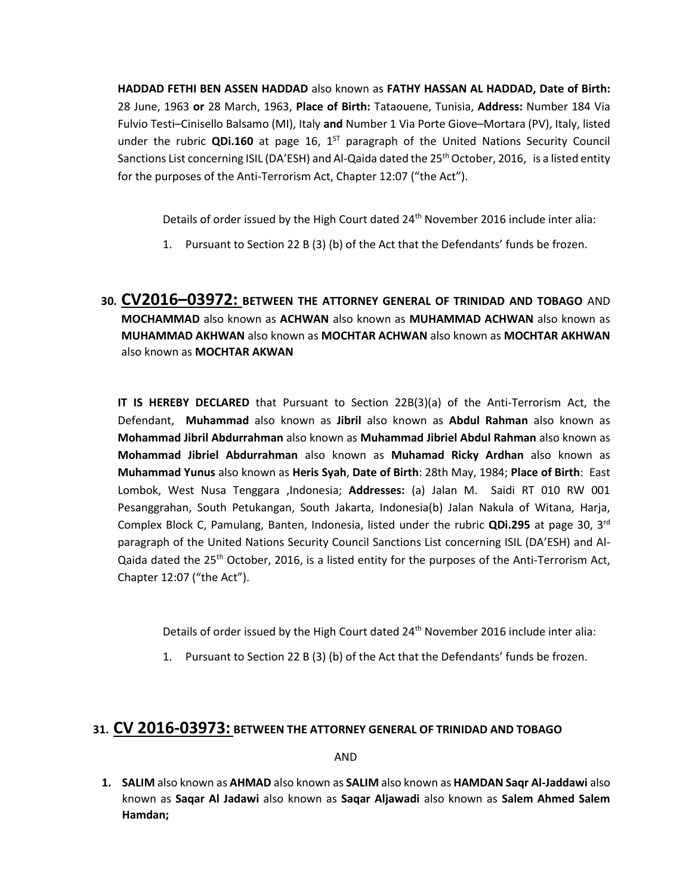**HADDAD FETHI BEN ASSEN HADDAD** also known as **FATHY HASSAN AL HADDAD, Date of Birth:** 28 June, 1963 **or** 28 March, 1963, **Place of Birth:** Tataouene, Tunisia, **Address:** Number 184 Via Fulvio Testi–Cinisello Balsamo (MI), Italy **and** Number 1 Via Porte Giove–Mortara (PV), Italy, listed under the rubric **QDi.160** at page 16, 1ST paragraph of the United Nations Security Council Sanctions List concerning ISIL (DA'ESH) and Al-Qaida dated the 25th October, 2016, is a listed entity for the purposes of the Anti-Terrorism Act, Chapter 12:07 ("the Act").

Details of order issued by the High Court dated 24th November 2016 include inter alia:

1. Pursuant to Section 22 B (3) (b) of the Act that the Defendants' funds be frozen.

## 30. CV2016–03972: BETWEEN THE ATTORNEY GENERAL OF TRINIDAD AND TOBAGO AND MOCHAMMAD also known as ACHWAN also known as MUHAMMAD ACHWAN also known as MUHAMMAD AKHWAN also known as MOCHTAR ACHWAN also known as MOCHTAR AKHWAN also known as MOCHTAR AKWAN

**IT IS HEREBY DECLARED** that Pursuant to Section 22B(3)(a) of the Anti-Terrorism Act, the Defendant, **Muhammad** also known as **Jibril** also known as **Abdul Rahman** also known as **Mohammad Jibril Abdurrahman** also known as **Muhammad Jibriel Abdul Rahman** also known as **Mohammad Jibriel Abdurrahman** also known as **Muhamad Ricky Ardhan** also known as **Muhammad Yunus** also known as **Heris Syah**, **Date of Birth**: 28th May, 1984; **Place of Birth**: East Lombok, West Nusa Tenggara ,Indonesia; **Addresses:** (a) Jalan M. Saidi RT 010 RW 001 Pesanggrahan, South Petukangan, South Jakarta, Indonesia(b) Jalan Nakula of Witana, Harja, Complex Block C, Pamulang, Banten, Indonesia, listed under the rubric **QDi.295** at page 30, 3rd paragraph of the United Nations Security Council Sanctions List concerning ISIL (DA'ESH) and Al-Qaida dated the 25th October, 2016, is a listed entity for the purposes of the Anti-Terrorism Act, Chapter 12:07 ("the Act").

Details of order issued by the High Court dated 24th November 2016 include inter alia:

1. Pursuant to Section 22 B (3) (b) of the Act that the Defendants' funds be frozen.

## 31. CV 2016-03973: BETWEEN THE ATTORNEY GENERAL OF TRINIDAD AND TOBAGO

AND

1. **SALIM** also known as **AHMAD** also known as **SALIM** also known as **HAMDAN Saqr Al-Jaddawi** also known as **Saqar Al Jadawi** also known as **Saqar Aljawadi** also known as **Salem Ahmed Salem Hamdan;**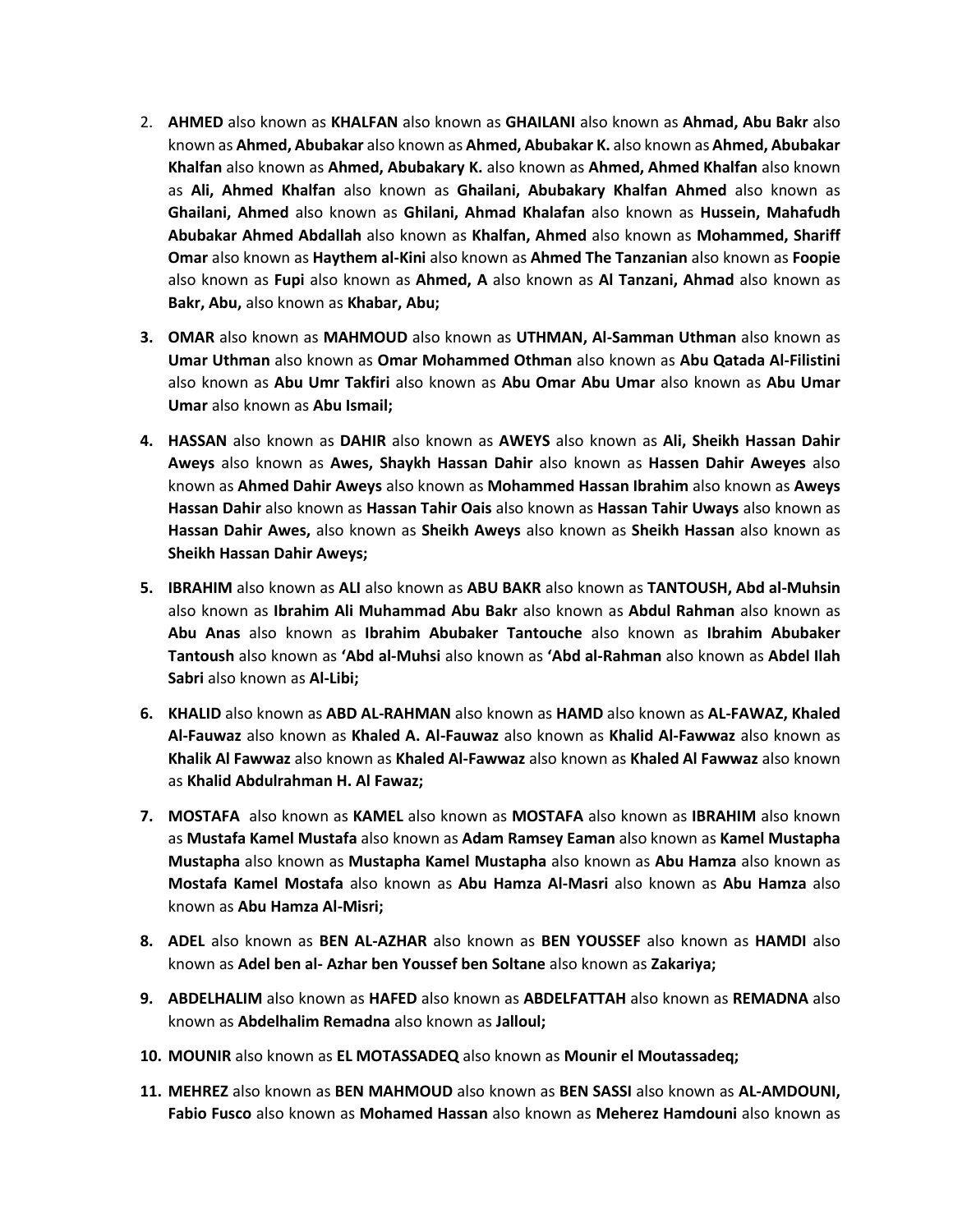2. **AHMED** also known as **KHALFAN** also known as **GHAILANI** also known as **Ahmad, Abu Bakr** also known as **Ahmed, Abubakar** also known as **Ahmed, Abubakar K.** also known as **Ahmed, Abubakar Khalfan** also known as **Ahmed, Abubakary K.** also known as **Ahmed, Ahmed Khalfan** also known as **Ali, Ahmed Khalfan** also known as **Ghailani, Abubakary Khalfan Ahmed** also known as **Ghailani, Ahmed** also known as **Ghilani, Ahmad Khalafan** also known as **Hussein, Mahafudh Abubakar Ahmed Abdallah** also known as **Khalfan, Ahmed** also known as **Mohammed, Shariff Omar** also known as **Haythem al-Kini** also known as **Ahmed The Tanzanian** also known as **Foopie** also known as **Fupi** also known as **Ahmed, A** also known as **Al Tanzani, Ahmad** also known as **Bakr, Abu,** also known as **Khabar, Abu;**

3. **OMAR** also known as **MAHMOUD** also known as **UTHMAN, Al-Samman Uthman** also known as **Umar Uthman** also known as **Omar Mohammed Othman** also known as **Abu Qatada Al-Filistini** also known as **Abu Umr Takfiri** also known as **Abu Omar Abu Umar** also known as **Abu Umar Umar** also known as **Abu Ismail;**

4. **HASSAN** also known as **DAHIR** also known as **AWEYS** also known as **Ali, Sheikh Hassan Dahir Aweys** also known as **Awes, Shaykh Hassan Dahir** also known as **Hassen Dahir Aweyes** also known as **Ahmed Dahir Aweys** also known as **Mohammed Hassan Ibrahim** also known as **Aweys Hassan Dahir** also known as **Hassan Tahir Oais** also known as **Hassan Tahir Uways** also known as **Hassan Dahir Awes,** also known as **Sheikh Aweys** also known as **Sheikh Hassan** also known as **Sheikh Hassan Dahir Aweys;**

5. **IBRAHIM** also known as **ALI** also known as **ABU BAKR** also known as **TANTOUSH, Abd al-Muhsin** also known as **Ibrahim Ali Muhammad Abu Bakr** also known as **Abdul Rahman** also known as **Abu Anas** also known as **Ibrahim Abubaker Tantouche** also known as **Ibrahim Abubaker Tantoush** also known as **'Abd al-Muhsi** also known as **'Abd al-Rahman** also known as **Abdel Ilah Sabri** also known as **Al-Libi;**

6. **KHALID** also known as **ABD AL-RAHMAN** also known as **HAMD** also known as **AL-FAWAZ, Khaled Al-Fauwaz** also known as **Khaled A. Al-Fauwaz** also known as **Khalid Al-Fawwaz** also known as **Khalik Al Fawwaz** also known as **Khaled Al-Fawwaz** also known as **Khaled Al Fawwaz** also known as **Khalid Abdulrahman H. Al Fawaz;**

7. **MOSTAFA** also known as **KAMEL** also known as **MOSTAFA** also known as **IBRAHIM** also known as **Mustafa Kamel Mustafa** also known as **Adam Ramsey Eaman** also known as **Kamel Mustapha Mustapha** also known as **Mustapha Kamel Mustapha** also known as **Abu Hamza** also known as **Mostafa Kamel Mostafa** also known as **Abu Hamza Al-Masri** also known as **Abu Hamza** also known as **Abu Hamza Al-Misri;**

8. **ADEL** also known as **BEN AL-AZHAR** also known as **BEN YOUSSEF** also known as **HAMDI** also known as **Adel ben al- Azhar ben Youssef ben Soltane** also known as **Zakariya;**

9. **ABDELHALIM** also known as **HAFED** also known as **ABDELFATTAH** also known as **REMADNA** also known as **Abdelhalim Remadna** also known as **Jalloul;**

10. **MOUNIR** also known as **EL MOTASSADEQ** also known as **Mounir el Moutassadeq;**

11. **MEHREZ** also known as **BEN MAHMOUD** also known as **BEN SASSI** also known as **AL-AMDOUNI, Fabio Fusco** also known as **Mohamed Hassan** also known as **Meherez Hamdouni** also known as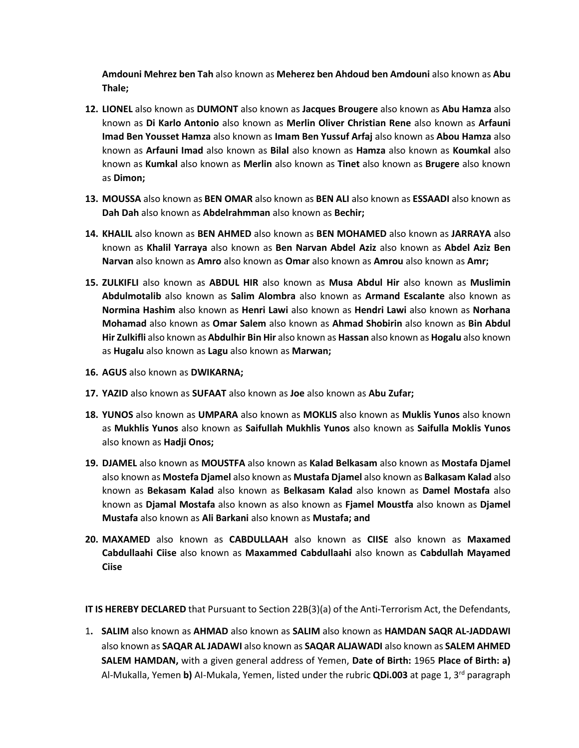**Amdouni Mehrez ben Tah** also known as **Meherez ben Ahdoud ben Amdouni** also known as **Abu Thale;**

12. **LIONEL** also known as **DUMONT** also known as **Jacques Brougere** also known as **Abu Hamza** also known as **Di Karlo Antonio** also known as **Merlin Oliver Christian Rene** also known as **Arfauni Imad Ben Yousset Hamza** also known as **Imam Ben Yussuf Arfaj** also known as **Abou Hamza** also known as **Arfauni Imad** also known as **Bilal** also known as **Hamza** also known as **Koumkal** also known as **Kumkal** also known as **Merlin** also known as **Tinet** also known as **Brugere** also known as **Dimon;**

13. **MOUSSA** also known as **BEN OMAR** also known as **BEN ALI** also known as **ESSAADI** also known as **Dah Dah** also known as **Abdelrahmman** also known as **Bechir;**

14. **KHALIL** also known as **BEN AHMED** also known as **BEN MOHAMED** also known as **JARRAYA** also known as **Khalil Yarraya** also known as **Ben Narvan Abdel Aziz** also known as **Abdel Aziz Ben Narvan** also known as **Amro** also known as **Omar** also known as **Amrou** also known as **Amr;**

15. **ZULKIFLI** also known as **ABDUL HIR** also known as **Musa Abdul Hir** also known as **Muslimin Abdulmotalib** also known as **Salim Alombra** also known as **Armand Escalante** also known as **Normina Hashim** also known as **Henri Lawi** also known as **Hendri Lawi** also known as **Norhana Mohamad** also known as **Omar Salem** also known as **Ahmad Shobirin** also known as **Bin Abdul Hir Zulkifli** also known as **Abdulhir Bin Hir** also known as **Hassan** also known as **Hogalu** also known as **Hugalu** also known as **Lagu** also known as **Marwan;**

16. **AGUS** also known as **DWIKARNA;**

17. **YAZID** also known as **SUFAAT** also known as **Joe** also known as **Abu Zufar;**

18. **YUNOS** also known as **UMPARA** also known as **MOKLIS** also known as **Muklis Yunos** also known as **Mukhlis Yunos** also known as **Saifullah Mukhlis Yunos** also known as **Saifulla Moklis Yunos** also known as **Hadji Onos;**

19. **DJAMEL** also known as **MOUSTFA** also known as **Kalad Belkasam** also known as **Mostafa Djamel** also known as **Mostefa Djamel** also known as **Mustafa Djamel** also known as **Balkasam Kalad** also known as **Bekasam Kalad** also known as **Belkasam Kalad** also known as **Damel Mostafa** also known as **Djamal Mostafa** also known as also known as **Fjamel Moustfa** also known as **Djamel Mustafa** also known as **Ali Barkani** also known as **Mustafa; and**

20. **MAXAMED** also known as **CABDULLAAH** also known as **CIISE** also known as **Maxamed Cabdullaahi Ciise** also known as **Maxammed Cabdullaahi** also known as **Cabdullah Mayamed Ciise**

**IT IS HEREBY DECLARED** that Pursuant to Section 22B(3)(a) of the Anti-Terrorism Act, the Defendants,

1. **SALIM** also known as **AHMAD** also known as **SALIM** also known as **HAMDAN SAQR AL-JADDAWI** also known as **SAQAR AL JADAWI** also known as **SAQAR ALJAWADI** also known as **SALEM AHMED SALEM HAMDAN,** with a given general address of Yemen, **Date of Birth:** 1965 **Place of Birth: a)** Al-Mukalla, Yemen **b)** AI-Mukala, Yemen, listed under the rubric **QDi.003** at page 1, 3rd paragraph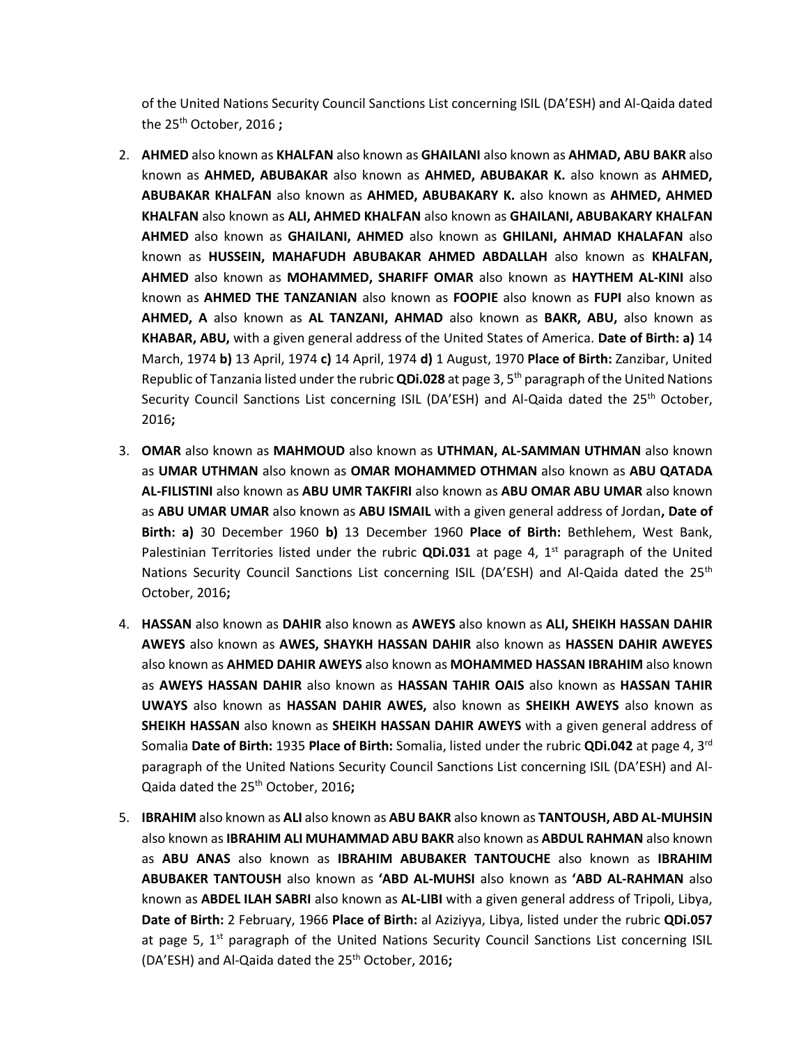of the United Nations Security Council Sanctions List concerning ISIL (DA'ESH) and Al-Qaida dated the 25th October, 2016 **;**

2. **AHMED** also known as **KHALFAN** also known as **GHAILANI** also known as **AHMAD, ABU BAKR** also known as **AHMED, ABUBAKAR** also known as **AHMED, ABUBAKAR K.** also known as **AHMED, ABUBAKAR KHALFAN** also known as **AHMED, ABUBAKARY K.** also known as **AHMED, AHMED KHALFAN** also known as **ALI, AHMED KHALFAN** also known as **GHAILANI, ABUBAKARY KHALFAN AHMED** also known as **GHAILANI, AHMED** also known as **GHILANI, AHMAD KHALAFAN** also known as **HUSSEIN, MAHAFUDH ABUBAKAR AHMED ABDALLAH** also known as **KHALFAN, AHMED** also known as **MOHAMMED, SHARIFF OMAR** also known as **HAYTHEM AL-KINI** also known as **AHMED THE TANZANIAN** also known as **FOOPIE** also known as **FUPI** also known as **AHMED, A** also known as **AL TANZANI, AHMAD** also known as **BAKR, ABU,** also known as **KHABAR, ABU,** with a given general address of the United States of America. **Date of Birth: a)** 14 March, 1974 **b)** 13 April, 1974 **c)** 14 April, 1974 **d)** 1 August, 1970 **Place of Birth:** Zanzibar, United Republic of Tanzania listed under the rubric **QDi.028** at page 3, 5th paragraph of the United Nations Security Council Sanctions List concerning ISIL (DA'ESH) and Al-Qaida dated the 25th October, 2016**;**

3. **OMAR** also known as **MAHMOUD** also known as **UTHMAN, AL-SAMMAN UTHMAN** also known as **UMAR UTHMAN** also known as **OMAR MOHAMMED OTHMAN** also known as **ABU QATADA AL-FILISTINI** also known as **ABU UMR TAKFIRI** also known as **ABU OMAR ABU UMAR** also known as **ABU UMAR UMAR** also known as **ABU ISMAIL** with a given general address of Jordan**, Date of Birth: a)** 30 December 1960 **b)** 13 December 1960 **Place of Birth:** Bethlehem, West Bank, Palestinian Territories listed under the rubric **QDi.031** at page 4, 1st paragraph of the United Nations Security Council Sanctions List concerning ISIL (DA'ESH) and Al-Qaida dated the 25th October, 2016**;**

4. **HASSAN** also known as **DAHIR** also known as **AWEYS** also known as **ALI, SHEIKH HASSAN DAHIR AWEYS** also known as **AWES, SHAYKH HASSAN DAHIR** also known as **HASSEN DAHIR AWEYES** also known as **AHMED DAHIR AWEYS** also known as **MOHAMMED HASSAN IBRAHIM** also known as **AWEYS HASSAN DAHIR** also known as **HASSAN TAHIR OAIS** also known as **HASSAN TAHIR UWAYS** also known as **HASSAN DAHIR AWES,** also known as **SHEIKH AWEYS** also known as **SHEIKH HASSAN** also known as **SHEIKH HASSAN DAHIR AWEYS** with a given general address of Somalia **Date of Birth:** 1935 **Place of Birth:** Somalia, listed under the rubric **QDi.042** at page 4, 3rd paragraph of the United Nations Security Council Sanctions List concerning ISIL (DA'ESH) and Al-Qaida dated the 25th October, 2016**;**

5. **IBRAHIM** also known as **ALI** also known as **ABU BAKR** also known as **TANTOUSH, ABD AL-MUHSIN** also known as **IBRAHIM ALI MUHAMMAD ABU BAKR** also known as **ABDUL RAHMAN** also known as **ABU ANAS** also known as **IBRAHIM ABUBAKER TANTOUCHE** also known as **IBRAHIM ABUBAKER TANTOUSH** also known as **'ABD AL-MUHSI** also known as **'ABD AL-RAHMAN** also known as **ABDEL ILAH SABRI** also known as **AL-LIBI** with a given general address of Tripoli, Libya, **Date of Birth:** 2 February, 1966 **Place of Birth:** al Aziziyya, Libya, listed under the rubric **QDi.057** at page 5, 1st paragraph of the United Nations Security Council Sanctions List concerning ISIL (DA'ESH) and Al-Qaida dated the 25th October, 2016**;**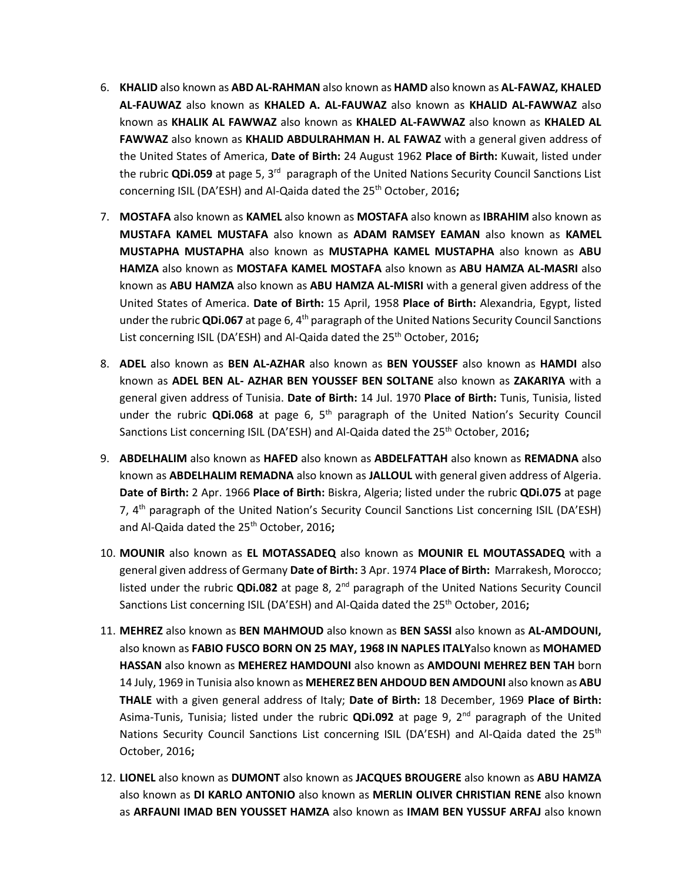6. **KHALID** also known as **ABD AL-RAHMAN** also known as **HAMD** also known as **AL-FAWAZ, KHALED AL-FAUWAZ** also known as **KHALED A. AL-FAUWAZ** also known as **KHALID AL-FAWWAZ** also known as **KHALIK AL FAWWAZ** also known as **KHALED AL-FAWWAZ** also known as **KHALED AL FAWWAZ** also known as **KHALID ABDULRAHMAN H. AL FAWAZ** with a general given address of the United States of America, **Date of Birth:** 24 August 1962 **Place of Birth:** Kuwait, listed under the rubric **QDi.059** at page 5, 3rd paragraph of the United Nations Security Council Sanctions List concerning ISIL (DA'ESH) and Al-Qaida dated the 25th October, 2016**;**

7. **MOSTAFA** also known as **KAMEL** also known as **MOSTAFA** also known as **IBRAHIM** also known as **MUSTAFA KAMEL MUSTAFA** also known as **ADAM RAMSEY EAMAN** also known as **KAMEL MUSTAPHA MUSTAPHA** also known as **MUSTAPHA KAMEL MUSTAPHA** also known as **ABU HAMZA** also known as **MOSTAFA KAMEL MOSTAFA** also known as **ABU HAMZA AL-MASRI** also known as **ABU HAMZA** also known as **ABU HAMZA AL-MISRI** with a general given address of the United States of America. **Date of Birth:** 15 April, 1958 **Place of Birth:** Alexandria, Egypt, listed under the rubric **QDi.067** at page 6, 4th paragraph of the United Nations Security Council Sanctions List concerning ISIL (DA'ESH) and Al-Qaida dated the 25th October, 2016**;**

8. **ADEL** also known as **BEN AL-AZHAR** also known as **BEN YOUSSEF** also known as **HAMDI** also known as **ADEL BEN AL- AZHAR BEN YOUSSEF BEN SOLTANE** also known as **ZAKARIYA** with a general given address of Tunisia. **Date of Birth:** 14 Jul. 1970 **Place of Birth:** Tunis, Tunisia, listed under the rubric **QDi.068** at page 6, 5th paragraph of the United Nation's Security Council Sanctions List concerning ISIL (DA'ESH) and Al-Qaida dated the 25th October, 2016**;**

9. **ABDELHALIM** also known as **HAFED** also known as **ABDELFATTAH** also known as **REMADNA** also known as **ABDELHALIM REMADNA** also known as **JALLOUL** with general given address of Algeria. **Date of Birth:** 2 Apr. 1966 **Place of Birth:** Biskra, Algeria; listed under the rubric **QDi.075** at page 7, 4th paragraph of the United Nation's Security Council Sanctions List concerning ISIL (DA'ESH) and Al-Qaida dated the 25th October, 2016**;**

10. **MOUNIR** also known as **EL MOTASSADEQ** also known as **MOUNIR EL MOUTASSADEQ** with a general given address of Germany **Date of Birth:** 3 Apr. 1974 **Place of Birth:** Marrakesh, Morocco; listed under the rubric **QDi.082** at page 8, 2nd paragraph of the United Nations Security Council Sanctions List concerning ISIL (DA'ESH) and Al-Qaida dated the 25th October, 2016**;**

11. **MEHREZ** also known as **BEN MAHMOUD** also known as **BEN SASSI** also known as **AL-AMDOUNI,** also known as **FABIO FUSCO BORN ON 25 MAY, 1968 IN NAPLES ITALY**also known as **MOHAMED HASSAN** also known as **MEHEREZ HAMDOUNI** also known as **AMDOUNI MEHREZ BEN TAH** born 14 July, 1969 in Tunisia also known as **MEHEREZ BEN AHDOUD BEN AMDOUNI** also known as **ABU THALE** with a given general address of Italy; **Date of Birth:** 18 December, 1969 **Place of Birth:** Asima-Tunis, Tunisia; listed under the rubric **QDi.092** at page 9, 2nd paragraph of the United Nations Security Council Sanctions List concerning ISIL (DA'ESH) and Al-Qaida dated the 25th October, 2016**;**

12. **LIONEL** also known as **DUMONT** also known as **JACQUES BROUGERE** also known as **ABU HAMZA** also known as **DI KARLO ANTONIO** also known as **MERLIN OLIVER CHRISTIAN RENE** also known as **ARFAUNI IMAD BEN YOUSSET HAMZA** also known as **IMAM BEN YUSSUF ARFAJ** also known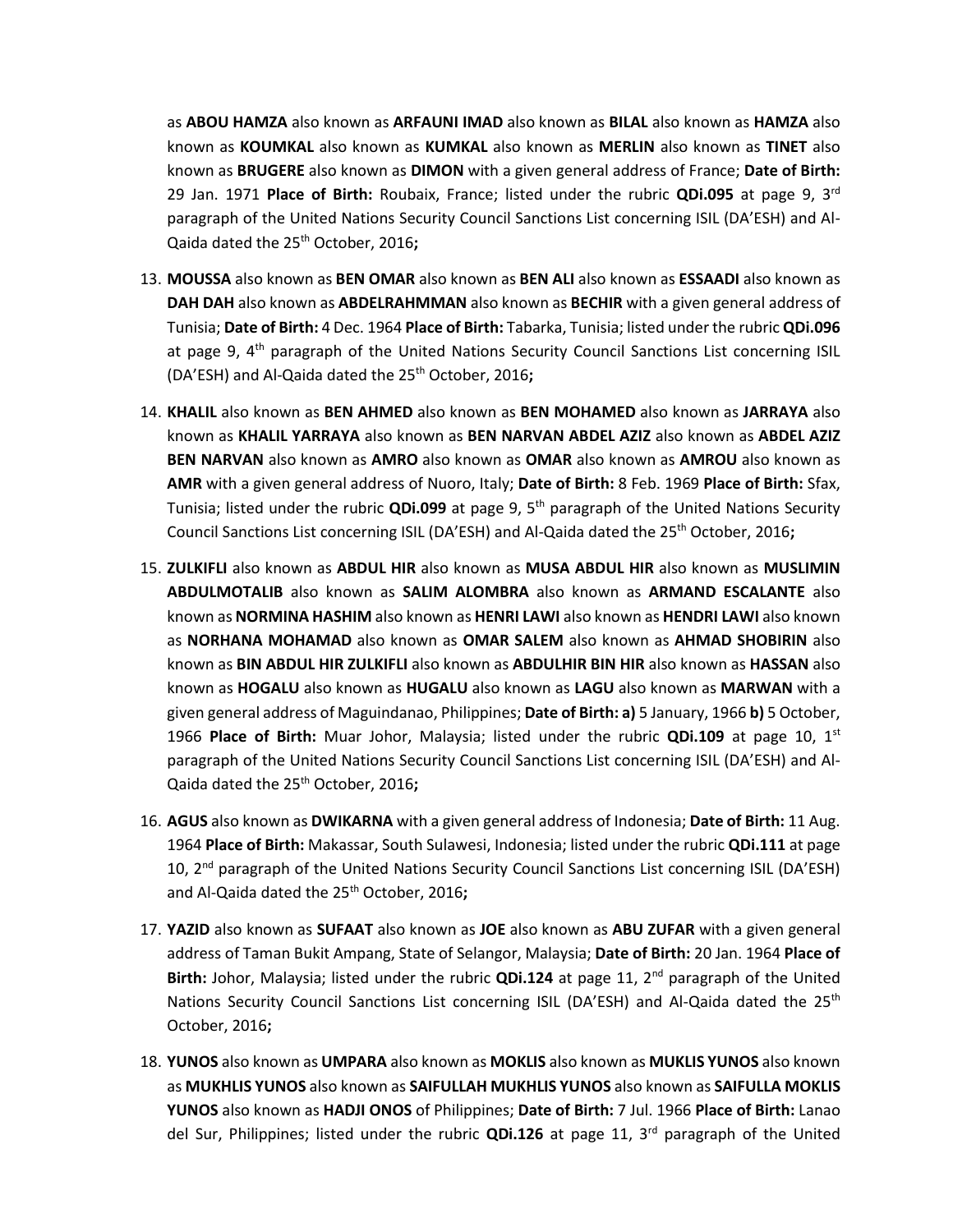as **ABOU HAMZA** also known as **ARFAUNI IMAD** also known as **BILAL** also known as **HAMZA** also known as **KOUMKAL** also known as **KUMKAL** also known as **MERLIN** also known as **TINET** also known as **BRUGERE** also known as **DIMON** with a given general address of France; **Date of Birth:** 29 Jan. 1971 **Place of Birth:** Roubaix, France; listed under the rubric **QDi.095** at page 9, 3rd paragraph of the United Nations Security Council Sanctions List concerning ISIL (DA'ESH) and Al-Qaida dated the 25th October, 2016**;**

13. **MOUSSA** also known as **BEN OMAR** also known as **BEN ALI** also known as **ESSAADI** also known as **DAH DAH** also known as **ABDELRAHMMAN** also known as **BECHIR** with a given general address of Tunisia; **Date of Birth:** 4 Dec. 1964 **Place of Birth:** Tabarka, Tunisia; listed under the rubric **QDi.096** at page 9, 4th paragraph of the United Nations Security Council Sanctions List concerning ISIL (DA'ESH) and Al-Qaida dated the 25th October, 2016**;**

14. **KHALIL** also known as **BEN AHMED** also known as **BEN MOHAMED** also known as **JARRAYA** also known as **KHALIL YARRAYA** also known as **BEN NARVAN ABDEL AZIZ** also known as **ABDEL AZIZ BEN NARVAN** also known as **AMRO** also known as **OMAR** also known as **AMROU** also known as **AMR** with a given general address of Nuoro, Italy; **Date of Birth:** 8 Feb. 1969 **Place of Birth:** Sfax, Tunisia; listed under the rubric **QDi.099** at page 9, 5th paragraph of the United Nations Security Council Sanctions List concerning ISIL (DA'ESH) and Al-Qaida dated the 25th October, 2016**;**

15. **ZULKIFLI** also known as **ABDUL HIR** also known as **MUSA ABDUL HIR** also known as **MUSLIMIN ABDULMOTALIB** also known as **SALIM ALOMBRA** also known as **ARMAND ESCALANTE** also known as **NORMINA HASHIM** also known as **HENRI LAWI** also known as **HENDRI LAWI** also known as **NORHANA MOHAMAD** also known as **OMAR SALEM** also known as **AHMAD SHOBIRIN** also known as **BIN ABDUL HIR ZULKIFLI** also known as **ABDULHIR BIN HIR** also known as **HASSAN** also known as **HOGALU** also known as **HUGALU** also known as **LAGU** also known as **MARWAN** with a given general address of Maguindanao, Philippines; **Date of Birth: a)** 5 January, 1966 **b)** 5 October, 1966 **Place of Birth:** Muar Johor, Malaysia; listed under the rubric **QDi.109** at page 10, 1st paragraph of the United Nations Security Council Sanctions List concerning ISIL (DA'ESH) and Al-Qaida dated the 25th October, 2016**;**

16. **AGUS** also known as **DWIKARNA** with a given general address of Indonesia; **Date of Birth:** 11 Aug. 1964 **Place of Birth:** Makassar, South Sulawesi, Indonesia; listed under the rubric **QDi.111** at page 10, 2nd paragraph of the United Nations Security Council Sanctions List concerning ISIL (DA'ESH) and Al-Qaida dated the 25th October, 2016**;**

17. **YAZID** also known as **SUFAAT** also known as **JOE** also known as **ABU ZUFAR** with a given general address of Taman Bukit Ampang, State of Selangor, Malaysia; **Date of Birth:** 20 Jan. 1964 **Place of Birth:** Johor, Malaysia; listed under the rubric **QDi.124** at page 11, 2nd paragraph of the United Nations Security Council Sanctions List concerning ISIL (DA'ESH) and Al-Qaida dated the 25th October, 2016**;**

18. **YUNOS** also known as **UMPARA** also known as **MOKLIS** also known as **MUKLIS YUNOS** also known as **MUKHLIS YUNOS** also known as **SAIFULLAH MUKHLIS YUNOS** also known as **SAIFULLA MOKLIS YUNOS** also known as **HADJI ONOS** of Philippines; **Date of Birth:** 7 Jul. 1966 **Place of Birth:** Lanao del Sur, Philippines; listed under the rubric **QDi.126** at page 11, 3rd paragraph of the United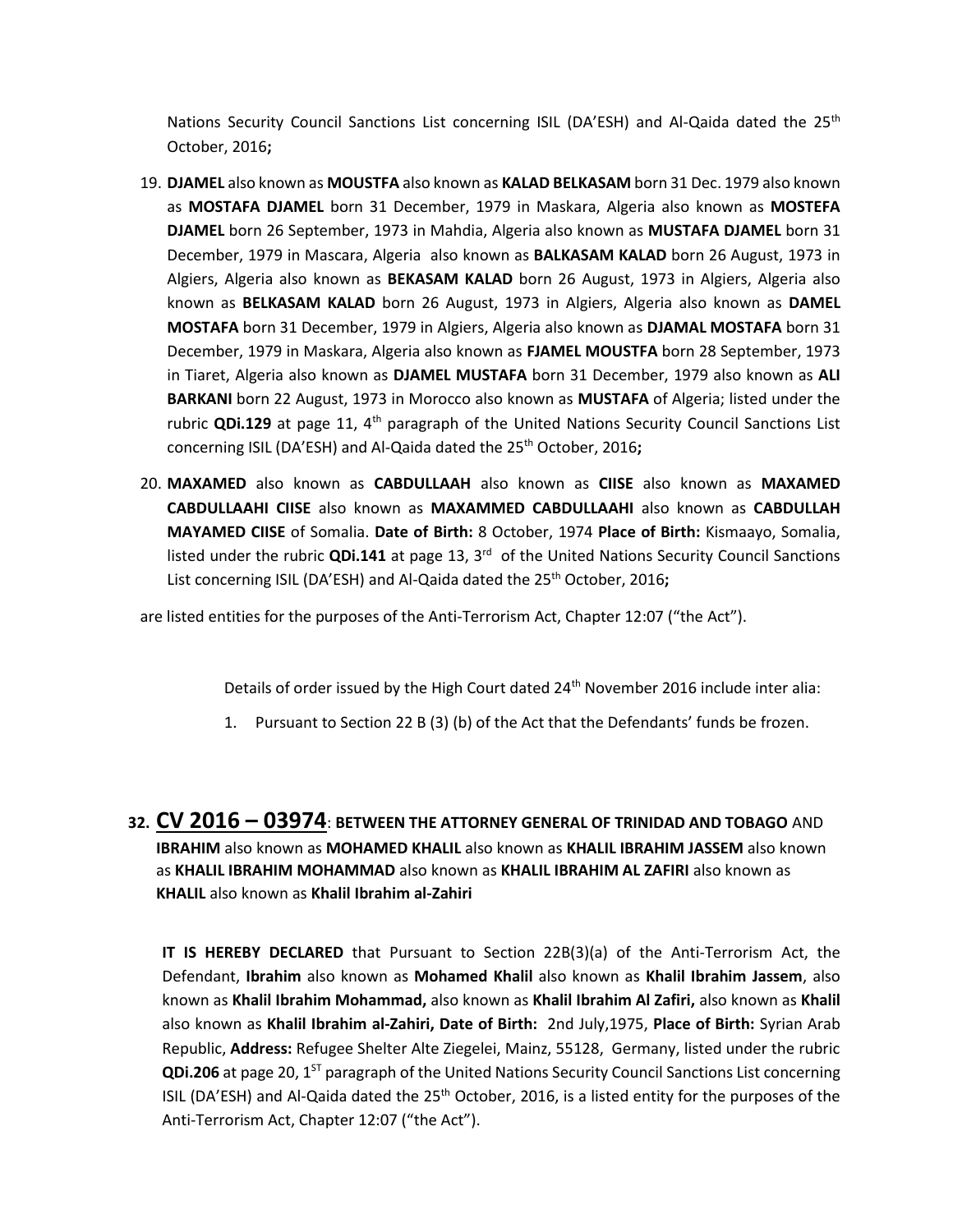Nations Security Council Sanctions List concerning ISIL (DA'ESH) and Al-Qaida dated the 25th October, 2016**;**

19. **DJAMEL** also known as **MOUSTFA** also known as **KALAD BELKASAM** born 31 Dec. 1979 also known as **MOSTAFA DJAMEL** born 31 December, 1979 in Maskara, Algeria also known as **MOSTEFA DJAMEL** born 26 September, 1973 in Mahdia, Algeria also known as **MUSTAFA DJAMEL** born 31 December, 1979 in Mascara, Algeria also known as **BALKASAM KALAD** born 26 August, 1973 in Algiers, Algeria also known as **BEKASAM KALAD** born 26 August, 1973 in Algiers, Algeria also known as **BELKASAM KALAD** born 26 August, 1973 in Algiers, Algeria also known as **DAMEL MOSTAFA** born 31 December, 1979 in Algiers, Algeria also known as **DJAMAL MOSTAFA** born 31 December, 1979 in Maskara, Algeria also known as **FJAMEL MOUSTFA** born 28 September, 1973 in Tiaret, Algeria also known as **DJAMEL MUSTAFA** born 31 December, 1979 also known as **ALI BARKANI** born 22 August, 1973 in Morocco also known as **MUSTAFA** of Algeria; listed under the rubric **QDi.129** at page 11, 4th paragraph of the United Nations Security Council Sanctions List concerning ISIL (DA'ESH) and Al-Qaida dated the 25th October, 2016**;**

20. **MAXAMED** also known as **CABDULLAAH** also known as **CIISE** also known as **MAXAMED CABDULLAAHI CIISE** also known as **MAXAMMED CABDULLAAHI** also known as **CABDULLAH MAYAMED CIISE** of Somalia. **Date of Birth:** 8 October, 1974 **Place of Birth:** Kismaayo, Somalia, listed under the rubric **QDi.141** at page 13, 3rd of the United Nations Security Council Sanctions List concerning ISIL (DA'ESH) and Al-Qaida dated the 25th October, 2016**;**

are listed entities for the purposes of the Anti-Terrorism Act, Chapter 12:07 ("the Act").

Details of order issued by the High Court dated 24th November 2016 include inter alia:

1. Pursuant to Section 22 B (3) (b) of the Act that the Defendants' funds be frozen.

**32. CV 2016 – 03974**: **BETWEEN THE ATTORNEY GENERAL OF TRINIDAD AND TOBAGO** AND **IBRAHIM** also known as **MOHAMED KHALIL** also known as **KHALIL IBRAHIM JASSEM** also known as **KHALIL IBRAHIM MOHAMMAD** also known as **KHALIL IBRAHIM AL ZAFIRI** also known as **KHALIL** also known as **Khalil Ibrahim al-Zahiri**

**IT IS HEREBY DECLARED** that Pursuant to Section 22B(3)(a) of the Anti-Terrorism Act, the Defendant, **Ibrahim** also known as **Mohamed Khalil** also known as **Khalil Ibrahim Jassem**, also known as **Khalil Ibrahim Mohammad,** also known as **Khalil Ibrahim Al Zafiri,** also known as **Khalil** also known as **Khalil Ibrahim al-Zahiri, Date of Birth:** 2nd July,1975, **Place of Birth:** Syrian Arab Republic, **Address:** Refugee Shelter Alte Ziegelei, Mainz, 55128, Germany, listed under the rubric **QDi.206** at page 20, 1ST paragraph of the United Nations Security Council Sanctions List concerning ISIL (DA'ESH) and Al-Qaida dated the 25th October, 2016, is a listed entity for the purposes of the Anti-Terrorism Act, Chapter 12:07 ("the Act").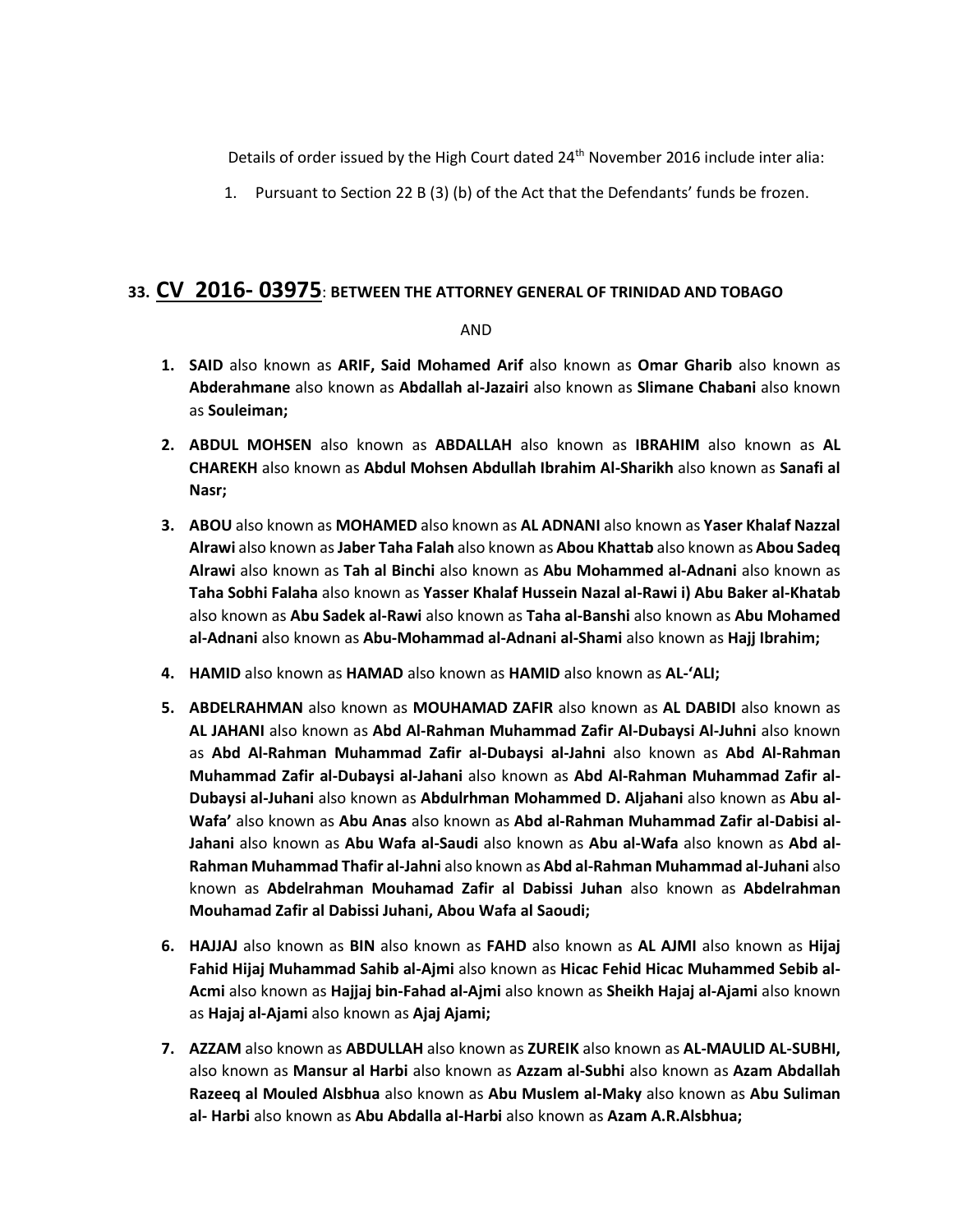Details of order issued by the High Court dated 24th November 2016 include inter alia:

1. Pursuant to Section 22 B (3) (b) of the Act that the Defendants' funds be frozen.

## 33. CV 2016- 03975: BETWEEN THE ATTORNEY GENERAL OF TRINIDAD AND TOBAGO

AND

1. **SAID** also known as **ARIF, Said Mohamed Arif** also known as **Omar Gharib** also known as **Abderahmane** also known as **Abdallah al-Jazairi** also known as **Slimane Chabani** also known as **Souleiman;**

2. **ABDUL MOHSEN** also known as **ABDALLAH** also known as **IBRAHIM** also known as **AL CHAREKH** also known as **Abdul Mohsen Abdullah Ibrahim Al-Sharikh** also known as **Sanafi al Nasr;**

3. **ABOU** also known as **MOHAMED** also known as **AL ADNANI** also known as **Yaser Khalaf Nazzal Alrawi** also known as **Jaber Taha Falah** also known as **Abou Khattab** also known as **Abou Sadeq Alrawi** also known as **Tah al Binchi** also known as **Abu Mohammed al-Adnani** also known as **Taha Sobhi Falaha** also known as **Yasser Khalaf Hussein Nazal al-Rawi i) Abu Baker al-Khatab** also known as **Abu Sadek al-Rawi** also known as **Taha al-Banshi** also known as **Abu Mohamed al-Adnani** also known as **Abu-Mohammad al-Adnani al-Shami** also known as **Hajj Ibrahim;**

4. **HAMID** also known as **HAMAD** also known as **HAMID** also known as **AL-'ALI;**

5. **ABDELRAHMAN** also known as **MOUHAMAD ZAFIR** also known as **AL DABIDI** also known as **AL JAHANI** also known as **Abd Al-Rahman Muhammad Zafir Al-Dubaysi Al-Juhni** also known as **Abd Al-Rahman Muhammad Zafir al-Dubaysi al-Jahni** also known as **Abd Al-Rahman Muhammad Zafir al-Dubaysi al-Jahani** also known as **Abd Al-Rahman Muhammad Zafir al-Dubaysi al-Juhani** also known as **Abdulrhman Mohammed D. Aljahani** also known as **Abu al-Wafa'** also known as **Abu Anas** also known as **Abd al-Rahman Muhammad Zafir al-Dabisi al-Jahani** also known as **Abu Wafa al-Saudi** also known as **Abu al-Wafa** also known as **Abd al-Rahman Muhammad Thafir al-Jahni** also known as **Abd al-Rahman Muhammad al-Juhani** also known as **Abdelrahman Mouhamad Zafir al Dabissi Juhan** also known as **Abdelrahman Mouhamad Zafir al Dabissi Juhani, Abou Wafa al Saoudi;**

6. **HAJJAJ** also known as **BIN** also known as **FAHD** also known as **AL AJMI** also known as **Hijaj Fahid Hijaj Muhammad Sahib al-Ajmi** also known as **Hicac Fehid Hicac Muhammed Sebib al-Acmi** also known as **Hajjaj bin-Fahad al-Ajmi** also known as **Sheikh Hajaj al-Ajami** also known as **Hajaj al-Ajami** also known as **Ajaj Ajami;**

7. **AZZAM** also known as **ABDULLAH** also known as **ZUREIK** also known as **AL-MAULID AL-SUBHI,** also known as **Mansur al Harbi** also known as **Azzam al-Subhi** also known as **Azam Abdallah Razeeq al Mouled Alsbhua** also known as **Abu Muslem al-Maky** also known as **Abu Suliman al- Harbi** also known as **Abu Abdalla al-Harbi** also known as **Azam A.R.Alsbhua;**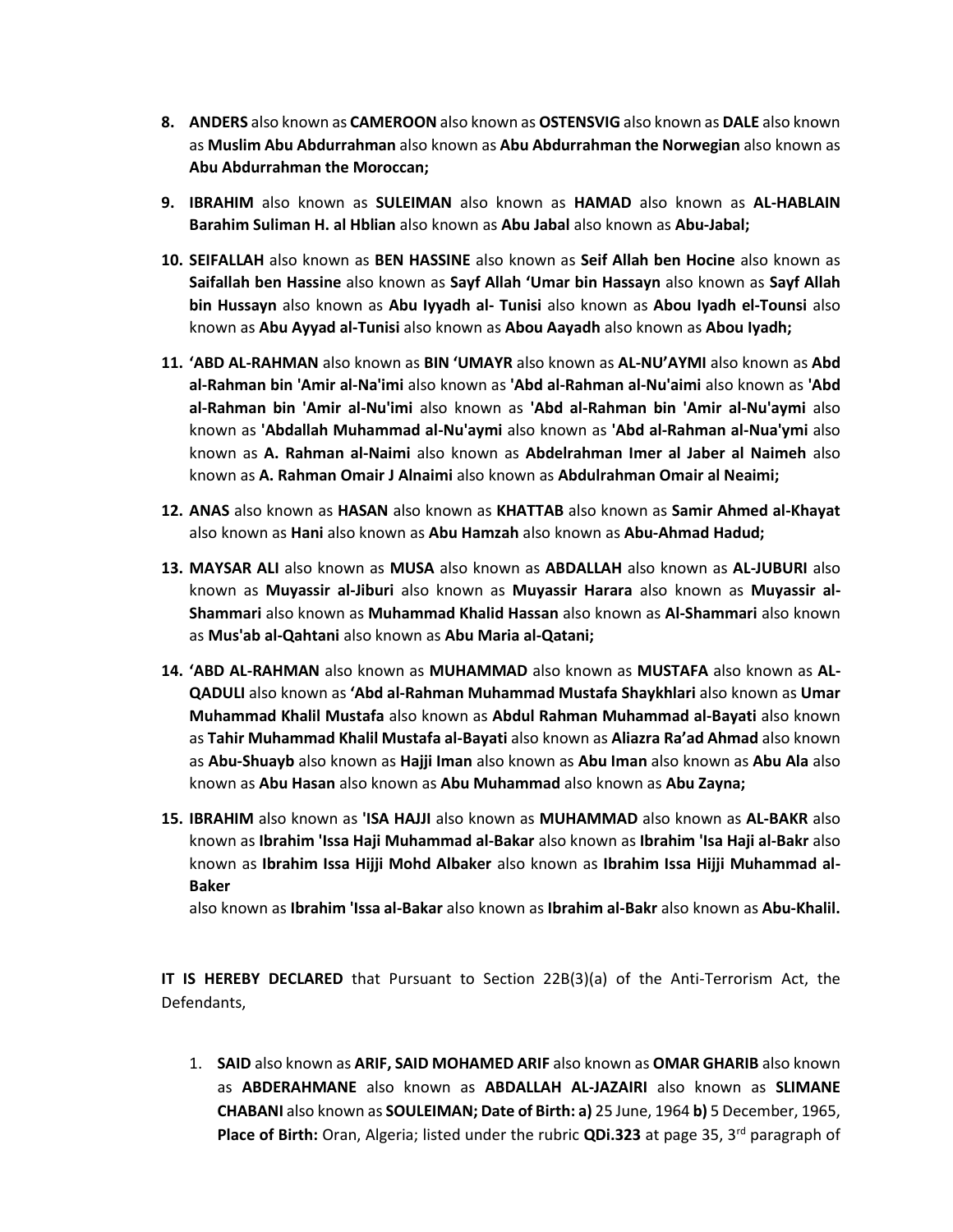8. **ANDERS** also known as **CAMEROON** also known as **OSTENSVIG** also known as **DALE** also known as **Muslim Abu Abdurrahman** also known as **Abu Abdurrahman the Norwegian** also known as **Abu Abdurrahman the Moroccan;**

9. **IBRAHIM** also known as **SULEIMAN** also known as **HAMAD** also known as **AL-HABLAIN Barahim Suliman H. al Hblian** also known as **Abu Jabal** also known as **Abu-Jabal;**

10. **SEIFALLAH** also known as **BEN HASSINE** also known as **Seif Allah ben Hocine** also known as **Saifallah ben Hassine** also known as **Sayf Allah 'Umar bin Hassayn** also known as **Sayf Allah bin Hussayn** also known as **Abu Iyyadh al- Tunisi** also known as **Abou Iyadh el-Tounsi** also known as **Abu Ayyad al-Tunisi** also known as **Abou Aayadh** also known as **Abou Iyadh;**

11. **'ABD AL-RAHMAN** also known as **BIN 'UMAYR** also known as **AL-NU'AYMI** also known as **Abd al-Rahman bin 'Amir al-Na'imi** also known as **'Abd al-Rahman al-Nu'aimi** also known as **'Abd al-Rahman bin 'Amir al-Nu'imi** also known as **'Abd al-Rahman bin 'Amir al-Nu'aymi** also known as **'Abdallah Muhammad al-Nu'aymi** also known as **'Abd al-Rahman al-Nua'ymi** also known as **A. Rahman al-Naimi** also known as **Abdelrahman Imer al Jaber al Naimeh** also known as **A. Rahman Omair J Alnaimi** also known as **Abdulrahman Omair al Neaimi;**

12. **ANAS** also known as **HASAN** also known as **KHATTAB** also known as **Samir Ahmed al-Khayat** also known as **Hani** also known as **Abu Hamzah** also known as **Abu-Ahmad Hadud;**

13. **MAYSAR ALI** also known as **MUSA** also known as **ABDALLAH** also known as **AL-JUBURI** also known as **Muyassir al-Jiburi** also known as **Muyassir Harara** also known as **Muyassir al-Shammari** also known as **Muhammad Khalid Hassan** also known as **Al-Shammari** also known as **Mus'ab al-Qahtani** also known as **Abu Maria al-Qatani;**

14. **'ABD AL-RAHMAN** also known as **MUHAMMAD** also known as **MUSTAFA** also known as **AL-QADULI** also known as **'Abd al-Rahman Muhammad Mustafa Shaykhlari** also known as **Umar Muhammad Khalil Mustafa** also known as **Abdul Rahman Muhammad al-Bayati** also known as **Tahir Muhammad Khalil Mustafa al-Bayati** also known as **Aliazra Ra'ad Ahmad** also known as **Abu-Shuayb** also known as **Hajji Iman** also known as **Abu Iman** also known as **Abu Ala** also known as **Abu Hasan** also known as **Abu Muhammad** also known as **Abu Zayna;**

15. **IBRAHIM** also known as **'ISA HAJJI** also known as **MUHAMMAD** also known as **AL-BAKR** also known as **Ibrahim 'Issa Haji Muhammad al-Bakar** also known as **Ibrahim 'Isa Haji al-Bakr** also known as **Ibrahim Issa Hijji Mohd Albaker** also known as **Ibrahim Issa Hijji Muhammad al-Baker**
also known as **Ibrahim 'Issa al-Bakar** also known as **Ibrahim al-Bakr** also known as **Abu-Khalil.**

**IT IS HEREBY DECLARED** that Pursuant to Section 22B(3)(a) of the Anti-Terrorism Act, the Defendants,

1. **SAID** also known as **ARIF, SAID MOHAMED ARIF** also known as **OMAR GHARIB** also known as **ABDERAHMANE** also known as **ABDALLAH AL-JAZAIRI** also known as **SLIMANE CHABANI** also known as **SOULEIMAN; Date of Birth: a)** 25 June, 1964 **b)** 5 December, 1965, **Place of Birth:** Oran, Algeria; listed under the rubric **QDi.323** at page 35, 3rd paragraph of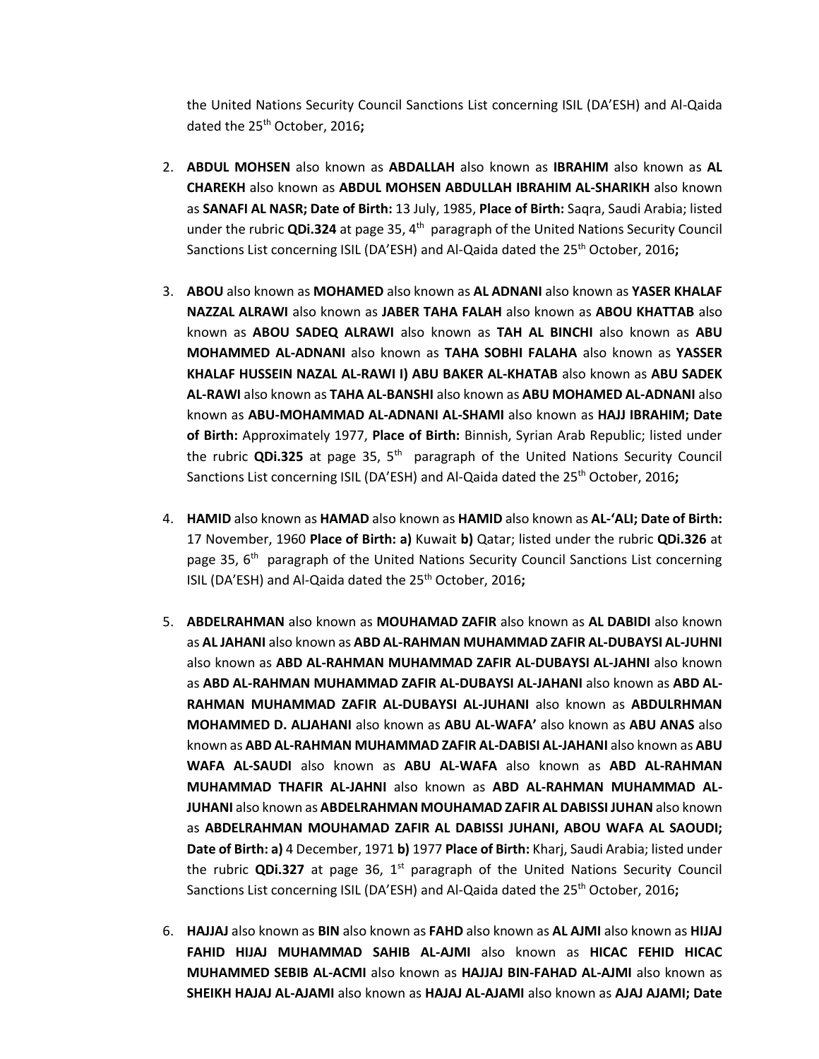the United Nations Security Council Sanctions List concerning ISIL (DA'ESH) and Al-Qaida dated the 25th October, 2016**;**

2. **ABDUL MOHSEN** also known as **ABDALLAH** also known as **IBRAHIM** also known as **AL CHAREKH** also known as **ABDUL MOHSEN ABDULLAH IBRAHIM AL-SHARIKH** also known as **SANAFI AL NASR; Date of Birth:** 13 July, 1985, **Place of Birth:** Saqra, Saudi Arabia; listed under the rubric **QDi.324** at page 35, 4th paragraph of the United Nations Security Council Sanctions List concerning ISIL (DA'ESH) and Al-Qaida dated the 25th October, 2016**;**

3. **ABOU** also known as **MOHAMED** also known as **AL ADNANI** also known as **YASER KHALAF NAZZAL ALRAWI** also known as **JABER TAHA FALAH** also known as **ABOU KHATTAB** also known as **ABOU SADEQ ALRAWI** also known as **TAH AL BINCHI** also known as **ABU MOHAMMED AL-ADNANI** also known as **TAHA SOBHI FALAHA** also known as **YASSER KHALAF HUSSEIN NAZAL AL-RAWI I) ABU BAKER AL-KHATAB** also known as **ABU SADEK AL-RAWI** also known as **TAHA AL-BANSHI** also known as **ABU MOHAMED AL-ADNANI** also known as **ABU-MOHAMMAD AL-ADNANI AL-SHAMI** also known as **HAJJ IBRAHIM; Date of Birth:** Approximately 1977, **Place of Birth:** Binnish, Syrian Arab Republic; listed under the rubric **QDi.325** at page 35, 5th paragraph of the United Nations Security Council Sanctions List concerning ISIL (DA'ESH) and Al-Qaida dated the 25th October, 2016**;**

4. **HAMID** also known as **HAMAD** also known as **HAMID** also known as **AL-'ALI; Date of Birth:** 17 November, 1960 **Place of Birth: a)** Kuwait **b)** Qatar; listed under the rubric **QDi.326** at page 35, 6th paragraph of the United Nations Security Council Sanctions List concerning ISIL (DA'ESH) and Al-Qaida dated the 25th October, 2016**;**

5. **ABDELRAHMAN** also known as **MOUHAMAD ZAFIR** also known as **AL DABIDI** also known as **AL JAHANI** also known as **ABD AL-RAHMAN MUHAMMAD ZAFIR AL-DUBAYSI AL-JUHNI** also known as **ABD AL-RAHMAN MUHAMMAD ZAFIR AL-DUBAYSI AL-JAHNI** also known as **ABD AL-RAHMAN MUHAMMAD ZAFIR AL-DUBAYSI AL-JAHANI** also known as **ABD AL-RAHMAN MUHAMMAD ZAFIR AL-DUBAYSI AL-JUHANI** also known as **ABDULRHMAN MOHAMMED D. ALJAHANI** also known as **ABU AL-WAFA'** also known as **ABU ANAS** also known as **ABD AL-RAHMAN MUHAMMAD ZAFIR AL-DABISI AL-JAHANI** also known as **ABU WAFA AL-SAUDI** also known as **ABU AL-WAFA** also known as **ABD AL-RAHMAN MUHAMMAD THAFIR AL-JAHNI** also known as **ABD AL-RAHMAN MUHAMMAD AL-JUHANI** also known as **ABDELRAHMAN MOUHAMAD ZAFIR AL DABISSI JUHAN** also known as **ABDELRAHMAN MOUHAMAD ZAFIR AL DABISSI JUHANI, ABOU WAFA AL SAOUDI; Date of Birth: a)** 4 December, 1971 **b)** 1977 **Place of Birth:** Kharj, Saudi Arabia; listed under the rubric **QDi.327** at page 36, 1st paragraph of the United Nations Security Council Sanctions List concerning ISIL (DA'ESH) and Al-Qaida dated the 25th October, 2016**;**

6. **HAJJAJ** also known as **BIN** also known as **FAHD** also known as **AL AJMI** also known as **HIJAJ FAHID HIJAJ MUHAMMAD SAHIB AL-AJMI** also known as **HICAC FEHID HICAC MUHAMMED SEBIB AL-ACMI** also known as **HAJJAJ BIN-FAHAD AL-AJMI** also known as **SHEIKH HAJAJ AL-AJAMI** also known as **HAJAJ AL-AJAMI** also known as **AJAJ AJAMI; Date**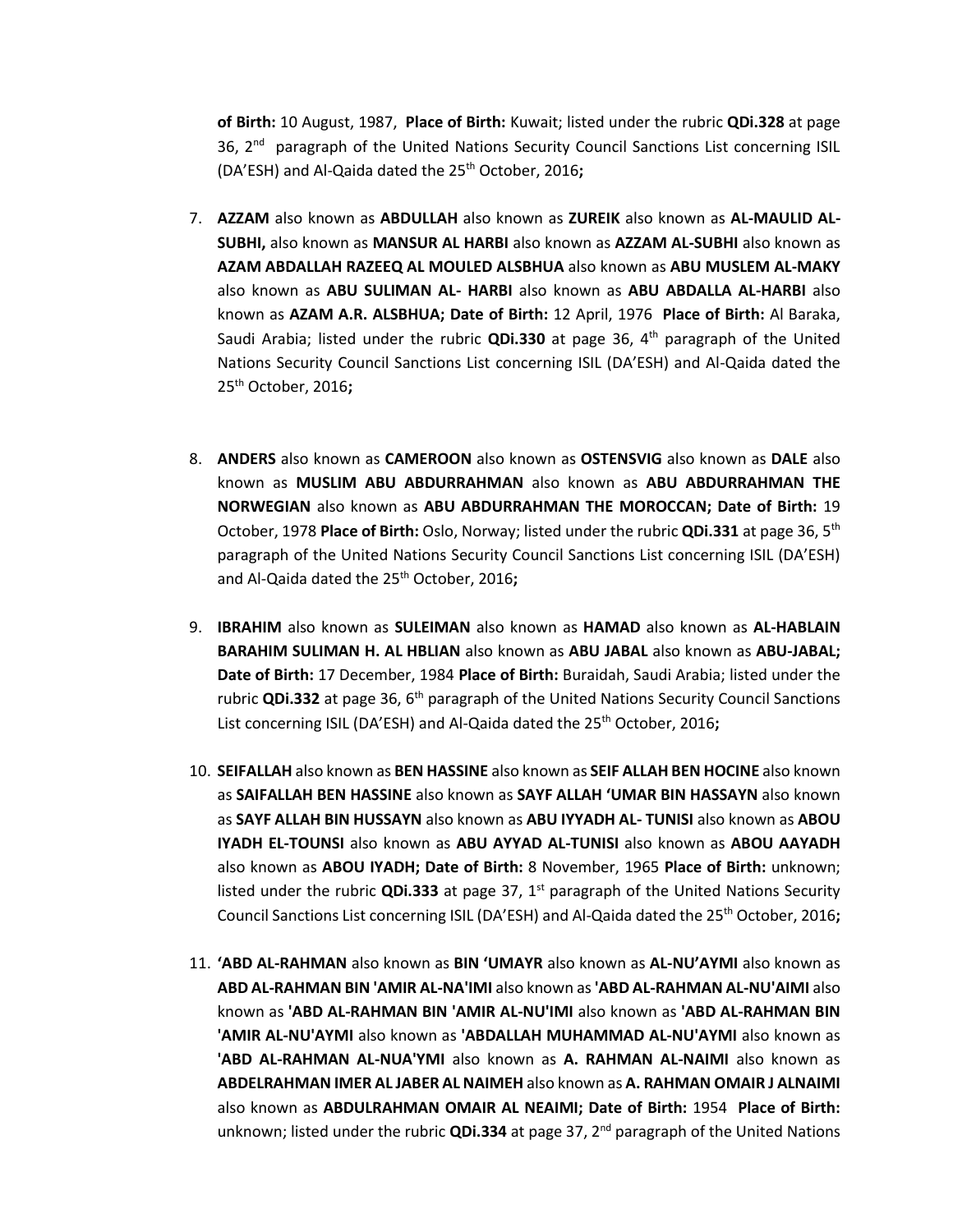**of Birth:** 10 August, 1987, **Place of Birth:** Kuwait; listed under the rubric **QDi.328** at page 36, 2nd paragraph of the United Nations Security Council Sanctions List concerning ISIL (DA'ESH) and Al-Qaida dated the 25th October, 2016**;**

7. **AZZAM** also known as **ABDULLAH** also known as **ZUREIK** also known as **AL-MAULID AL-SUBHI,** also known as **MANSUR AL HARBI** also known as **AZZAM AL-SUBHI** also known as **AZAM ABDALLAH RAZEEQ AL MOULED ALSBHUA** also known as **ABU MUSLEM AL-MAKY** also known as **ABU SULIMAN AL- HARBI** also known as **ABU ABDALLA AL-HARBI** also known as **AZAM A.R. ALSBHUA; Date of Birth:** 12 April, 1976 **Place of Birth:** Al Baraka, Saudi Arabia; listed under the rubric **QDi.330** at page 36, 4th paragraph of the United Nations Security Council Sanctions List concerning ISIL (DA'ESH) and Al-Qaida dated the 25th October, 2016**;**

8. **ANDERS** also known as **CAMEROON** also known as **OSTENSVIG** also known as **DALE** also known as **MUSLIM ABU ABDURRAHMAN** also known as **ABU ABDURRAHMAN THE NORWEGIAN** also known as **ABU ABDURRAHMAN THE MOROCCAN; Date of Birth:** 19 October, 1978 **Place of Birth:** Oslo, Norway; listed under the rubric **QDi.331** at page 36, 5th paragraph of the United Nations Security Council Sanctions List concerning ISIL (DA'ESH) and Al-Qaida dated the 25th October, 2016**;**

9. **IBRAHIM** also known as **SULEIMAN** also known as **HAMAD** also known as **AL-HABLAIN BARAHIM SULIMAN H. AL HBLIAN** also known as **ABU JABAL** also known as **ABU-JABAL; Date of Birth:** 17 December, 1984 **Place of Birth:** Buraidah, Saudi Arabia; listed under the rubric **QDi.332** at page 36, 6th paragraph of the United Nations Security Council Sanctions List concerning ISIL (DA'ESH) and Al-Qaida dated the 25th October, 2016**;**

10. **SEIFALLAH** also known as **BEN HASSINE** also known as **SEIF ALLAH BEN HOCINE** also known as **SAIFALLAH BEN HASSINE** also known as **SAYF ALLAH 'UMAR BIN HASSAYN** also known as **SAYF ALLAH BIN HUSSAYN** also known as **ABU IYYADH AL- TUNISI** also known as **ABOU IYADH EL-TOUNSI** also known as **ABU AYYAD AL-TUNISI** also known as **ABOU AAYADH** also known as **ABOU IYADH; Date of Birth:** 8 November, 1965 **Place of Birth:** unknown; listed under the rubric **QDi.333** at page 37, 1st paragraph of the United Nations Security Council Sanctions List concerning ISIL (DA'ESH) and Al-Qaida dated the 25th October, 2016**;**

11. **'ABD AL-RAHMAN** also known as **BIN 'UMAYR** also known as **AL-NU'AYMI** also known as **ABD AL-RAHMAN BIN 'AMIR AL-NA'IMI** also known as **'ABD AL-RAHMAN AL-NU'AIMI** also known as **'ABD AL-RAHMAN BIN 'AMIR AL-NU'IMI** also known as **'ABD AL-RAHMAN BIN 'AMIR AL-NU'AYMI** also known as **'ABDALLAH MUHAMMAD AL-NU'AYMI** also known as **'ABD AL-RAHMAN AL-NUA'YMI** also known as **A. RAHMAN AL-NAIMI** also known as **ABDELRAHMAN IMER AL JABER AL NAIMEH** also known as **A. RAHMAN OMAIR J ALNAIMI** also known as **ABDULRAHMAN OMAIR AL NEAIMI; Date of Birth:** 1954 **Place of Birth:** unknown; listed under the rubric **QDi.334** at page 37, 2nd paragraph of the United Nations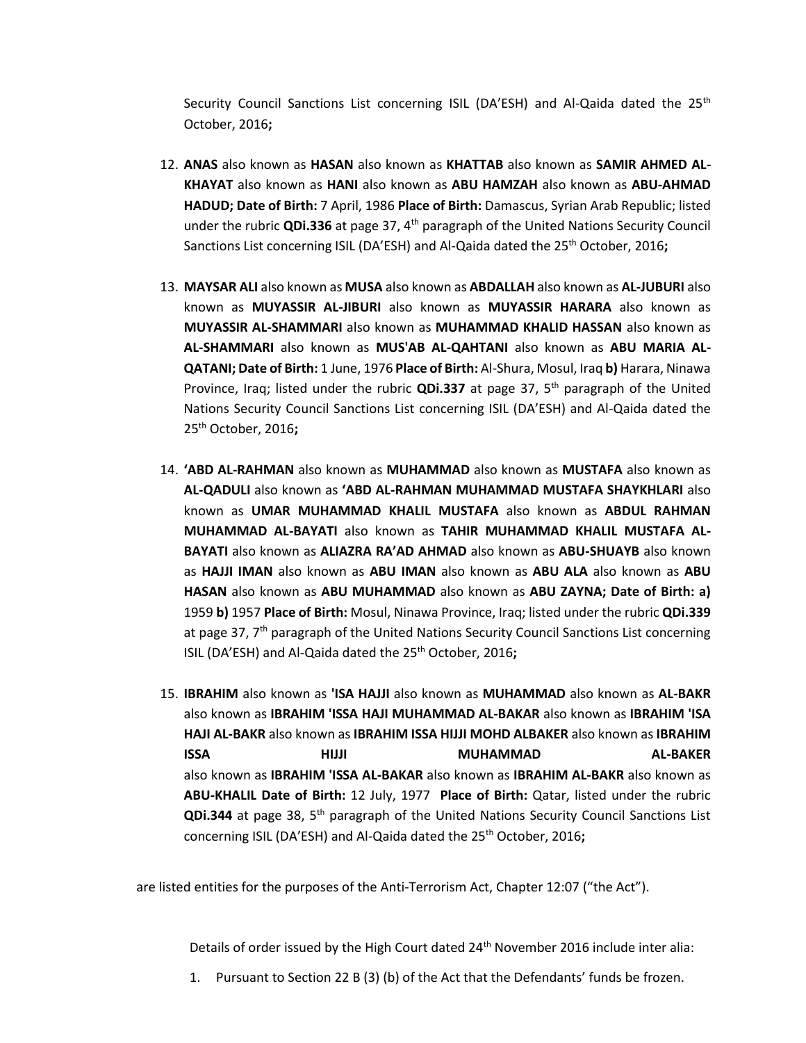Security Council Sanctions List concerning ISIL (DA'ESH) and Al-Qaida dated the 25th October, 2016**;**

12. **ANAS** also known as **HASAN** also known as **KHATTAB** also known as **SAMIR AHMED AL-KHAYAT** also known as **HANI** also known as **ABU HAMZAH** also known as **ABU-AHMAD HADUD; Date of Birth:** 7 April, 1986 **Place of Birth:** Damascus, Syrian Arab Republic; listed under the rubric **QDi.336** at page 37, 4th paragraph of the United Nations Security Council Sanctions List concerning ISIL (DA'ESH) and Al-Qaida dated the 25th October, 2016**;**

13. **MAYSAR ALI** also known as **MUSA** also known as **ABDALLAH** also known as **AL-JUBURI** also known as **MUYASSIR AL-JIBURI** also known as **MUYASSIR HARARA** also known as **MUYASSIR AL-SHAMMARI** also known as **MUHAMMAD KHALID HASSAN** also known as **AL-SHAMMARI** also known as **MUS'AB AL-QAHTANI** also known as **ABU MARIA AL-QATANI; Date of Birth:** 1 June, 1976 **Place of Birth:** Al-Shura, Mosul, Iraq **b)** Harara, Ninawa Province, Iraq; listed under the rubric **QDi.337** at page 37, 5th paragraph of the United Nations Security Council Sanctions List concerning ISIL (DA'ESH) and Al-Qaida dated the 25th October, 2016**;**

14. **'ABD AL-RAHMAN** also known as **MUHAMMAD** also known as **MUSTAFA** also known as **AL-QADULI** also known as **'ABD AL-RAHMAN MUHAMMAD MUSTAFA SHAYKHLARI** also known as **UMAR MUHAMMAD KHALIL MUSTAFA** also known as **ABDUL RAHMAN MUHAMMAD AL-BAYATI** also known as **TAHIR MUHAMMAD KHALIL MUSTAFA AL-BAYATI** also known as **ALIAZRA RA'AD AHMAD** also known as **ABU-SHUAYB** also known as **HAJJI IMAN** also known as **ABU IMAN** also known as **ABU ALA** also known as **ABU HASAN** also known as **ABU MUHAMMAD** also known as **ABU ZAYNA; Date of Birth: a)** 1959 **b)** 1957 **Place of Birth:** Mosul, Ninawa Province, Iraq; listed under the rubric **QDi.339** at page 37, 7th paragraph of the United Nations Security Council Sanctions List concerning ISIL (DA'ESH) and Al-Qaida dated the 25th October, 2016**;**

15. **IBRAHIM** also known as **'ISA HAJJI** also known as **MUHAMMAD** also known as **AL-BAKR** also known as **IBRAHIM 'ISSA HAJI MUHAMMAD AL-BAKAR** also known as **IBRAHIM 'ISA HAJI AL-BAKR** also known as **IBRAHIM ISSA HIJJI MOHD ALBAKER** also known as **IBRAHIM ISSA HIJJI MUHAMMAD AL-BAKER** also known as **IBRAHIM 'ISSA AL-BAKAR** also known as **IBRAHIM AL-BAKR** also known as **ABU-KHALIL Date of Birth:** 12 July, 1977 **Place of Birth:** Qatar, listed under the rubric **QDi.344** at page 38, 5th paragraph of the United Nations Security Council Sanctions List concerning ISIL (DA'ESH) and Al-Qaida dated the 25th October, 2016**;**

are listed entities for the purposes of the Anti-Terrorism Act, Chapter 12:07 ("the Act").

Details of order issued by the High Court dated 24th November 2016 include inter alia:

1. Pursuant to Section 22 B (3) (b) of the Act that the Defendants' funds be frozen.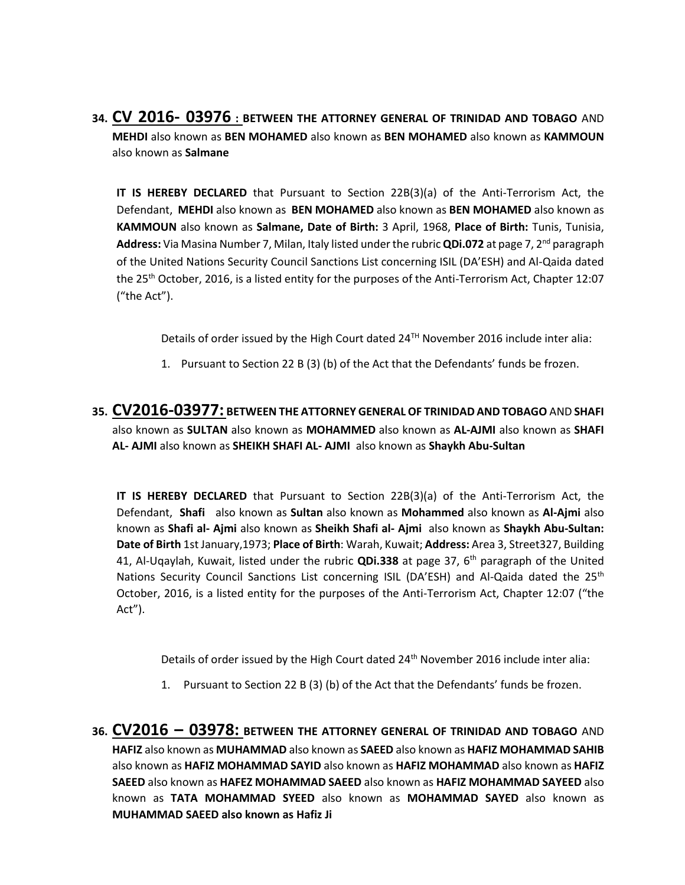**34. CV 2016- 03976 : BETWEEN THE ATTORNEY GENERAL OF TRINIDAD AND TOBAGO** AND **MEHDI** also known as **BEN MOHAMED** also known as **BEN MOHAMED** also known as **KAMMOUN** also known as **Salmane**

**IT IS HEREBY DECLARED** that Pursuant to Section 22B(3)(a) of the Anti-Terrorism Act, the Defendant, **MEHDI** also known as **BEN MOHAMED** also known as **BEN MOHAMED** also known as **KAMMOUN** also known as **Salmane, Date of Birth:** 3 April, 1968, **Place of Birth:** Tunis, Tunisia, **Address:** Via Masina Number 7, Milan, Italy listed under the rubric **QDi.072** at page 7, 2nd paragraph of the United Nations Security Council Sanctions List concerning ISIL (DA'ESH) and Al-Qaida dated the 25th October, 2016, is a listed entity for the purposes of the Anti-Terrorism Act, Chapter 12:07 ("the Act").

Details of order issued by the High Court dated 24TH November 2016 include inter alia:

1. Pursuant to Section 22 B (3) (b) of the Act that the Defendants' funds be frozen.

**35. CV2016-03977: BETWEEN THE ATTORNEY GENERAL OF TRINIDAD AND TOBAGO** AND **SHAFI** also known as **SULTAN** also known as **MOHAMMED** also known as **AL-AJMI** also known as **SHAFI AL- AJMI** also known as **SHEIKH SHAFI AL- AJMI** also known as **Shaykh Abu-Sultan**

**IT IS HEREBY DECLARED** that Pursuant to Section 22B(3)(a) of the Anti-Terrorism Act, the Defendant, **Shafi** also known as **Sultan** also known as **Mohammed** also known as **Al-Ajmi** also known as **Shafi al- Ajmi** also known as **Sheikh Shafi al- Ajmi** also known as **Shaykh Abu-Sultan: Date of Birth** 1st January,1973; **Place of Birth**: Warah, Kuwait; **Address:** Area 3, Street327, Building 41, Al-Uqaylah, Kuwait, listed under the rubric **QDi.338** at page 37, 6th paragraph of the United Nations Security Council Sanctions List concerning ISIL (DA'ESH) and Al-Qaida dated the 25th October, 2016, is a listed entity for the purposes of the Anti-Terrorism Act, Chapter 12:07 ("the Act").

Details of order issued by the High Court dated 24th November 2016 include inter alia:

1. Pursuant to Section 22 B (3) (b) of the Act that the Defendants' funds be frozen.

**36. CV2016 – 03978: BETWEEN THE ATTORNEY GENERAL OF TRINIDAD AND TOBAGO** AND **HAFIZ** also known as **MUHAMMAD** also known as **SAEED** also known as **HAFIZ MOHAMMAD SAHIB** also known as **HAFIZ MOHAMMAD SAYID** also known as **HAFIZ MOHAMMAD** also known as **HAFIZ SAEED** also known as **HAFEZ MOHAMMAD SAEED** also known as **HAFIZ MOHAMMAD SAYEED** also known as **TATA MOHAMMAD SYEED** also known as **MOHAMMAD SAYED** also known as **MUHAMMAD SAEED also known as Hafiz Ji**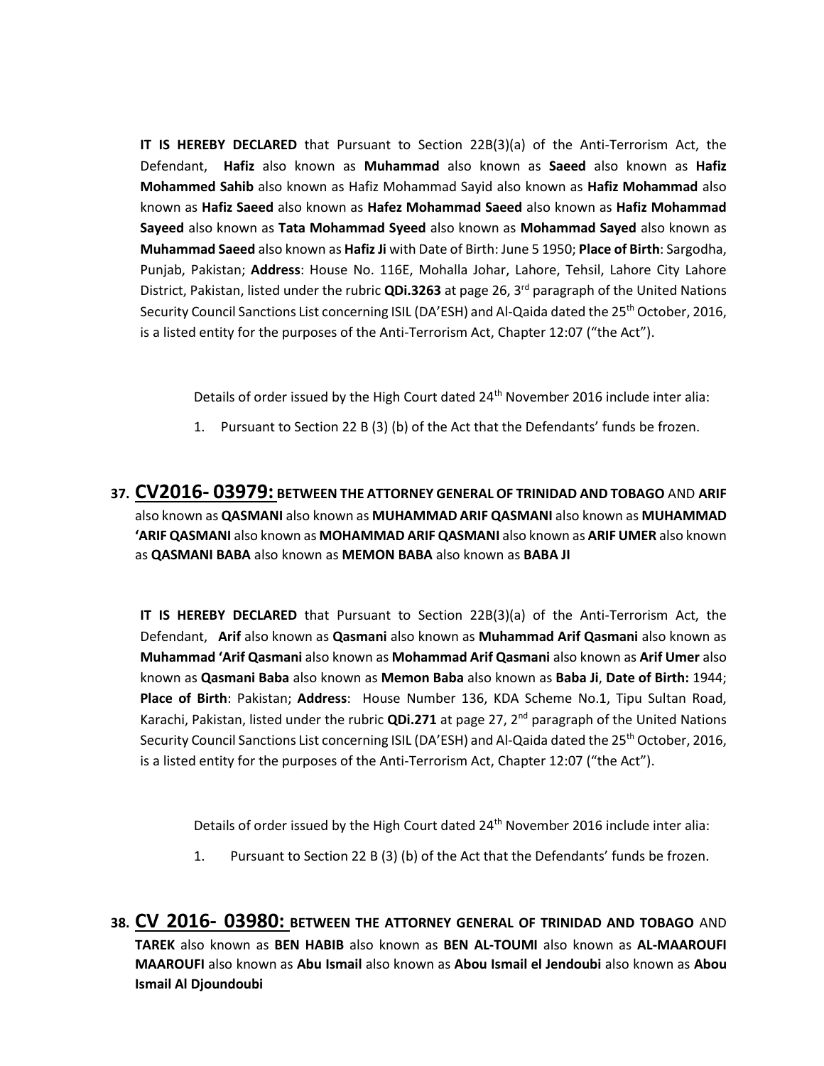**IT IS HEREBY DECLARED** that Pursuant to Section 22B(3)(a) of the Anti-Terrorism Act, the Defendant, **Hafiz** also known as **Muhammad** also known as **Saeed** also known as **Hafiz Mohammed Sahib** also known as Hafiz Mohammad Sayid also known as **Hafiz Mohammad** also known as **Hafiz Saeed** also known as **Hafez Mohammad Saeed** also known as **Hafiz Mohammad Sayeed** also known as **Tata Mohammad Syeed** also known as **Mohammad Sayed** also known as **Muhammad Saeed** also known as **Hafiz Ji** with Date of Birth: June 5 1950; **Place of Birth**: Sargodha, Punjab, Pakistan; **Address**: House No. 116E, Mohalla Johar, Lahore, Tehsil, Lahore City Lahore District, Pakistan, listed under the rubric **QDi.3263** at page 26, 3rd paragraph of the United Nations Security Council Sanctions List concerning ISIL (DA'ESH) and Al-Qaida dated the 25th October, 2016, is a listed entity for the purposes of the Anti-Terrorism Act, Chapter 12:07 ("the Act").

Details of order issued by the High Court dated 24th November 2016 include inter alia:

1. Pursuant to Section 22 B (3) (b) of the Act that the Defendants' funds be frozen.

**37. CV2016- 03979: BETWEEN THE ATTORNEY GENERAL OF TRINIDAD AND TOBAGO** AND **ARIF** also known as **QASMANI** also known as **MUHAMMAD ARIF QASMANI** also known as **MUHAMMAD 'ARIF QASMANI** also known as **MOHAMMAD ARIF QASMANI** also known as **ARIF UMER** also known as **QASMANI BABA** also known as **MEMON BABA** also known as **BABA JI**

**IT IS HEREBY DECLARED** that Pursuant to Section 22B(3)(a) of the Anti-Terrorism Act, the Defendant, **Arif** also known as **Qasmani** also known as **Muhammad Arif Qasmani** also known as **Muhammad 'Arif Qasmani** also known as **Mohammad Arif Qasmani** also known as **Arif Umer** also known as **Qasmani Baba** also known as **Memon Baba** also known as **Baba Ji**, **Date of Birth:** 1944; **Place of Birth**: Pakistan; **Address**: House Number 136, KDA Scheme No.1, Tipu Sultan Road, Karachi, Pakistan, listed under the rubric **QDi.271** at page 27, 2nd paragraph of the United Nations Security Council Sanctions List concerning ISIL (DA'ESH) and Al-Qaida dated the 25th October, 2016, is a listed entity for the purposes of the Anti-Terrorism Act, Chapter 12:07 ("the Act").

Details of order issued by the High Court dated 24th November 2016 include inter alia:

1. Pursuant to Section 22 B (3) (b) of the Act that the Defendants' funds be frozen.

**38. CV 2016- 03980: BETWEEN THE ATTORNEY GENERAL OF TRINIDAD AND TOBAGO** AND **TAREK** also known as **BEN HABIB** also known as **BEN AL-TOUMI** also known as **AL-MAAROUFI MAAROUFI** also known as **Abu Ismail** also known as **Abou Ismail el Jendoubi** also known as **Abou Ismail Al Djoundoubi**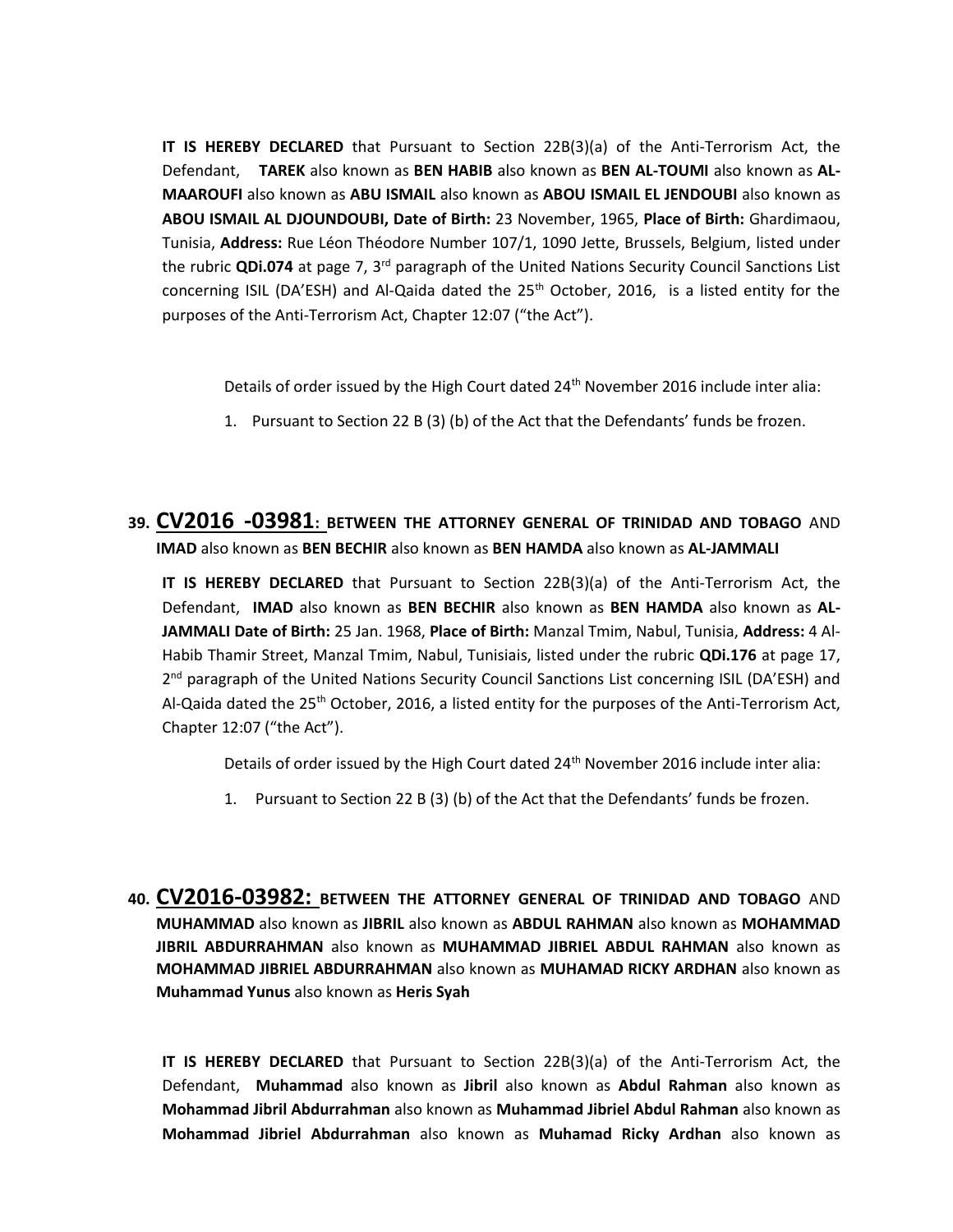**IT IS HEREBY DECLARED** that Pursuant to Section 22B(3)(a) of the Anti-Terrorism Act, the Defendant, **TAREK** also known as **BEN HABIB** also known as **BEN AL-TOUMI** also known as **AL-MAAROUFI** also known as **ABU ISMAIL** also known as **ABOU ISMAIL EL JENDOUBI** also known as **ABOU ISMAIL AL DJOUNDOUBI, Date of Birth:** 23 November, 1965, **Place of Birth:** Ghardimaou, Tunisia, **Address:** Rue Léon Théodore Number 107/1, 1090 Jette, Brussels, Belgium, listed under the rubric **QDi.074** at page 7, 3rd paragraph of the United Nations Security Council Sanctions List concerning ISIL (DA'ESH) and Al-Qaida dated the 25th October, 2016, is a listed entity for the purposes of the Anti-Terrorism Act, Chapter 12:07 ("the Act").

Details of order issued by the High Court dated 24th November 2016 include inter alia:

1. Pursuant to Section 22 B (3) (b) of the Act that the Defendants' funds be frozen.

## 39. CV2016 -03981: BETWEEN THE ATTORNEY GENERAL OF TRINIDAD AND TOBAGO AND IMAD also known as BEN BECHIR also known as BEN HAMDA also known as AL-JAMMALI

**IT IS HEREBY DECLARED** that Pursuant to Section 22B(3)(a) of the Anti-Terrorism Act, the Defendant, **IMAD** also known as **BEN BECHIR** also known as **BEN HAMDA** also known as **AL-JAMMALI Date of Birth:** 25 Jan. 1968, **Place of Birth:** Manzal Tmim, Nabul, Tunisia, **Address:** 4 Al-Habib Thamir Street, Manzal Tmim, Nabul, Tunisiais, listed under the rubric **QDi.176** at page 17, 2nd paragraph of the United Nations Security Council Sanctions List concerning ISIL (DA'ESH) and Al-Qaida dated the 25th October, 2016, a listed entity for the purposes of the Anti-Terrorism Act, Chapter 12:07 ("the Act").

Details of order issued by the High Court dated 24th November 2016 include inter alia:

1. Pursuant to Section 22 B (3) (b) of the Act that the Defendants' funds be frozen.

## 40. CV2016-03982: BETWEEN THE ATTORNEY GENERAL OF TRINIDAD AND TOBAGO AND MUHAMMAD also known as JIBRIL also known as ABDUL RAHMAN also known as MOHAMMAD JIBRIL ABDURRAHMAN also known as MUHAMMAD JIBRIEL ABDUL RAHMAN also known as MOHAMMAD JIBRIEL ABDURRAHMAN also known as MUHAMAD RICKY ARDHAN also known as Muhammad Yunus also known as Heris Syah

**IT IS HEREBY DECLARED** that Pursuant to Section 22B(3)(a) of the Anti-Terrorism Act, the Defendant, **Muhammad** also known as **Jibril** also known as **Abdul Rahman** also known as **Mohammad Jibril Abdurrahman** also known as **Muhammad Jibriel Abdul Rahman** also known as **Mohammad Jibriel Abdurrahman** also known as **Muhamad Ricky Ardhan** also known as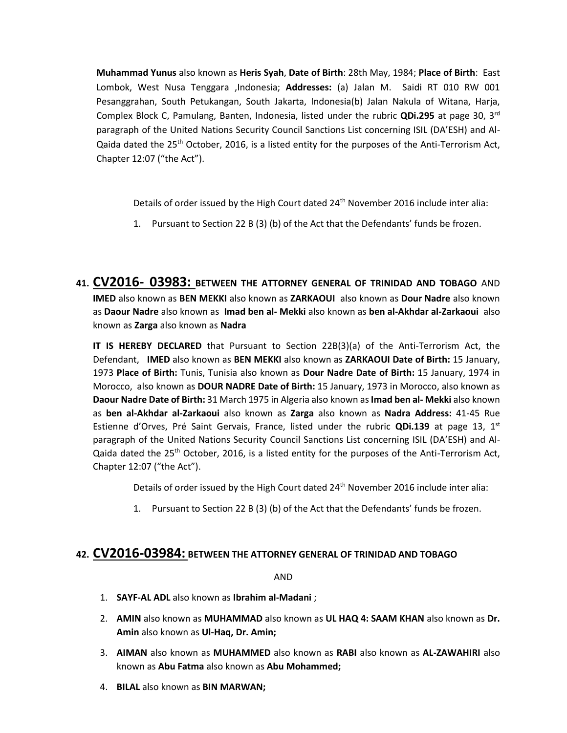**Muhammad Yunus** also known as **Heris Syah**, **Date of Birth**: 28th May, 1984; **Place of Birth**: East Lombok, West Nusa Tenggara ,Indonesia; **Addresses:** (a) Jalan M. Saidi RT 010 RW 001 Pesanggrahan, South Petukangan, South Jakarta, Indonesia(b) Jalan Nakula of Witana, Harja, Complex Block C, Pamulang, Banten, Indonesia, listed under the rubric **QDi.295** at page 30, 3rd paragraph of the United Nations Security Council Sanctions List concerning ISIL (DA'ESH) and Al-Qaida dated the 25th October, 2016, is a listed entity for the purposes of the Anti-Terrorism Act, Chapter 12:07 ("the Act").

Details of order issued by the High Court dated 24th November 2016 include inter alia:

1. Pursuant to Section 22 B (3) (b) of the Act that the Defendants' funds be frozen.

**41. CV2016- 03983: BETWEEN THE ATTORNEY GENERAL OF TRINIDAD AND TOBAGO** AND **IMED** also known as **BEN MEKKI** also known as **ZARKAOUI** also known as **Dour Nadre** also known as **Daour Nadre** also known as **Imad ben al- Mekki** also known as **ben al-Akhdar al-Zarkaoui** also known as **Zarga** also known as **Nadra**

**IT IS HEREBY DECLARED** that Pursuant to Section 22B(3)(a) of the Anti-Terrorism Act, the Defendant, **IMED** also known as **BEN MEKKI** also known as **ZARKAOUI Date of Birth:** 15 January, 1973 **Place of Birth:** Tunis, Tunisia also known as **Dour Nadre Date of Birth:** 15 January, 1974 in Morocco, also known as **DOUR NADRE Date of Birth:** 15 January, 1973 in Morocco, also known as **Daour Nadre Date of Birth:** 31 March 1975 in Algeria also known as **Imad ben al- Mekki** also known as **ben al-Akhdar al-Zarkaoui** also known as **Zarga** also known as **Nadra Address:** 41-45 Rue Estienne d'Orves, Pré Saint Gervais, France, listed under the rubric **QDi.139** at page 13, 1st paragraph of the United Nations Security Council Sanctions List concerning ISIL (DA'ESH) and Al-Qaida dated the 25th October, 2016, is a listed entity for the purposes of the Anti-Terrorism Act, Chapter 12:07 ("the Act").

Details of order issued by the High Court dated 24th November 2016 include inter alia:

1. Pursuant to Section 22 B (3) (b) of the Act that the Defendants' funds be frozen.

**42. CV2016-03984: BETWEEN THE ATTORNEY GENERAL OF TRINIDAD AND TOBAGO**

AND

1. **SAYF-AL ADL** also known as **Ibrahim al-Madani** ;
2. **AMIN** also known as **MUHAMMAD** also known as **UL HAQ 4: SAAM KHAN** also known as **Dr. Amin** also known as **Ul-Haq, Dr. Amin;**
3. **AIMAN** also known as **MUHAMMED** also known as **RABI** also known as **AL-ZAWAHIRI** also known as **Abu Fatma** also known as **Abu Mohammed;**
4. **BILAL** also known as **BIN MARWAN;**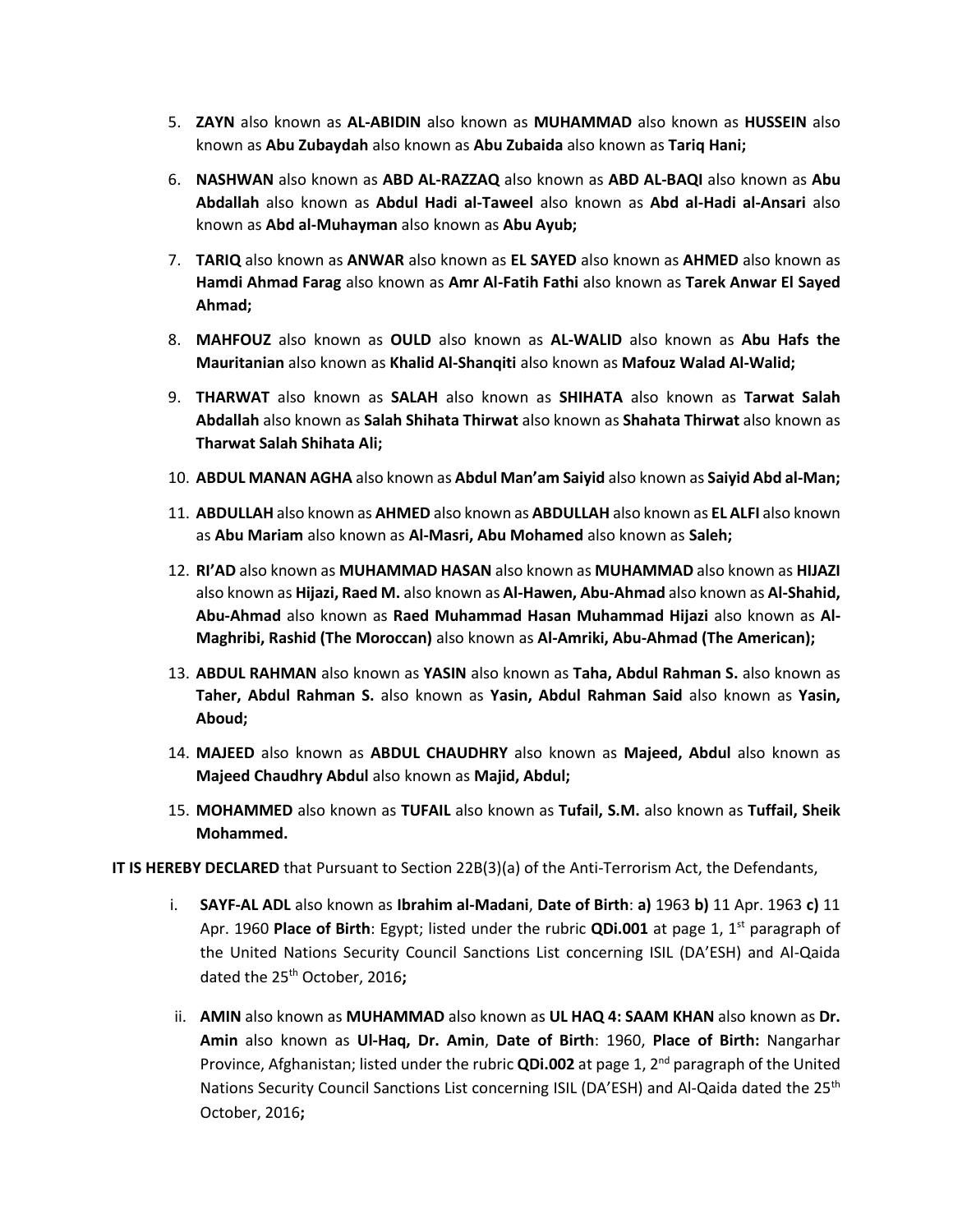5. **ZAYN** also known as **AL-ABIDIN** also known as **MUHAMMAD** also known as **HUSSEIN** also known as **Abu Zubaydah** also known as **Abu Zubaida** also known as **Tariq Hani;**

6. **NASHWAN** also known as **ABD AL-RAZZAQ** also known as **ABD AL-BAQI** also known as **Abu Abdallah** also known as **Abdul Hadi al-Taweel** also known as **Abd al-Hadi al-Ansari** also known as **Abd al-Muhayman** also known as **Abu Ayub;**

7. **TARIQ** also known as **ANWAR** also known as **EL SAYED** also known as **AHMED** also known as **Hamdi Ahmad Farag** also known as **Amr Al-Fatih Fathi** also known as **Tarek Anwar El Sayed Ahmad;**

8. **MAHFOUZ** also known as **OULD** also known as **AL-WALID** also known as **Abu Hafs the Mauritanian** also known as **Khalid Al-Shanqiti** also known as **Mafouz Walad Al-Walid;**

9. **THARWAT** also known as **SALAH** also known as **SHIHATA** also known as **Tarwat Salah Abdallah** also known as **Salah Shihata Thirwat** also known as **Shahata Thirwat** also known as **Tharwat Salah Shihata Ali;**

10. **ABDUL MANAN AGHA** also known as **Abdul Man'am Saiyid** also known as **Saiyid Abd al-Man;**

11. **ABDULLAH** also known as **AHMED** also known as **ABDULLAH** also known as **EL ALFI** also known as **Abu Mariam** also known as **Al-Masri, Abu Mohamed** also known as **Saleh;**

12. **RI'AD** also known as **MUHAMMAD HASAN** also known as **MUHAMMAD** also known as **HIJAZI** also known as **Hijazi, Raed M.** also known as **Al-Hawen, Abu-Ahmad** also known as **Al-Shahid, Abu-Ahmad** also known as **Raed Muhammad Hasan Muhammad Hijazi** also known as **Al-Maghribi, Rashid (The Moroccan)** also known as **Al-Amriki, Abu-Ahmad (The American);**

13. **ABDUL RAHMAN** also known as **YASIN** also known as **Taha, Abdul Rahman S.** also known as **Taher, Abdul Rahman S.** also known as **Yasin, Abdul Rahman Said** also known as **Yasin, Aboud;**

14. **MAJEED** also known as **ABDUL CHAUDHRY** also known as **Majeed, Abdul** also known as **Majeed Chaudhry Abdul** also known as **Majid, Abdul;**

15. **MOHAMMED** also known as **TUFAIL** also known as **Tufail, S.M.** also known as **Tuffail, Sheik Mohammed.**

**IT IS HEREBY DECLARED** that Pursuant to Section 22B(3)(a) of the Anti-Terrorism Act, the Defendants,

i. **SAYF-AL ADL** also known as **Ibrahim al-Madani**, **Date of Birth**: **a)** 1963 **b)** 11 Apr. 1963 **c)** 11 Apr. 1960 **Place of Birth**: Egypt; listed under the rubric **QDi.001** at page 1, 1st paragraph of the United Nations Security Council Sanctions List concerning ISIL (DA'ESH) and Al-Qaida dated the 25th October, 2016**;**

ii. **AMIN** also known as **MUHAMMAD** also known as **UL HAQ 4: SAAM KHAN** also known as **Dr. Amin** also known as **Ul-Haq, Dr. Amin**, **Date of Birth**: 1960, **Place of Birth:** Nangarhar Province, Afghanistan; listed under the rubric **QDi.002** at page 1, 2nd paragraph of the United Nations Security Council Sanctions List concerning ISIL (DA'ESH) and Al-Qaida dated the 25th October, 2016**;**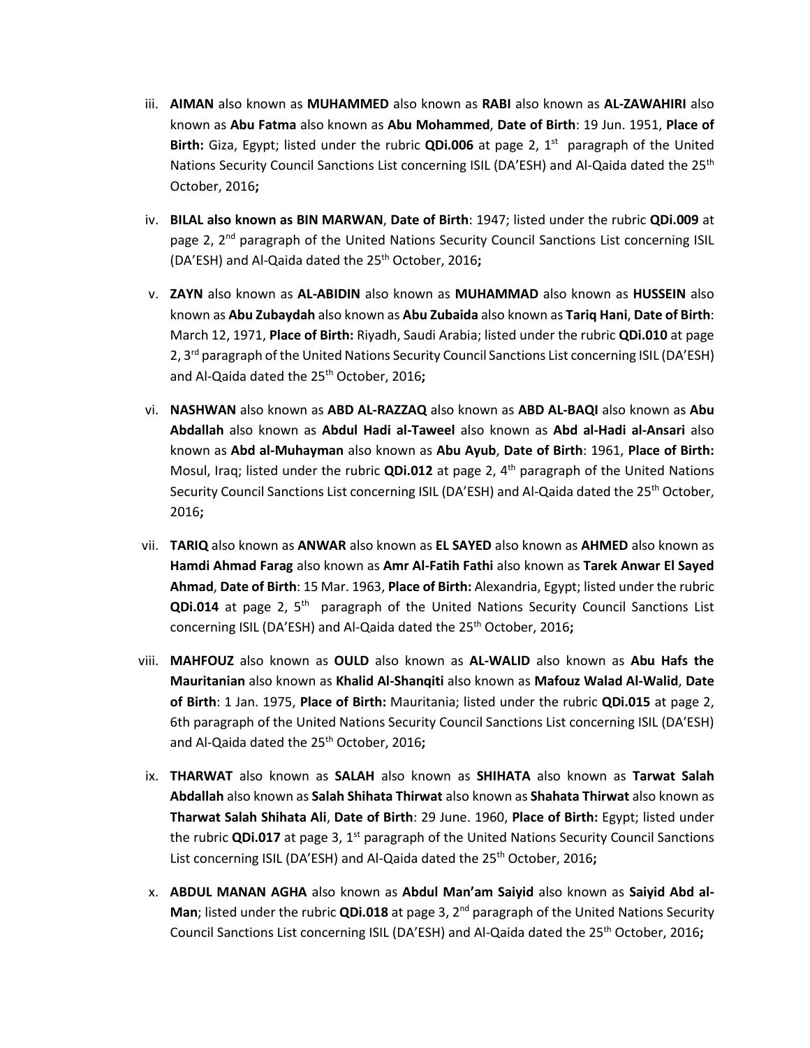iii. **AIMAN** also known as **MUHAMMED** also known as **RABI** also known as **AL-ZAWAHIRI** also known as **Abu Fatma** also known as **Abu Mohammed**, **Date of Birth**: 19 Jun. 1951, **Place of Birth:** Giza, Egypt; listed under the rubric **QDi.006** at page 2, 1st paragraph of the United Nations Security Council Sanctions List concerning ISIL (DA'ESH) and Al-Qaida dated the 25th October, 2016**;**

iv. **BILAL also known as BIN MARWAN**, **Date of Birth**: 1947; listed under the rubric **QDi.009** at page 2, 2nd paragraph of the United Nations Security Council Sanctions List concerning ISIL (DA'ESH) and Al-Qaida dated the 25th October, 2016**;**

v. **ZAYN** also known as **AL-ABIDIN** also known as **MUHAMMAD** also known as **HUSSEIN** also known as **Abu Zubaydah** also known as **Abu Zubaida** also known as **Tariq Hani**, **Date of Birth**: March 12, 1971, **Place of Birth:** Riyadh, Saudi Arabia; listed under the rubric **QDi.010** at page 2, 3rd paragraph of the United Nations Security Council Sanctions List concerning ISIL (DA'ESH) and Al-Qaida dated the 25th October, 2016**;**

vi. **NASHWAN** also known as **ABD AL-RAZZAQ** also known as **ABD AL-BAQI** also known as **Abu Abdallah** also known as **Abdul Hadi al-Taweel** also known as **Abd al-Hadi al-Ansari** also known as **Abd al-Muhayman** also known as **Abu Ayub**, **Date of Birth**: 1961, **Place of Birth:** Mosul, Iraq; listed under the rubric **QDi.012** at page 2, 4th paragraph of the United Nations Security Council Sanctions List concerning ISIL (DA'ESH) and Al-Qaida dated the 25th October, 2016**;**

vii. **TARIQ** also known as **ANWAR** also known as **EL SAYED** also known as **AHMED** also known as **Hamdi Ahmad Farag** also known as **Amr Al-Fatih Fathi** also known as **Tarek Anwar El Sayed Ahmad**, **Date of Birth**: 15 Mar. 1963, **Place of Birth:** Alexandria, Egypt; listed under the rubric **QDi.014** at page 2, 5th paragraph of the United Nations Security Council Sanctions List concerning ISIL (DA'ESH) and Al-Qaida dated the 25th October, 2016**;**

viii. **MAHFOUZ** also known as **OULD** also known as **AL-WALID** also known as **Abu Hafs the Mauritanian** also known as **Khalid Al-Shanqiti** also known as **Mafouz Walad Al-Walid**, **Date of Birth**: 1 Jan. 1975, **Place of Birth:** Mauritania; listed under the rubric **QDi.015** at page 2, 6th paragraph of the United Nations Security Council Sanctions List concerning ISIL (DA'ESH) and Al-Qaida dated the 25th October, 2016**;**

ix. **THARWAT** also known as **SALAH** also known as **SHIHATA** also known as **Tarwat Salah Abdallah** also known as **Salah Shihata Thirwat** also known as **Shahata Thirwat** also known as **Tharwat Salah Shihata Ali**, **Date of Birth**: 29 June. 1960, **Place of Birth:** Egypt; listed under the rubric **QDi.017** at page 3, 1st paragraph of the United Nations Security Council Sanctions List concerning ISIL (DA'ESH) and Al-Qaida dated the 25th October, 2016**;**

x. **ABDUL MANAN AGHA** also known as **Abdul Man'am Saiyid** also known as **Saiyid Abd al-Man**; listed under the rubric **QDi.018** at page 3, 2nd paragraph of the United Nations Security Council Sanctions List concerning ISIL (DA'ESH) and Al-Qaida dated the 25th October, 2016**;**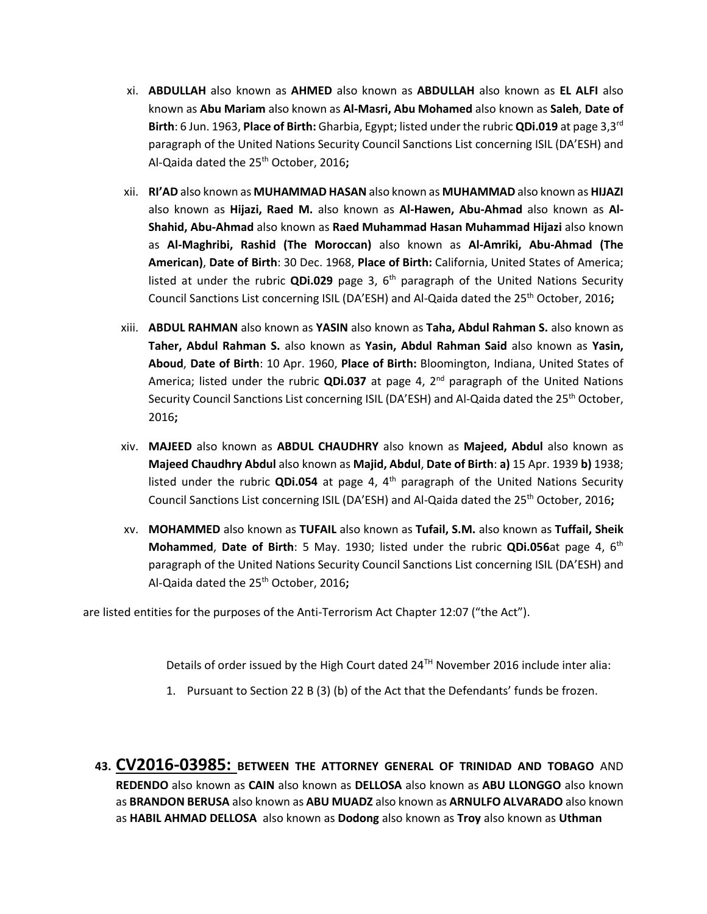xi. **ABDULLAH** also known as **AHMED** also known as **ABDULLAH** also known as **EL ALFI** also known as **Abu Mariam** also known as **Al-Masri, Abu Mohamed** also known as **Saleh**, **Date of Birth**: 6 Jun. 1963, **Place of Birth:** Gharbia, Egypt; listed under the rubric **QDi.019** at page 3,3rd paragraph of the United Nations Security Council Sanctions List concerning ISIL (DA'ESH) and Al-Qaida dated the 25th October, 2016**;**

xii. **RI'AD** also known as **MUHAMMAD HASAN** also known as **MUHAMMAD** also known as **HIJAZI** also known as **Hijazi, Raed M.** also known as **Al-Hawen, Abu-Ahmad** also known as **Al-Shahid, Abu-Ahmad** also known as **Raed Muhammad Hasan Muhammad Hijazi** also known as **Al-Maghribi, Rashid (The Moroccan)** also known as **Al-Amriki, Abu-Ahmad (The American)**, **Date of Birth**: 30 Dec. 1968, **Place of Birth:** California, United States of America; listed at under the rubric **QDi.029** page 3, 6th paragraph of the United Nations Security Council Sanctions List concerning ISIL (DA'ESH) and Al-Qaida dated the 25th October, 2016**;**

xiii. **ABDUL RAHMAN** also known as **YASIN** also known as **Taha, Abdul Rahman S.** also known as **Taher, Abdul Rahman S.** also known as **Yasin, Abdul Rahman Said** also known as **Yasin, Aboud**, **Date of Birth**: 10 Apr. 1960, **Place of Birth:** Bloomington, Indiana, United States of America; listed under the rubric **QDi.037** at page 4, 2nd paragraph of the United Nations Security Council Sanctions List concerning ISIL (DA'ESH) and Al-Qaida dated the 25th October, 2016**;**

xiv. **MAJEED** also known as **ABDUL CHAUDHRY** also known as **Majeed, Abdul** also known as **Majeed Chaudhry Abdul** also known as **Majid, Abdul**, **Date of Birth**: **a)** 15 Apr. 1939 **b)** 1938; listed under the rubric **QDi.054** at page 4, 4th paragraph of the United Nations Security Council Sanctions List concerning ISIL (DA'ESH) and Al-Qaida dated the 25th October, 2016**;**

xv. **MOHAMMED** also known as **TUFAIL** also known as **Tufail, S.M.** also known as **Tuffail, Sheik Mohammed**, **Date of Birth**: 5 May. 1930; listed under the rubric **QDi.056**at page 4, 6th paragraph of the United Nations Security Council Sanctions List concerning ISIL (DA'ESH) and Al-Qaida dated the 25th October, 2016**;**

are listed entities for the purposes of the Anti-Terrorism Act Chapter 12:07 ("the Act").

Details of order issued by the High Court dated 24TH November 2016 include inter alia:

1. Pursuant to Section 22 B (3) (b) of the Act that the Defendants' funds be frozen.

**43. <u>CV2016-03985:</u> BETWEEN THE ATTORNEY GENERAL OF TRINIDAD AND TOBAGO** AND **REDENDO** also known as **CAIN** also known as **DELLOSA** also known as **ABU LLONGGO** also known as **BRANDON BERUSA** also known as **ABU MUADZ** also known as **ARNULFO ALVARADO** also known as **HABIL AHMAD DELLOSA** also known as **Dodong** also known as **Troy** also known as **Uthman**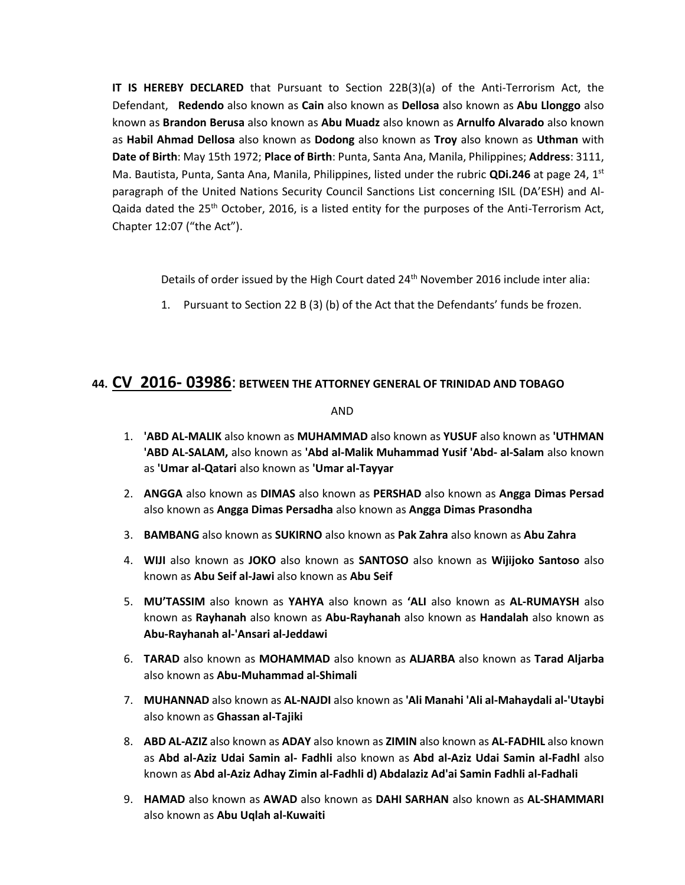**IT IS HEREBY DECLARED** that Pursuant to Section 22B(3)(a) of the Anti-Terrorism Act, the Defendant, **Redendo** also known as **Cain** also known as **Dellosa** also known as **Abu Llonggo** also known as **Brandon Berusa** also known as **Abu Muadz** also known as **Arnulfo Alvarado** also known as **Habil Ahmad Dellosa** also known as **Dodong** also known as **Troy** also known as **Uthman** with **Date of Birth**: May 15th 1972; **Place of Birth**: Punta, Santa Ana, Manila, Philippines; **Address**: 3111, Ma. Bautista, Punta, Santa Ana, Manila, Philippines, listed under the rubric **QDi.246** at page 24, 1st paragraph of the United Nations Security Council Sanctions List concerning ISIL (DA'ESH) and Al-Qaida dated the 25th October, 2016, is a listed entity for the purposes of the Anti-Terrorism Act, Chapter 12:07 ("the Act").

Details of order issued by the High Court dated 24th November 2016 include inter alia:

1. Pursuant to Section 22 B (3) (b) of the Act that the Defendants' funds be frozen.

## 44. CV 2016- 03986: BETWEEN THE ATTORNEY GENERAL OF TRINIDAD AND TOBAGO

AND

1. **'ABD AL-MALIK** also known as **MUHAMMAD** also known as **YUSUF** also known as **'UTHMAN 'ABD AL-SALAM,** also known as **'Abd al-Malik Muhammad Yusif 'Abd- al-Salam** also known as **'Umar al-Qatari** also known as **'Umar al-Tayyar**
2. **ANGGA** also known as **DIMAS** also known as **PERSHAD** also known as **Angga Dimas Persad** also known as **Angga Dimas Persadha** also known as **Angga Dimas Prasondha**
3. **BAMBANG** also known as **SUKIRNO** also known as **Pak Zahra** also known as **Abu Zahra**
4. **WIJI** also known as **JOKO** also known as **SANTOSO** also known as **Wijijoko Santoso** also known as **Abu Seif al-Jawi** also known as **Abu Seif**
5. **MU'TASSIM** also known as **YAHYA** also known as **'ALI** also known as **AL-RUMAYSH** also known as **Rayhanah** also known as **Abu-Rayhanah** also known as **Handalah** also known as **Abu-Rayhanah al-'Ansari al-Jeddawi**
6. **TARAD** also known as **MOHAMMAD** also known as **ALJARBA** also known as **Tarad Aljarba** also known as **Abu-Muhammad al-Shimali**
7. **MUHANNAD** also known as **AL-NAJDI** also known as **'Ali Manahi 'Ali al-Mahaydali al-'Utaybi** also known as **Ghassan al-Tajiki**
8. **ABD AL-AZIZ** also known as **ADAY** also known as **ZIMIN** also known as **AL-FADHIL** also known as **Abd al-Aziz Udai Samin al- Fadhli** also known as **Abd al-Aziz Udai Samin al-Fadhl** also known as **Abd al-Aziz Adhay Zimin al-Fadhli d) Abdalaziz Ad'ai Samin Fadhli al-Fadhali**
9. **HAMAD** also known as **AWAD** also known as **DAHI SARHAN** also known as **AL-SHAMMARI** also known as **Abu Uqlah al-Kuwaiti**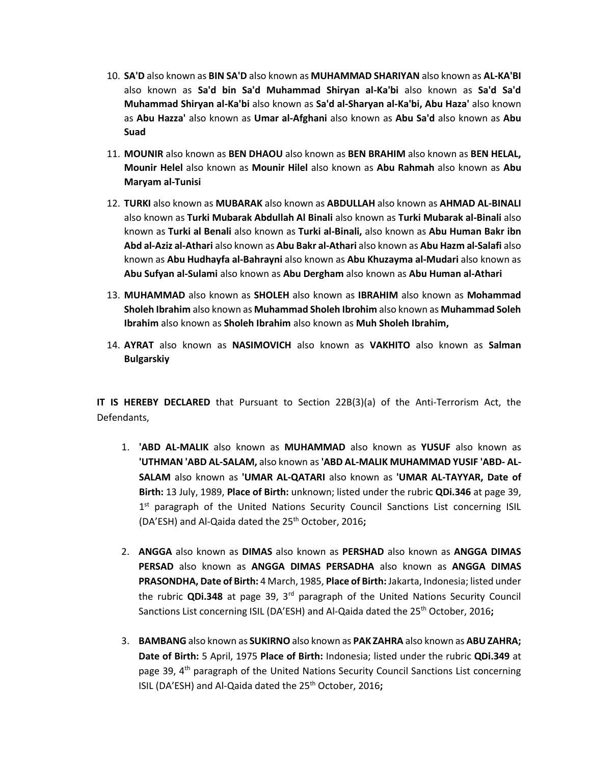10. **SA'D** also known as **BIN SA'D** also known as **MUHAMMAD SHARIYAN** also known as **AL-KA'BI** also known as **Sa'd bin Sa'd Muhammad Shiryan al-Ka'bi** also known as **Sa'd Sa'd Muhammad Shiryan al-Ka'bi** also known as **Sa'd al-Sharyan al-Ka'bi, Abu Haza'** also known as **Abu Hazza'** also known as **Umar al-Afghani** also known as **Abu Sa'd** also known as **Abu Suad**

11. **MOUNIR** also known as **BEN DHAOU** also known as **BEN BRAHIM** also known as **BEN HELAL, Mounir Helel** also known as **Mounir Hilel** also known as **Abu Rahmah** also known as **Abu Maryam al-Tunisi**

12. **TURKI** also known as **MUBARAK** also known as **ABDULLAH** also known as **AHMAD AL-BINALI** also known as **Turki Mubarak Abdullah Al Binali** also known as **Turki Mubarak al-Binali** also known as **Turki al Benali** also known as **Turki al-Binali,** also known as **Abu Human Bakr ibn Abd al-Aziz al-Athari** also known as **Abu Bakr al-Athari** also known as **Abu Hazm al-Salafi** also known as **Abu Hudhayfa al-Bahrayni** also known as **Abu Khuzayma al-Mudari** also known as **Abu Sufyan al-Sulami** also known as **Abu Dergham** also known as **Abu Human al-Athari**

13. **MUHAMMAD** also known as **SHOLEH** also known as **IBRAHIM** also known as **Mohammad Sholeh Ibrahim** also known as **Muhammad Sholeh Ibrohim** also known as **Muhammad Soleh Ibrahim** also known as **Sholeh Ibrahim** also known as **Muh Sholeh Ibrahim,**

14. **AYRAT** also known as **NASIMOVICH** also known as **VAKHITO** also known as **Salman Bulgarskiy**

**IT IS HEREBY DECLARED** that Pursuant to Section 22B(3)(a) of the Anti-Terrorism Act, the Defendants,

1. **'ABD AL-MALIK** also known as **MUHAMMAD** also known as **YUSUF** also known as **'UTHMAN 'ABD AL-SALAM,** also known as **'ABD AL-MALIK MUHAMMAD YUSIF 'ABD- AL-SALAM** also known as **'UMAR AL-QATARI** also known as **'UMAR AL-TAYYAR, Date of Birth:** 13 July, 1989, **Place of Birth:** unknown; listed under the rubric **QDi.346** at page 39, 1st paragraph of the United Nations Security Council Sanctions List concerning ISIL (DA'ESH) and Al-Qaida dated the 25th October, 2016**;**

2. **ANGGA** also known as **DIMAS** also known as **PERSHAD** also known as **ANGGA DIMAS PERSAD** also known as **ANGGA DIMAS PERSADHA** also known as **ANGGA DIMAS PRASONDHA, Date of Birth:** 4 March, 1985, **Place of Birth:** Jakarta, Indonesia; listed under the rubric **QDi.348** at page 39, 3rd paragraph of the United Nations Security Council Sanctions List concerning ISIL (DA'ESH) and Al-Qaida dated the 25th October, 2016**;**

3. **BAMBANG** also known as **SUKIRNO** also known as **PAK ZAHRA** also known as **ABU ZAHRA; Date of Birth:** 5 April, 1975 **Place of Birth:** Indonesia; listed under the rubric **QDi.349** at page 39, 4th paragraph of the United Nations Security Council Sanctions List concerning ISIL (DA'ESH) and Al-Qaida dated the 25th October, 2016**;**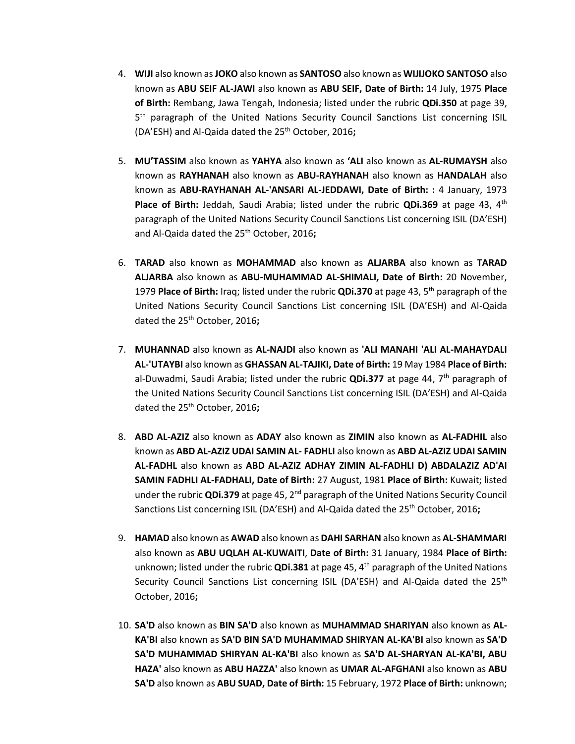4. **WIJI** also known as **JOKO** also known as **SANTOSO** also known as **WIJIJOKO SANTOSO** also known as **ABU SEIF AL-JAWI** also known as **ABU SEIF, Date of Birth:** 14 July, 1975 **Place of Birth:** Rembang, Jawa Tengah, Indonesia; listed under the rubric **QDi.350** at page 39, 5th paragraph of the United Nations Security Council Sanctions List concerning ISIL (DA'ESH) and Al-Qaida dated the 25th October, 2016**;**

5. **MU'TASSIM** also known as **YAHYA** also known as **'ALI** also known as **AL-RUMAYSH** also known as **RAYHANAH** also known as **ABU-RAYHANAH** also known as **HANDALAH** also known as **ABU-RAYHANAH AL-'ANSARI AL-JEDDAWI, Date of Birth: :** 4 January, 1973 **Place of Birth:** Jeddah, Saudi Arabia; listed under the rubric **QDi.369** at page 43, 4th paragraph of the United Nations Security Council Sanctions List concerning ISIL (DA'ESH) and Al-Qaida dated the 25th October, 2016**;**

6. **TARAD** also known as **MOHAMMAD** also known as **ALJARBA** also known as **TARAD ALJARBA** also known as **ABU-MUHAMMAD AL-SHIMALI, Date of Birth:** 20 November, 1979 **Place of Birth:** Iraq; listed under the rubric **QDi.370** at page 43, 5th paragraph of the United Nations Security Council Sanctions List concerning ISIL (DA'ESH) and Al-Qaida dated the 25th October, 2016**;**

7. **MUHANNAD** also known as **AL-NAJDI** also known as **'ALI MANAHI 'ALI AL-MAHAYDALI AL-'UTAYBI** also known as **GHASSAN AL-TAJIKI, Date of Birth:** 19 May 1984 **Place of Birth:** al-Duwadmi, Saudi Arabia; listed under the rubric **QDi.377** at page 44, 7th paragraph of the United Nations Security Council Sanctions List concerning ISIL (DA'ESH) and Al-Qaida dated the 25th October, 2016**;**

8. **ABD AL-AZIZ** also known as **ADAY** also known as **ZIMIN** also known as **AL-FADHIL** also known as **ABD AL-AZIZ UDAI SAMIN AL- FADHLI** also known as **ABD AL-AZIZ UDAI SAMIN AL-FADHL** also known as **ABD AL-AZIZ ADHAY ZIMIN AL-FADHLI D) ABDALAZIZ AD'AI SAMIN FADHLI AL-FADHALI, Date of Birth:** 27 August, 1981 **Place of Birth:** Kuwait; listed under the rubric **QDi.379** at page 45, 2nd paragraph of the United Nations Security Council Sanctions List concerning ISIL (DA'ESH) and Al-Qaida dated the 25th October, 2016**;**

9. **HAMAD** also known as **AWAD** also known as **DAHI SARHAN** also known as **AL-SHAMMARI** also known as **ABU UQLAH AL-KUWAITI**, **Date of Birth:** 31 January, 1984 **Place of Birth:** unknown; listed under the rubric **QDi.381** at page 45, 4th paragraph of the United Nations Security Council Sanctions List concerning ISIL (DA'ESH) and Al-Qaida dated the 25th October, 2016**;**

10. **SA'D** also known as **BIN SA'D** also known as **MUHAMMAD SHARIYAN** also known as **AL-KA'BI** also known as **SA'D BIN SA'D MUHAMMAD SHIRYAN AL-KA'BI** also known as **SA'D SA'D MUHAMMAD SHIRYAN AL-KA'BI** also known as **SA'D AL-SHARYAN AL-KA'BI, ABU HAZA'** also known as **ABU HAZZA'** also known as **UMAR AL-AFGHANI** also known as **ABU SA'D** also known as **ABU SUAD, Date of Birth:** 15 February, 1972 **Place of Birth:** unknown;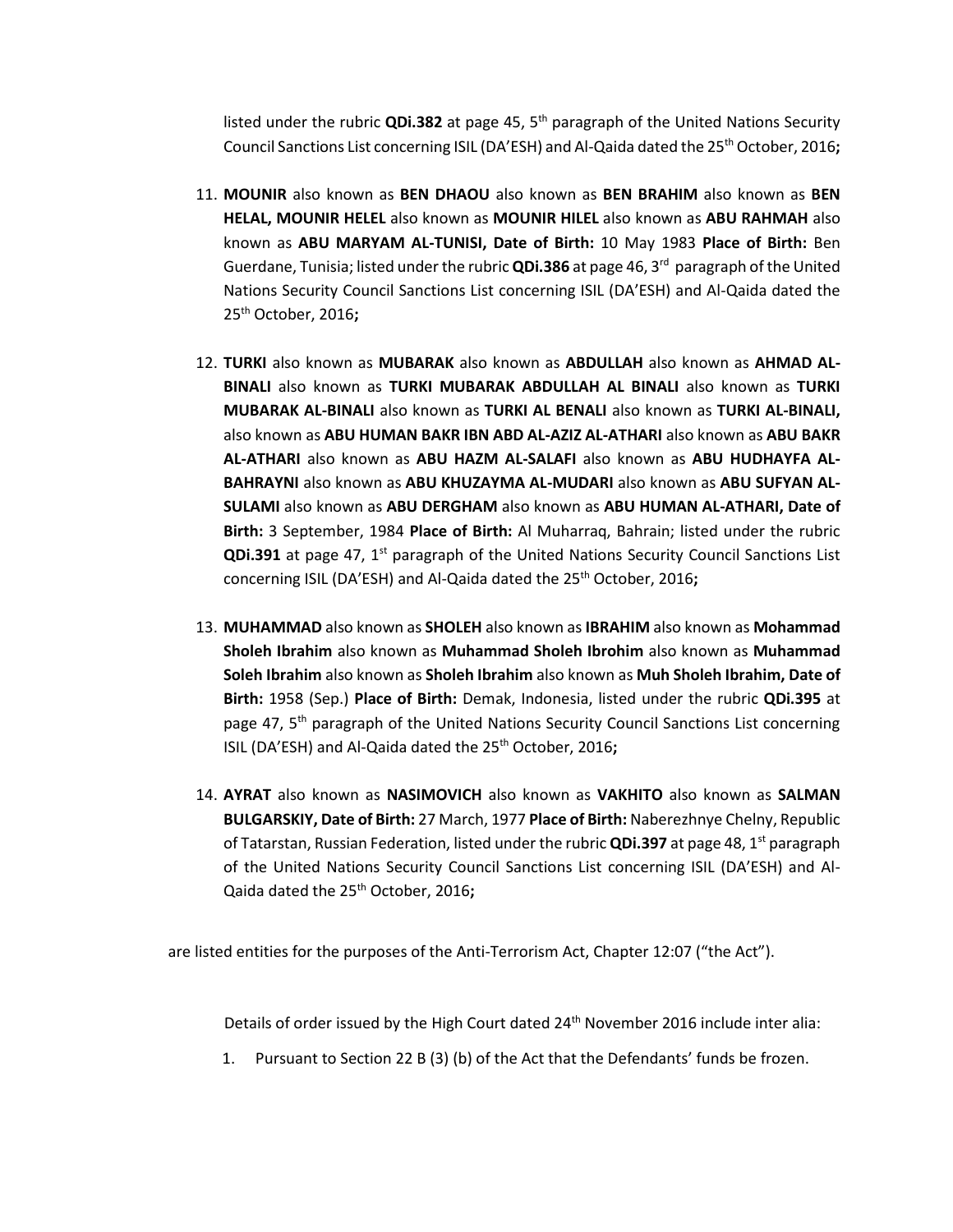listed under the rubric **QDi.382** at page 45, 5th paragraph of the United Nations Security Council Sanctions List concerning ISIL (DA'ESH) and Al-Qaida dated the 25th October, 2016**;**

11. **MOUNIR** also known as **BEN DHAOU** also known as **BEN BRAHIM** also known as **BEN HELAL, MOUNIR HELEL** also known as **MOUNIR HILEL** also known as **ABU RAHMAH** also known as **ABU MARYAM AL-TUNISI, Date of Birth:** 10 May 1983 **Place of Birth:** Ben Guerdane, Tunisia; listed under the rubric **QDi.386** at page 46, 3rd paragraph of the United Nations Security Council Sanctions List concerning ISIL (DA'ESH) and Al-Qaida dated the 25th October, 2016**;**

12. **TURKI** also known as **MUBARAK** also known as **ABDULLAH** also known as **AHMAD AL-BINALI** also known as **TURKI MUBARAK ABDULLAH AL BINALI** also known as **TURKI MUBARAK AL-BINALI** also known as **TURKI AL BENALI** also known as **TURKI AL-BINALI,** also known as **ABU HUMAN BAKR IBN ABD AL-AZIZ AL-ATHARI** also known as **ABU BAKR AL-ATHARI** also known as **ABU HAZM AL-SALAFI** also known as **ABU HUDHAYFA AL-BAHRAYNI** also known as **ABU KHUZAYMA AL-MUDARI** also known as **ABU SUFYAN AL-SULAMI** also known as **ABU DERGHAM** also known as **ABU HUMAN AL-ATHARI, Date of Birth:** 3 September, 1984 **Place of Birth:** Al Muharraq, Bahrain; listed under the rubric **QDi.391** at page 47, 1st paragraph of the United Nations Security Council Sanctions List concerning ISIL (DA'ESH) and Al-Qaida dated the 25th October, 2016**;**

13. **MUHAMMAD** also known as **SHOLEH** also known as **IBRAHIM** also known as **Mohammad Sholeh Ibrahim** also known as **Muhammad Sholeh Ibrohim** also known as **Muhammad Soleh Ibrahim** also known as **Sholeh Ibrahim** also known as **Muh Sholeh Ibrahim, Date of Birth:** 1958 (Sep.) **Place of Birth:** Demak, Indonesia, listed under the rubric **QDi.395** at page 47, 5th paragraph of the United Nations Security Council Sanctions List concerning ISIL (DA'ESH) and Al-Qaida dated the 25th October, 2016**;**

14. **AYRAT** also known as **NASIMOVICH** also known as **VAKHITO** also known as **SALMAN BULGARSKIY, Date of Birth:** 27 March, 1977 **Place of Birth:** Naberezhnye Chelny, Republic of Tatarstan, Russian Federation, listed under the rubric **QDi.397** at page 48, 1st paragraph of the United Nations Security Council Sanctions List concerning ISIL (DA'ESH) and Al-Qaida dated the 25th October, 2016**;**

are listed entities for the purposes of the Anti-Terrorism Act, Chapter 12:07 ("the Act").

Details of order issued by the High Court dated 24th November 2016 include inter alia:

1. Pursuant to Section 22 B (3) (b) of the Act that the Defendants' funds be frozen.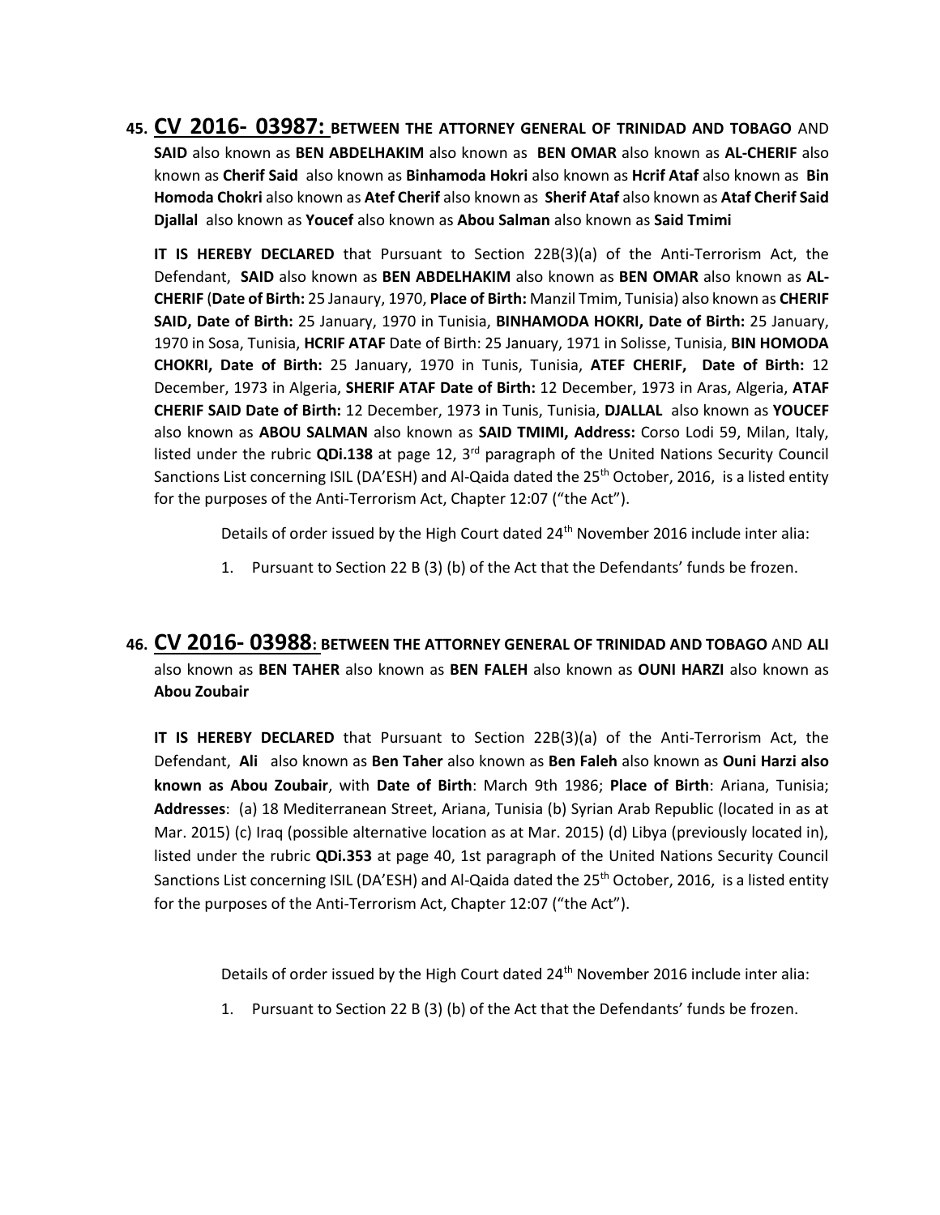**45. <u>CV 2016- 03987:</u> BETWEEN THE ATTORNEY GENERAL OF TRINIDAD AND TOBAGO** AND **SAID** also known as **BEN ABDELHAKIM** also known as **BEN OMAR** also known as **AL-CHERIF** also known as **Cherif Said** also known as **Binhamoda Hokri** also known as **Hcrif Ataf** also known as **Bin Homoda Chokri** also known as **Atef Cherif** also known as **Sherif Ataf** also known as **Ataf Cherif Said Djallal** also known as **Youcef** also known as **Abou Salman** also known as **Said Tmimi**

**IT IS HEREBY DECLARED** that Pursuant to Section 22B(3)(a) of the Anti-Terrorism Act, the Defendant, **SAID** also known as **BEN ABDELHAKIM** also known as **BEN OMAR** also known as **AL-CHERIF** (**Date of Birth:** 25 Janaury, 1970, **Place of Birth:** Manzil Tmim, Tunisia) also known as **CHERIF SAID, Date of Birth:** 25 January, 1970 in Tunisia, **BINHAMODA HOKRI, Date of Birth:** 25 January, 1970 in Sosa, Tunisia, **HCRIF ATAF** Date of Birth: 25 January, 1971 in Solisse, Tunisia, **BIN HOMODA CHOKRI, Date of Birth:** 25 January, 1970 in Tunis, Tunisia, **ATEF CHERIF, Date of Birth:** 12 December, 1973 in Algeria, **SHERIF ATAF Date of Birth:** 12 December, 1973 in Aras, Algeria, **ATAF CHERIF SAID Date of Birth:** 12 December, 1973 in Tunis, Tunisia, **DJALLAL** also known as **YOUCEF** also known as **ABOU SALMAN** also known as **SAID TMIMI, Address:** Corso Lodi 59, Milan, Italy, listed under the rubric **QDi.138** at page 12, 3rd paragraph of the United Nations Security Council Sanctions List concerning ISIL (DA'ESH) and Al-Qaida dated the 25th October, 2016, is a listed entity for the purposes of the Anti-Terrorism Act, Chapter 12:07 ("the Act").

Details of order issued by the High Court dated 24th November 2016 include inter alia:

1. Pursuant to Section 22 B (3) (b) of the Act that the Defendants' funds be frozen.

**46. <u>CV 2016- 03988</u>: BETWEEN THE ATTORNEY GENERAL OF TRINIDAD AND TOBAGO** AND **ALI** also known as **BEN TAHER** also known as **BEN FALEH** also known as **OUNI HARZI** also known as **Abou Zoubair**

**IT IS HEREBY DECLARED** that Pursuant to Section 22B(3)(a) of the Anti-Terrorism Act, the Defendant, **Ali** also known as **Ben Taher** also known as **Ben Faleh** also known as **Ouni Harzi also known as Abou Zoubair**, with **Date of Birth**: March 9th 1986; **Place of Birth**: Ariana, Tunisia; **Addresses**: (a) 18 Mediterranean Street, Ariana, Tunisia (b) Syrian Arab Republic (located in as at Mar. 2015) (c) Iraq (possible alternative location as at Mar. 2015) (d) Libya (previously located in), listed under the rubric **QDi.353** at page 40, 1st paragraph of the United Nations Security Council Sanctions List concerning ISIL (DA'ESH) and Al-Qaida dated the 25th October, 2016, is a listed entity for the purposes of the Anti-Terrorism Act, Chapter 12:07 ("the Act").

Details of order issued by the High Court dated 24th November 2016 include inter alia:

1. Pursuant to Section 22 B (3) (b) of the Act that the Defendants' funds be frozen.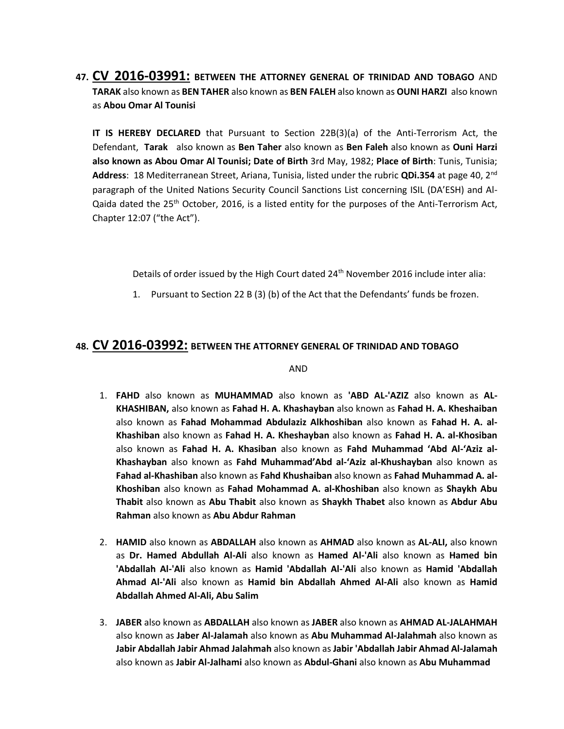**47. CV 2016-03991: BETWEEN THE ATTORNEY GENERAL OF TRINIDAD AND TOBAGO** AND **TARAK** also known as **BEN TAHER** also known as **BEN FALEH** also known as **OUNI HARZI** also known as **Abou Omar Al Tounisi**

**IT IS HEREBY DECLARED** that Pursuant to Section 22B(3)(a) of the Anti-Terrorism Act, the Defendant, **Tarak** also known as **Ben Taher** also known as **Ben Faleh** also known as **Ouni Harzi also known as Abou Omar Al Tounisi; Date of Birth** 3rd May, 1982; **Place of Birth**: Tunis, Tunisia; **Address**: 18 Mediterranean Street, Ariana, Tunisia, listed under the rubric **QDi.354** at page 40, 2nd paragraph of the United Nations Security Council Sanctions List concerning ISIL (DA'ESH) and Al-Qaida dated the 25th October, 2016, is a listed entity for the purposes of the Anti-Terrorism Act, Chapter 12:07 ("the Act").

Details of order issued by the High Court dated 24th November 2016 include inter alia:

1. Pursuant to Section 22 B (3) (b) of the Act that the Defendants' funds be frozen.

**48. CV 2016-03992: BETWEEN THE ATTORNEY GENERAL OF TRINIDAD AND TOBAGO**

AND

1. **FAHD** also known as **MUHAMMAD** also known as **'ABD AL-'AZIZ** also known as **AL-KHASHIBAN,** also known as **Fahad H. A. Khashayban** also known as **Fahad H. A. Kheshaiban** also known as **Fahad Mohammad Abdulaziz Alkhoshiban** also known as **Fahad H. A. al-Khashiban** also known as **Fahad H. A. Kheshayban** also known as **Fahad H. A. al-Khosiban** also known as **Fahad H. A. Khasiban** also known as **Fahd Muhammad 'Abd Al-'Aziz al-Khashayban** also known as **Fahd Muhammad'Abd al-'Aziz al-Khushayban** also known as **Fahad al-Khashiban** also known as **Fahd Khushaiban** also known as **Fahad Muhammad A. al-Khoshiban** also known as **Fahad Mohammad A. al-Khoshiban** also known as **Shaykh Abu Thabit** also known as **Abu Thabit** also known as **Shaykh Thabet** also known as **Abdur Abu Rahman** also known as **Abu Abdur Rahman**

2. **HAMID** also known as **ABDALLAH** also known as **AHMAD** also known as **AL-ALI,** also known as **Dr. Hamed Abdullah Al-Ali** also known as **Hamed Al-'Ali** also known as **Hamed bin 'Abdallah Al-'Ali** also known as **Hamid 'Abdallah Al-'Ali** also known as **Hamid 'Abdallah Ahmad Al-'Ali** also known as **Hamid bin Abdallah Ahmed Al-Ali** also known as **Hamid Abdallah Ahmed Al-Ali, Abu Salim**

3. **JABER** also known as **ABDALLAH** also known as **JABER** also known as **AHMAD AL-JALAHMAH** also known as **Jaber Al-Jalamah** also known as **Abu Muhammad Al-Jalahmah** also known as **Jabir Abdallah Jabir Ahmad Jalahmah** also known as **Jabir 'Abdallah Jabir Ahmad Al-Jalamah** also known as **Jabir Al-Jalhami** also known as **Abdul-Ghani** also known as **Abu Muhammad**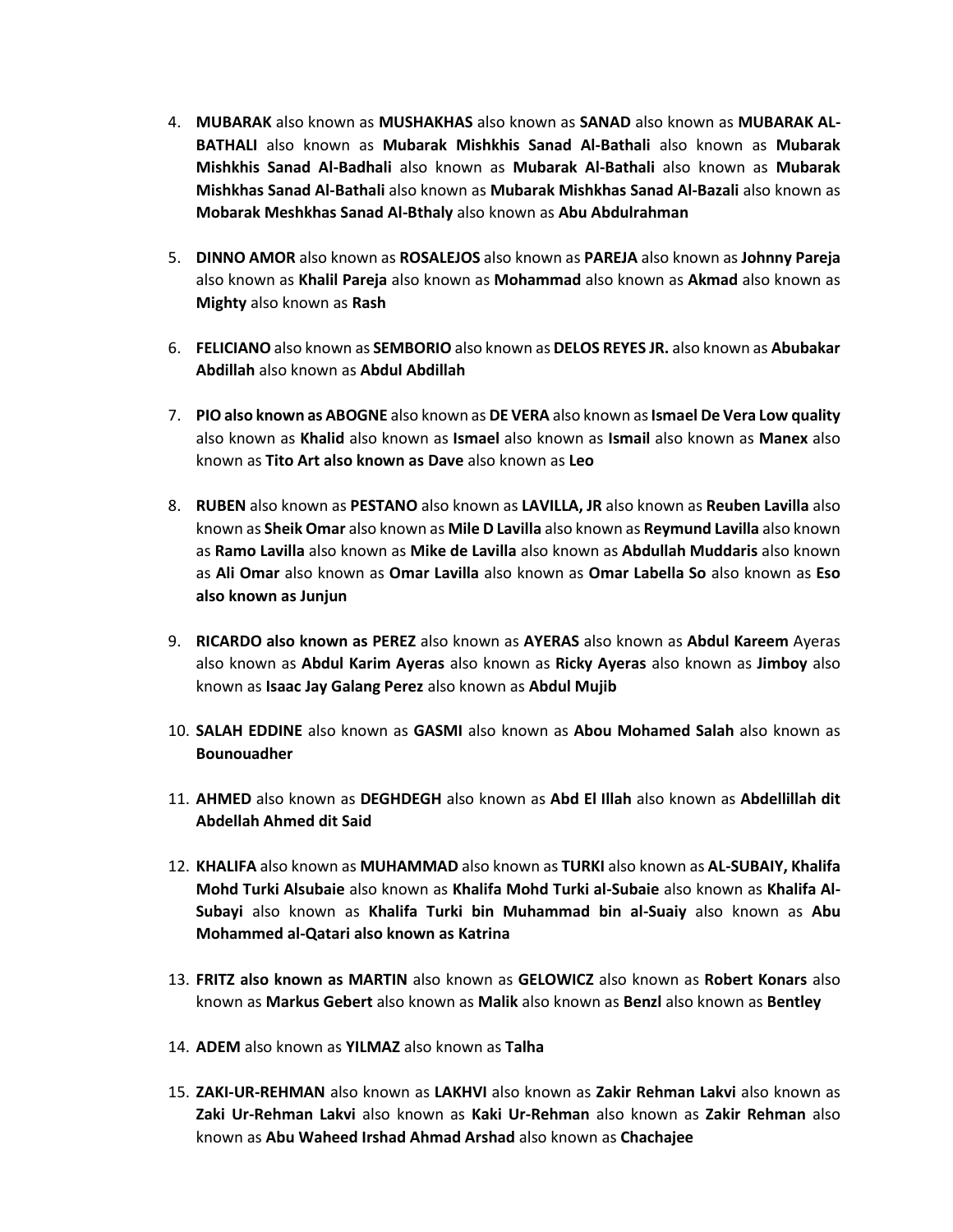4. **MUBARAK** also known as **MUSHAKHAS** also known as **SANAD** also known as **MUBARAK AL-BATHALI** also known as **Mubarak Mishkhis Sanad Al-Bathali** also known as **Mubarak Mishkhis Sanad Al-Badhali** also known as **Mubarak Al-Bathali** also known as **Mubarak Mishkhas Sanad Al-Bathali** also known as **Mubarak Mishkhas Sanad Al-Bazali** also known as **Mobarak Meshkhas Sanad Al-Bthaly** also known as **Abu Abdulrahman**

5. **DINNO AMOR** also known as **ROSALEJOS** also known as **PAREJA** also known as **Johnny Pareja** also known as **Khalil Pareja** also known as **Mohammad** also known as **Akmad** also known as **Mighty** also known as **Rash**

6. **FELICIANO** also known as **SEMBORIO** also known as **DELOS REYES JR.** also known as **Abubakar Abdillah** also known as **Abdul Abdillah**

7. **PIO also known as ABOGNE** also known as **DE VERA** also known as **Ismael De Vera Low quality** also known as **Khalid** also known as **Ismael** also known as **Ismail** also known as **Manex** also known as **Tito Art also known as Dave** also known as **Leo**

8. **RUBEN** also known as **PESTANO** also known as **LAVILLA, JR** also known as **Reuben Lavilla** also known as **Sheik Omar** also known as **Mile D Lavilla** also known as **Reymund Lavilla** also known as **Ramo Lavilla** also known as **Mike de Lavilla** also known as **Abdullah Muddaris** also known as **Ali Omar** also known as **Omar Lavilla** also known as **Omar Labella So** also known as **Eso also known as Junjun**

9. **RICARDO also known as PEREZ** also known as **AYERAS** also known as **Abdul Kareem** Ayeras also known as **Abdul Karim Ayeras** also known as **Ricky Ayeras** also known as **Jimboy** also known as **Isaac Jay Galang Perez** also known as **Abdul Mujib**

10. **SALAH EDDINE** also known as **GASMI** also known as **Abou Mohamed Salah** also known as **Bounouadher**

11. **AHMED** also known as **DEGHDEGH** also known as **Abd El Illah** also known as **Abdellillah dit Abdellah Ahmed dit Said**

12. **KHALIFA** also known as **MUHAMMAD** also known as **TURKI** also known as **AL-SUBAIY, Khalifa Mohd Turki Alsubaie** also known as **Khalifa Mohd Turki al-Subaie** also known as **Khalifa Al-Subayi** also known as **Khalifa Turki bin Muhammad bin al-Suaiy** also known as **Abu Mohammed al-Qatari also known as Katrina**

13. **FRITZ also known as MARTIN** also known as **GELOWICZ** also known as **Robert Konars** also known as **Markus Gebert** also known as **Malik** also known as **Benzl** also known as **Bentley**

14. **ADEM** also known as **YILMAZ** also known as **Talha**

15. **ZAKI-UR-REHMAN** also known as **LAKHVI** also known as **Zakir Rehman Lakvi** also known as **Zaki Ur-Rehman Lakvi** also known as **Kaki Ur-Rehman** also known as **Zakir Rehman** also known as **Abu Waheed Irshad Ahmad Arshad** also known as **Chachajee**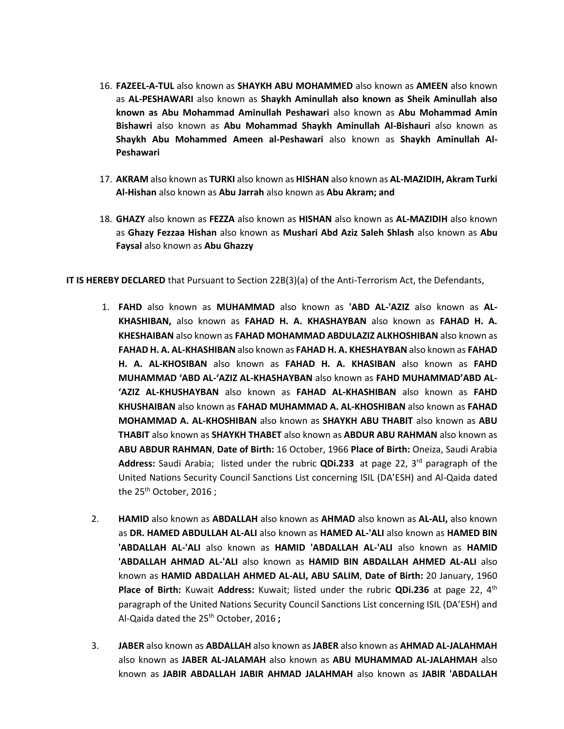16. **FAZEEL-A-TUL** also known as **SHAYKH ABU MOHAMMED** also known as **AMEEN** also known as **AL-PESHAWARI** also known as **Shaykh Aminullah also known as Sheik Aminullah also known as Abu Mohammad Aminullah Peshawari** also known as **Abu Mohammad Amin Bishawri** also known as **Abu Mohammad Shaykh Aminullah Al-Bishauri** also known as **Shaykh Abu Mohammed Ameen al-Peshawari** also known as **Shaykh Aminullah Al-Peshawari**

17. **AKRAM** also known as **TURKI** also known as **HISHAN** also known as **AL-MAZIDIH, Akram Turki Al-Hishan** also known as **Abu Jarrah** also known as **Abu Akram; and**

18. **GHAZY** also known as **FEZZA** also known as **HISHAN** also known as **AL-MAZIDIH** also known as **Ghazy Fezzaa Hishan** also known as **Mushari Abd Aziz Saleh Shlash** also known as **Abu Faysal** also known as **Abu Ghazzy**

**IT IS HEREBY DECLARED** that Pursuant to Section 22B(3)(a) of the Anti-Terrorism Act, the Defendants,

1. **FAHD** also known as **MUHAMMAD** also known as **'ABD AL-'AZIZ** also known as **AL-KHASHIBAN,** also known as **FAHAD H. A. KHASHAYBAN** also known as **FAHAD H. A. KHESHAIBAN** also known as **FAHAD MOHAMMAD ABDULAZIZ ALKHOSHIBAN** also known as **FAHAD H. A. AL-KHASHIBAN** also known as **FAHAD H. A. KHESHAYBAN** also known as **FAHAD H. A. AL-KHOSIBAN** also known as **FAHAD H. A. KHASIBAN** also known as **FAHD MUHAMMAD 'ABD AL-'AZIZ AL-KHASHAYBAN** also known as **FAHD MUHAMMAD'ABD AL-'AZIZ AL-KHUSHAYBAN** also known as **FAHAD AL-KHASHIBAN** also known as **FAHD KHUSHAIBAN** also known as **FAHAD MUHAMMAD A. AL-KHOSHIBAN** also known as **FAHAD MOHAMMAD A. AL-KHOSHIBAN** also known as **SHAYKH ABU THABIT** also known as **ABU THABIT** also known as **SHAYKH THABET** also known as **ABDUR ABU RAHMAN** also known as **ABU ABDUR RAHMAN**, **Date of Birth:** 16 October, 1966 **Place of Birth:** Oneiza, Saudi Arabia **Address:** Saudi Arabia; listed under the rubric **QDi.233** at page 22, 3rd paragraph of the United Nations Security Council Sanctions List concerning ISIL (DA'ESH) and Al-Qaida dated the 25th October, 2016 ;

2. **HAMID** also known as **ABDALLAH** also known as **AHMAD** also known as **AL-ALI,** also known as **DR. HAMED ABDULLAH AL-ALI** also known as **HAMED AL-'ALI** also known as **HAMED BIN 'ABDALLAH AL-'ALI** also known as **HAMID 'ABDALLAH AL-'ALI** also known as **HAMID 'ABDALLAH AHMAD AL-'ALI** also known as **HAMID BIN ABDALLAH AHMED AL-ALI** also known as **HAMID ABDALLAH AHMED AL-ALI, ABU SALIM**, **Date of Birth:** 20 January, 1960 **Place of Birth:** Kuwait **Address:** Kuwait; listed under the rubric **QDi.236** at page 22, 4th paragraph of the United Nations Security Council Sanctions List concerning ISIL (DA'ESH) and Al-Qaida dated the 25th October, 2016 **;**

3. **JABER** also known as **ABDALLAH** also known as **JABER** also known as **AHMAD AL-JALAHMAH** also known as **JABER AL-JALAMAH** also known as **ABU MUHAMMAD AL-JALAHMAH** also known as **JABIR ABDALLAH JABIR AHMAD JALAHMAH** also known as **JABIR 'ABDALLAH**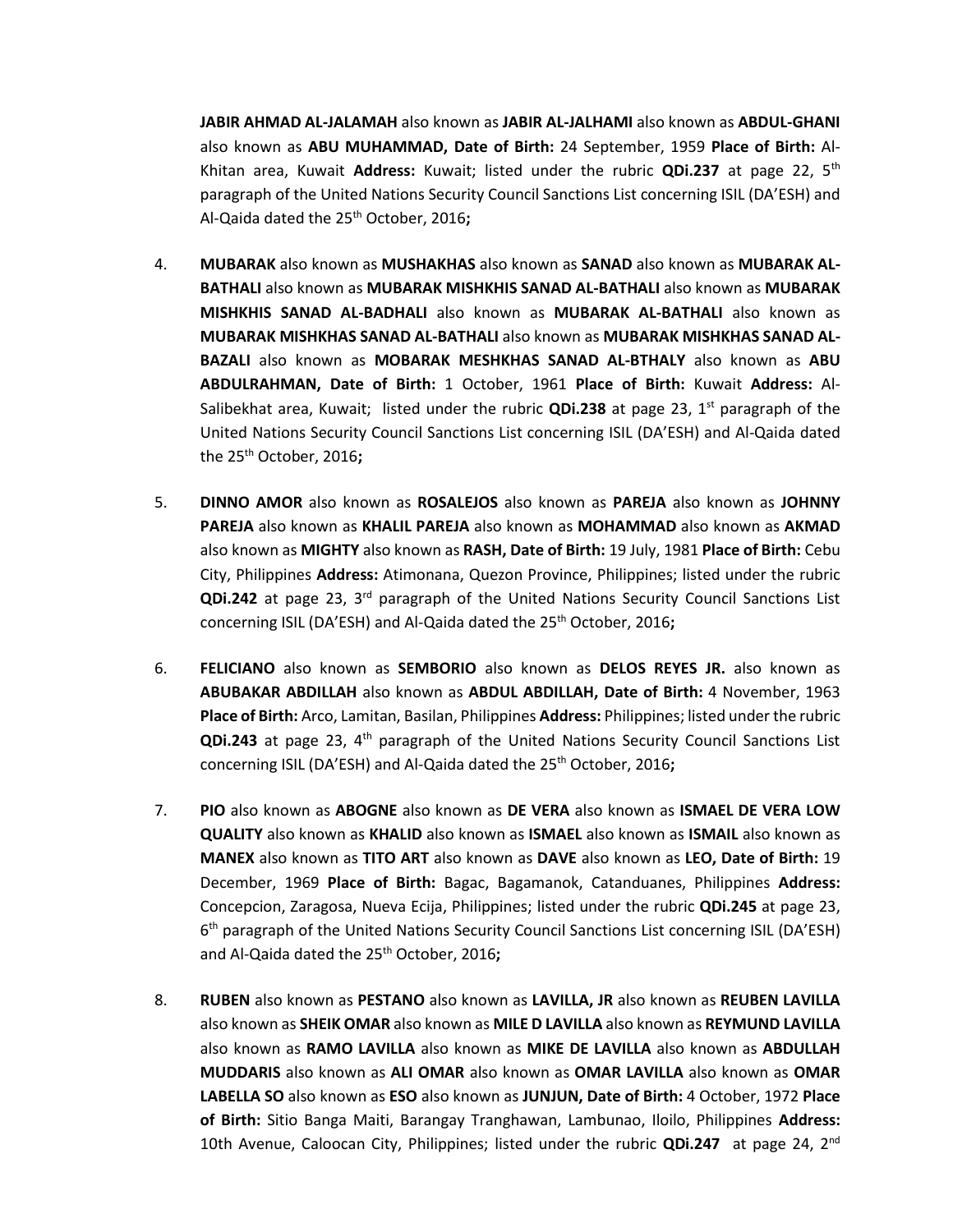**JABIR AHMAD AL-JALAMAH** also known as **JABIR AL-JALHAMI** also known as **ABDUL-GHANI** also known as **ABU MUHAMMAD, Date of Birth:** 24 September, 1959 **Place of Birth:** Al-Khitan area, Kuwait **Address:** Kuwait; listed under the rubric **QDi.237** at page 22, 5th paragraph of the United Nations Security Council Sanctions List concerning ISIL (DA'ESH) and Al-Qaida dated the 25th October, 2016**;**

4. **MUBARAK** also known as **MUSHAKHAS** also known as **SANAD** also known as **MUBARAK AL-BATHALI** also known as **MUBARAK MISHKHIS SANAD AL-BATHALI** also known as **MUBARAK MISHKHIS SANAD AL-BADHALI** also known as **MUBARAK AL-BATHALI** also known as **MUBARAK MISHKHAS SANAD AL-BATHALI** also known as **MUBARAK MISHKHAS SANAD AL-BAZALI** also known as **MOBARAK MESHKHAS SANAD AL-BTHALY** also known as **ABU ABDULRAHMAN, Date of Birth:** 1 October, 1961 **Place of Birth:** Kuwait **Address:** Al-Salibekhat area, Kuwait; listed under the rubric **QDi.238** at page 23, 1st paragraph of the United Nations Security Council Sanctions List concerning ISIL (DA'ESH) and Al-Qaida dated the 25th October, 2016**;**

5. **DINNO AMOR** also known as **ROSALEJOS** also known as **PAREJA** also known as **JOHNNY PAREJA** also known as **KHALIL PAREJA** also known as **MOHAMMAD** also known as **AKMAD** also known as **MIGHTY** also known as **RASH, Date of Birth:** 19 July, 1981 **Place of Birth:** Cebu City, Philippines **Address:** Atimonana, Quezon Province, Philippines; listed under the rubric **QDi.242** at page 23, 3rd paragraph of the United Nations Security Council Sanctions List concerning ISIL (DA'ESH) and Al-Qaida dated the 25th October, 2016**;**

6. **FELICIANO** also known as **SEMBORIO** also known as **DELOS REYES JR.** also known as **ABUBAKAR ABDILLAH** also known as **ABDUL ABDILLAH, Date of Birth:** 4 November, 1963 **Place of Birth:** Arco, Lamitan, Basilan, Philippines **Address:** Philippines; listed under the rubric **QDi.243** at page 23, 4th paragraph of the United Nations Security Council Sanctions List concerning ISIL (DA'ESH) and Al-Qaida dated the 25th October, 2016**;**

7. **PIO** also known as **ABOGNE** also known as **DE VERA** also known as **ISMAEL DE VERA LOW QUALITY** also known as **KHALID** also known as **ISMAEL** also known as **ISMAIL** also known as **MANEX** also known as **TITO ART** also known as **DAVE** also known as **LEO, Date of Birth:** 19 December, 1969 **Place of Birth:** Bagac, Bagamanok, Catanduanes, Philippines **Address:** Concepcion, Zaragosa, Nueva Ecija, Philippines; listed under the rubric **QDi.245** at page 23, 6th paragraph of the United Nations Security Council Sanctions List concerning ISIL (DA'ESH) and Al-Qaida dated the 25th October, 2016**;**

8. **RUBEN** also known as **PESTANO** also known as **LAVILLA, JR** also known as **REUBEN LAVILLA** also known as **SHEIK OMAR** also known as **MILE D LAVILLA** also known as **REYMUND LAVILLA** also known as **RAMO LAVILLA** also known as **MIKE DE LAVILLA** also known as **ABDULLAH MUDDARIS** also known as **ALI OMAR** also known as **OMAR LAVILLA** also known as **OMAR LABELLA SO** also known as **ESO** also known as **JUNJUN, Date of Birth:** 4 October, 1972 **Place of Birth:** Sitio Banga Maiti, Barangay Tranghawan, Lambunao, Iloilo, Philippines **Address:** 10th Avenue, Caloocan City, Philippines; listed under the rubric **QDi.247** at page 24, 2nd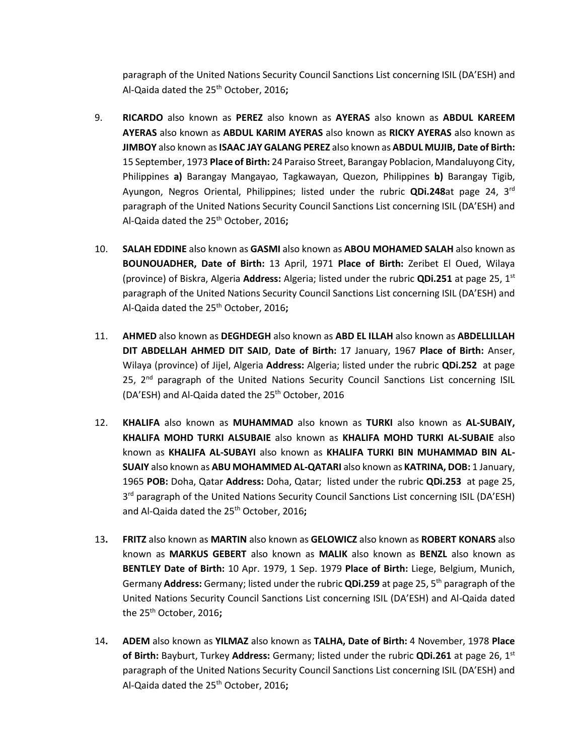paragraph of the United Nations Security Council Sanctions List concerning ISIL (DA'ESH) and Al-Qaida dated the 25th October, 2016**;**

9. **RICARDO** also known as **PEREZ** also known as **AYERAS** also known as **ABDUL KAREEM AYERAS** also known as **ABDUL KARIM AYERAS** also known as **RICKY AYERAS** also known as **JIMBOY** also known as **ISAAC JAY GALANG PEREZ** also known as **ABDUL MUJIB, Date of Birth:** 15 September, 1973 **Place of Birth:** 24 Paraiso Street, Barangay Poblacion, Mandaluyong City, Philippines **a)** Barangay Mangayao, Tagkawayan, Quezon, Philippines **b)** Barangay Tigib, Ayungon, Negros Oriental, Philippines; listed under the rubric **QDi.248**at page 24, 3rd paragraph of the United Nations Security Council Sanctions List concerning ISIL (DA'ESH) and Al-Qaida dated the 25th October, 2016**;**

10. **SALAH EDDINE** also known as **GASMI** also known as **ABOU MOHAMED SALAH** also known as **BOUNOUADHER, Date of Birth:** 13 April, 1971 **Place of Birth:** Zeribet El Oued, Wilaya (province) of Biskra, Algeria **Address:** Algeria; listed under the rubric **QDi.251** at page 25, 1st paragraph of the United Nations Security Council Sanctions List concerning ISIL (DA'ESH) and Al-Qaida dated the 25th October, 2016**;**

11. **AHMED** also known as **DEGHDEGH** also known as **ABD EL ILLAH** also known as **ABDELLILLAH DIT ABDELLAH AHMED DIT SAID**, **Date of Birth:** 17 January, 1967 **Place of Birth:** Anser, Wilaya (province) of Jijel, Algeria **Address:** Algeria; listed under the rubric **QDi.252** at page 25, 2nd paragraph of the United Nations Security Council Sanctions List concerning ISIL (DA'ESH) and Al-Qaida dated the 25th October, 2016

12. **KHALIFA** also known as **MUHAMMAD** also known as **TURKI** also known as **AL-SUBAIY, KHALIFA MOHD TURKI ALSUBAIE** also known as **KHALIFA MOHD TURKI AL-SUBAIE** also known as **KHALIFA AL-SUBAYI** also known as **KHALIFA TURKI BIN MUHAMMAD BIN AL-SUAIY** also known as **ABU MOHAMMED AL-QATARI** also known as **KATRINA, DOB:** 1 January, 1965 **POB:** Doha, Qatar **Address:** Doha, Qatar; listed under the rubric **QDi.253** at page 25, 3rd paragraph of the United Nations Security Council Sanctions List concerning ISIL (DA'ESH) and Al-Qaida dated the 25th October, 2016**;**

13**.** **FRITZ** also known as **MARTIN** also known as **GELOWICZ** also known as **ROBERT KONARS** also known as **MARKUS GEBERT** also known as **MALIK** also known as **BENZL** also known as **BENTLEY Date of Birth:** 10 Apr. 1979, 1 Sep. 1979 **Place of Birth:** Liege, Belgium, Munich, Germany **Address:** Germany; listed under the rubric **QDi.259** at page 25, 5th paragraph of the United Nations Security Council Sanctions List concerning ISIL (DA'ESH) and Al-Qaida dated the 25th October, 2016**;**

14**.** **ADEM** also known as **YILMAZ** also known as **TALHA, Date of Birth:** 4 November, 1978 **Place of Birth:** Bayburt, Turkey **Address:** Germany; listed under the rubric **QDi.261** at page 26, 1st paragraph of the United Nations Security Council Sanctions List concerning ISIL (DA'ESH) and Al-Qaida dated the 25th October, 2016**;**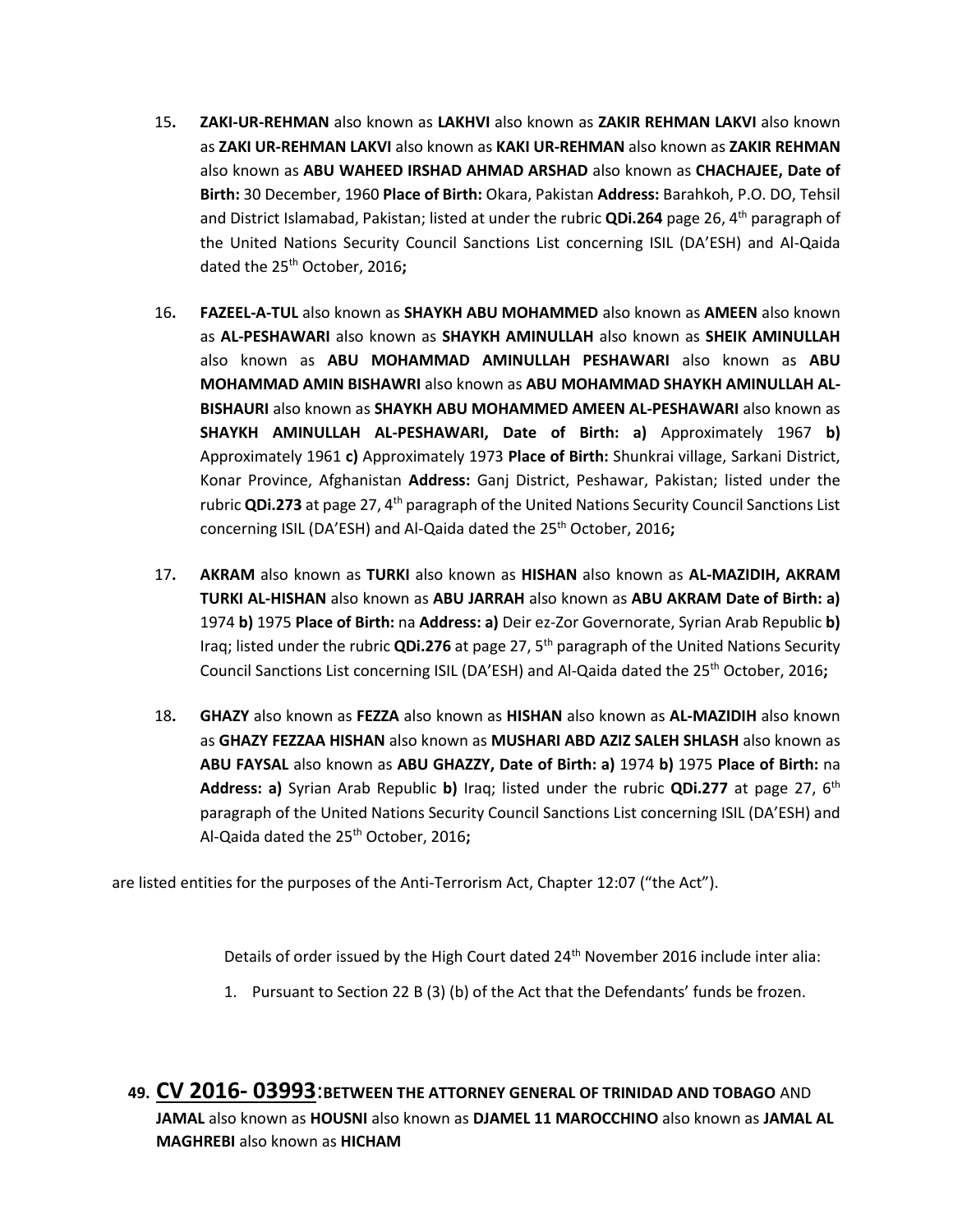15. **ZAKI-UR-REHMAN** also known as **LAKHVI** also known as **ZAKIR REHMAN LAKVI** also known as **ZAKI UR-REHMAN LAKVI** also known as **KAKI UR-REHMAN** also known as **ZAKIR REHMAN** also known as **ABU WAHEED IRSHAD AHMAD ARSHAD** also known as **CHACHAJEE, Date of Birth:** 30 December, 1960 **Place of Birth:** Okara, Pakistan **Address:** Barahkoh, P.O. DO, Tehsil and District Islamabad, Pakistan; listed at under the rubric **QDi.264** page 26, 4th paragraph of the United Nations Security Council Sanctions List concerning ISIL (DA'ESH) and Al-Qaida dated the 25th October, 2016**;**

16. **FAZEEL-A-TUL** also known as **SHAYKH ABU MOHAMMED** also known as **AMEEN** also known as **AL-PESHAWARI** also known as **SHAYKH AMINULLAH** also known as **SHEIK AMINULLAH** also known as **ABU MOHAMMAD AMINULLAH PESHAWARI** also known as **ABU MOHAMMAD AMIN BISHAWRI** also known as **ABU MOHAMMAD SHAYKH AMINULLAH AL-BISHAURI** also known as **SHAYKH ABU MOHAMMED AMEEN AL-PESHAWARI** also known as **SHAYKH AMINULLAH AL-PESHAWARI, Date of Birth: a)** Approximately 1967 **b)** Approximately 1961 **c)** Approximately 1973 **Place of Birth:** Shunkrai village, Sarkani District, Konar Province, Afghanistan **Address:** Ganj District, Peshawar, Pakistan; listed under the rubric **QDi.273** at page 27, 4th paragraph of the United Nations Security Council Sanctions List concerning ISIL (DA'ESH) and Al-Qaida dated the 25th October, 2016**;**

17. **AKRAM** also known as **TURKI** also known as **HISHAN** also known as **AL-MAZIDIH, AKRAM TURKI AL-HISHAN** also known as **ABU JARRAH** also known as **ABU AKRAM Date of Birth: a)** 1974 **b)** 1975 **Place of Birth:** na **Address: a)** Deir ez-Zor Governorate, Syrian Arab Republic **b)** Iraq; listed under the rubric **QDi.276** at page 27, 5th paragraph of the United Nations Security Council Sanctions List concerning ISIL (DA'ESH) and Al-Qaida dated the 25th October, 2016**;**

18. **GHAZY** also known as **FEZZA** also known as **HISHAN** also known as **AL-MAZIDIH** also known as **GHAZY FEZZAA HISHAN** also known as **MUSHARI ABD AZIZ SALEH SHLASH** also known as **ABU FAYSAL** also known as **ABU GHAZZY, Date of Birth: a)** 1974 **b)** 1975 **Place of Birth:** na **Address: a)** Syrian Arab Republic **b)** Iraq; listed under the rubric **QDi.277** at page 27, 6th paragraph of the United Nations Security Council Sanctions List concerning ISIL (DA'ESH) and Al-Qaida dated the 25th October, 2016**;**

are listed entities for the purposes of the Anti-Terrorism Act, Chapter 12:07 ("the Act").

Details of order issued by the High Court dated 24th November 2016 include inter alia:

1. Pursuant to Section 22 B (3) (b) of the Act that the Defendants' funds be frozen.

**49. CV 2016- 03993:BETWEEN THE ATTORNEY GENERAL OF TRINIDAD AND TOBAGO** AND **JAMAL** also known as **HOUSNI** also known as **DJAMEL 11 MAROCCHINO** also known as **JAMAL AL MAGHREBI** also known as **HICHAM**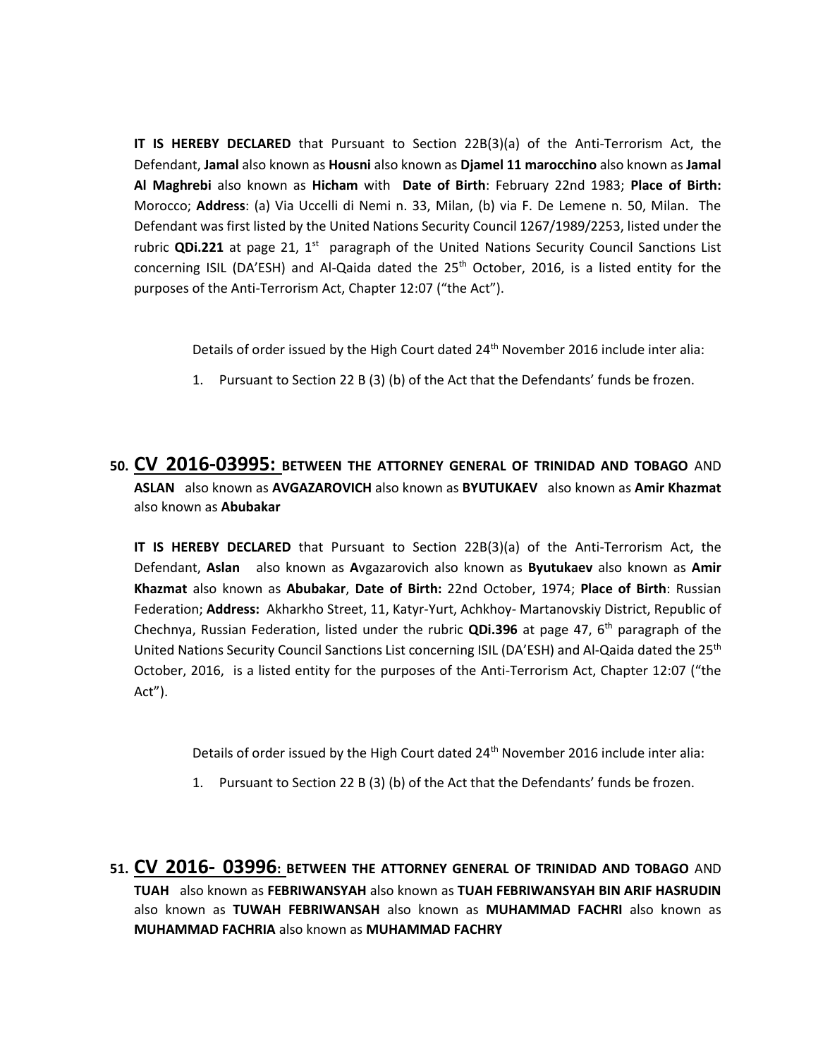**IT IS HEREBY DECLARED** that Pursuant to Section 22B(3)(a) of the Anti-Terrorism Act, the Defendant, **Jamal** also known as **Housni** also known as **Djamel 11 marocchino** also known as **Jamal Al Maghrebi** also known as **Hicham** with **Date of Birth**: February 22nd 1983; **Place of Birth:** Morocco; **Address**: (a) Via Uccelli di Nemi n. 33, Milan, (b) via F. De Lemene n. 50, Milan. The Defendant was first listed by the United Nations Security Council 1267/1989/2253, listed under the rubric **QDi.221** at page 21, 1st paragraph of the United Nations Security Council Sanctions List concerning ISIL (DA'ESH) and Al-Qaida dated the 25th October, 2016, is a listed entity for the purposes of the Anti-Terrorism Act, Chapter 12:07 ("the Act").

Details of order issued by the High Court dated 24th November 2016 include inter alia:

1. Pursuant to Section 22 B (3) (b) of the Act that the Defendants' funds be frozen.

## 50. CV 2016-03995: BETWEEN THE ATTORNEY GENERAL OF TRINIDAD AND TOBAGO AND ASLAN also known as AVGAZAROVICH also known as BYUTUKAEV also known as Amir Khazmat also known as Abubakar

**IT IS HEREBY DECLARED** that Pursuant to Section 22B(3)(a) of the Anti-Terrorism Act, the Defendant, **Aslan** also known as **A**vgazarovich also known as **Byutukaev** also known as **Amir Khazmat** also known as **Abubakar**, **Date of Birth:** 22nd October, 1974; **Place of Birth**: Russian Federation; **Address:** Akharkho Street, 11, Katyr-Yurt, Achkhoy- Martanovskiy District, Republic of Chechnya, Russian Federation, listed under the rubric **QDi.396** at page 47, 6th paragraph of the United Nations Security Council Sanctions List concerning ISIL (DA'ESH) and Al-Qaida dated the 25th October, 2016, is a listed entity for the purposes of the Anti-Terrorism Act, Chapter 12:07 ("the Act").

Details of order issued by the High Court dated 24th November 2016 include inter alia:

1. Pursuant to Section 22 B (3) (b) of the Act that the Defendants' funds be frozen.

## 51. CV 2016- 03996: BETWEEN THE ATTORNEY GENERAL OF TRINIDAD AND TOBAGO AND TUAH also known as FEBRIWANSYAH also known as TUAH FEBRIWANSYAH BIN ARIF HASRUDIN also known as TUWAH FEBRIWANSAH also known as MUHAMMAD FACHRI also known as MUHAMMAD FACHRIA also known as MUHAMMAD FACHRY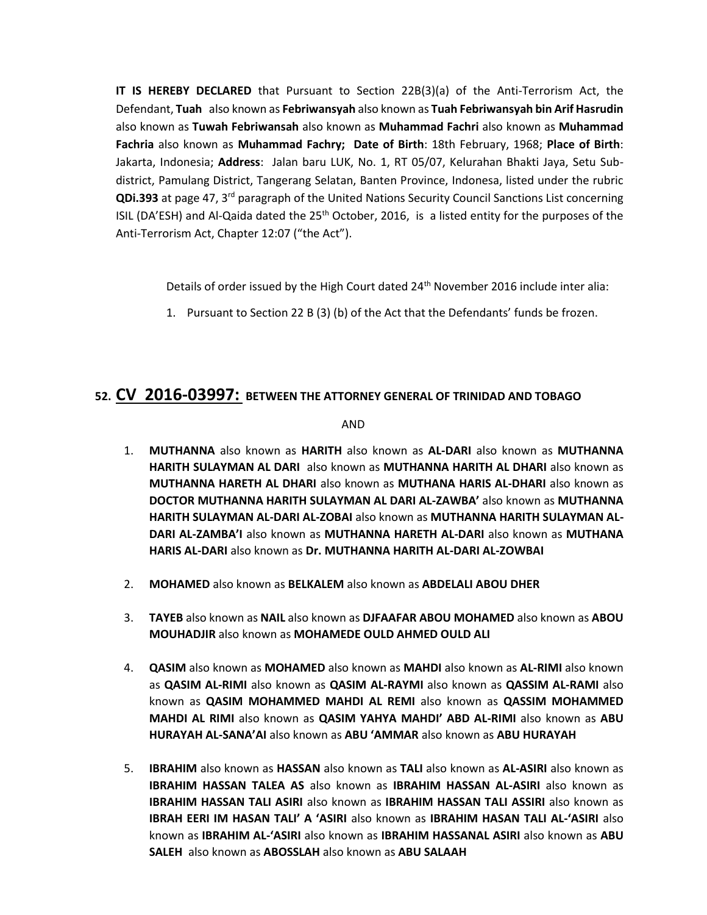**IT IS HEREBY DECLARED** that Pursuant to Section 22B(3)(a) of the Anti-Terrorism Act, the Defendant, **Tuah** also known as **Febriwansyah** also known as **Tuah Febriwansyah bin Arif Hasrudin** also known as **Tuwah Febriwansah** also known as **Muhammad Fachri** also known as **Muhammad Fachria** also known as **Muhammad Fachry; Date of Birth**: 18th February, 1968; **Place of Birth**: Jakarta, Indonesia; **Address**: Jalan baru LUK, No. 1, RT 05/07, Kelurahan Bhakti Jaya, Setu Sub-district, Pamulang District, Tangerang Selatan, Banten Province, Indonesa, listed under the rubric **QDi.393** at page 47, 3rd paragraph of the United Nations Security Council Sanctions List concerning ISIL (DA'ESH) and Al-Qaida dated the 25th October, 2016, is a listed entity for the purposes of the Anti-Terrorism Act, Chapter 12:07 ("the Act").

Details of order issued by the High Court dated 24th November 2016 include inter alia:

1. Pursuant to Section 22 B (3) (b) of the Act that the Defendants' funds be frozen.

## 52. CV 2016-03997: BETWEEN THE ATTORNEY GENERAL OF TRINIDAD AND TOBAGO

AND

1. **MUTHANNA** also known as **HARITH** also known as **AL-DARI** also known as **MUTHANNA HARITH SULAYMAN AL DARI** also known as **MUTHANNA HARITH AL DHARI** also known as **MUTHANNA HARETH AL DHARI** also known as **MUTHANA HARIS AL-DHARI** also known as **DOCTOR MUTHANNA HARITH SULAYMAN AL DARI AL-ZAWBA'** also known as **MUTHANNA HARITH SULAYMAN AL-DARI AL-ZOBAI** also known as **MUTHANNA HARITH SULAYMAN AL-DARI AL-ZAMBA'I** also known as **MUTHANNA HARETH AL-DARI** also known as **MUTHANA HARIS AL-DARI** also known as **Dr. MUTHANNA HARITH AL-DARI AL-ZOWBAI**

2. **MOHAMED** also known as **BELKALEM** also known as **ABDELALI ABOU DHER**

3. **TAYEB** also known as **NAIL** also known as **DJFAAFAR ABOU MOHAMED** also known as **ABOU MOUHADJIR** also known as **MOHAMEDE OULD AHMED OULD ALI**

4. **QASIM** also known as **MOHAMED** also known as **MAHDI** also known as **AL-RIMI** also known as **QASIM AL-RIMI** also known as **QASIM AL-RAYMI** also known as **QASSIM AL-RAMI** also known as **QASIM MOHAMMED MAHDI AL REMI** also known as **QASSIM MOHAMMED MAHDI AL RIMI** also known as **QASIM YAHYA MAHDI' ABD AL-RIMI** also known as **ABU HURAYAH AL-SANA'AI** also known as **ABU 'AMMAR** also known as **ABU HURAYAH**

5. **IBRAHIM** also known as **HASSAN** also known as **TALI** also known as **AL-ASIRI** also known as **IBRAHIM HASSAN TALEA AS** also known as **IBRAHIM HASSAN AL-ASIRI** also known as **IBRAHIM HASSAN TALI ASIRI** also known as **IBRAHIM HASSAN TALI ASSIRI** also known as **IBRAH EERI IM HASAN TALI' A 'ASIRI** also known as **IBRAHIM HASAN TALI AL-'ASIRI** also known as **IBRAHIM AL-'ASIRI** also known as **IBRAHIM HASSANAL ASIRI** also known as **ABU SALEH** also known as **ABOSSLAH** also known as **ABU SALAAH**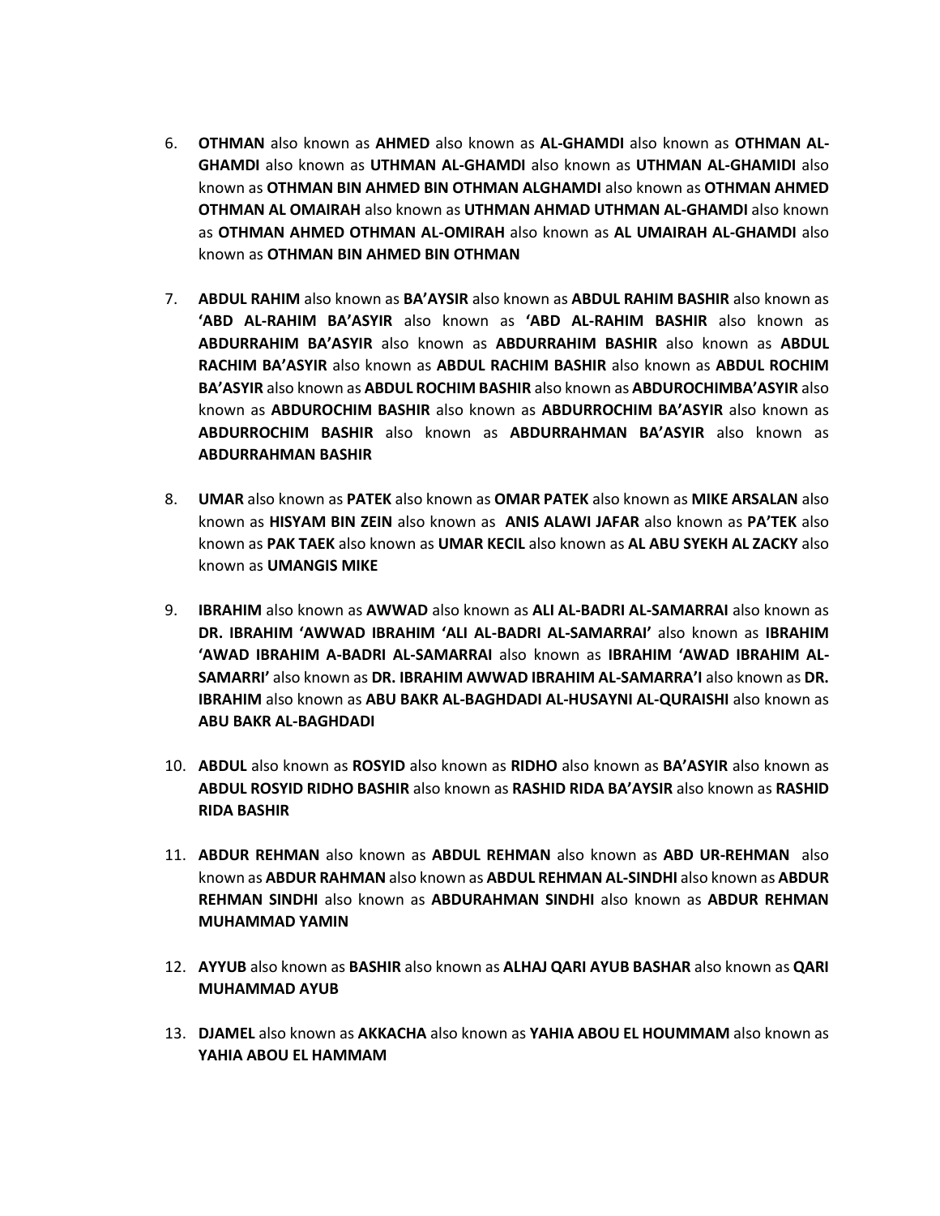6. **OTHMAN** also known as **AHMED** also known as **AL-GHAMDI** also known as **OTHMAN AL-GHAMDI** also known as **UTHMAN AL-GHAMDI** also known as **UTHMAN AL-GHAMIDI** also known as **OTHMAN BIN AHMED BIN OTHMAN ALGHAMDI** also known as **OTHMAN AHMED OTHMAN AL OMAIRAH** also known as **UTHMAN AHMAD UTHMAN AL-GHAMDI** also known as **OTHMAN AHMED OTHMAN AL-OMIRAH** also known as **AL UMAIRAH AL-GHAMDI** also known as **OTHMAN BIN AHMED BIN OTHMAN**

7. **ABDUL RAHIM** also known as **BA'AYSIR** also known as **ABDUL RAHIM BASHIR** also known as **'ABD AL-RAHIM BA'ASYIR** also known as **'ABD AL-RAHIM BASHIR** also known as **ABDURRAHIM BA'ASYIR** also known as **ABDURRAHIM BASHIR** also known as **ABDUL RACHIM BA'ASYIR** also known as **ABDUL RACHIM BASHIR** also known as **ABDUL ROCHIM BA'ASYIR** also known as **ABDUL ROCHIM BASHIR** also known as **ABDUROCHIMBA'ASYIR** also known as **ABDUROCHIM BASHIR** also known as **ABDURROCHIM BA'ASYIR** also known as **ABDURROCHIM BASHIR** also known as **ABDURRAHMAN BA'ASYIR** also known as **ABDURRAHMAN BASHIR**

8. **UMAR** also known as **PATEK** also known as **OMAR PATEK** also known as **MIKE ARSALAN** also known as **HISYAM BIN ZEIN** also known as **ANIS ALAWI JAFAR** also known as **PA'TEK** also known as **PAK TAEK** also known as **UMAR KECIL** also known as **AL ABU SYEKH AL ZACKY** also known as **UMANGIS MIKE**

9. **IBRAHIM** also known as **AWWAD** also known as **ALI AL-BADRI AL-SAMARRAI** also known as **DR. IBRAHIM 'AWWAD IBRAHIM 'ALI AL-BADRI AL-SAMARRAI'** also known as **IBRAHIM 'AWAD IBRAHIM A-BADRI AL-SAMARRAI** also known as **IBRAHIM 'AWAD IBRAHIM AL-SAMARRI'** also known as **DR. IBRAHIM AWWAD IBRAHIM AL-SAMARRA'I** also known as **DR. IBRAHIM** also known as **ABU BAKR AL-BAGHDADI AL-HUSAYNI AL-QURAISHI** also known as **ABU BAKR AL-BAGHDADI**

10. **ABDUL** also known as **ROSYID** also known as **RIDHO** also known as **BA'ASYIR** also known as **ABDUL ROSYID RIDHO BASHIR** also known as **RASHID RIDA BA'AYSIR** also known as **RASHID RIDA BASHIR**

11. **ABDUR REHMAN** also known as **ABDUL REHMAN** also known as **ABD UR-REHMAN** also known as **ABDUR RAHMAN** also known as **ABDUL REHMAN AL-SINDHI** also known as **ABDUR REHMAN SINDHI** also known as **ABDURAHMAN SINDHI** also known as **ABDUR REHMAN MUHAMMAD YAMIN**

12. **AYYUB** also known as **BASHIR** also known as **ALHAJ QARI AYUB BASHAR** also known as **QARI MUHAMMAD AYUB**

13. **DJAMEL** also known as **AKKACHA** also known as **YAHIA ABOU EL HOUMMAM** also known as **YAHIA ABOU EL HAMMAM**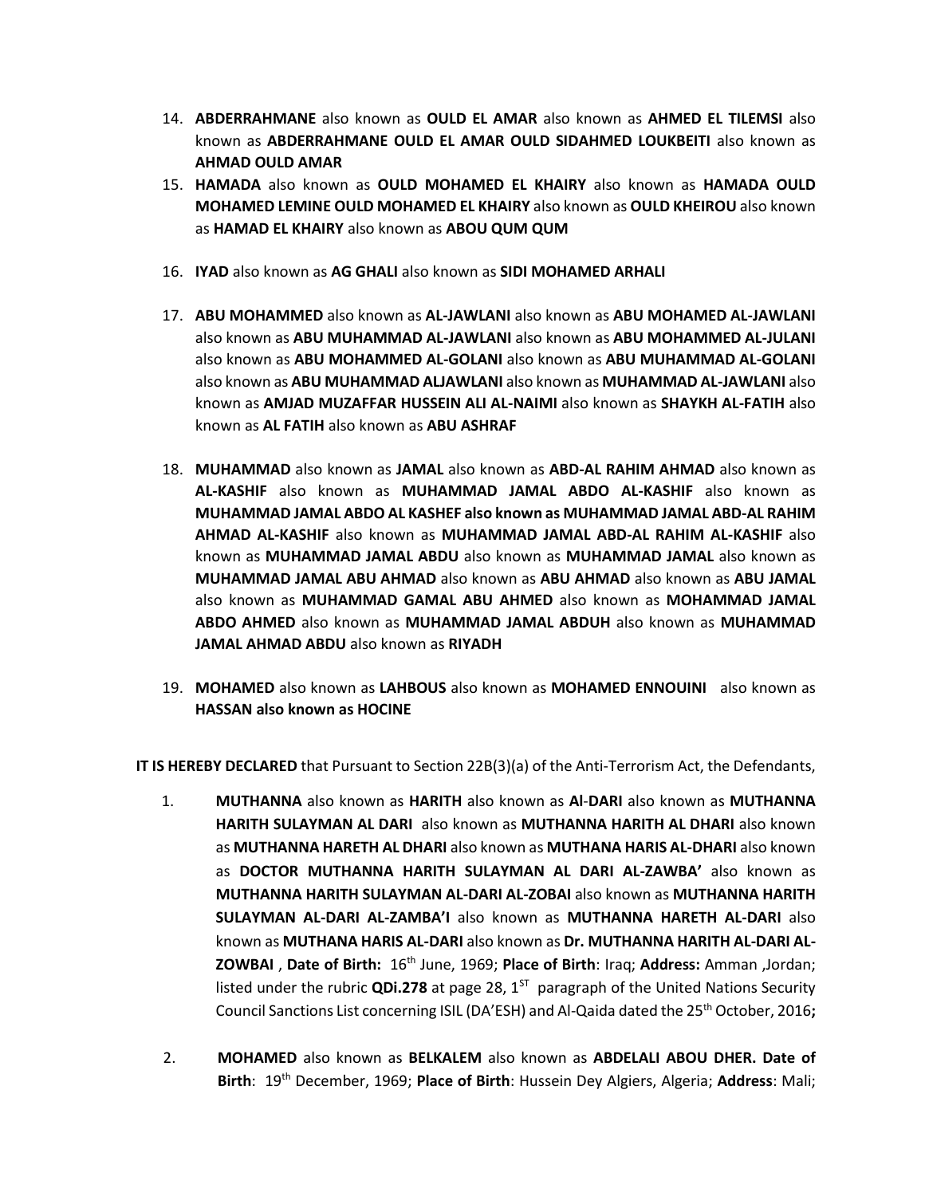14. **ABDERRAHMANE** also known as **OULD EL AMAR** also known as **AHMED EL TILEMSI** also known as **ABDERRAHMANE OULD EL AMAR OULD SIDAHMED LOUKBEITI** also known as **AHMAD OULD AMAR**
15. **HAMADA** also known as **OULD MOHAMED EL KHAIRY** also known as **HAMADA OULD MOHAMED LEMINE OULD MOHAMED EL KHAIRY** also known as **OULD KHEIROU** also known as **HAMAD EL KHAIRY** also known as **ABOU QUM QUM**

16. **IYAD** also known as **AG GHALI** also known as **SIDI MOHAMED ARHALI**

17. **ABU MOHAMMED** also known as **AL-JAWLANI** also known as **ABU MOHAMED AL-JAWLANI** also known as **ABU MUHAMMAD AL-JAWLANI** also known as **ABU MOHAMMED AL-JULANI** also known as **ABU MOHAMMED AL-GOLANI** also known as **ABU MUHAMMAD AL-GOLANI** also known as **ABU MUHAMMAD ALJAWLANI** also known as **MUHAMMAD AL-JAWLANI** also known as **AMJAD MUZAFFAR HUSSEIN ALI AL-NAIMI** also known as **SHAYKH AL-FATIH** also known as **AL FATIH** also known as **ABU ASHRAF**

18. **MUHAMMAD** also known as **JAMAL** also known as **ABD-AL RAHIM AHMAD** also known as **AL-KASHIF** also known as **MUHAMMAD JAMAL ABDO AL-KASHIF** also known as **MUHAMMAD JAMAL ABDO AL KASHEF also known as MUHAMMAD JAMAL ABD-AL RAHIM AHMAD AL-KASHIF** also known as **MUHAMMAD JAMAL ABD-AL RAHIM AL-KASHIF** also known as **MUHAMMAD JAMAL ABDU** also known as **MUHAMMAD JAMAL** also known as **MUHAMMAD JAMAL ABU AHMAD** also known as **ABU AHMAD** also known as **ABU JAMAL** also known as **MUHAMMAD GAMAL ABU AHMED** also known as **MOHAMMAD JAMAL ABDO AHMED** also known as **MUHAMMAD JAMAL ABDUH** also known as **MUHAMMAD JAMAL AHMAD ABDU** also known as **RIYADH**

19. **MOHAMED** also known as **LAHBOUS** also known as **MOHAMED ENNOUINI** also known as **HASSAN also known as HOCINE**

**IT IS HEREBY DECLARED** that Pursuant to Section 22B(3)(a) of the Anti-Terrorism Act, the Defendants,

1. **MUTHANNA** also known as **HARITH** also known as **Al-DARI** also known as **MUTHANNA HARITH SULAYMAN AL DARI** also known as **MUTHANNA HARITH AL DHARI** also known as **MUTHANNA HARETH AL DHARI** also known as **MUTHANA HARIS AL-DHARI** also known as **DOCTOR MUTHANNA HARITH SULAYMAN AL DARI AL-ZAWBA'** also known as **MUTHANNA HARITH SULAYMAN AL-DARI AL-ZOBAI** also known as **MUTHANNA HARITH SULAYMAN AL-DARI AL-ZAMBA'I** also known as **MUTHANNA HARETH AL-DARI** also known as **MUTHANA HARIS AL-DARI** also known as **Dr. MUTHANNA HARITH AL-DARI AL-ZOWBAI** , **Date of Birth:** 16th June, 1969; **Place of Birth**: Iraq; **Address:** Amman ,Jordan; listed under the rubric **QDi.278** at page 28, 1ST paragraph of the United Nations Security Council Sanctions List concerning ISIL (DA'ESH) and Al-Qaida dated the 25th October, 2016**;**

2. **MOHAMED** also known as **BELKALEM** also known as **ABDELALI ABOU DHER. Date of Birth**: 19th December, 1969; **Place of Birth**: Hussein Dey Algiers, Algeria; **Address**: Mali;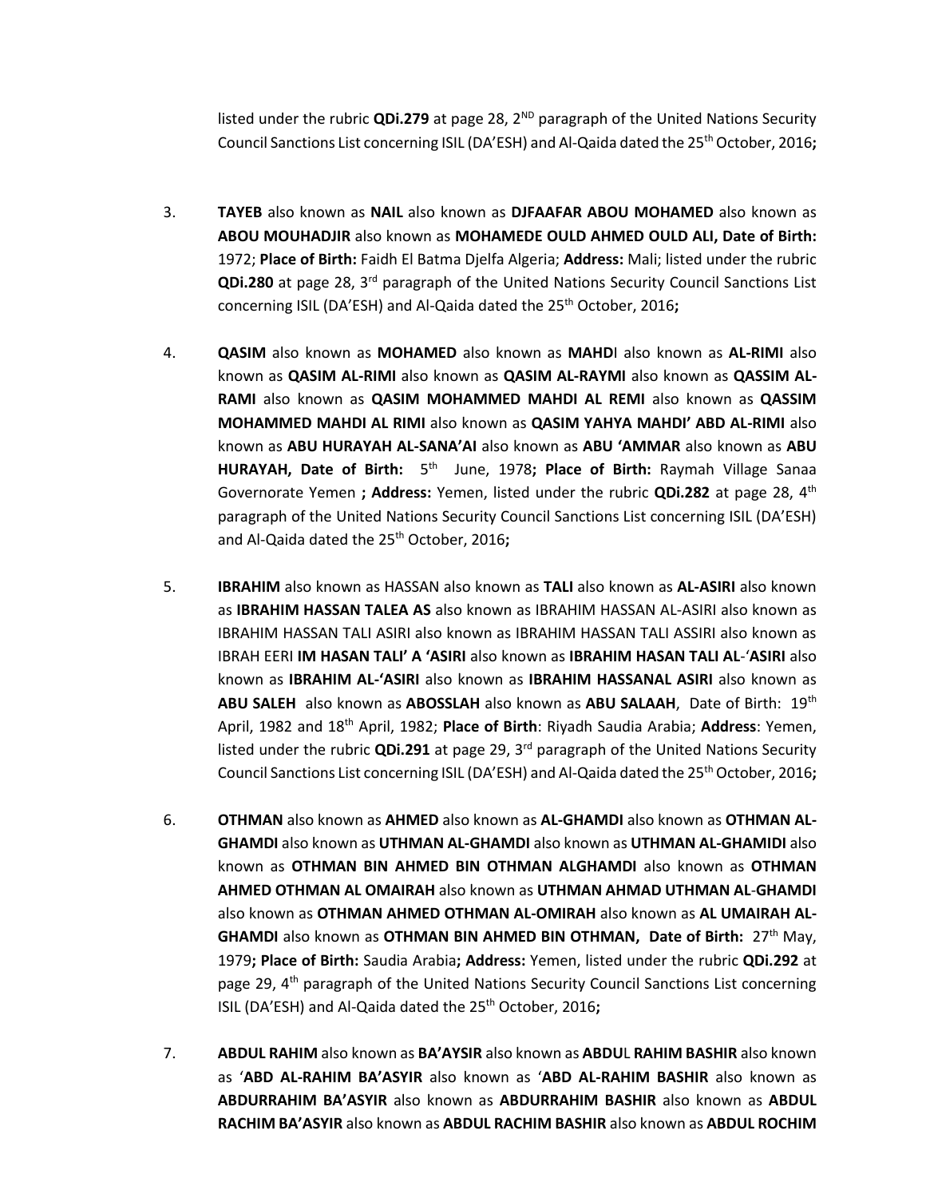listed under the rubric **QDi.279** at page 28, 2[ND] paragraph of the United Nations Security Council Sanctions List concerning ISIL (DA'ESH) and Al-Qaida dated the 25[th] October, 2016**;**

3. **TAYEB** also known as **NAIL** also known as **DJFAAFAR ABOU MOHAMED** also known as **ABOU MOUHADJIR** also known as **MOHAMEDE OULD AHMED OULD ALI, Date of Birth:** 1972; **Place of Birth:** Faidh El Batma Djelfa Algeria; **Address:** Mali; listed under the rubric **QDi.280** at page 28, 3[rd] paragraph of the United Nations Security Council Sanctions List concerning ISIL (DA'ESH) and Al-Qaida dated the 25[th] October, 2016**;**

4. **QASIM** also known as **MOHAMED** also known as **MAHD**I also known as **AL-RIMI** also known as **QASIM AL-RIMI** also known as **QASIM AL-RAYMI** also known as **QASSIM AL-RAMI** also known as **QASIM MOHAMMED MAHDI AL REMI** also known as **QASSIM MOHAMMED MAHDI AL RIMI** also known as **QASIM YAHYA MAHDI' ABD AL-RIMI** also known as **ABU HURAYAH AL-SANA'AI** also known as **ABU 'AMMAR** also known as **ABU HURAYAH, Date of Birth:** 5[th] June, 1978**; Place of Birth:** Raymah Village Sanaa Governorate Yemen **; Address:** Yemen, listed under the rubric **QDi.282** at page 28, 4[th] paragraph of the United Nations Security Council Sanctions List concerning ISIL (DA'ESH) and Al-Qaida dated the 25[th] October, 2016**;**

5. **IBRAHIM** also known as HASSAN also known as **TALI** also known as **AL-ASIRI** also known as **IBRAHIM HASSAN TALEA AS** also known as IBRAHIM HASSAN AL-ASIRI also known as IBRAHIM HASSAN TALI ASIRI also known as IBRAHIM HASSAN TALI ASSIRI also known as IBRAH EERI **IM HASAN TALI' A 'ASIRI** also known as **IBRAHIM HASAN TALI AL**-'**ASIRI** also known as **IBRAHIM AL-'ASIRI** also known as **IBRAHIM HASSANAL ASIRI** also known as **ABU SALEH** also known as **ABOSSLAH** also known as **ABU SALAAH**, Date of Birth: 19[th] April, 1982 and 18[th] April, 1982; **Place of Birth**: Riyadh Saudia Arabia; **Address**: Yemen, listed under the rubric **QDi.291** at page 29, 3[rd] paragraph of the United Nations Security Council Sanctions List concerning ISIL (DA'ESH) and Al-Qaida dated the 25[th] October, 2016**;**

6. **OTHMAN** also known as **AHMED** also known as **AL-GHAMDI** also known as **OTHMAN AL-GHAMDI** also known as **UTHMAN AL-GHAMDI** also known as **UTHMAN AL-GHAMIDI** also known as **OTHMAN BIN AHMED BIN OTHMAN ALGHAMDI** also known as **OTHMAN AHMED OTHMAN AL OMAIRAH** also known as **UTHMAN AHMAD UTHMAN AL**-**GHAMDI** also known as **OTHMAN AHMED OTHMAN AL-OMIRAH** also known as **AL UMAIRAH AL-GHAMDI** also known as **OTHMAN BIN AHMED BIN OTHMAN, Date of Birth:** 27[th] May, 1979**; Place of Birth:** Saudia Arabia**; Address:** Yemen, listed under the rubric **QDi.292** at page 29, 4[th] paragraph of the United Nations Security Council Sanctions List concerning ISIL (DA'ESH) and Al-Qaida dated the 25[th] October, 2016**;**

7. **ABDUL RAHIM** also known as **BA'AYSIR** also known as **ABDU**L **RAHIM BASHIR** also known as '**ABD AL-RAHIM BA'ASYIR** also known as '**ABD AL-RAHIM BASHIR** also known as **ABDURRAHIM BA'ASYIR** also known as **ABDURRAHIM BASHIR** also known as **ABDUL RACHIM BA'ASYIR** also known as **ABDUL RACHIM BASHIR** also known as **ABDUL ROCHIM**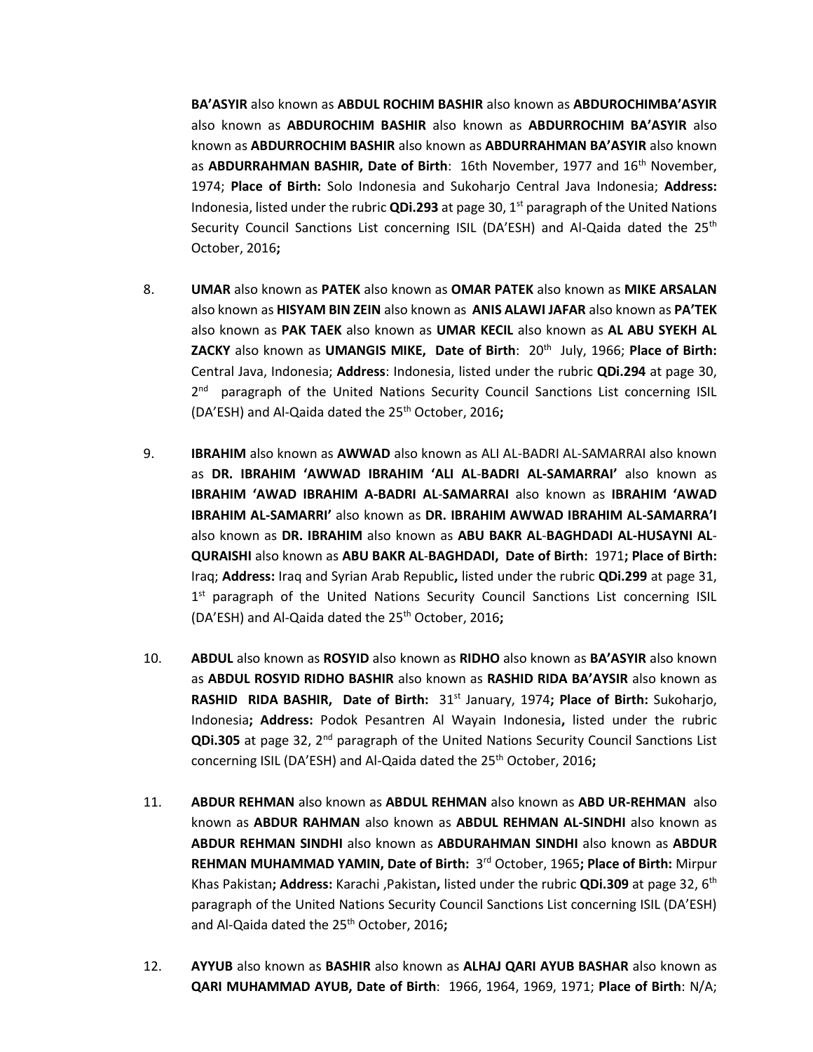**BA'ASYIR** also known as **ABDUL ROCHIM BASHIR** also known as **ABDUROCHIMBA'ASYIR** also known as **ABDUROCHIM BASHIR** also known as **ABDURROCHIM BA'ASYIR** also known as **ABDURROCHIM BASHIR** also known as **ABDURRAHMAN BA'ASYIR** also known as **ABDURRAHMAN BASHIR, Date of Birth**: 16th November, 1977 and 16th November, 1974; **Place of Birth:** Solo Indonesia and Sukoharjo Central Java Indonesia; **Address:** Indonesia, listed under the rubric **QDi.293** at page 30, 1st paragraph of the United Nations Security Council Sanctions List concerning ISIL (DA'ESH) and Al-Qaida dated the 25th October, 2016**;**

8. **UMAR** also known as **PATEK** also known as **OMAR PATEK** also known as **MIKE ARSALAN** also known as **HISYAM BIN ZEIN** also known as **ANIS ALAWI JAFAR** also known as **PA'TEK** also known as **PAK TAEK** also known as **UMAR KECIL** also known as **AL ABU SYEKH AL ZACKY** also known as **UMANGIS MIKE, Date of Birth**: 20th July, 1966; **Place of Birth:** Central Java, Indonesia; **Address**: Indonesia, listed under the rubric **QDi.294** at page 30, 2nd paragraph of the United Nations Security Council Sanctions List concerning ISIL (DA'ESH) and Al-Qaida dated the 25th October, 2016**;**

9. **IBRAHIM** also known as **AWWAD** also known as ALI AL-BADRI AL-SAMARRAI also known as **DR. IBRAHIM 'AWWAD IBRAHIM 'ALI AL-BADRI AL-SAMARRAI'** also known as **IBRAHIM 'AWAD IBRAHIM A-BADRI AL-SAMARRAI** also known as **IBRAHIM 'AWAD IBRAHIM AL-SAMARRI'** also known as **DR. IBRAHIM AWWAD IBRAHIM AL-SAMARRA'I** also known as **DR. IBRAHIM** also known as **ABU BAKR AL-BAGHDADI AL-HUSAYNI AL-QURAISHI** also known as **ABU BAKR AL-BAGHDADI, Date of Birth:** 1971**; Place of Birth:** Iraq; **Address:** Iraq and Syrian Arab Republic**,** listed under the rubric **QDi.299** at page 31, 1st paragraph of the United Nations Security Council Sanctions List concerning ISIL (DA'ESH) and Al-Qaida dated the 25th October, 2016**;**

10. **ABDUL** also known as **ROSYID** also known as **RIDHO** also known as **BA'ASYIR** also known as **ABDUL ROSYID RIDHO BASHIR** also known as **RASHID RIDA BA'AYSIR** also known as **RASHID RIDA BASHIR, Date of Birth:** 31st January, 1974**; Place of Birth:** Sukoharjo, Indonesia**; Address:** Podok Pesantren Al Wayain Indonesia**,** listed under the rubric **QDi.305** at page 32, 2nd paragraph of the United Nations Security Council Sanctions List concerning ISIL (DA'ESH) and Al-Qaida dated the 25th October, 2016**;**

11. **ABDUR REHMAN** also known as **ABDUL REHMAN** also known as **ABD UR-REHMAN** also known as **ABDUR RAHMAN** also known as **ABDUL REHMAN AL-SINDHI** also known as **ABDUR REHMAN SINDHI** also known as **ABDURAHMAN SINDHI** also known as **ABDUR REHMAN MUHAMMAD YAMIN, Date of Birth:** 3rd October, 1965**; Place of Birth:** Mirpur Khas Pakistan**; Address:** Karachi ,Pakistan**,** listed under the rubric **QDi.309** at page 32, 6th paragraph of the United Nations Security Council Sanctions List concerning ISIL (DA'ESH) and Al-Qaida dated the 25th October, 2016**;**

12. **AYYUB** also known as **BASHIR** also known as **ALHAJ QARI AYUB BASHAR** also known as **QARI MUHAMMAD AYUB, Date of Birth**: 1966, 1964, 1969, 1971; **Place of Birth**: N/A;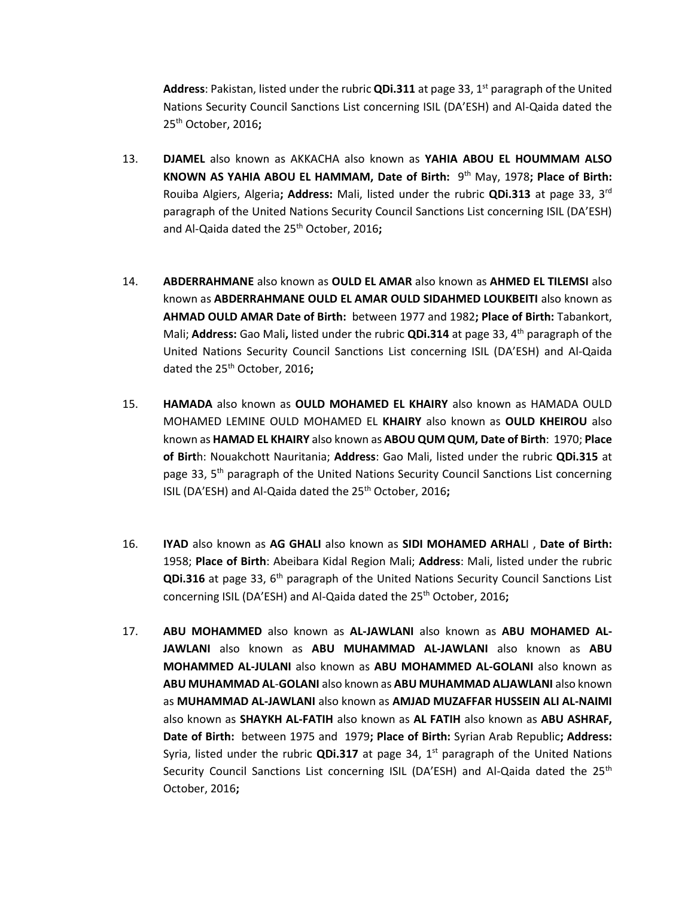**Address**: Pakistan, listed under the rubric **QDi.311** at page 33, 1st paragraph of the United Nations Security Council Sanctions List concerning ISIL (DA'ESH) and Al-Qaida dated the 25th October, 2016**;**

13. **DJAMEL** also known as AKKACHA also known as **YAHIA ABOU EL HOUMMAM ALSO KNOWN AS YAHIA ABOU EL HAMMAM, Date of Birth:** 9th May, 1978**; Place of Birth:** Rouiba Algiers, Algeria**; Address:** Mali, listed under the rubric **QDi.313** at page 33, 3rd paragraph of the United Nations Security Council Sanctions List concerning ISIL (DA'ESH) and Al-Qaida dated the 25th October, 2016**;**

14. **ABDERRAHMANE** also known as **OULD EL AMAR** also known as **AHMED EL TILEMSI** also known as **ABDERRAHMANE OULD EL AMAR OULD SIDAHMED LOUKBEITI** also known as **AHMAD OULD AMAR Date of Birth:** between 1977 and 1982**; Place of Birth:** Tabankort, Mali; **Address:** Gao Mali**,** listed under the rubric **QDi.314** at page 33, 4th paragraph of the United Nations Security Council Sanctions List concerning ISIL (DA'ESH) and Al-Qaida dated the 25th October, 2016**;**

15. **HAMADA** also known as **OULD MOHAMED EL KHAIRY** also known as HAMADA OULD MOHAMED LEMINE OULD MOHAMED EL **KHAIRY** also known as **OULD KHEIROU** also known as **HAMAD EL KHAIRY** also known as **ABOU QUM QUM, Date of Birth**: 1970; **Place of Birt**h: Nouakchott Nauritania; **Address**: Gao Mali, listed under the rubric **QDi.315** at page 33, 5th paragraph of the United Nations Security Council Sanctions List concerning ISIL (DA'ESH) and Al-Qaida dated the 25th October, 2016**;**

16. **IYAD** also known as **AG GHALI** also known as **SIDI MOHAMED ARHAL**I , **Date of Birth:** 1958; **Place of Birth**: Abeibara Kidal Region Mali; **Address**: Mali, listed under the rubric **QDi.316** at page 33, 6th paragraph of the United Nations Security Council Sanctions List concerning ISIL (DA'ESH) and Al-Qaida dated the 25th October, 2016**;**

17. **ABU MOHAMMED** also known as **AL-JAWLANI** also known as **ABU MOHAMED AL-JAWLANI** also known as **ABU MUHAMMAD AL-JAWLANI** also known as **ABU MOHAMMED AL-JULANI** also known as **ABU MOHAMMED AL-GOLANI** also known as **ABU MUHAMMAD AL**-**GOLANI** also known as **ABU MUHAMMAD ALJAWLANI** also known as **MUHAMMAD AL-JAWLANI** also known as **AMJAD MUZAFFAR HUSSEIN ALI AL-NAIMI** also known as **SHAYKH AL-FATIH** also known as **AL FATIH** also known as **ABU ASHRAF, Date of Birth:** between 1975 and 1979**; Place of Birth:** Syrian Arab Republic**; Address:** Syria, listed under the rubric **QDi.317** at page 34, 1st paragraph of the United Nations Security Council Sanctions List concerning ISIL (DA'ESH) and Al-Qaida dated the 25th October, 2016**;**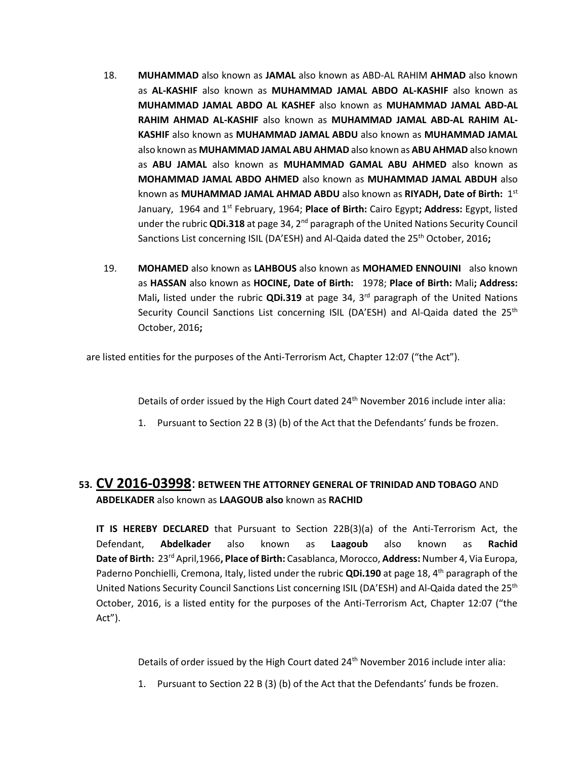18. **MUHAMMAD** also known as **JAMAL** also known as ABD-AL RAHIM **AHMAD** also known as **AL-KASHIF** also known as **MUHAMMAD JAMAL ABDO AL-KASHIF** also known as **MUHAMMAD JAMAL ABDO AL KASHEF** also known as **MUHAMMAD JAMAL ABD-AL RAHIM AHMAD AL-KASHIF** also known as **MUHAMMAD JAMAL ABD-AL RAHIM AL-KASHIF** also known as **MUHAMMAD JAMAL ABDU** also known as **MUHAMMAD JAMAL** also known as **MUHAMMAD JAMAL ABU AHMAD** also known as **ABU AHMAD** also known as **ABU JAMAL** also known as **MUHAMMAD GAMAL ABU AHMED** also known as **MOHAMMAD JAMAL ABDO AHMED** also known as **MUHAMMAD JAMAL ABDUH** also known as **MUHAMMAD JAMAL AHMAD ABDU** also known as **RIYADH, Date of Birth:** 1st January, 1964 and 1st February, 1964; **Place of Birth:** Cairo Egypt**; Address:** Egypt, listed under the rubric **QDi.318** at page 34, 2nd paragraph of the United Nations Security Council Sanctions List concerning ISIL (DA'ESH) and Al-Qaida dated the 25th October, 2016**;**

19. **MOHAMED** also known as **LAHBOUS** also known as **MOHAMED ENNOUINI** also known as **HASSAN** also known as **HOCINE, Date of Birth:** 1978; **Place of Birth:** Mali**; Address:** Mali**,** listed under the rubric **QDi.319** at page 34, 3rd paragraph of the United Nations Security Council Sanctions List concerning ISIL (DA'ESH) and Al-Qaida dated the 25th October, 2016**;**

are listed entities for the purposes of the Anti-Terrorism Act, Chapter 12:07 ("the Act").

Details of order issued by the High Court dated 24th November 2016 include inter alia:

1. Pursuant to Section 22 B (3) (b) of the Act that the Defendants' funds be frozen.

## 53. CV 2016-03998: BETWEEN THE ATTORNEY GENERAL OF TRINIDAD AND TOBAGO AND ABDELKADER also known as LAAGOUB also known as RACHID

**IT IS HEREBY DECLARED** that Pursuant to Section 22B(3)(a) of the Anti-Terrorism Act, the Defendant, **Abdelkader** also known as **Laagoub** also known as **Rachid Date of Birth:** 23rd April,1966**, Place of Birth:** Casablanca, Morocco, **Address:** Number 4, Via Europa, Paderno Ponchielli, Cremona, Italy, listed under the rubric **QDi.190** at page 18, 4th paragraph of the United Nations Security Council Sanctions List concerning ISIL (DA'ESH) and Al-Qaida dated the 25th October, 2016, is a listed entity for the purposes of the Anti-Terrorism Act, Chapter 12:07 ("the Act").

Details of order issued by the High Court dated 24th November 2016 include inter alia:

1. Pursuant to Section 22 B (3) (b) of the Act that the Defendants' funds be frozen.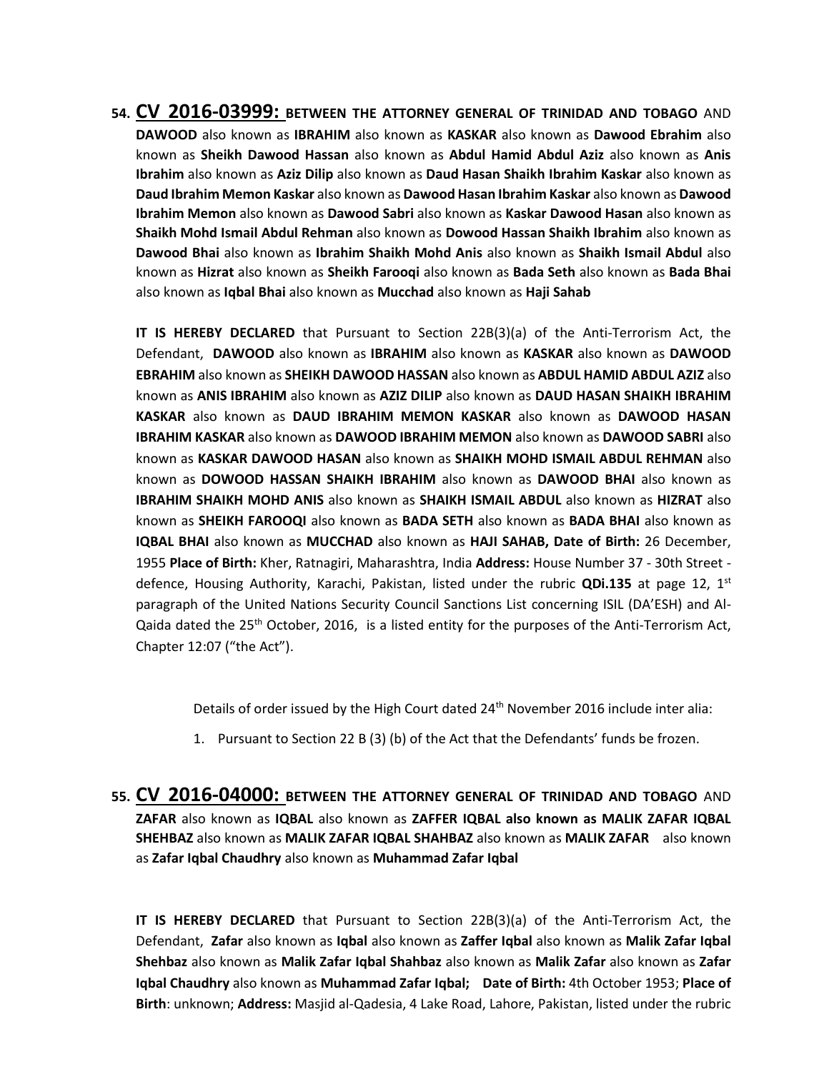54. **CV 2016-03999: BETWEEN THE ATTORNEY GENERAL OF TRINIDAD AND TOBAGO** AND **DAWOOD** also known as **IBRAHIM** also known as **KASKAR** also known as **Dawood Ebrahim** also known as **Sheikh Dawood Hassan** also known as **Abdul Hamid Abdul Aziz** also known as **Anis Ibrahim** also known as **Aziz Dilip** also known as **Daud Hasan Shaikh Ibrahim Kaskar** also known as **Daud Ibrahim Memon Kaskar** also known as **Dawood Hasan Ibrahim Kaskar** also known as **Dawood Ibrahim Memon** also known as **Dawood Sabri** also known as **Kaskar Dawood Hasan** also known as **Shaikh Mohd Ismail Abdul Rehman** also known as **Dowood Hassan Shaikh Ibrahim** also known as **Dawood Bhai** also known as **Ibrahim Shaikh Mohd Anis** also known as **Shaikh Ismail Abdul** also known as **Hizrat** also known as **Sheikh Farooqi** also known as **Bada Seth** also known as **Bada Bhai** also known as **Iqbal Bhai** also known as **Mucchad** also known as **Haji Sahab**

**IT IS HEREBY DECLARED** that Pursuant to Section 22B(3)(a) of the Anti-Terrorism Act, the Defendant, **DAWOOD** also known as **IBRAHIM** also known as **KASKAR** also known as **DAWOOD EBRAHIM** also known as **SHEIKH DAWOOD HASSAN** also known as **ABDUL HAMID ABDUL AZIZ** also known as **ANIS IBRAHIM** also known as **AZIZ DILIP** also known as **DAUD HASAN SHAIKH IBRAHIM KASKAR** also known as **DAUD IBRAHIM MEMON KASKAR** also known as **DAWOOD HASAN IBRAHIM KASKAR** also known as **DAWOOD IBRAHIM MEMON** also known as **DAWOOD SABRI** also known as **KASKAR DAWOOD HASAN** also known as **SHAIKH MOHD ISMAIL ABDUL REHMAN** also known as **DOWOOD HASSAN SHAIKH IBRAHIM** also known as **DAWOOD BHAI** also known as **IBRAHIM SHAIKH MOHD ANIS** also known as **SHAIKH ISMAIL ABDUL** also known as **HIZRAT** also known as **SHEIKH FAROOQI** also known as **BADA SETH** also known as **BADA BHAI** also known as **IQBAL BHAI** also known as **MUCCHAD** also known as **HAJI SAHAB, Date of Birth:** 26 December, 1955 **Place of Birth:** Kher, Ratnagiri, Maharashtra, India **Address:** House Number 37 - 30th Street - defence, Housing Authority, Karachi, Pakistan, listed under the rubric **QDi.135** at page 12, 1st paragraph of the United Nations Security Council Sanctions List concerning ISIL (DA'ESH) and Al-Qaida dated the 25th October, 2016, is a listed entity for the purposes of the Anti-Terrorism Act, Chapter 12:07 ("the Act").

Details of order issued by the High Court dated 24th November 2016 include inter alia:

1. Pursuant to Section 22 B (3) (b) of the Act that the Defendants' funds be frozen.

55. **CV 2016-04000: BETWEEN THE ATTORNEY GENERAL OF TRINIDAD AND TOBAGO** AND **ZAFAR** also known as **IQBAL** also known as **ZAFFER IQBAL also known as MALIK ZAFAR IQBAL SHEHBAZ** also known as **MALIK ZAFAR IQBAL SHAHBAZ** also known as **MALIK ZAFAR** also known as **Zafar Iqbal Chaudhry** also known as **Muhammad Zafar Iqbal**

**IT IS HEREBY DECLARED** that Pursuant to Section 22B(3)(a) of the Anti-Terrorism Act, the Defendant, **Zafar** also known as **Iqbal** also known as **Zaffer Iqbal** also known as **Malik Zafar Iqbal Shehbaz** also known as **Malik Zafar Iqbal Shahbaz** also known as **Malik Zafar** also known as **Zafar Iqbal Chaudhry** also known as **Muhammad Zafar Iqbal; Date of Birth:** 4th October 1953; **Place of Birth**: unknown; **Address:** Masjid al-Qadesia, 4 Lake Road, Lahore, Pakistan, listed under the rubric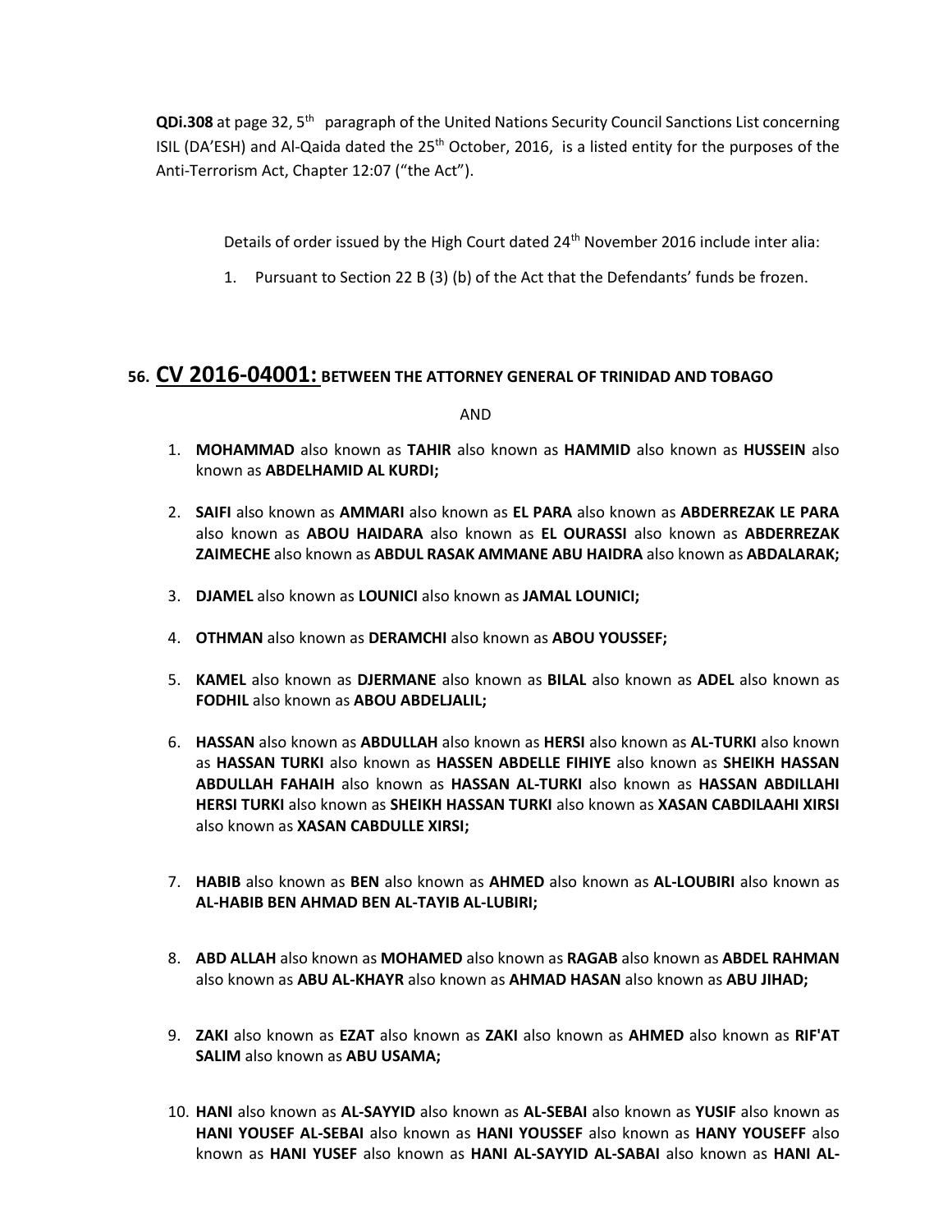**QDi.308** at page 32, 5th paragraph of the United Nations Security Council Sanctions List concerning ISIL (DA'ESH) and Al-Qaida dated the 25th October, 2016, is a listed entity for the purposes of the Anti-Terrorism Act, Chapter 12:07 ("the Act").

Details of order issued by the High Court dated 24th November 2016 include inter alia:

1. Pursuant to Section 22 B (3) (b) of the Act that the Defendants' funds be frozen.

## 56. CV 2016-04001: BETWEEN THE ATTORNEY GENERAL OF TRINIDAD AND TOBAGO

AND

1. **MOHAMMAD** also known as **TAHIR** also known as **HAMMID** also known as **HUSSEIN** also known as **ABDELHAMID AL KURDI;**

2. **SAIFI** also known as **AMMARI** also known as **EL PARA** also known as **ABDERREZAK LE PARA** also known as **ABOU HAIDARA** also known as **EL OURASSI** also known as **ABDERREZAK ZAIMECHE** also known as **ABDUL RASAK AMMANE ABU HAIDRA** also known as **ABDALARAK;**

3. **DJAMEL** also known as **LOUNICI** also known as **JAMAL LOUNICI;**

4. **OTHMAN** also known as **DERAMCHI** also known as **ABOU YOUSSEF;**

5. **KAMEL** also known as **DJERMANE** also known as **BILAL** also known as **ADEL** also known as **FODHIL** also known as **ABOU ABDELJALIL;**

6. **HASSAN** also known as **ABDULLAH** also known as **HERSI** also known as **AL-TURKI** also known as **HASSAN TURKI** also known as **HASSEN ABDELLE FIHIYE** also known as **SHEIKH HASSAN ABDULLAH FAHAIH** also known as **HASSAN AL-TURKI** also known as **HASSAN ABDILLAHI HERSI TURKI** also known as **SHEIKH HASSAN TURKI** also known as **XASAN CABDILAAHI XIRSI** also known as **XASAN CABDULLE XIRSI;**

7. **HABIB** also known as **BEN** also known as **AHMED** also known as **AL-LOUBIRI** also known as **AL-HABIB BEN AHMAD BEN AL-TAYIB AL-LUBIRI;**

8. **ABD ALLAH** also known as **MOHAMED** also known as **RAGAB** also known as **ABDEL RAHMAN** also known as **ABU AL-KHAYR** also known as **AHMAD HASAN** also known as **ABU JIHAD;**

9. **ZAKI** also known as **EZAT** also known as **ZAKI** also known as **AHMED** also known as **RIF'AT SALIM** also known as **ABU USAMA;**

10. **HANI** also known as **AL-SAYYID** also known as **AL-SEBAI** also known as **YUSIF** also known as **HANI YOUSEF AL-SEBAI** also known as **HANI YOUSSEF** also known as **HANY YOUSEFF** also known as **HANI YUSEF** also known as **HANI AL-SAYYID AL-SABAI** also known as **HANI AL-**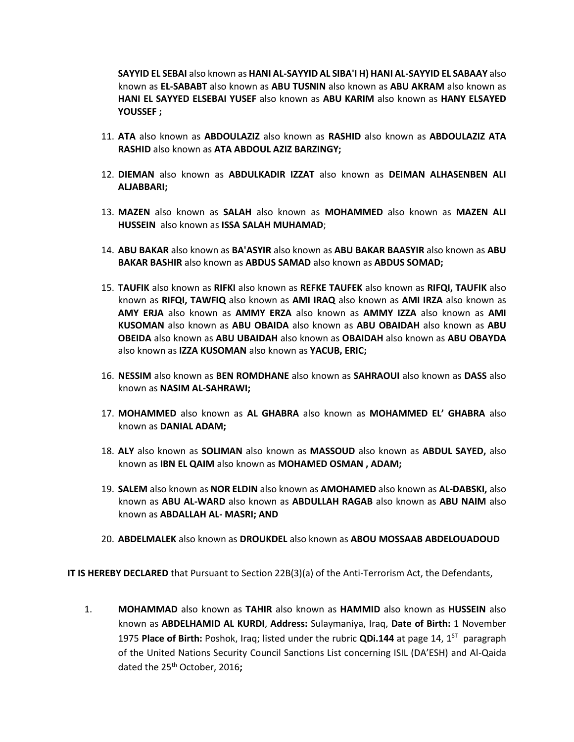**SAYYID EL SEBAI** also known as **HANI AL-SAYYID AL SIBA'I H) HANI AL-SAYYID EL SABAAY** also known as **EL-SABABT** also known as **ABU TUSNIN** also known as **ABU AKRAM** also known as **HANI EL SAYYED ELSEBAI YUSEF** also known as **ABU KARIM** also known as **HANY ELSAYED YOUSSEF ;**

11. **ATA** also known as **ABDOULAZIZ** also known as **RASHID** also known as **ABDOULAZIZ ATA RASHID** also known as **ATA ABDOUL AZIZ BARZINGY;**

12. **DIEMAN** also known as **ABDULKADIR IZZAT** also known as **DEIMAN ALHASENBEN ALI ALJABBARI;**

13. **MAZEN** also known as **SALAH** also known as **MOHAMMED** also known as **MAZEN ALI HUSSEIN** also known as **ISSA SALAH MUHAMAD**;

14. **ABU BAKAR** also known as **BA'ASYIR** also known as **ABU BAKAR BAASYIR** also known as **ABU BAKAR BASHIR** also known as **ABDUS SAMAD** also known as **ABDUS SOMAD;**

15. **TAUFIK** also known as **RIFKI** also known as **REFKE TAUFEK** also known as **RIFQI, TAUFIK** also known as **RIFQI, TAWFIQ** also known as **AMI IRAQ** also known as **AMI IRZA** also known as **AMY ERJA** also known as **AMMY ERZA** also known as **AMMY IZZA** also known as **AMI KUSOMAN** also known as **ABU OBAIDA** also known as **ABU OBAIDAH** also known as **ABU OBEIDA** also known as **ABU UBAIDAH** also known as **OBAIDAH** also known as **ABU OBAYDA** also known as **IZZA KUSOMAN** also known as **YACUB, ERIC;**

16. **NESSIM** also known as **BEN ROMDHANE** also known as **SAHRAOUI** also known as **DASS** also known as **NASIM AL-SAHRAWI;**

17. **MOHAMMED** also known as **AL GHABRA** also known as **MOHAMMED EL' GHABRA** also known as **DANIAL ADAM;**

18. **ALY** also known as **SOLIMAN** also known as **MASSOUD** also known as **ABDUL SAYED,** also known as **IBN EL QAIM** also known as **MOHAMED OSMAN , ADAM;**

19. **SALEM** also known as **NOR ELDIN** also known as **AMOHAMED** also known as **AL-DABSKI,** also known as **ABU AL-WARD** also known as **ABDULLAH RAGAB** also known as **ABU NAIM** also known as **ABDALLAH AL- MASRI; AND**

20. **ABDELMALEK** also known as **DROUKDEL** also known as **ABOU MOSSAAB ABDELOUADOUD**

**IT IS HEREBY DECLARED** that Pursuant to Section 22B(3)(a) of the Anti-Terrorism Act, the Defendants,

1. **MOHAMMAD** also known as **TAHIR** also known as **HAMMID** also known as **HUSSEIN** also known as **ABDELHAMID AL KURDI**, **Address:** Sulaymaniya, Iraq, **Date of Birth:** 1 November 1975 **Place of Birth:** Poshok, Iraq; listed under the rubric **QDi.144** at page 14, 1ST paragraph of the United Nations Security Council Sanctions List concerning ISIL (DA'ESH) and Al-Qaida dated the 25th October, 2016**;**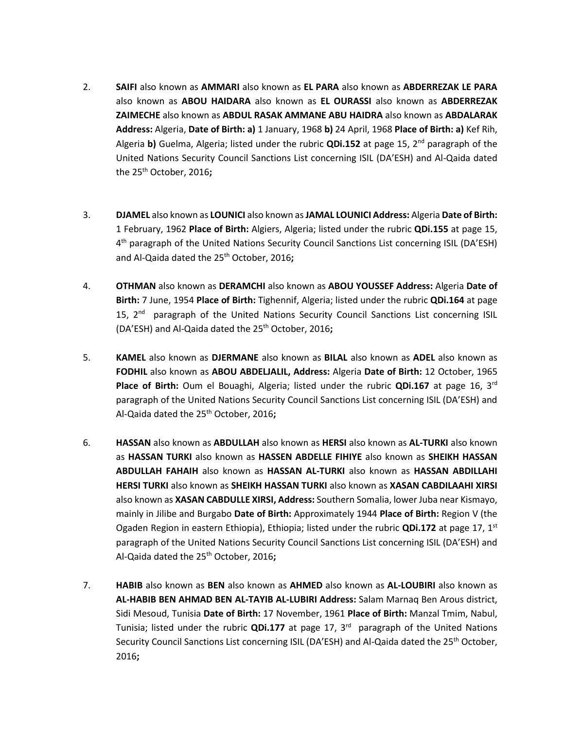2. **SAIFI** also known as **AMMARI** also known as **EL PARA** also known as **ABDERREZAK LE PARA** also known as **ABOU HAIDARA** also known as **EL OURASSI** also known as **ABDERREZAK ZAIMECHE** also known as **ABDUL RASAK AMMANE ABU HAIDRA** also known as **ABDALARAK Address:** Algeria, **Date of Birth: a)** 1 January, 1968 **b)** 24 April, 1968 **Place of Birth: a)** Kef Rih, Algeria **b)** Guelma, Algeria; listed under the rubric **QDi.152** at page 15, 2nd paragraph of the United Nations Security Council Sanctions List concerning ISIL (DA'ESH) and Al-Qaida dated the 25th October, 2016**;**

3. **DJAMEL** also known as **LOUNICI** also known as **JAMAL LOUNICI Address:** Algeria **Date of Birth:** 1 February, 1962 **Place of Birth:** Algiers, Algeria; listed under the rubric **QDi.155** at page 15, 4th paragraph of the United Nations Security Council Sanctions List concerning ISIL (DA'ESH) and Al-Qaida dated the 25th October, 2016**;**

4. **OTHMAN** also known as **DERAMCHI** also known as **ABOU YOUSSEF Address:** Algeria **Date of Birth:** 7 June, 1954 **Place of Birth:** Tighennif, Algeria; listed under the rubric **QDi.164** at page 15, 2nd paragraph of the United Nations Security Council Sanctions List concerning ISIL (DA'ESH) and Al-Qaida dated the 25th October, 2016**;**

5. **KAMEL** also known as **DJERMANE** also known as **BILAL** also known as **ADEL** also known as **FODHIL** also known as **ABOU ABDELJALIL, Address:** Algeria **Date of Birth:** 12 October, 1965 **Place of Birth:** Oum el Bouaghi, Algeria; listed under the rubric **QDi.167** at page 16, 3rd paragraph of the United Nations Security Council Sanctions List concerning ISIL (DA'ESH) and Al-Qaida dated the 25th October, 2016**;**

6. **HASSAN** also known as **ABDULLAH** also known as **HERSI** also known as **AL-TURKI** also known as **HASSAN TURKI** also known as **HASSEN ABDELLE FIHIYE** also known as **SHEIKH HASSAN ABDULLAH FAHAIH** also known as **HASSAN AL-TURKI** also known as **HASSAN ABDILLAHI HERSI TURKI** also known as **SHEIKH HASSAN TURKI** also known as **XASAN CABDILAAHI XIRSI** also known as **XASAN CABDULLE XIRSI, Address:** Southern Somalia, lower Juba near Kismayo, mainly in Jilibe and Burgabo **Date of Birth:** Approximately 1944 **Place of Birth:** Region V (the Ogaden Region in eastern Ethiopia), Ethiopia; listed under the rubric **QDi.172** at page 17, 1st paragraph of the United Nations Security Council Sanctions List concerning ISIL (DA'ESH) and Al-Qaida dated the 25th October, 2016**;**

7. **HABIB** also known as **BEN** also known as **AHMED** also known as **AL-LOUBIRI** also known as **AL-HABIB BEN AHMAD BEN AL-TAYIB AL-LUBIRI Address:** Salam Marnaq Ben Arous district, Sidi Mesoud, Tunisia **Date of Birth:** 17 November, 1961 **Place of Birth:** Manzal Tmim, Nabul, Tunisia; listed under the rubric **QDi.177** at page 17, 3rd paragraph of the United Nations Security Council Sanctions List concerning ISIL (DA'ESH) and Al-Qaida dated the 25th October, 2016**;**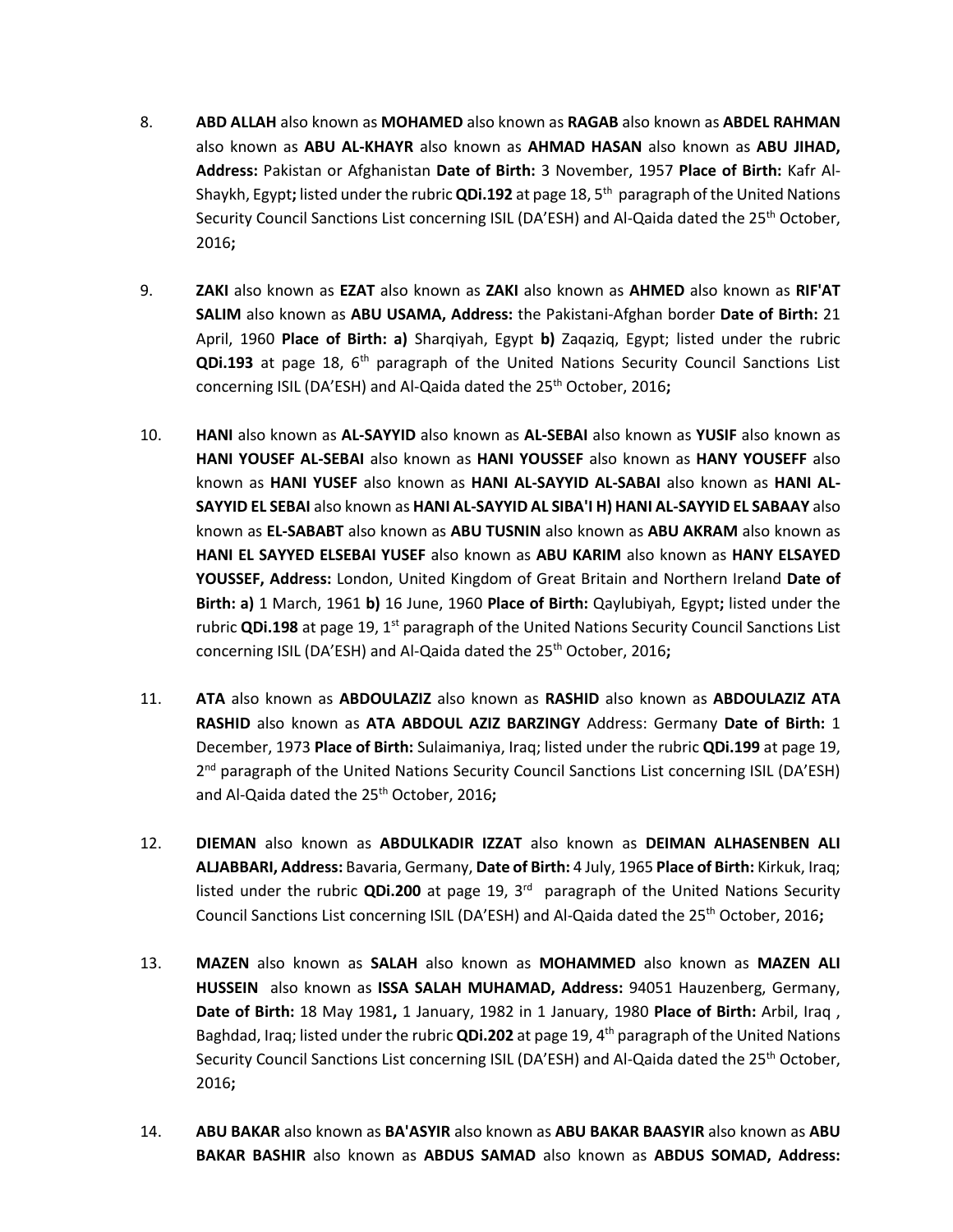8. **ABD ALLAH** also known as **MOHAMED** also known as **RAGAB** also known as **ABDEL RAHMAN** also known as **ABU AL-KHAYR** also known as **AHMAD HASAN** also known as **ABU JIHAD, Address:** Pakistan or Afghanistan **Date of Birth:** 3 November, 1957 **Place of Birth:** Kafr Al-Shaykh, Egypt**;** listed under the rubric **QDi.192** at page 18, 5th paragraph of the United Nations Security Council Sanctions List concerning ISIL (DA'ESH) and Al-Qaida dated the 25th October, 2016**;**

9. **ZAKI** also known as **EZAT** also known as **ZAKI** also known as **AHMED** also known as **RIF'AT SALIM** also known as **ABU USAMA, Address:** the Pakistani-Afghan border **Date of Birth:** 21 April, 1960 **Place of Birth: a)** Sharqiyah, Egypt **b)** Zaqaziq, Egypt; listed under the rubric **QDi.193** at page 18, 6th paragraph of the United Nations Security Council Sanctions List concerning ISIL (DA'ESH) and Al-Qaida dated the 25th October, 2016**;**

10. **HANI** also known as **AL-SAYYID** also known as **AL-SEBAI** also known as **YUSIF** also known as **HANI YOUSEF AL-SEBAI** also known as **HANI YOUSSEF** also known as **HANY YOUSEFF** also known as **HANI YUSEF** also known as **HANI AL-SAYYID AL-SABAI** also known as **HANI AL-SAYYID EL SEBAI** also known as **HANI AL-SAYYID AL SIBA'I H) HANI AL-SAYYID EL SABAAY** also known as **EL-SABABT** also known as **ABU TUSNIN** also known as **ABU AKRAM** also known as **HANI EL SAYYED ELSEBAI YUSEF** also known as **ABU KARIM** also known as **HANY ELSAYED YOUSSEF, Address:** London, United Kingdom of Great Britain and Northern Ireland **Date of Birth: a)** 1 March, 1961 **b)** 16 June, 1960 **Place of Birth:** Qaylubiyah, Egypt**;** listed under the rubric **QDi.198** at page 19, 1st paragraph of the United Nations Security Council Sanctions List concerning ISIL (DA'ESH) and Al-Qaida dated the 25th October, 2016**;**

11. **ATA** also known as **ABDOULAZIZ** also known as **RASHID** also known as **ABDOULAZIZ ATA RASHID** also known as **ATA ABDOUL AZIZ BARZINGY** Address: Germany **Date of Birth:** 1 December, 1973 **Place of Birth:** Sulaimaniya, Iraq; listed under the rubric **QDi.199** at page 19, 2nd paragraph of the United Nations Security Council Sanctions List concerning ISIL (DA'ESH) and Al-Qaida dated the 25th October, 2016**;**

12. **DIEMAN** also known as **ABDULKADIR IZZAT** also known as **DEIMAN ALHASENBEN ALI ALJABBARI, Address:** Bavaria, Germany, **Date of Birth:** 4 July, 1965 **Place of Birth:** Kirkuk, Iraq; listed under the rubric **QDi.200** at page 19, 3rd paragraph of the United Nations Security Council Sanctions List concerning ISIL (DA'ESH) and Al-Qaida dated the 25th October, 2016**;**

13. **MAZEN** also known as **SALAH** also known as **MOHAMMED** also known as **MAZEN ALI HUSSEIN** also known as **ISSA SALAH MUHAMAD, Address:** 94051 Hauzenberg, Germany, **Date of Birth:** 18 May 1981**,** 1 January, 1982 in 1 January, 1980 **Place of Birth:** Arbil, Iraq , Baghdad, Iraq; listed under the rubric **QDi.202** at page 19, 4th paragraph of the United Nations Security Council Sanctions List concerning ISIL (DA'ESH) and Al-Qaida dated the 25th October, 2016**;**

14. **ABU BAKAR** also known as **BA'ASYIR** also known as **ABU BAKAR BAASYIR** also known as **ABU BAKAR BASHIR** also known as **ABDUS SAMAD** also known as **ABDUS SOMAD, Address:**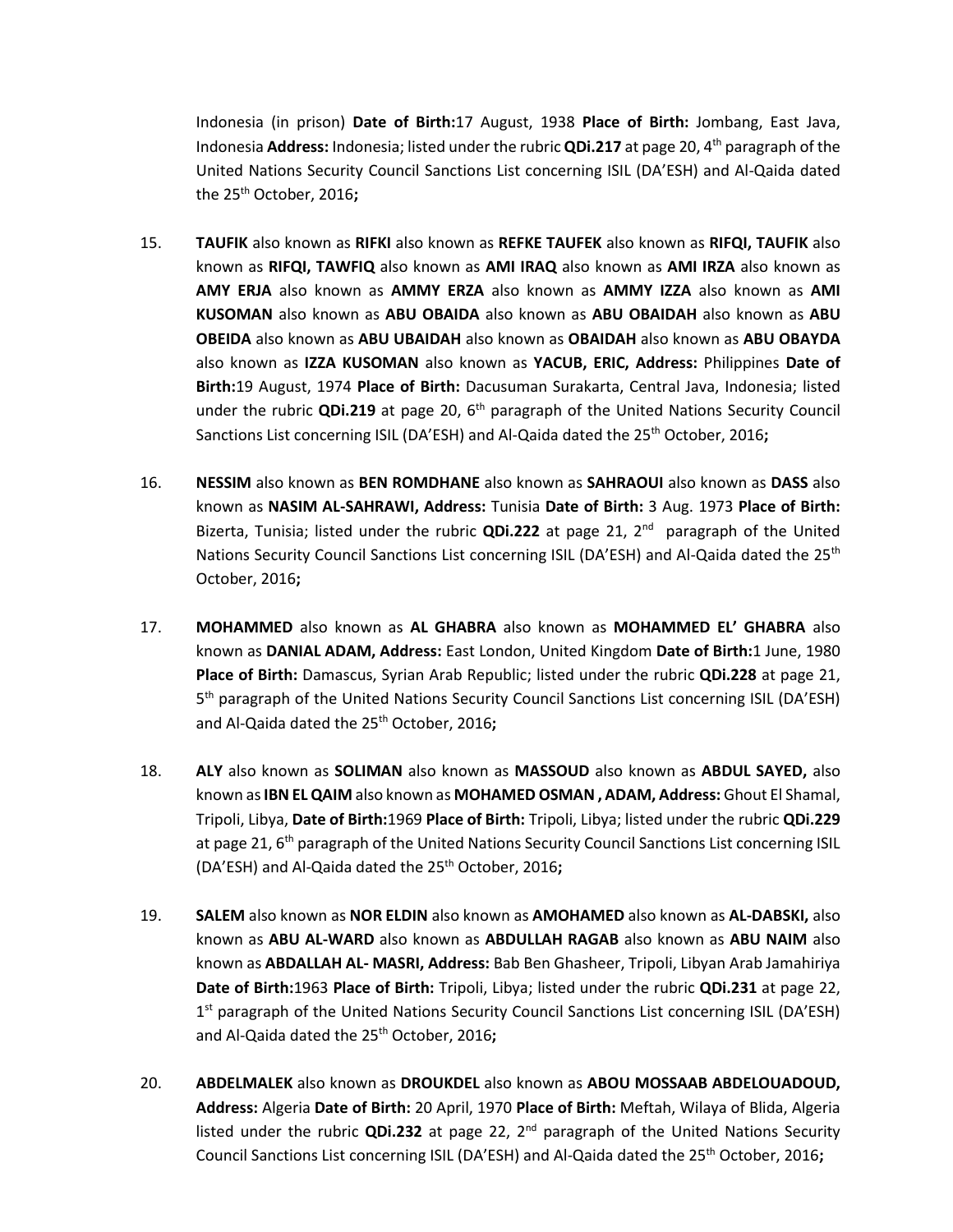Indonesia (in prison) **Date of Birth:**17 August, 1938 **Place of Birth:** Jombang, East Java, Indonesia **Address:** Indonesia; listed under the rubric **QDi.217** at page 20, 4th paragraph of the United Nations Security Council Sanctions List concerning ISIL (DA'ESH) and Al-Qaida dated the 25th October, 2016**;**

15. **TAUFIK** also known as **RIFKI** also known as **REFKE TAUFEK** also known as **RIFQI, TAUFIK** also known as **RIFQI, TAWFIQ** also known as **AMI IRAQ** also known as **AMI IRZA** also known as **AMY ERJA** also known as **AMMY ERZA** also known as **AMMY IZZA** also known as **AMI KUSOMAN** also known as **ABU OBAIDA** also known as **ABU OBAIDAH** also known as **ABU OBEIDA** also known as **ABU UBAIDAH** also known as **OBAIDAH** also known as **ABU OBAYDA** also known as **IZZA KUSOMAN** also known as **YACUB, ERIC, Address:** Philippines **Date of Birth:**19 August, 1974 **Place of Birth:** Dacusuman Surakarta, Central Java, Indonesia; listed under the rubric **QDi.219** at page 20, 6th paragraph of the United Nations Security Council Sanctions List concerning ISIL (DA'ESH) and Al-Qaida dated the 25th October, 2016**;**

16. **NESSIM** also known as **BEN ROMDHANE** also known as **SAHRAOUI** also known as **DASS** also known as **NASIM AL-SAHRAWI, Address:** Tunisia **Date of Birth:** 3 Aug. 1973 **Place of Birth:** Bizerta, Tunisia; listed under the rubric **QDi.222** at page 21, 2nd paragraph of the United Nations Security Council Sanctions List concerning ISIL (DA'ESH) and Al-Qaida dated the 25th October, 2016**;**

17. **MOHAMMED** also known as **AL GHABRA** also known as **MOHAMMED EL' GHABRA** also known as **DANIAL ADAM, Address:** East London, United Kingdom **Date of Birth:**1 June, 1980 **Place of Birth:** Damascus, Syrian Arab Republic; listed under the rubric **QDi.228** at page 21, 5th paragraph of the United Nations Security Council Sanctions List concerning ISIL (DA'ESH) and Al-Qaida dated the 25th October, 2016**;**

18. **ALY** also known as **SOLIMAN** also known as **MASSOUD** also known as **ABDUL SAYED,** also known as **IBN EL QAIM** also known as **MOHAMED OSMAN , ADAM, Address:** Ghout El Shamal, Tripoli, Libya, **Date of Birth:**1969 **Place of Birth:** Tripoli, Libya; listed under the rubric **QDi.229** at page 21, 6th paragraph of the United Nations Security Council Sanctions List concerning ISIL (DA'ESH) and Al-Qaida dated the 25th October, 2016**;**

19. **SALEM** also known as **NOR ELDIN** also known as **AMOHAMED** also known as **AL-DABSKI,** also known as **ABU AL-WARD** also known as **ABDULLAH RAGAB** also known as **ABU NAIM** also known as **ABDALLAH AL- MASRI, Address:** Bab Ben Ghasheer, Tripoli, Libyan Arab Jamahiriya **Date of Birth:**1963 **Place of Birth:** Tripoli, Libya; listed under the rubric **QDi.231** at page 22, 1st paragraph of the United Nations Security Council Sanctions List concerning ISIL (DA'ESH) and Al-Qaida dated the 25th October, 2016**;**

20. **ABDELMALEK** also known as **DROUKDEL** also known as **ABOU MOSSAAB ABDELOUADOUD, Address:** Algeria **Date of Birth:** 20 April, 1970 **Place of Birth:** Meftah, Wilaya of Blida, Algeria listed under the rubric **QDi.232** at page 22, 2nd paragraph of the United Nations Security Council Sanctions List concerning ISIL (DA'ESH) and Al-Qaida dated the 25th October, 2016**;**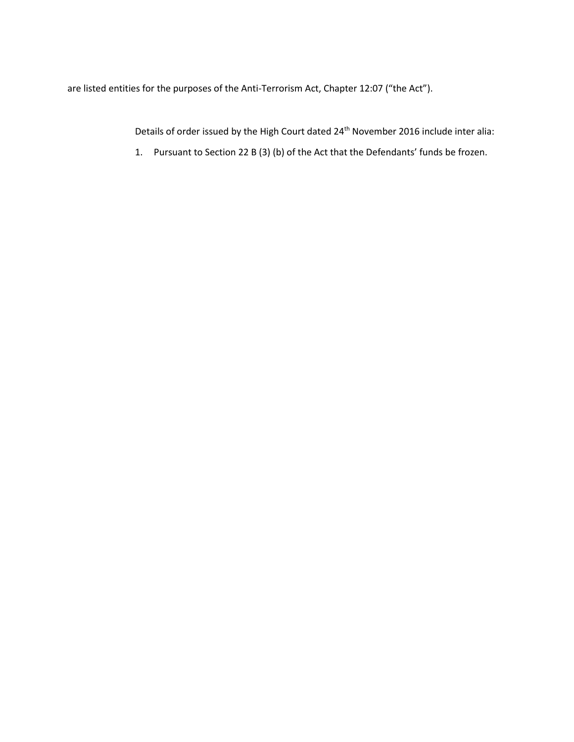are listed entities for the purposes of the Anti-Terrorism Act, Chapter 12:07 ("the Act").

Details of order issued by the High Court dated 24th November 2016 include inter alia:

1. Pursuant to Section 22 B (3) (b) of the Act that the Defendants' funds be frozen.